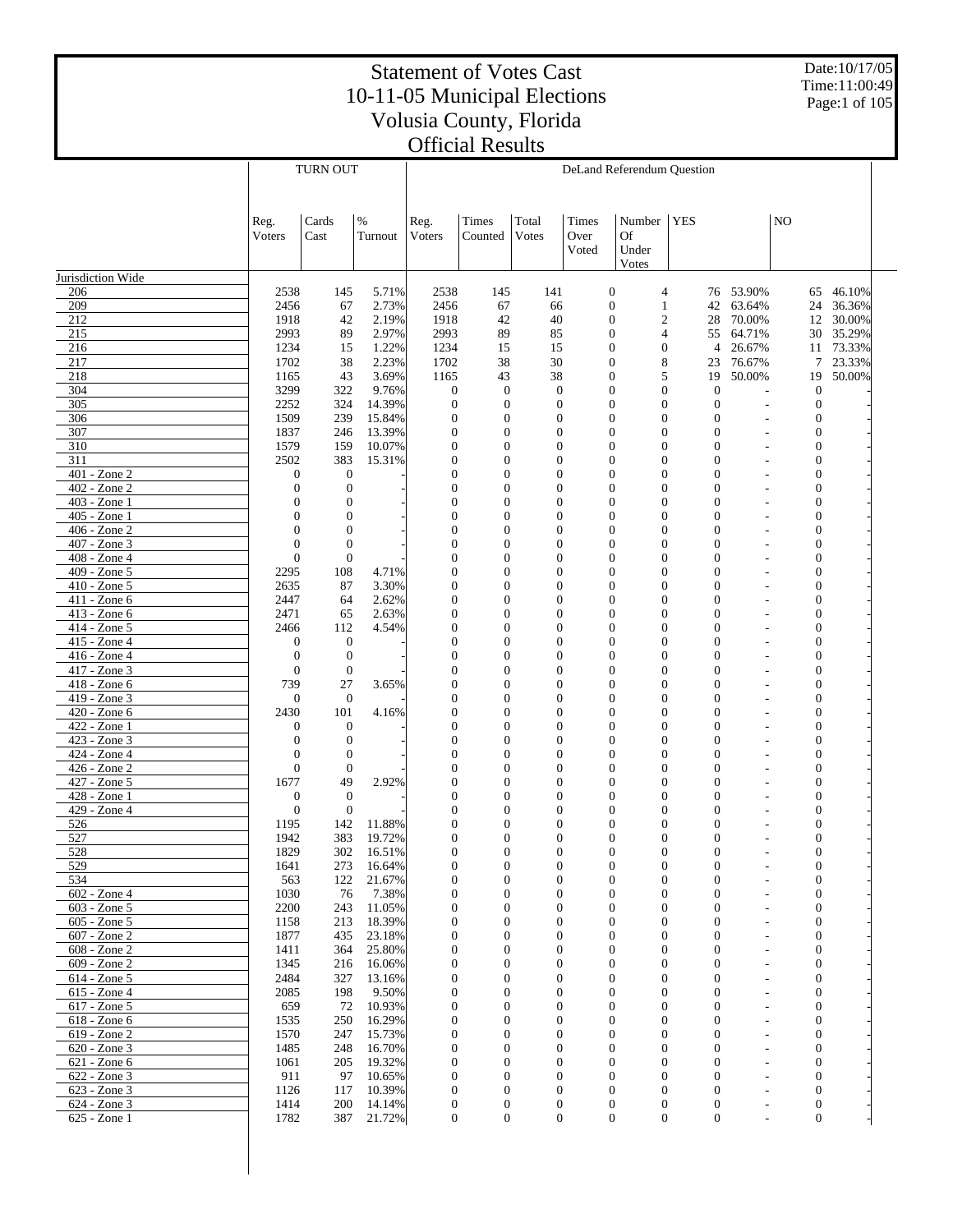# Statement of Votes Cast
# 10-11-05 Municipal Elections
# Volusia County, Florida
# Official Results

Date:10/17/05
Time:11:00:49

| | TURN OUT | | | DeLand Referendum Question | | | | | | | | |
|---|---|---|---|---|---|---|---|---|---|---|---|---|
| | Reg. Voters | Cards Cast | % Turnout | Reg. Voters | Times Counted | Total Votes | Times Over Voted | Number Of Under Votes | YES | | NO | |
| Jurisdiction Wide | | | | | | | | | | | | |
| 206 | 2538 | 145 | 5.71% | 2538 | 145 | 141 | 0 | 4 | 76 | 53.90% | 65 | 46.10% |
| 209 | 2456 | 67 | 2.73% | 2456 | 67 | 66 | 0 | 1 | 42 | 63.64% | 24 | 36.36% |
| 212 | 1918 | 42 | 2.19% | 1918 | 42 | 40 | 0 | 2 | 28 | 70.00% | 12 | 30.00% |
| 215 | 2993 | 89 | 2.97% | 2993 | 89 | 85 | 0 | 4 | 55 | 64.71% | 30 | 35.29% |
| 216 | 1234 | 15 | 1.22% | 1234 | 15 | 15 | 0 | 0 | 4 | 26.67% | 11 | 73.33% |
| 217 | 1702 | 38 | 2.23% | 1702 | 38 | 30 | 0 | 8 | 23 | 76.67% | 7 | 23.33% |
| 218 | 1165 | 43 | 3.69% | 1165 | 43 | 38 | 0 | 5 | 19 | 50.00% | 19 | 50.00% |
| 304 | 3299 | 322 | 9.76% | 0 | 0 | 0 | 0 | 0 | 0 | - | 0 | - |
| 305 | 2252 | 324 | 14.39% | 0 | 0 | 0 | 0 | 0 | 0 | - | 0 | - |
| 306 | 1509 | 239 | 15.84% | 0 | 0 | 0 | 0 | 0 | 0 | - | 0 | - |
| 307 | 1837 | 246 | 13.39% | 0 | 0 | 0 | 0 | 0 | 0 | - | 0 | - |
| 310 | 1579 | 159 | 10.07% | 0 | 0 | 0 | 0 | 0 | 0 | - | 0 | - |
| 311 | 2502 | 383 | 15.31% | 0 | 0 | 0 | 0 | 0 | 0 | - | 0 | - |
| 401 - Zone 2 | 0 | 0 | - | 0 | 0 | 0 | 0 | 0 | 0 | - | 0 | - |
| 402 - Zone 2 | 0 | 0 | - | 0 | 0 | 0 | 0 | 0 | 0 | - | 0 | - |
| 403 - Zone 1 | 0 | 0 | - | 0 | 0 | 0 | 0 | 0 | 0 | - | 0 | - |
| 405 - Zone 1 | 0 | 0 | - | 0 | 0 | 0 | 0 | 0 | 0 | - | 0 | - |
| 406 - Zone 2 | 0 | 0 | - | 0 | 0 | 0 | 0 | 0 | 0 | - | 0 | - |
| 407 - Zone 3 | 0 | 0 | - | 0 | 0 | 0 | 0 | 0 | 0 | - | 0 | - |
| 408 - Zone 4 | 0 | 0 | - | 0 | 0 | 0 | 0 | 0 | 0 | - | 0 | - |
| 409 - Zone 5 | 2295 | 108 | 4.71% | 0 | 0 | 0 | 0 | 0 | 0 | - | 0 | - |
| 410 - Zone 5 | 2635 | 87 | 3.30% | 0 | 0 | 0 | 0 | 0 | 0 | - | 0 | - |
| 411 - Zone 6 | 2447 | 64 | 2.62% | 0 | 0 | 0 | 0 | 0 | 0 | - | 0 | - |
| 413 - Zone 6 | 2471 | 65 | 2.63% | 0 | 0 | 0 | 0 | 0 | 0 | - | 0 | - |
| 414 - Zone 5 | 2466 | 112 | 4.54% | 0 | 0 | 0 | 0 | 0 | 0 | - | 0 | - |
| 415 - Zone 4 | 0 | 0 | - | 0 | 0 | 0 | 0 | 0 | 0 | - | 0 | - |
| 416 - Zone 4 | 0 | 0 | - | 0 | 0 | 0 | 0 | 0 | 0 | - | 0 | - |
| 417 - Zone 3 | 0 | 0 | - | 0 | 0 | 0 | 0 | 0 | 0 | - | 0 | - |
| 418 - Zone 6 | 739 | 27 | 3.65% | 0 | 0 | 0 | 0 | 0 | 0 | - | 0 | - |
| 419 - Zone 3 | 0 | 0 | - | 0 | 0 | 0 | 0 | 0 | 0 | - | 0 | - |
| 420 - Zone 6 | 2430 | 101 | 4.16% | 0 | 0 | 0 | 0 | 0 | 0 | - | 0 | - |
| 422 - Zone 1 | 0 | 0 | - | 0 | 0 | 0 | 0 | 0 | 0 | - | 0 | - |
| 423 - Zone 3 | 0 | 0 | - | 0 | 0 | 0 | 0 | 0 | 0 | - | 0 | - |
| 424 - Zone 4 | 0 | 0 | - | 0 | 0 | 0 | 0 | 0 | 0 | - | 0 | - |
| 426 - Zone 2 | 0 | 0 | - | 0 | 0 | 0 | 0 | 0 | 0 | - | 0 | - |
| 427 - Zone 5 | 1677 | 49 | 2.92% | 0 | 0 | 0 | 0 | 0 | 0 | - | 0 | - |
| 428 - Zone 1 | 0 | 0 | - | 0 | 0 | 0 | 0 | 0 | 0 | - | 0 | - |
| 429 - Zone 4 | 0 | 0 | - | 0 | 0 | 0 | 0 | 0 | 0 | - | 0 | - |
| 526 | 1195 | 142 | 11.88% | 0 | 0 | 0 | 0 | 0 | 0 | - | 0 | - |
| 527 | 1942 | 383 | 19.72% | 0 | 0 | 0 | 0 | 0 | 0 | - | 0 | - |
| 528 | 1829 | 302 | 16.51% | 0 | 0 | 0 | 0 | 0 | 0 | - | 0 | - |
| 529 | 1641 | 273 | 16.64% | 0 | 0 | 0 | 0 | 0 | 0 | - | 0 | - |
| 534 | 563 | 122 | 21.67% | 0 | 0 | 0 | 0 | 0 | 0 | - | 0 | - |
| 602 - Zone 4 | 1030 | 76 | 7.38% | 0 | 0 | 0 | 0 | 0 | 0 | - | 0 | - |
| 603 - Zone 5 | 2200 | 243 | 11.05% | 0 | 0 | 0 | 0 | 0 | 0 | - | 0 | - |
| 605 - Zone 5 | 1158 | 213 | 18.39% | 0 | 0 | 0 | 0 | 0 | 0 | - | 0 | - |
| 607 - Zone 2 | 1877 | 435 | 23.18% | 0 | 0 | 0 | 0 | 0 | 0 | - | 0 | - |
| 608 - Zone 2 | 1411 | 364 | 25.80% | 0 | 0 | 0 | 0 | 0 | 0 | - | 0 | - |
| 609 - Zone 2 | 1345 | 216 | 16.06% | 0 | 0 | 0 | 0 | 0 | 0 | - | 0 | - |
| 614 - Zone 5 | 2484 | 327 | 13.16% | 0 | 0 | 0 | 0 | 0 | 0 | - | 0 | - |
| 615 - Zone 4 | 2085 | 198 | 9.50% | 0 | 0 | 0 | 0 | 0 | 0 | - | 0 | - |
| 617 - Zone 5 | 659 | 72 | 10.93% | 0 | 0 | 0 | 0 | 0 | 0 | - | 0 | - |
| 618 - Zone 6 | 1535 | 250 | 16.29% | 0 | 0 | 0 | 0 | 0 | 0 | - | 0 | - |
| 619 - Zone 2 | 1570 | 247 | 15.73% | 0 | 0 | 0 | 0 | 0 | 0 | - | 0 | - |
| 620 - Zone 3 | 1485 | 248 | 16.70% | 0 | 0 | 0 | 0 | 0 | 0 | - | 0 | - |
| 621 - Zone 6 | 1061 | 205 | 19.32% | 0 | 0 | 0 | 0 | 0 | 0 | - | 0 | - |
| 622 - Zone 3 | 911 | 97 | 10.65% | 0 | 0 | 0 | 0 | 0 | 0 | - | 0 | - |
| 623 - Zone 3 | 1126 | 117 | 10.39% | 0 | 0 | 0 | 0 | 0 | 0 | - | 0 | - |
| 624 - Zone 3 | 1414 | 200 | 14.14% | 0 | 0 | 0 | 0 | 0 | 0 | - | 0 | - |
| 625 - Zone 1 | 1782 | 387 | 21.72% | 0 | 0 | 0 | 0 | 0 | 0 | - | 0 | - |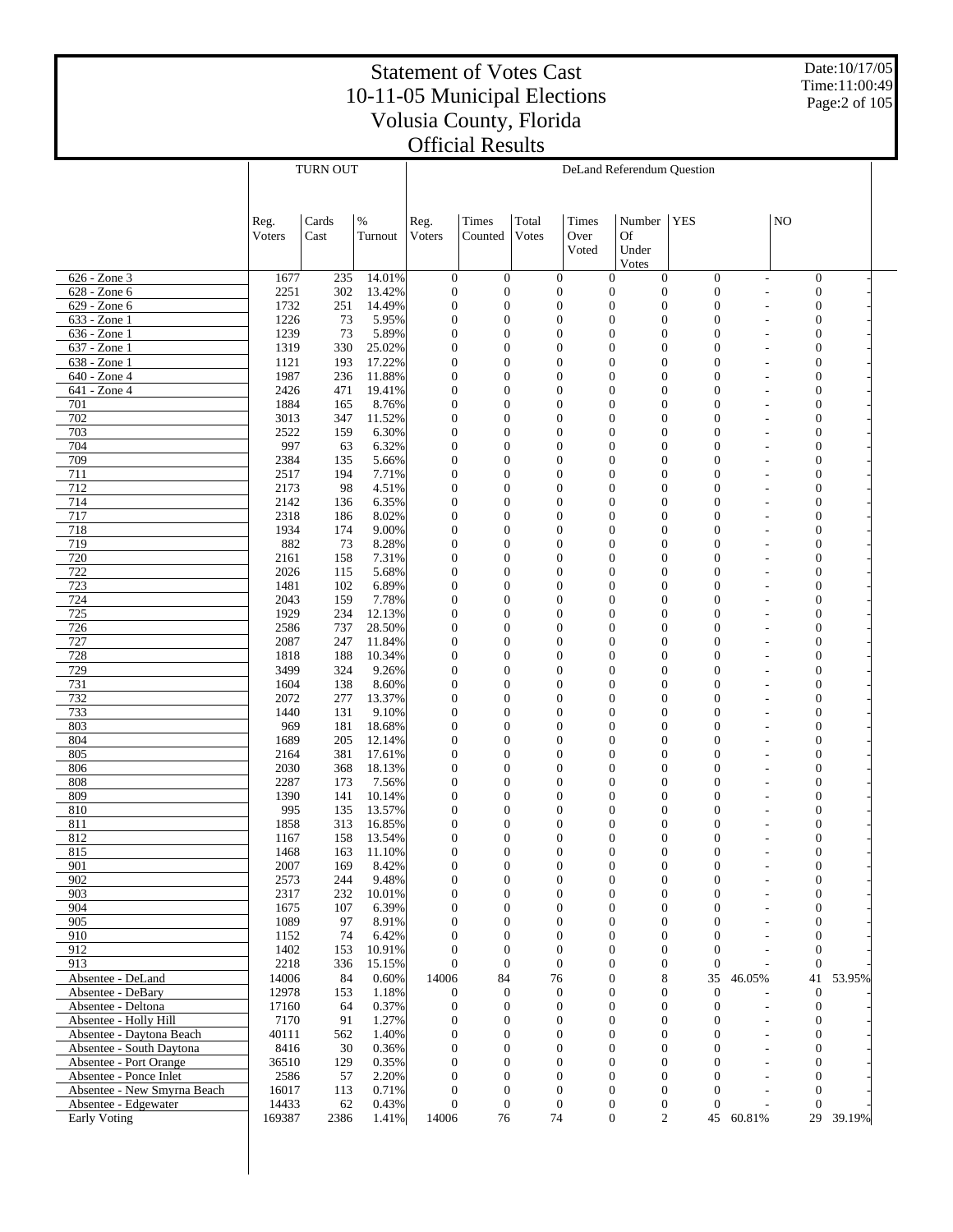# Statement of Votes Cast
## 10-11-05 Municipal Elections
## Volusia County, Florida
## Official Results

Date:10/17/05
Time:11:00:49

| | TURN OUT | | | DeLand Referendum Question | | | | | | | | |
|---|---|---|---|---|---|---|---|---|---|---|---|---|
| | Reg. Voters | Cards Cast | % Turnout | Reg. Voters | Times Counted | Total Votes | Times Over Voted | Number Of Under Votes | YES | | NO | |
| 626 - Zone 3 | 1677 | 235 | 14.01% | 0 | 0 | 0 | 0 | 0 | 0 | - | 0 | - |
| 628 - Zone 6 | 2251 | 302 | 13.42% | 0 | 0 | 0 | 0 | 0 | 0 | - | 0 | - |
| 629 - Zone 6 | 1732 | 251 | 14.49% | 0 | 0 | 0 | 0 | 0 | 0 | - | 0 | - |
| 633 - Zone 1 | 1226 | 73 | 5.95% | 0 | 0 | 0 | 0 | 0 | 0 | - | 0 | - |
| 636 - Zone 1 | 1239 | 73 | 5.89% | 0 | 0 | 0 | 0 | 0 | 0 | - | 0 | - |
| 637 - Zone 1 | 1319 | 330 | 25.02% | 0 | 0 | 0 | 0 | 0 | 0 | - | 0 | - |
| 638 - Zone 1 | 1121 | 193 | 17.22% | 0 | 0 | 0 | 0 | 0 | 0 | - | 0 | - |
| 640 - Zone 4 | 1987 | 236 | 11.88% | 0 | 0 | 0 | 0 | 0 | 0 | - | 0 | - |
| 641 - Zone 4 | 2426 | 471 | 19.41% | 0 | 0 | 0 | 0 | 0 | 0 | - | 0 | - |
| 701 | 1884 | 165 | 8.76% | 0 | 0 | 0 | 0 | 0 | 0 | - | 0 | - |
| 702 | 3013 | 347 | 11.52% | 0 | 0 | 0 | 0 | 0 | 0 | - | 0 | - |
| 703 | 2522 | 159 | 6.30% | 0 | 0 | 0 | 0 | 0 | 0 | - | 0 | - |
| 704 | 997 | 63 | 6.32% | 0 | 0 | 0 | 0 | 0 | 0 | - | 0 | - |
| 709 | 2384 | 135 | 5.66% | 0 | 0 | 0 | 0 | 0 | 0 | - | 0 | - |
| 711 | 2517 | 194 | 7.71% | 0 | 0 | 0 | 0 | 0 | 0 | - | 0 | - |
| 712 | 2173 | 98 | 4.51% | 0 | 0 | 0 | 0 | 0 | 0 | - | 0 | - |
| 714 | 2142 | 136 | 6.35% | 0 | 0 | 0 | 0 | 0 | 0 | - | 0 | - |
| 717 | 2318 | 186 | 8.02% | 0 | 0 | 0 | 0 | 0 | 0 | - | 0 | - |
| 718 | 1934 | 174 | 9.00% | 0 | 0 | 0 | 0 | 0 | 0 | - | 0 | - |
| 719 | 882 | 73 | 8.28% | 0 | 0 | 0 | 0 | 0 | 0 | - | 0 | - |
| 720 | 2161 | 158 | 7.31% | 0 | 0 | 0 | 0 | 0 | 0 | - | 0 | - |
| 722 | 2026 | 115 | 5.68% | 0 | 0 | 0 | 0 | 0 | 0 | - | 0 | - |
| 723 | 1481 | 102 | 6.89% | 0 | 0 | 0 | 0 | 0 | 0 | - | 0 | - |
| 724 | 2043 | 159 | 7.78% | 0 | 0 | 0 | 0 | 0 | 0 | - | 0 | - |
| 725 | 1929 | 234 | 12.13% | 0 | 0 | 0 | 0 | 0 | 0 | - | 0 | - |
| 726 | 2586 | 737 | 28.50% | 0 | 0 | 0 | 0 | 0 | 0 | - | 0 | - |
| 727 | 2087 | 247 | 11.84% | 0 | 0 | 0 | 0 | 0 | 0 | - | 0 | - |
| 728 | 1818 | 188 | 10.34% | 0 | 0 | 0 | 0 | 0 | 0 | - | 0 | - |
| 729 | 3499 | 324 | 9.26% | 0 | 0 | 0 | 0 | 0 | 0 | - | 0 | - |
| 731 | 1604 | 138 | 8.60% | 0 | 0 | 0 | 0 | 0 | 0 | - | 0 | - |
| 732 | 2072 | 277 | 13.37% | 0 | 0 | 0 | 0 | 0 | 0 | - | 0 | - |
| 733 | 1440 | 131 | 9.10% | 0 | 0 | 0 | 0 | 0 | 0 | - | 0 | - |
| 803 | 969 | 181 | 18.68% | 0 | 0 | 0 | 0 | 0 | 0 | - | 0 | - |
| 804 | 1689 | 205 | 12.14% | 0 | 0 | 0 | 0 | 0 | 0 | - | 0 | - |
| 805 | 2164 | 381 | 17.61% | 0 | 0 | 0 | 0 | 0 | 0 | - | 0 | - |
| 806 | 2030 | 368 | 18.13% | 0 | 0 | 0 | 0 | 0 | 0 | - | 0 | - |
| 808 | 2287 | 173 | 7.56% | 0 | 0 | 0 | 0 | 0 | 0 | - | 0 | - |
| 809 | 1390 | 141 | 10.14% | 0 | 0 | 0 | 0 | 0 | 0 | - | 0 | - |
| 810 | 995 | 135 | 13.57% | 0 | 0 | 0 | 0 | 0 | 0 | - | 0 | - |
| 811 | 1858 | 313 | 16.85% | 0 | 0 | 0 | 0 | 0 | 0 | - | 0 | - |
| 812 | 1167 | 158 | 13.54% | 0 | 0 | 0 | 0 | 0 | 0 | - | 0 | - |
| 815 | 1468 | 163 | 11.10% | 0 | 0 | 0 | 0 | 0 | 0 | - | 0 | - |
| 901 | 2007 | 169 | 8.42% | 0 | 0 | 0 | 0 | 0 | 0 | - | 0 | - |
| 902 | 2573 | 244 | 9.48% | 0 | 0 | 0 | 0 | 0 | 0 | - | 0 | - |
| 903 | 2317 | 232 | 10.01% | 0 | 0 | 0 | 0 | 0 | 0 | - | 0 | - |
| 904 | 1675 | 107 | 6.39% | 0 | 0 | 0 | 0 | 0 | 0 | - | 0 | - |
| 905 | 1089 | 97 | 8.91% | 0 | 0 | 0 | 0 | 0 | 0 | - | 0 | - |
| 910 | 1152 | 74 | 6.42% | 0 | 0 | 0 | 0 | 0 | 0 | - | 0 | - |
| 912 | 1402 | 153 | 10.91% | 0 | 0 | 0 | 0 | 0 | 0 | - | 0 | - |
| 913 | 2218 | 336 | 15.15% | 0 | 0 | 0 | 0 | 0 | 0 | - | 0 | - |
| Absentee - DeLand | 14006 | 84 | 0.60% | 14006 | 84 | 76 | 0 | 8 | 35 | 46.05% | 41 | 53.95% |
| Absentee - DeBary | 12978 | 153 | 1.18% | 0 | 0 | 0 | 0 | 0 | 0 | - | 0 | - |
| Absentee - Deltona | 17160 | 64 | 0.37% | 0 | 0 | 0 | 0 | 0 | 0 | - | 0 | - |
| Absentee - Holly Hill | 7170 | 91 | 1.27% | 0 | 0 | 0 | 0 | 0 | 0 | - | 0 | - |
| Absentee - Daytona Beach | 40111 | 562 | 1.40% | 0 | 0 | 0 | 0 | 0 | 0 | - | 0 | - |
| Absentee - South Daytona | 8416 | 30 | 0.36% | 0 | 0 | 0 | 0 | 0 | 0 | - | 0 | - |
| Absentee - Port Orange | 36510 | 129 | 0.35% | 0 | 0 | 0 | 0 | 0 | 0 | - | 0 | - |
| Absentee - Ponce Inlet | 2586 | 57 | 2.20% | 0 | 0 | 0 | 0 | 0 | 0 | - | 0 | - |
| Absentee - New Smyrna Beach | 16017 | 113 | 0.71% | 0 | 0 | 0 | 0 | 0 | 0 | - | 0 | - |
| Absentee - Edgewater | 14433 | 62 | 0.43% | 0 | 0 | 0 | 0 | 0 | 0 | - | 0 | - |
| Early Voting | 169387 | 2386 | 1.41% | 14006 | 76 | 74 | 0 | 2 | 45 | 60.81% | 29 | 39.19% |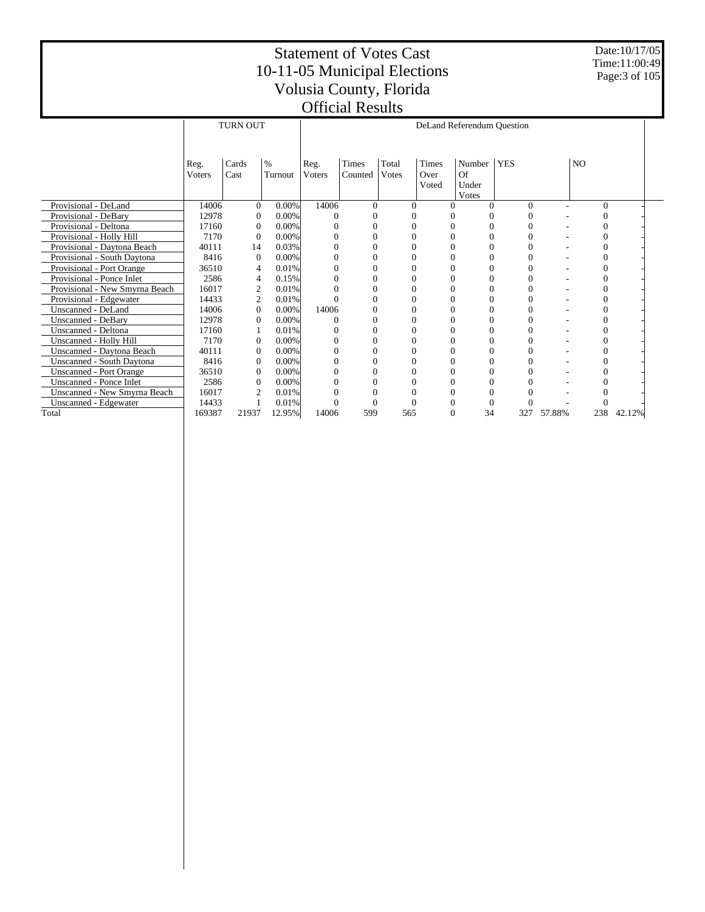# Statement of Votes Cast
# 10-11-05 Municipal Elections
# Volusia County, Florida
# Official Results

Date:10/17/05
Time:11:00:49

| | TURN OUT | | | DeLand Referendum Question | | | | | | | | |
|---|---|---|---|---|---|---|---|---|---|---|---|---|
| | Reg. Voters | Cards Cast | % Turnout | Reg. Voters | Times Counted | Total Votes | Times Over Voted | Number Of Under Votes | YES | | NO | |
| Provisional - DeLand | 14006 | 0 | 0.00% | 14006 | 0 | 0 | 0 | 0 | 0 | - | 0 | - |
| Provisional - DeBary | 12978 | 0 | 0.00% | 0 | 0 | 0 | 0 | 0 | 0 | - | 0 | - |
| Provisional - Deltona | 17160 | 0 | 0.00% | 0 | 0 | 0 | 0 | 0 | 0 | - | 0 | - |
| Provisional - Holly Hill | 7170 | 0 | 0.00% | 0 | 0 | 0 | 0 | 0 | 0 | - | 0 | - |
| Provisional - Daytona Beach | 40111 | 14 | 0.03% | 0 | 0 | 0 | 0 | 0 | 0 | - | 0 | - |
| Provisional - South Daytona | 8416 | 0 | 0.00% | 0 | 0 | 0 | 0 | 0 | 0 | - | 0 | - |
| Provisional - Port Orange | 36510 | 4 | 0.01% | 0 | 0 | 0 | 0 | 0 | 0 | - | 0 | - |
| Provisional - Ponce Inlet | 2586 | 4 | 0.15% | 0 | 0 | 0 | 0 | 0 | 0 | - | 0 | - |
| Provisional - New Smyrna Beach | 16017 | 2 | 0.01% | 0 | 0 | 0 | 0 | 0 | 0 | - | 0 | - |
| Provisional - Edgewater | 14433 | 2 | 0.01% | 0 | 0 | 0 | 0 | 0 | 0 | - | 0 | - |
| Unscanned - DeLand | 14006 | 0 | 0.00% | 14006 | 0 | 0 | 0 | 0 | 0 | - | 0 | - |
| Unscanned - DeBary | 12978 | 0 | 0.00% | 0 | 0 | 0 | 0 | 0 | 0 | - | 0 | - |
| Unscanned - Deltona | 17160 | 1 | 0.01% | 0 | 0 | 0 | 0 | 0 | 0 | - | 0 | - |
| Unscanned - Holly Hill | 7170 | 0 | 0.00% | 0 | 0 | 0 | 0 | 0 | 0 | - | 0 | - |
| Unscanned - Daytona Beach | 40111 | 0 | 0.00% | 0 | 0 | 0 | 0 | 0 | 0 | - | 0 | - |
| Unscanned - South Daytona | 8416 | 0 | 0.00% | 0 | 0 | 0 | 0 | 0 | 0 | - | 0 | - |
| Unscanned - Port Orange | 36510 | 0 | 0.00% | 0 | 0 | 0 | 0 | 0 | 0 | - | 0 | - |
| Unscanned - Ponce Inlet | 2586 | 0 | 0.00% | 0 | 0 | 0 | 0 | 0 | 0 | - | 0 | - |
| Unscanned - New Smyrna Beach | 16017 | 2 | 0.01% | 0 | 0 | 0 | 0 | 0 | 0 | - | 0 | - |
| Unscanned - Edgewater | 14433 | 1 | 0.01% | 0 | 0 | 0 | 0 | 0 | 0 | - | 0 | - |
| Total | 169387 | 21937 | 12.95% | 14006 | 599 | 565 | 0 | 34 | 327 | 57.88% | 238 | 42.12% |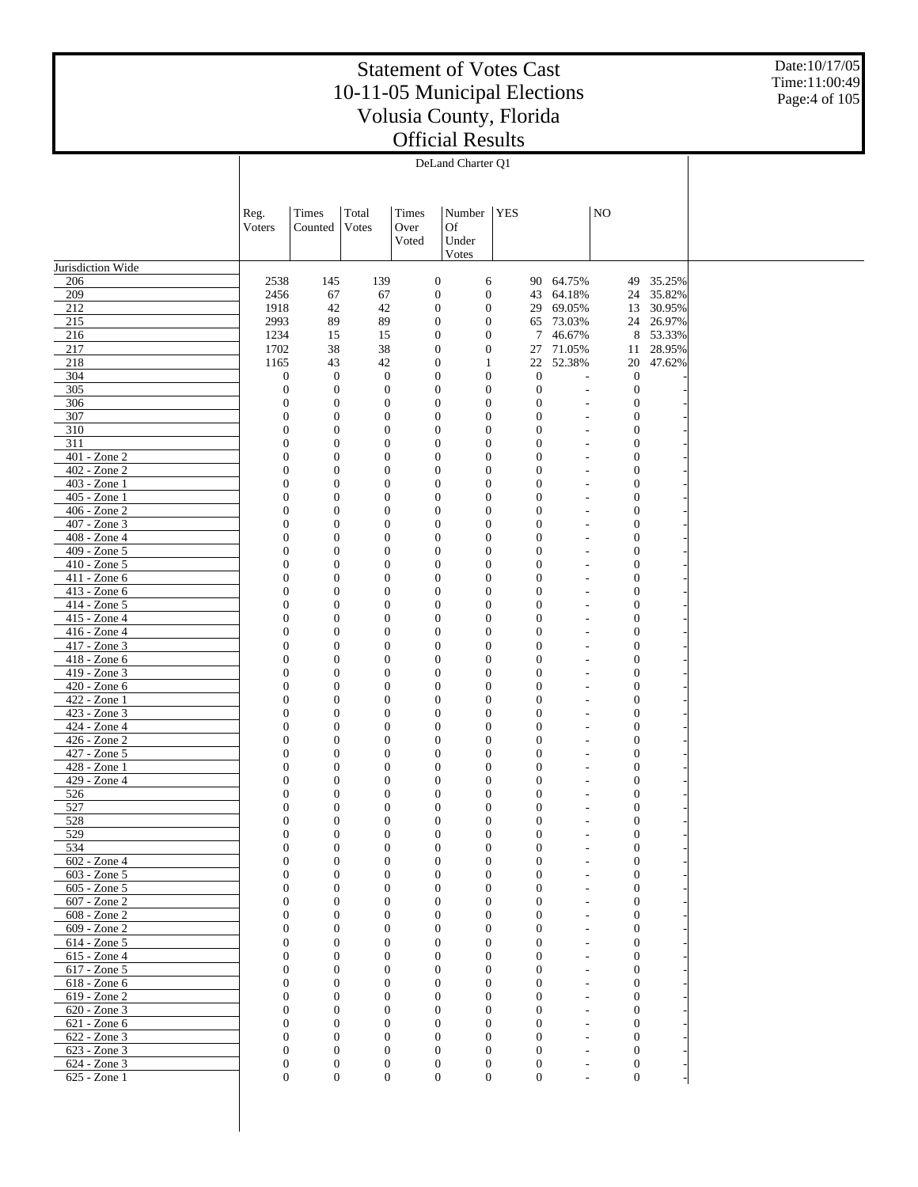# Statement of Votes Cast
# 10-11-05 Municipal Elections
# Volusia County, Florida
# Official Results

Date:10/17/05
Time:11:00:49

DeLand Charter Q1

| | Reg. Voters | Times Counted | Total Votes | Times Over Voted | Number Of Under Votes | YES | | NO | |
|---|---|---|---|---|---|---|---|---|---|
| Jurisdiction Wide | | | | | | | | | |
| 206 | 2538 | 145 | 139 | 0 | 6 | 90 | 64.75% | 49 | 35.25% |
| 209 | 2456 | 67 | 67 | 0 | 0 | 43 | 64.18% | 24 | 35.82% |
| 212 | 1918 | 42 | 42 | 0 | 0 | 29 | 69.05% | 13 | 30.95% |
| 215 | 2993 | 89 | 89 | 0 | 0 | 65 | 73.03% | 24 | 26.97% |
| 216 | 1234 | 15 | 15 | 0 | 0 | 7 | 46.67% | 8 | 53.33% |
| 217 | 1702 | 38 | 38 | 0 | 0 | 27 | 71.05% | 11 | 28.95% |
| 218 | 1165 | 43 | 42 | 0 | 1 | 22 | 52.38% | 20 | 47.62% |
| 304 | 0 | 0 | 0 | 0 | 0 | 0 | - | 0 | - |
| 305 | 0 | 0 | 0 | 0 | 0 | 0 | - | 0 | - |
| 306 | 0 | 0 | 0 | 0 | 0 | 0 | - | 0 | - |
| 307 | 0 | 0 | 0 | 0 | 0 | 0 | - | 0 | - |
| 310 | 0 | 0 | 0 | 0 | 0 | 0 | - | 0 | - |
| 311 | 0 | 0 | 0 | 0 | 0 | 0 | - | 0 | - |
| 401 - Zone 2 | 0 | 0 | 0 | 0 | 0 | 0 | - | 0 | - |
| 402 - Zone 2 | 0 | 0 | 0 | 0 | 0 | 0 | - | 0 | - |
| 403 - Zone 1 | 0 | 0 | 0 | 0 | 0 | 0 | - | 0 | - |
| 405 - Zone 1 | 0 | 0 | 0 | 0 | 0 | 0 | - | 0 | - |
| 406 - Zone 2 | 0 | 0 | 0 | 0 | 0 | 0 | - | 0 | - |
| 407 - Zone 3 | 0 | 0 | 0 | 0 | 0 | 0 | - | 0 | - |
| 408 - Zone 4 | 0 | 0 | 0 | 0 | 0 | 0 | - | 0 | - |
| 409 - Zone 5 | 0 | 0 | 0 | 0 | 0 | 0 | - | 0 | - |
| 410 - Zone 5 | 0 | 0 | 0 | 0 | 0 | 0 | - | 0 | - |
| 411 - Zone 6 | 0 | 0 | 0 | 0 | 0 | 0 | - | 0 | - |
| 413 - Zone 6 | 0 | 0 | 0 | 0 | 0 | 0 | - | 0 | - |
| 414 - Zone 5 | 0 | 0 | 0 | 0 | 0 | 0 | - | 0 | - |
| 415 - Zone 4 | 0 | 0 | 0 | 0 | 0 | 0 | - | 0 | - |
| 416 - Zone 4 | 0 | 0 | 0 | 0 | 0 | 0 | - | 0 | - |
| 417 - Zone 3 | 0 | 0 | 0 | 0 | 0 | 0 | - | 0 | - |
| 418 - Zone 6 | 0 | 0 | 0 | 0 | 0 | 0 | - | 0 | - |
| 419 - Zone 3 | 0 | 0 | 0 | 0 | 0 | 0 | - | 0 | - |
| 420 - Zone 6 | 0 | 0 | 0 | 0 | 0 | 0 | - | 0 | - |
| 422 - Zone 1 | 0 | 0 | 0 | 0 | 0 | 0 | - | 0 | - |
| 423 - Zone 3 | 0 | 0 | 0 | 0 | 0 | 0 | - | 0 | - |
| 424 - Zone 4 | 0 | 0 | 0 | 0 | 0 | 0 | - | 0 | - |
| 426 - Zone 2 | 0 | 0 | 0 | 0 | 0 | 0 | - | 0 | - |
| 427 - Zone 5 | 0 | 0 | 0 | 0 | 0 | 0 | - | 0 | - |
| 428 - Zone 1 | 0 | 0 | 0 | 0 | 0 | 0 | - | 0 | - |
| 429 - Zone 4 | 0 | 0 | 0 | 0 | 0 | 0 | - | 0 | - |
| 526 | 0 | 0 | 0 | 0 | 0 | 0 | - | 0 | - |
| 527 | 0 | 0 | 0 | 0 | 0 | 0 | - | 0 | - |
| 528 | 0 | 0 | 0 | 0 | 0 | 0 | - | 0 | - |
| 529 | 0 | 0 | 0 | 0 | 0 | 0 | - | 0 | - |
| 534 | 0 | 0 | 0 | 0 | 0 | 0 | - | 0 | - |
| 602 - Zone 4 | 0 | 0 | 0 | 0 | 0 | 0 | - | 0 | - |
| 603 - Zone 5 | 0 | 0 | 0 | 0 | 0 | 0 | - | 0 | - |
| 605 - Zone 5 | 0 | 0 | 0 | 0 | 0 | 0 | - | 0 | - |
| 607 - Zone 2 | 0 | 0 | 0 | 0 | 0 | 0 | - | 0 | - |
| 608 - Zone 2 | 0 | 0 | 0 | 0 | 0 | 0 | - | 0 | - |
| 609 - Zone 2 | 0 | 0 | 0 | 0 | 0 | 0 | - | 0 | - |
| 614 - Zone 5 | 0 | 0 | 0 | 0 | 0 | 0 | - | 0 | - |
| 615 - Zone 4 | 0 | 0 | 0 | 0 | 0 | 0 | - | 0 | - |
| 617 - Zone 5 | 0 | 0 | 0 | 0 | 0 | 0 | - | 0 | - |
| 618 - Zone 6 | 0 | 0 | 0 | 0 | 0 | 0 | - | 0 | - |
| 619 - Zone 2 | 0 | 0 | 0 | 0 | 0 | 0 | - | 0 | - |
| 620 - Zone 3 | 0 | 0 | 0 | 0 | 0 | 0 | - | 0 | - |
| 621 - Zone 6 | 0 | 0 | 0 | 0 | 0 | 0 | - | 0 | - |
| 622 - Zone 3 | 0 | 0 | 0 | 0 | 0 | 0 | - | 0 | - |
| 623 - Zone 3 | 0 | 0 | 0 | 0 | 0 | 0 | - | 0 | - |
| 624 - Zone 3 | 0 | 0 | 0 | 0 | 0 | 0 | - | 0 | - |
| 625 - Zone 1 | 0 | 0 | 0 | 0 | 0 | 0 | - | 0 | - |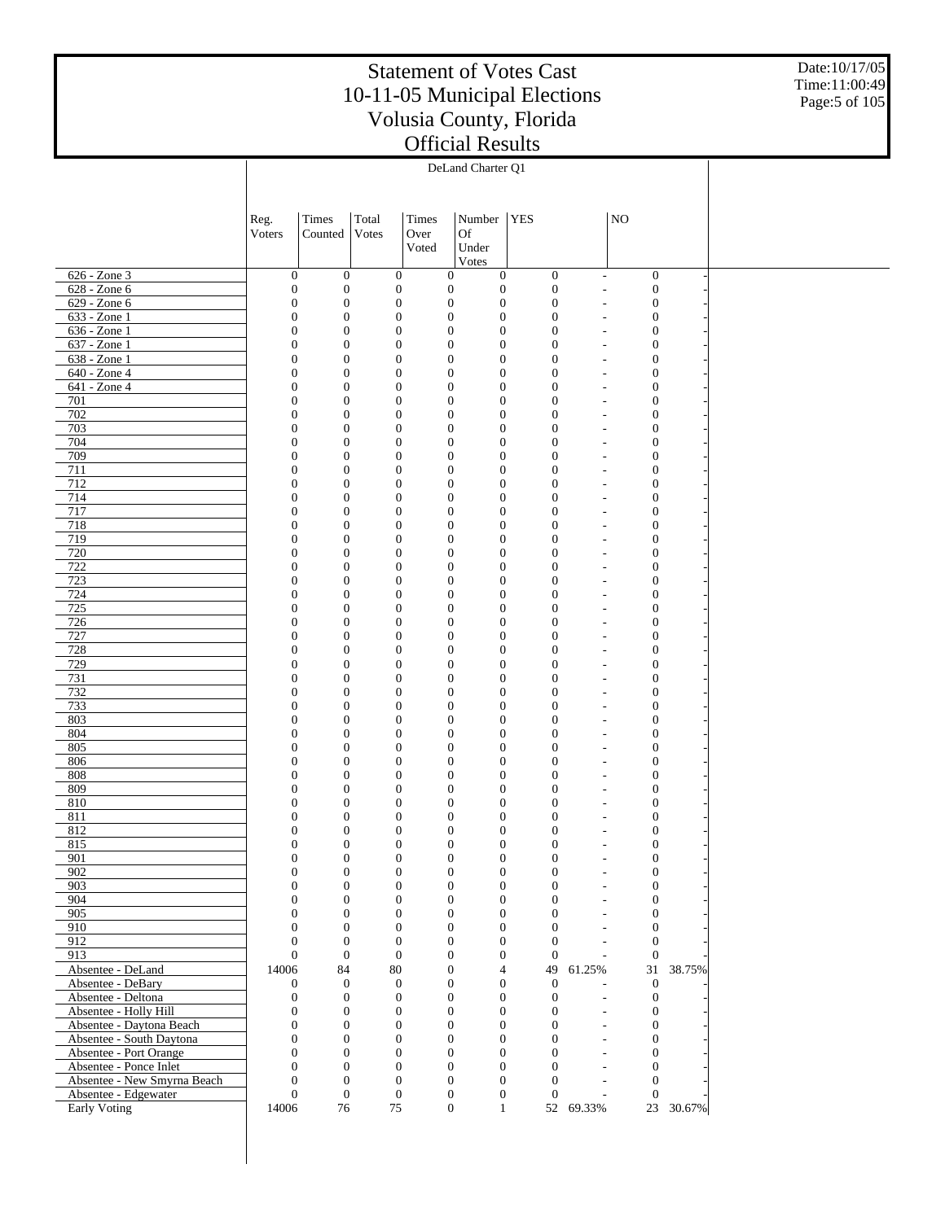# Statement of Votes Cast
# 10-11-05 Municipal Elections
# Volusia County, Florida
# Official Results

Date:10/17/05
Time:11:00:49

DeLand Charter Q1

| | Reg. Voters | Times Counted | Total Votes | Times Over Voted | Number Of Under Votes | YES | | NO | |
|---|---|---|---|---|---|---|---|---|---|
| 626 - Zone 3 | 0 | 0 | 0 | 0 | 0 | 0 | - | 0 | - |
| 628 - Zone 6 | 0 | 0 | 0 | 0 | 0 | 0 | - | 0 | - |
| 629 - Zone 6 | 0 | 0 | 0 | 0 | 0 | 0 | - | 0 | - |
| 633 - Zone 1 | 0 | 0 | 0 | 0 | 0 | 0 | - | 0 | - |
| 636 - Zone 1 | 0 | 0 | 0 | 0 | 0 | 0 | - | 0 | - |
| 637 - Zone 1 | 0 | 0 | 0 | 0 | 0 | 0 | - | 0 | - |
| 638 - Zone 1 | 0 | 0 | 0 | 0 | 0 | 0 | - | 0 | - |
| 640 - Zone 4 | 0 | 0 | 0 | 0 | 0 | 0 | - | 0 | - |
| 641 - Zone 4 | 0 | 0 | 0 | 0 | 0 | 0 | - | 0 | - |
| 701 | 0 | 0 | 0 | 0 | 0 | 0 | - | 0 | - |
| 702 | 0 | 0 | 0 | 0 | 0 | 0 | - | 0 | - |
| 703 | 0 | 0 | 0 | 0 | 0 | 0 | - | 0 | - |
| 704 | 0 | 0 | 0 | 0 | 0 | 0 | - | 0 | - |
| 709 | 0 | 0 | 0 | 0 | 0 | 0 | - | 0 | - |
| 711 | 0 | 0 | 0 | 0 | 0 | 0 | - | 0 | - |
| 712 | 0 | 0 | 0 | 0 | 0 | 0 | - | 0 | - |
| 714 | 0 | 0 | 0 | 0 | 0 | 0 | - | 0 | - |
| 717 | 0 | 0 | 0 | 0 | 0 | 0 | - | 0 | - |
| 718 | 0 | 0 | 0 | 0 | 0 | 0 | - | 0 | - |
| 719 | 0 | 0 | 0 | 0 | 0 | 0 | - | 0 | - |
| 720 | 0 | 0 | 0 | 0 | 0 | 0 | - | 0 | - |
| 722 | 0 | 0 | 0 | 0 | 0 | 0 | - | 0 | - |
| 723 | 0 | 0 | 0 | 0 | 0 | 0 | - | 0 | - |
| 724 | 0 | 0 | 0 | 0 | 0 | 0 | - | 0 | - |
| 725 | 0 | 0 | 0 | 0 | 0 | 0 | - | 0 | - |
| 726 | 0 | 0 | 0 | 0 | 0 | 0 | - | 0 | - |
| 727 | 0 | 0 | 0 | 0 | 0 | 0 | - | 0 | - |
| 728 | 0 | 0 | 0 | 0 | 0 | 0 | - | 0 | - |
| 729 | 0 | 0 | 0 | 0 | 0 | 0 | - | 0 | - |
| 731 | 0 | 0 | 0 | 0 | 0 | 0 | - | 0 | - |
| 732 | 0 | 0 | 0 | 0 | 0 | 0 | - | 0 | - |
| 733 | 0 | 0 | 0 | 0 | 0 | 0 | - | 0 | - |
| 803 | 0 | 0 | 0 | 0 | 0 | 0 | - | 0 | - |
| 804 | 0 | 0 | 0 | 0 | 0 | 0 | - | 0 | - |
| 805 | 0 | 0 | 0 | 0 | 0 | 0 | - | 0 | - |
| 806 | 0 | 0 | 0 | 0 | 0 | 0 | - | 0 | - |
| 808 | 0 | 0 | 0 | 0 | 0 | 0 | - | 0 | - |
| 809 | 0 | 0 | 0 | 0 | 0 | 0 | - | 0 | - |
| 810 | 0 | 0 | 0 | 0 | 0 | 0 | - | 0 | - |
| 811 | 0 | 0 | 0 | 0 | 0 | 0 | - | 0 | - |
| 812 | 0 | 0 | 0 | 0 | 0 | 0 | - | 0 | - |
| 815 | 0 | 0 | 0 | 0 | 0 | 0 | - | 0 | - |
| 901 | 0 | 0 | 0 | 0 | 0 | 0 | - | 0 | - |
| 902 | 0 | 0 | 0 | 0 | 0 | 0 | - | 0 | - |
| 903 | 0 | 0 | 0 | 0 | 0 | 0 | - | 0 | - |
| 904 | 0 | 0 | 0 | 0 | 0 | 0 | - | 0 | - |
| 905 | 0 | 0 | 0 | 0 | 0 | 0 | - | 0 | - |
| 910 | 0 | 0 | 0 | 0 | 0 | 0 | - | 0 | - |
| 912 | 0 | 0 | 0 | 0 | 0 | 0 | - | 0 | - |
| 913 | 0 | 0 | 0 | 0 | 0 | 0 | - | 0 | - |
| Absentee - DeLand | 14006 | 84 | 80 | 0 | 4 | 49 | 61.25% | 31 | 38.75% |
| Absentee - DeBary | 0 | 0 | 0 | 0 | 0 | 0 | - | 0 | - |
| Absentee - Deltona | 0 | 0 | 0 | 0 | 0 | 0 | - | 0 | - |
| Absentee - Holly Hill | 0 | 0 | 0 | 0 | 0 | 0 | - | 0 | - |
| Absentee - Daytona Beach | 0 | 0 | 0 | 0 | 0 | 0 | - | 0 | - |
| Absentee - South Daytona | 0 | 0 | 0 | 0 | 0 | 0 | - | 0 | - |
| Absentee - Port Orange | 0 | 0 | 0 | 0 | 0 | 0 | - | 0 | - |
| Absentee - Ponce Inlet | 0 | 0 | 0 | 0 | 0 | 0 | - | 0 | - |
| Absentee - New Smyrna Beach | 0 | 0 | 0 | 0 | 0 | 0 | - | 0 | - |
| Absentee - Edgewater | 0 | 0 | 0 | 0 | 0 | 0 | - | 0 | - |
| Early Voting | 14006 | 76 | 75 | 0 | 1 | 52 | 69.33% | 23 | 30.67% |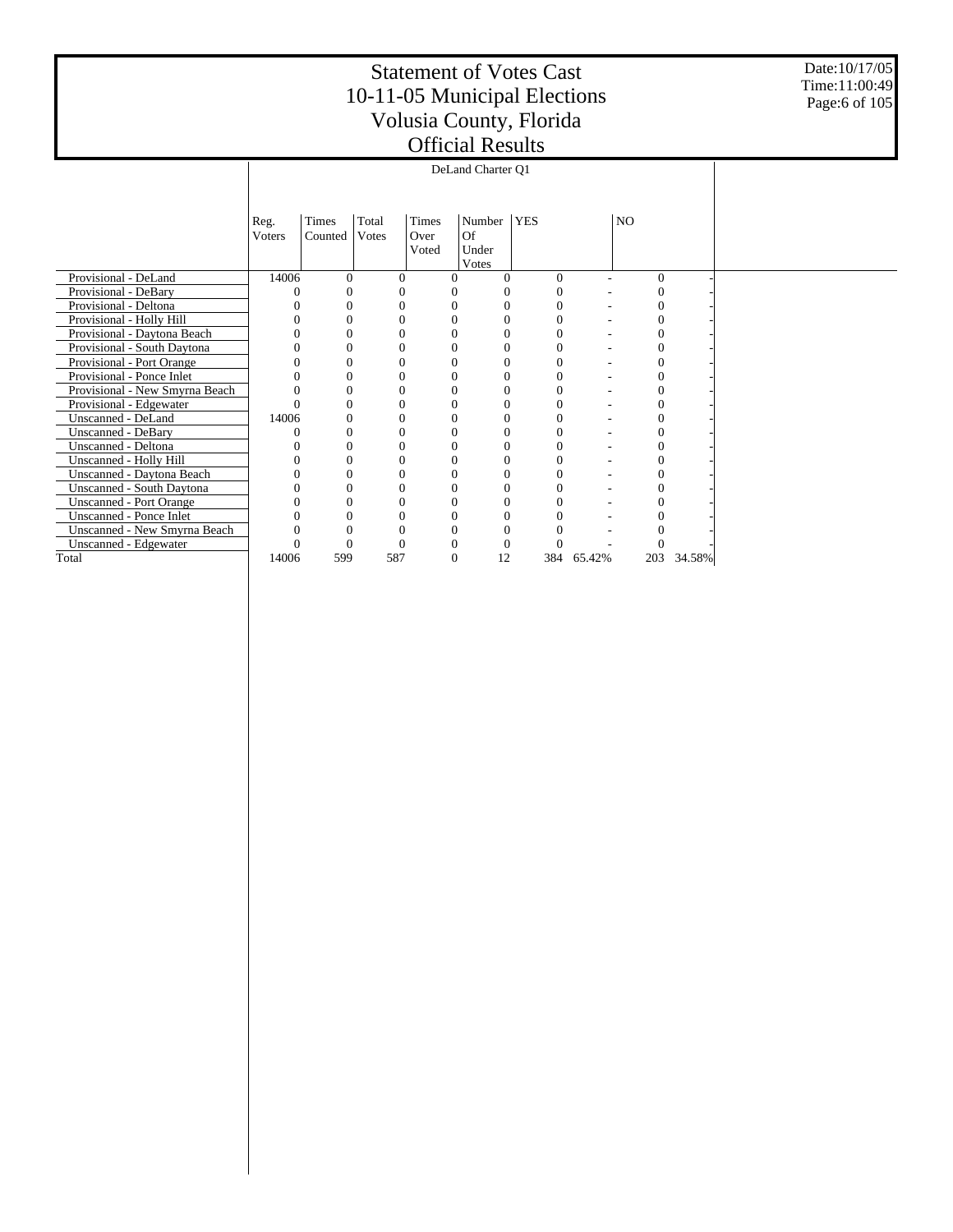# Statement of Votes Cast
# 10-11-05 Municipal Elections
# Volusia County, Florida
# Official Results

Date:10/17/05
Time:11:00:49

| | DeLand Charter Q1 | | | | | | | | |
|---|---|---|---|---|---|---|---|---|---|
| | Reg. Voters | Times Counted | Total Votes | Times Over Voted | Number Of Under Votes | YES | | NO | |
| Provisional - DeLand | 14006 | 0 | 0 | 0 | 0 | 0 | - | 0 | - |
| Provisional - DeBary | 0 | 0 | 0 | 0 | 0 | 0 | - | 0 | - |
| Provisional - Deltona | 0 | 0 | 0 | 0 | 0 | 0 | - | 0 | - |
| Provisional - Holly Hill | 0 | 0 | 0 | 0 | 0 | 0 | - | 0 | - |
| Provisional - Daytona Beach | 0 | 0 | 0 | 0 | 0 | 0 | - | 0 | - |
| Provisional - South Daytona | 0 | 0 | 0 | 0 | 0 | 0 | - | 0 | - |
| Provisional - Port Orange | 0 | 0 | 0 | 0 | 0 | 0 | - | 0 | - |
| Provisional - Ponce Inlet | 0 | 0 | 0 | 0 | 0 | 0 | - | 0 | - |
| Provisional - New Smyrna Beach | 0 | 0 | 0 | 0 | 0 | 0 | - | 0 | - |
| Provisional - Edgewater | 0 | 0 | 0 | 0 | 0 | 0 | - | 0 | - |
| Unscanned - DeLand | 14006 | 0 | 0 | 0 | 0 | 0 | - | 0 | - |
| Unscanned - DeBary | 0 | 0 | 0 | 0 | 0 | 0 | - | 0 | - |
| Unscanned - Deltona | 0 | 0 | 0 | 0 | 0 | 0 | - | 0 | - |
| Unscanned - Holly Hill | 0 | 0 | 0 | 0 | 0 | 0 | - | 0 | - |
| Unscanned - Daytona Beach | 0 | 0 | 0 | 0 | 0 | 0 | - | 0 | - |
| Unscanned - South Daytona | 0 | 0 | 0 | 0 | 0 | 0 | - | 0 | - |
| Unscanned - Port Orange | 0 | 0 | 0 | 0 | 0 | 0 | - | 0 | - |
| Unscanned - Ponce Inlet | 0 | 0 | 0 | 0 | 0 | 0 | - | 0 | - |
| Unscanned - New Smyrna Beach | 0 | 0 | 0 | 0 | 0 | 0 | - | 0 | - |
| Unscanned - Edgewater | 0 | 0 | 0 | 0 | 0 | 0 | - | 0 | - |
| Total | 14006 | 599 | 587 | 0 | 12 | 384 | 65.42% | 203 | 34.58% |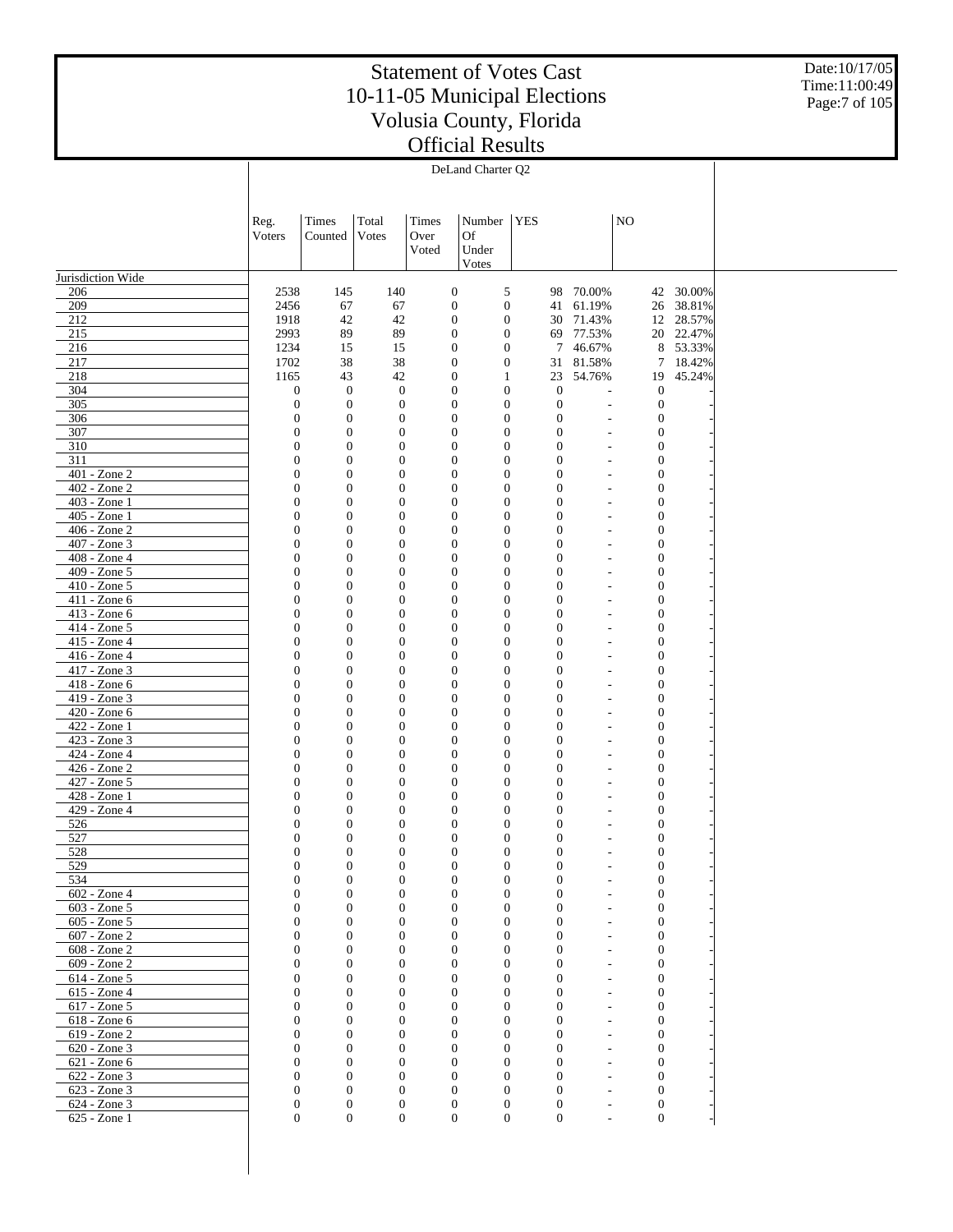# Statement of Votes Cast
# 10-11-05 Municipal Elections
# Volusia County, Florida
# Official Results

Date:10/17/05
Time:11:00:49

## DeLand Charter Q2

| | Reg. Voters | Times Counted | Total Votes | Times Over Voted | Number Of Under Votes | YES | | NO | |
|---|---|---|---|---|---|---|---|---|---|
| Jurisdiction Wide | | | | | | | | | |
| 206 | 2538 | 145 | 140 | 0 | 5 | 98 | 70.00% | 42 | 30.00% |
| 209 | 2456 | 67 | 67 | 0 | 0 | 41 | 61.19% | 26 | 38.81% |
| 212 | 1918 | 42 | 42 | 0 | 0 | 30 | 71.43% | 12 | 28.57% |
| 215 | 2993 | 89 | 89 | 0 | 0 | 69 | 77.53% | 20 | 22.47% |
| 216 | 1234 | 15 | 15 | 0 | 0 | 7 | 46.67% | 8 | 53.33% |
| 217 | 1702 | 38 | 38 | 0 | 0 | 31 | 81.58% | 7 | 18.42% |
| 218 | 1165 | 43 | 42 | 0 | 1 | 23 | 54.76% | 19 | 45.24% |
| 304 | 0 | 0 | 0 | 0 | 0 | 0 | - | 0 | - |
| 305 | 0 | 0 | 0 | 0 | 0 | 0 | - | 0 | - |
| 306 | 0 | 0 | 0 | 0 | 0 | 0 | - | 0 | - |
| 307 | 0 | 0 | 0 | 0 | 0 | 0 | - | 0 | - |
| 310 | 0 | 0 | 0 | 0 | 0 | 0 | - | 0 | - |
| 311 | 0 | 0 | 0 | 0 | 0 | 0 | - | 0 | - |
| 401 - Zone 2 | 0 | 0 | 0 | 0 | 0 | 0 | - | 0 | - |
| 402 - Zone 2 | 0 | 0 | 0 | 0 | 0 | 0 | - | 0 | - |
| 403 - Zone 1 | 0 | 0 | 0 | 0 | 0 | 0 | - | 0 | - |
| 405 - Zone 1 | 0 | 0 | 0 | 0 | 0 | 0 | - | 0 | - |
| 406 - Zone 2 | 0 | 0 | 0 | 0 | 0 | 0 | - | 0 | - |
| 407 - Zone 3 | 0 | 0 | 0 | 0 | 0 | 0 | - | 0 | - |
| 408 - Zone 4 | 0 | 0 | 0 | 0 | 0 | 0 | - | 0 | - |
| 409 - Zone 5 | 0 | 0 | 0 | 0 | 0 | 0 | - | 0 | - |
| 410 - Zone 5 | 0 | 0 | 0 | 0 | 0 | 0 | - | 0 | - |
| 411 - Zone 6 | 0 | 0 | 0 | 0 | 0 | 0 | - | 0 | - |
| 413 - Zone 6 | 0 | 0 | 0 | 0 | 0 | 0 | - | 0 | - |
| 414 - Zone 5 | 0 | 0 | 0 | 0 | 0 | 0 | - | 0 | - |
| 415 - Zone 4 | 0 | 0 | 0 | 0 | 0 | 0 | - | 0 | - |
| 416 - Zone 4 | 0 | 0 | 0 | 0 | 0 | 0 | - | 0 | - |
| 417 - Zone 3 | 0 | 0 | 0 | 0 | 0 | 0 | - | 0 | - |
| 418 - Zone 6 | 0 | 0 | 0 | 0 | 0 | 0 | - | 0 | - |
| 419 - Zone 3 | 0 | 0 | 0 | 0 | 0 | 0 | - | 0 | - |
| 420 - Zone 6 | 0 | 0 | 0 | 0 | 0 | 0 | - | 0 | - |
| 422 - Zone 1 | 0 | 0 | 0 | 0 | 0 | 0 | - | 0 | - |
| 423 - Zone 3 | 0 | 0 | 0 | 0 | 0 | 0 | - | 0 | - |
| 424 - Zone 4 | 0 | 0 | 0 | 0 | 0 | 0 | - | 0 | - |
| 426 - Zone 2 | 0 | 0 | 0 | 0 | 0 | 0 | - | 0 | - |
| 427 - Zone 5 | 0 | 0 | 0 | 0 | 0 | 0 | - | 0 | - |
| 428 - Zone 1 | 0 | 0 | 0 | 0 | 0 | 0 | - | 0 | - |
| 429 - Zone 4 | 0 | 0 | 0 | 0 | 0 | 0 | - | 0 | - |
| 526 | 0 | 0 | 0 | 0 | 0 | 0 | - | 0 | - |
| 527 | 0 | 0 | 0 | 0 | 0 | 0 | - | 0 | - |
| 528 | 0 | 0 | 0 | 0 | 0 | 0 | - | 0 | - |
| 529 | 0 | 0 | 0 | 0 | 0 | 0 | - | 0 | - |
| 534 | 0 | 0 | 0 | 0 | 0 | 0 | - | 0 | - |
| 602 - Zone 4 | 0 | 0 | 0 | 0 | 0 | 0 | - | 0 | - |
| 603 - Zone 5 | 0 | 0 | 0 | 0 | 0 | 0 | - | 0 | - |
| 605 - Zone 5 | 0 | 0 | 0 | 0 | 0 | 0 | - | 0 | - |
| 607 - Zone 2 | 0 | 0 | 0 | 0 | 0 | 0 | - | 0 | - |
| 608 - Zone 2 | 0 | 0 | 0 | 0 | 0 | 0 | - | 0 | - |
| 609 - Zone 2 | 0 | 0 | 0 | 0 | 0 | 0 | - | 0 | - |
| 614 - Zone 5 | 0 | 0 | 0 | 0 | 0 | 0 | - | 0 | - |
| 615 - Zone 4 | 0 | 0 | 0 | 0 | 0 | 0 | - | 0 | - |
| 617 - Zone 5 | 0 | 0 | 0 | 0 | 0 | 0 | - | 0 | - |
| 618 - Zone 6 | 0 | 0 | 0 | 0 | 0 | 0 | - | 0 | - |
| 619 - Zone 2 | 0 | 0 | 0 | 0 | 0 | 0 | - | 0 | - |
| 620 - Zone 3 | 0 | 0 | 0 | 0 | 0 | 0 | - | 0 | - |
| 621 - Zone 6 | 0 | 0 | 0 | 0 | 0 | 0 | - | 0 | - |
| 622 - Zone 3 | 0 | 0 | 0 | 0 | 0 | 0 | - | 0 | - |
| 623 - Zone 3 | 0 | 0 | 0 | 0 | 0 | 0 | - | 0 | - |
| 624 - Zone 3 | 0 | 0 | 0 | 0 | 0 | 0 | - | 0 | - |
| 625 - Zone 1 | 0 | 0 | 0 | 0 | 0 | 0 | - | 0 | - |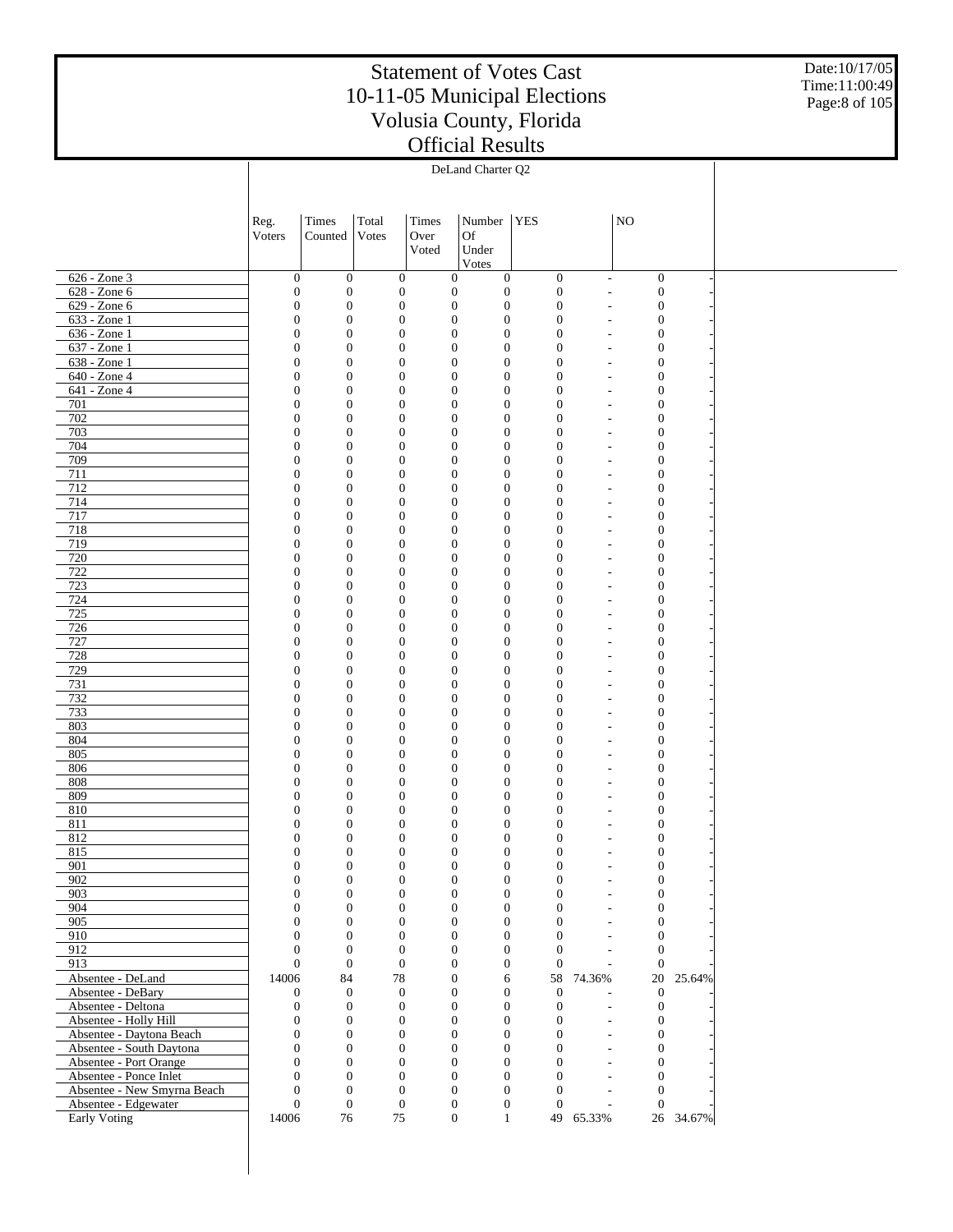# Statement of Votes Cast
# 10-11-05 Municipal Elections
# Volusia County, Florida
# Official Results

Date:10/17/05
Time:11:00:49

| | DeLand Charter Q2 | | | | | | | | |
|---|---|---|---|---|---|---|---|---|---|
| | Reg. Voters | Times Counted | Total Votes | Times Over Voted | Number Of Under Votes | YES | | NO | |
| 626 - Zone 3 | 0 | 0 | 0 | 0 | 0 | 0 | - | 0 | - |
| 628 - Zone 6 | 0 | 0 | 0 | 0 | 0 | 0 | - | 0 | - |
| 629 - Zone 6 | 0 | 0 | 0 | 0 | 0 | 0 | - | 0 | - |
| 633 - Zone 1 | 0 | 0 | 0 | 0 | 0 | 0 | - | 0 | - |
| 636 - Zone 1 | 0 | 0 | 0 | 0 | 0 | 0 | - | 0 | - |
| 637 - Zone 1 | 0 | 0 | 0 | 0 | 0 | 0 | - | 0 | - |
| 638 - Zone 1 | 0 | 0 | 0 | 0 | 0 | 0 | - | 0 | - |
| 640 - Zone 4 | 0 | 0 | 0 | 0 | 0 | 0 | - | 0 | - |
| 641 - Zone 4 | 0 | 0 | 0 | 0 | 0 | 0 | - | 0 | - |
| 701 | 0 | 0 | 0 | 0 | 0 | 0 | - | 0 | - |
| 702 | 0 | 0 | 0 | 0 | 0 | 0 | - | 0 | - |
| 703 | 0 | 0 | 0 | 0 | 0 | 0 | - | 0 | - |
| 704 | 0 | 0 | 0 | 0 | 0 | 0 | - | 0 | - |
| 709 | 0 | 0 | 0 | 0 | 0 | 0 | - | 0 | - |
| 711 | 0 | 0 | 0 | 0 | 0 | 0 | - | 0 | - |
| 712 | 0 | 0 | 0 | 0 | 0 | 0 | - | 0 | - |
| 714 | 0 | 0 | 0 | 0 | 0 | 0 | - | 0 | - |
| 717 | 0 | 0 | 0 | 0 | 0 | 0 | - | 0 | - |
| 718 | 0 | 0 | 0 | 0 | 0 | 0 | - | 0 | - |
| 719 | 0 | 0 | 0 | 0 | 0 | 0 | - | 0 | - |
| 720 | 0 | 0 | 0 | 0 | 0 | 0 | - | 0 | - |
| 722 | 0 | 0 | 0 | 0 | 0 | 0 | - | 0 | - |
| 723 | 0 | 0 | 0 | 0 | 0 | 0 | - | 0 | - |
| 724 | 0 | 0 | 0 | 0 | 0 | 0 | - | 0 | - |
| 725 | 0 | 0 | 0 | 0 | 0 | 0 | - | 0 | - |
| 726 | 0 | 0 | 0 | 0 | 0 | 0 | - | 0 | - |
| 727 | 0 | 0 | 0 | 0 | 0 | 0 | - | 0 | - |
| 728 | 0 | 0 | 0 | 0 | 0 | 0 | - | 0 | - |
| 729 | 0 | 0 | 0 | 0 | 0 | 0 | - | 0 | - |
| 731 | 0 | 0 | 0 | 0 | 0 | 0 | - | 0 | - |
| 732 | 0 | 0 | 0 | 0 | 0 | 0 | - | 0 | - |
| 733 | 0 | 0 | 0 | 0 | 0 | 0 | - | 0 | - |
| 803 | 0 | 0 | 0 | 0 | 0 | 0 | - | 0 | - |
| 804 | 0 | 0 | 0 | 0 | 0 | 0 | - | 0 | - |
| 805 | 0 | 0 | 0 | 0 | 0 | 0 | - | 0 | - |
| 806 | 0 | 0 | 0 | 0 | 0 | 0 | - | 0 | - |
| 808 | 0 | 0 | 0 | 0 | 0 | 0 | - | 0 | - |
| 809 | 0 | 0 | 0 | 0 | 0 | 0 | - | 0 | - |
| 810 | 0 | 0 | 0 | 0 | 0 | 0 | - | 0 | - |
| 811 | 0 | 0 | 0 | 0 | 0 | 0 | - | 0 | - |
| 812 | 0 | 0 | 0 | 0 | 0 | 0 | - | 0 | - |
| 815 | 0 | 0 | 0 | 0 | 0 | 0 | - | 0 | - |
| 901 | 0 | 0 | 0 | 0 | 0 | 0 | - | 0 | - |
| 902 | 0 | 0 | 0 | 0 | 0 | 0 | - | 0 | - |
| 903 | 0 | 0 | 0 | 0 | 0 | 0 | - | 0 | - |
| 904 | 0 | 0 | 0 | 0 | 0 | 0 | - | 0 | - |
| 905 | 0 | 0 | 0 | 0 | 0 | 0 | - | 0 | - |
| 910 | 0 | 0 | 0 | 0 | 0 | 0 | - | 0 | - |
| 912 | 0 | 0 | 0 | 0 | 0 | 0 | - | 0 | - |
| 913 | 0 | 0 | 0 | 0 | 0 | 0 | - | 0 | - |
| Absentee - DeLand | 14006 | 84 | 78 | 0 | 6 | 58 | 74.36% | 20 | 25.64% |
| Absentee - DeBary | 0 | 0 | 0 | 0 | 0 | 0 | - | 0 | - |
| Absentee - Deltona | 0 | 0 | 0 | 0 | 0 | 0 | - | 0 | - |
| Absentee - Holly Hill | 0 | 0 | 0 | 0 | 0 | 0 | - | 0 | - |
| Absentee - Daytona Beach | 0 | 0 | 0 | 0 | 0 | 0 | - | 0 | - |
| Absentee - South Daytona | 0 | 0 | 0 | 0 | 0 | 0 | - | 0 | - |
| Absentee - Port Orange | 0 | 0 | 0 | 0 | 0 | 0 | - | 0 | - |
| Absentee - Ponce Inlet | 0 | 0 | 0 | 0 | 0 | 0 | - | 0 | - |
| Absentee - New Smyrna Beach | 0 | 0 | 0 | 0 | 0 | 0 | - | 0 | - |
| Absentee - Edgewater | 0 | 0 | 0 | 0 | 0 | 0 | - | 0 | - |
| Early Voting | 14006 | 76 | 75 | 0 | 1 | 49 | 65.33% | 26 | 34.67% |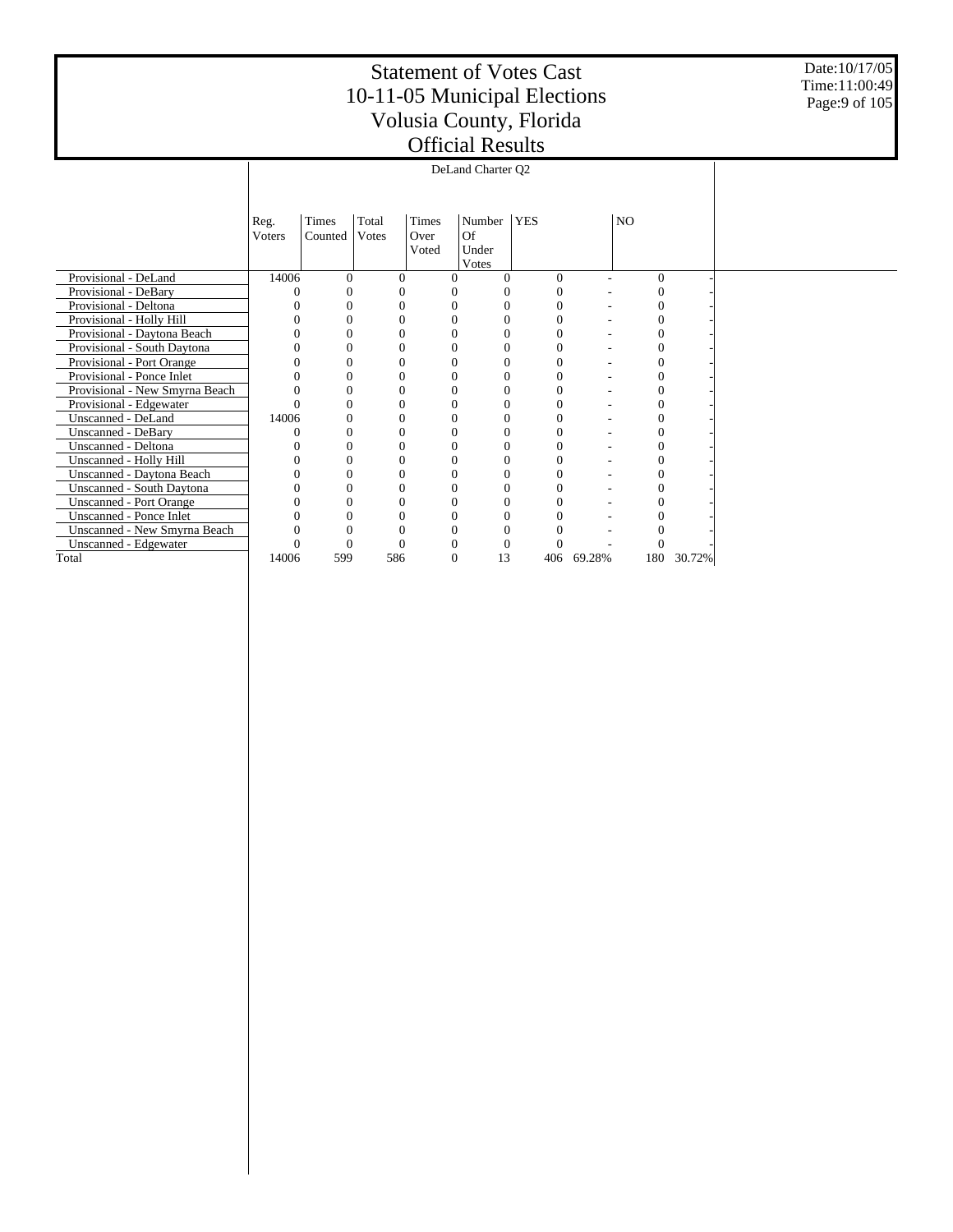# Statement of Votes Cast
# 10-11-05 Municipal Elections
# Volusia County, Florida
# Official Results

Date:10/17/05
Time:11:00:49

DeLand Charter Q2

| | Reg. Voters | Times Counted | Total Votes | Times Over Voted | Number Of Under Votes | YES | | NO | |
|---|---|---|---|---|---|---|---|---|---|
| Provisional - DeLand | 14006 | 0 | 0 | 0 | 0 | 0 | - | 0 | - |
| Provisional - DeBary | 0 | 0 | 0 | 0 | 0 | 0 | - | 0 | - |
| Provisional - Deltona | 0 | 0 | 0 | 0 | 0 | 0 | - | 0 | - |
| Provisional - Holly Hill | 0 | 0 | 0 | 0 | 0 | 0 | - | 0 | - |
| Provisional - Daytona Beach | 0 | 0 | 0 | 0 | 0 | 0 | - | 0 | - |
| Provisional - South Daytona | 0 | 0 | 0 | 0 | 0 | 0 | - | 0 | - |
| Provisional - Port Orange | 0 | 0 | 0 | 0 | 0 | 0 | - | 0 | - |
| Provisional - Ponce Inlet | 0 | 0 | 0 | 0 | 0 | 0 | - | 0 | - |
| Provisional - New Smyrna Beach | 0 | 0 | 0 | 0 | 0 | 0 | - | 0 | - |
| Provisional - Edgewater | 0 | 0 | 0 | 0 | 0 | 0 | - | 0 | - |
| Unscanned - DeLand | 14006 | 0 | 0 | 0 | 0 | 0 | - | 0 | - |
| Unscanned - DeBary | 0 | 0 | 0 | 0 | 0 | 0 | - | 0 | - |
| Unscanned - Deltona | 0 | 0 | 0 | 0 | 0 | 0 | - | 0 | - |
| Unscanned - Holly Hill | 0 | 0 | 0 | 0 | 0 | 0 | - | 0 | - |
| Unscanned - Daytona Beach | 0 | 0 | 0 | 0 | 0 | 0 | - | 0 | - |
| Unscanned - South Daytona | 0 | 0 | 0 | 0 | 0 | 0 | - | 0 | - |
| Unscanned - Port Orange | 0 | 0 | 0 | 0 | 0 | 0 | - | 0 | - |
| Unscanned - Ponce Inlet | 0 | 0 | 0 | 0 | 0 | 0 | - | 0 | - |
| Unscanned - New Smyrna Beach | 0 | 0 | 0 | 0 | 0 | 0 | - | 0 | - |
| Unscanned - Edgewater | 0 | 0 | 0 | 0 | 0 | 0 | - | 0 | - |
| Total | 14006 | 599 | 586 | 0 | 13 | 406 | 69.28% | 180 | 30.72% |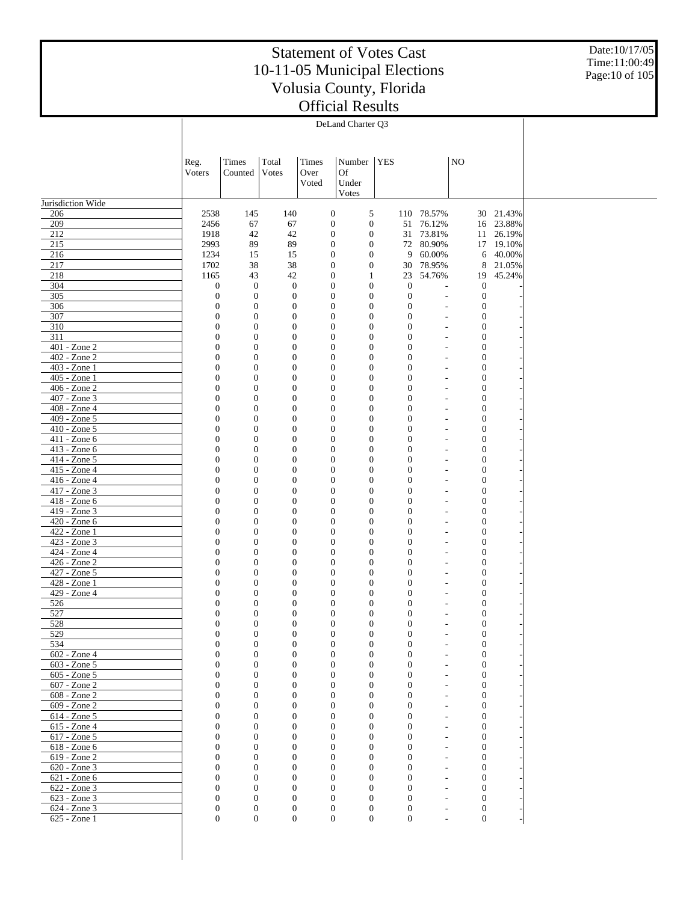# Statement of Votes Cast
# 10-11-05 Municipal Elections
# Volusia County, Florida
# Official Results

Date:10/17/05
Time:11:00:49

## DeLand Charter Q3

| | Reg. Voters | Times Counted | Total Votes | Times Over Voted | Number Of Under Votes | YES | | NO | |
|---|---|---|---|---|---|---|---|---|---|
| Jurisdiction Wide | | | | | | | | | |
| 206 | 2538 | 145 | 140 | 0 | 5 | 110 | 78.57% | 30 | 21.43% |
| 209 | 2456 | 67 | 67 | 0 | 0 | 51 | 76.12% | 16 | 23.88% |
| 212 | 1918 | 42 | 42 | 0 | 0 | 31 | 73.81% | 11 | 26.19% |
| 215 | 2993 | 89 | 89 | 0 | 0 | 72 | 80.90% | 17 | 19.10% |
| 216 | 1234 | 15 | 15 | 0 | 0 | 9 | 60.00% | 6 | 40.00% |
| 217 | 1702 | 38 | 38 | 0 | 0 | 30 | 78.95% | 8 | 21.05% |
| 218 | 1165 | 43 | 42 | 0 | 1 | 23 | 54.76% | 19 | 45.24% |
| 304 | 0 | 0 | 0 | 0 | 0 | 0 | - | 0 | - |
| 305 | 0 | 0 | 0 | 0 | 0 | 0 | - | 0 | - |
| 306 | 0 | 0 | 0 | 0 | 0 | 0 | - | 0 | - |
| 307 | 0 | 0 | 0 | 0 | 0 | 0 | - | 0 | - |
| 310 | 0 | 0 | 0 | 0 | 0 | 0 | - | 0 | - |
| 311 | 0 | 0 | 0 | 0 | 0 | 0 | - | 0 | - |
| 401 - Zone 2 | 0 | 0 | 0 | 0 | 0 | 0 | - | 0 | - |
| 402 - Zone 2 | 0 | 0 | 0 | 0 | 0 | 0 | - | 0 | - |
| 403 - Zone 1 | 0 | 0 | 0 | 0 | 0 | 0 | - | 0 | - |
| 405 - Zone 1 | 0 | 0 | 0 | 0 | 0 | 0 | - | 0 | - |
| 406 - Zone 2 | 0 | 0 | 0 | 0 | 0 | 0 | - | 0 | - |
| 407 - Zone 3 | 0 | 0 | 0 | 0 | 0 | 0 | - | 0 | - |
| 408 - Zone 4 | 0 | 0 | 0 | 0 | 0 | 0 | - | 0 | - |
| 409 - Zone 5 | 0 | 0 | 0 | 0 | 0 | 0 | - | 0 | - |
| 410 - Zone 5 | 0 | 0 | 0 | 0 | 0 | 0 | - | 0 | - |
| 411 - Zone 6 | 0 | 0 | 0 | 0 | 0 | 0 | - | 0 | - |
| 413 - Zone 6 | 0 | 0 | 0 | 0 | 0 | 0 | - | 0 | - |
| 414 - Zone 5 | 0 | 0 | 0 | 0 | 0 | 0 | - | 0 | - |
| 415 - Zone 4 | 0 | 0 | 0 | 0 | 0 | 0 | - | 0 | - |
| 416 - Zone 4 | 0 | 0 | 0 | 0 | 0 | 0 | - | 0 | - |
| 417 - Zone 3 | 0 | 0 | 0 | 0 | 0 | 0 | - | 0 | - |
| 418 - Zone 6 | 0 | 0 | 0 | 0 | 0 | 0 | - | 0 | - |
| 419 - Zone 3 | 0 | 0 | 0 | 0 | 0 | 0 | - | 0 | - |
| 420 - Zone 6 | 0 | 0 | 0 | 0 | 0 | 0 | - | 0 | - |
| 422 - Zone 1 | 0 | 0 | 0 | 0 | 0 | 0 | - | 0 | - |
| 423 - Zone 3 | 0 | 0 | 0 | 0 | 0 | 0 | - | 0 | - |
| 424 - Zone 4 | 0 | 0 | 0 | 0 | 0 | 0 | - | 0 | - |
| 426 - Zone 2 | 0 | 0 | 0 | 0 | 0 | 0 | - | 0 | - |
| 427 - Zone 5 | 0 | 0 | 0 | 0 | 0 | 0 | - | 0 | - |
| 428 - Zone 1 | 0 | 0 | 0 | 0 | 0 | 0 | - | 0 | - |
| 429 - Zone 4 | 0 | 0 | 0 | 0 | 0 | 0 | - | 0 | - |
| 526 | 0 | 0 | 0 | 0 | 0 | 0 | - | 0 | - |
| 527 | 0 | 0 | 0 | 0 | 0 | 0 | - | 0 | - |
| 528 | 0 | 0 | 0 | 0 | 0 | 0 | - | 0 | - |
| 529 | 0 | 0 | 0 | 0 | 0 | 0 | - | 0 | - |
| 534 | 0 | 0 | 0 | 0 | 0 | 0 | - | 0 | - |
| 602 - Zone 4 | 0 | 0 | 0 | 0 | 0 | 0 | - | 0 | - |
| 603 - Zone 5 | 0 | 0 | 0 | 0 | 0 | 0 | - | 0 | - |
| 605 - Zone 5 | 0 | 0 | 0 | 0 | 0 | 0 | - | 0 | - |
| 607 - Zone 2 | 0 | 0 | 0 | 0 | 0 | 0 | - | 0 | - |
| 608 - Zone 2 | 0 | 0 | 0 | 0 | 0 | 0 | - | 0 | - |
| 609 - Zone 2 | 0 | 0 | 0 | 0 | 0 | 0 | - | 0 | - |
| 614 - Zone 5 | 0 | 0 | 0 | 0 | 0 | 0 | - | 0 | - |
| 615 - Zone 4 | 0 | 0 | 0 | 0 | 0 | 0 | - | 0 | - |
| 617 - Zone 5 | 0 | 0 | 0 | 0 | 0 | 0 | - | 0 | - |
| 618 - Zone 6 | 0 | 0 | 0 | 0 | 0 | 0 | - | 0 | - |
| 619 - Zone 2 | 0 | 0 | 0 | 0 | 0 | 0 | - | 0 | - |
| 620 - Zone 3 | 0 | 0 | 0 | 0 | 0 | 0 | - | 0 | - |
| 621 - Zone 6 | 0 | 0 | 0 | 0 | 0 | 0 | - | 0 | - |
| 622 - Zone 3 | 0 | 0 | 0 | 0 | 0 | 0 | - | 0 | - |
| 623 - Zone 3 | 0 | 0 | 0 | 0 | 0 | 0 | - | 0 | - |
| 624 - Zone 3 | 0 | 0 | 0 | 0 | 0 | 0 | - | 0 | - |
| 625 - Zone 1 | 0 | 0 | 0 | 0 | 0 | 0 | - | 0 | - |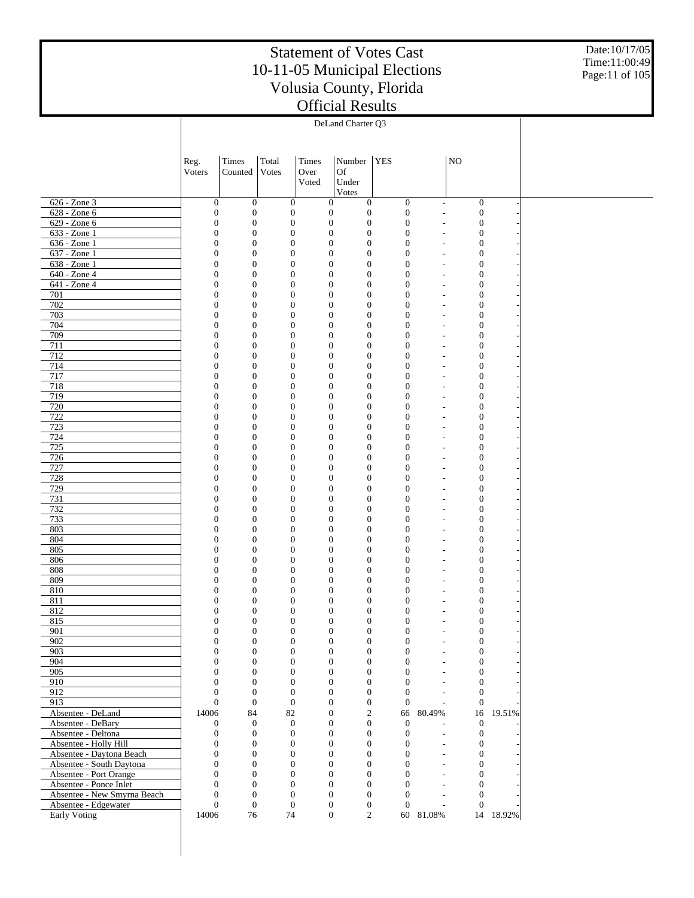# Statement of Votes Cast
# 10-11-05 Municipal Elections
# Volusia County, Florida
# Official Results

Date:10/17/05
Time:11:00:49

| | DeLand Charter Q3 | | | | | | | | |
|---|---|---|---|---|---|---|---|---|---|
| | Reg. Voters | Times Counted | Total Votes | Times Over Voted | Number Of Under Votes | YES | | NO | |
| 626 - Zone 3 | 0 | 0 | 0 | 0 | 0 | 0 | - | 0 | - |
| 628 - Zone 6 | 0 | 0 | 0 | 0 | 0 | 0 | - | 0 | - |
| 629 - Zone 6 | 0 | 0 | 0 | 0 | 0 | 0 | - | 0 | - |
| 633 - Zone 1 | 0 | 0 | 0 | 0 | 0 | 0 | - | 0 | - |
| 636 - Zone 1 | 0 | 0 | 0 | 0 | 0 | 0 | - | 0 | - |
| 637 - Zone 1 | 0 | 0 | 0 | 0 | 0 | 0 | - | 0 | - |
| 638 - Zone 1 | 0 | 0 | 0 | 0 | 0 | 0 | - | 0 | - |
| 640 - Zone 4 | 0 | 0 | 0 | 0 | 0 | 0 | - | 0 | - |
| 641 - Zone 4 | 0 | 0 | 0 | 0 | 0 | 0 | - | 0 | - |
| 701 | 0 | 0 | 0 | 0 | 0 | 0 | - | 0 | - |
| 702 | 0 | 0 | 0 | 0 | 0 | 0 | - | 0 | - |
| 703 | 0 | 0 | 0 | 0 | 0 | 0 | - | 0 | - |
| 704 | 0 | 0 | 0 | 0 | 0 | 0 | - | 0 | - |
| 709 | 0 | 0 | 0 | 0 | 0 | 0 | - | 0 | - |
| 711 | 0 | 0 | 0 | 0 | 0 | 0 | - | 0 | - |
| 712 | 0 | 0 | 0 | 0 | 0 | 0 | - | 0 | - |
| 714 | 0 | 0 | 0 | 0 | 0 | 0 | - | 0 | - |
| 717 | 0 | 0 | 0 | 0 | 0 | 0 | - | 0 | - |
| 718 | 0 | 0 | 0 | 0 | 0 | 0 | - | 0 | - |
| 719 | 0 | 0 | 0 | 0 | 0 | 0 | - | 0 | - |
| 720 | 0 | 0 | 0 | 0 | 0 | 0 | - | 0 | - |
| 722 | 0 | 0 | 0 | 0 | 0 | 0 | - | 0 | - |
| 723 | 0 | 0 | 0 | 0 | 0 | 0 | - | 0 | - |
| 724 | 0 | 0 | 0 | 0 | 0 | 0 | - | 0 | - |
| 725 | 0 | 0 | 0 | 0 | 0 | 0 | - | 0 | - |
| 726 | 0 | 0 | 0 | 0 | 0 | 0 | - | 0 | - |
| 727 | 0 | 0 | 0 | 0 | 0 | 0 | - | 0 | - |
| 728 | 0 | 0 | 0 | 0 | 0 | 0 | - | 0 | - |
| 729 | 0 | 0 | 0 | 0 | 0 | 0 | - | 0 | - |
| 731 | 0 | 0 | 0 | 0 | 0 | 0 | - | 0 | - |
| 732 | 0 | 0 | 0 | 0 | 0 | 0 | - | 0 | - |
| 733 | 0 | 0 | 0 | 0 | 0 | 0 | - | 0 | - |
| 803 | 0 | 0 | 0 | 0 | 0 | 0 | - | 0 | - |
| 804 | 0 | 0 | 0 | 0 | 0 | 0 | - | 0 | - |
| 805 | 0 | 0 | 0 | 0 | 0 | 0 | - | 0 | - |
| 806 | 0 | 0 | 0 | 0 | 0 | 0 | - | 0 | - |
| 808 | 0 | 0 | 0 | 0 | 0 | 0 | - | 0 | - |
| 809 | 0 | 0 | 0 | 0 | 0 | 0 | - | 0 | - |
| 810 | 0 | 0 | 0 | 0 | 0 | 0 | - | 0 | - |
| 811 | 0 | 0 | 0 | 0 | 0 | 0 | - | 0 | - |
| 812 | 0 | 0 | 0 | 0 | 0 | 0 | - | 0 | - |
| 815 | 0 | 0 | 0 | 0 | 0 | 0 | - | 0 | - |
| 901 | 0 | 0 | 0 | 0 | 0 | 0 | - | 0 | - |
| 902 | 0 | 0 | 0 | 0 | 0 | 0 | - | 0 | - |
| 903 | 0 | 0 | 0 | 0 | 0 | 0 | - | 0 | - |
| 904 | 0 | 0 | 0 | 0 | 0 | 0 | - | 0 | - |
| 905 | 0 | 0 | 0 | 0 | 0 | 0 | - | 0 | - |
| 910 | 0 | 0 | 0 | 0 | 0 | 0 | - | 0 | - |
| 912 | 0 | 0 | 0 | 0 | 0 | 0 | - | 0 | - |
| 913 | 0 | 0 | 0 | 0 | 0 | 0 | - | 0 | - |
| Absentee - DeLand | 14006 | 84 | 82 | 0 | 2 | 66 | 80.49% | 16 | 19.51% |
| Absentee - DeBary | 0 | 0 | 0 | 0 | 0 | 0 | - | 0 | - |
| Absentee - Deltona | 0 | 0 | 0 | 0 | 0 | 0 | - | 0 | - |
| Absentee - Holly Hill | 0 | 0 | 0 | 0 | 0 | 0 | - | 0 | - |
| Absentee - Daytona Beach | 0 | 0 | 0 | 0 | 0 | 0 | - | 0 | - |
| Absentee - South Daytona | 0 | 0 | 0 | 0 | 0 | 0 | - | 0 | - |
| Absentee - Port Orange | 0 | 0 | 0 | 0 | 0 | 0 | - | 0 | - |
| Absentee - Ponce Inlet | 0 | 0 | 0 | 0 | 0 | 0 | - | 0 | - |
| Absentee - New Smyrna Beach | 0 | 0 | 0 | 0 | 0 | 0 | - | 0 | - |
| Absentee - Edgewater | 0 | 0 | 0 | 0 | 0 | 0 | - | 0 | - |
| Early Voting | 14006 | 76 | 74 | 0 | 2 | 60 | 81.08% | 14 | 18.92% |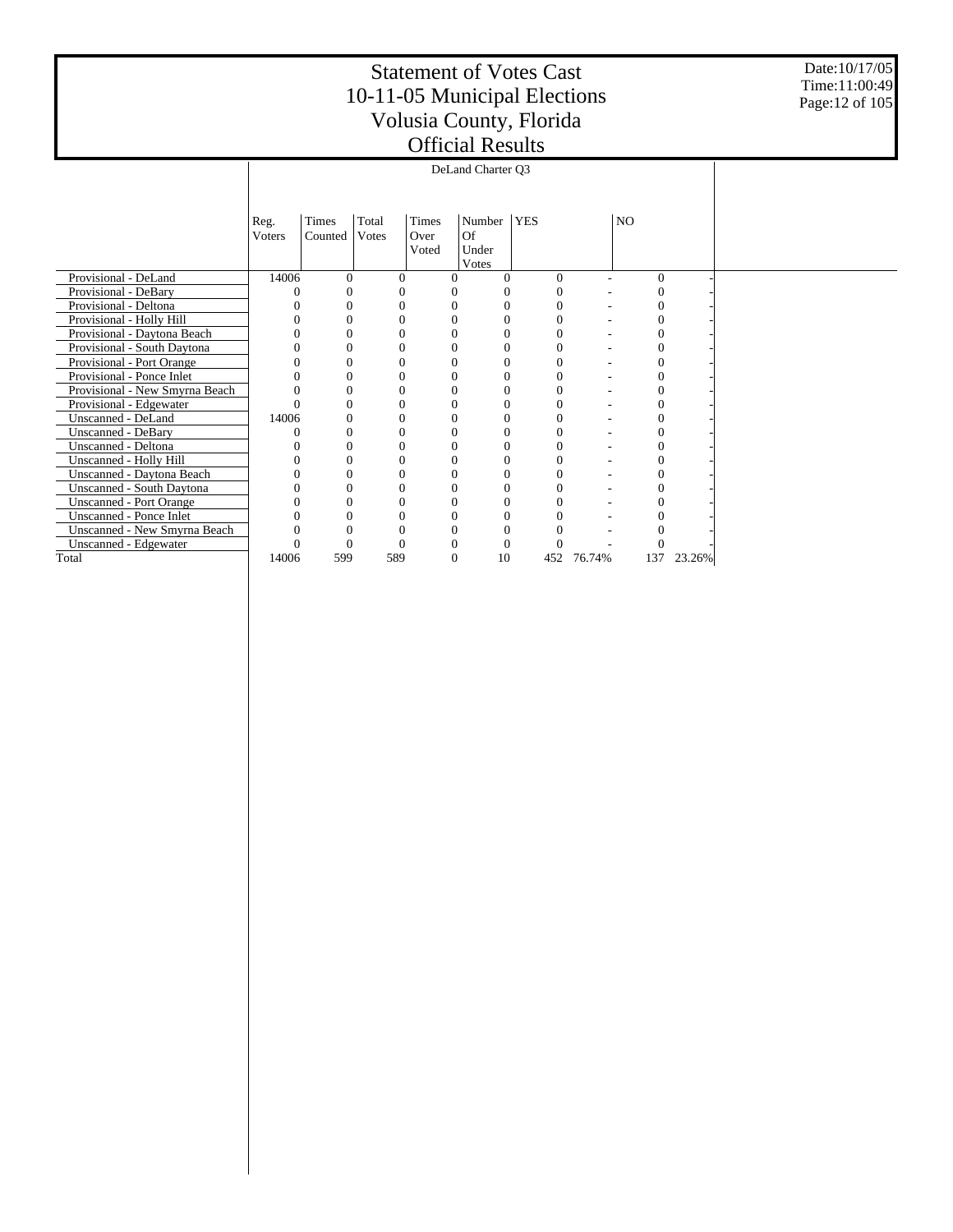# Statement of Votes Cast
# 10-11-05 Municipal Elections
# Volusia County, Florida
# Official Results

Date:10/17/05
Time:11:00:49

DeLand Charter Q3

| | Reg. Voters | Times Counted | Total Votes | Times Over Voted | Number Of Under Votes | YES | | NO | |
|---|---|---|---|---|---|---|---|---|---|
| Provisional - DeLand | 14006 | 0 | 0 | 0 | 0 | 0 | - | 0 | - |
| Provisional - DeBary | 0 | 0 | 0 | 0 | 0 | 0 | - | 0 | - |
| Provisional - Deltona | 0 | 0 | 0 | 0 | 0 | 0 | - | 0 | - |
| Provisional - Holly Hill | 0 | 0 | 0 | 0 | 0 | 0 | - | 0 | - |
| Provisional - Daytona Beach | 0 | 0 | 0 | 0 | 0 | 0 | - | 0 | - |
| Provisional - South Daytona | 0 | 0 | 0 | 0 | 0 | 0 | - | 0 | - |
| Provisional - Port Orange | 0 | 0 | 0 | 0 | 0 | 0 | - | 0 | - |
| Provisional - Ponce Inlet | 0 | 0 | 0 | 0 | 0 | 0 | - | 0 | - |
| Provisional - New Smyrna Beach | 0 | 0 | 0 | 0 | 0 | 0 | - | 0 | - |
| Provisional - Edgewater | 0 | 0 | 0 | 0 | 0 | 0 | - | 0 | - |
| Unscanned - DeLand | 14006 | 0 | 0 | 0 | 0 | 0 | - | 0 | - |
| Unscanned - DeBary | 0 | 0 | 0 | 0 | 0 | 0 | - | 0 | - |
| Unscanned - Deltona | 0 | 0 | 0 | 0 | 0 | 0 | - | 0 | - |
| Unscanned - Holly Hill | 0 | 0 | 0 | 0 | 0 | 0 | - | 0 | - |
| Unscanned - Daytona Beach | 0 | 0 | 0 | 0 | 0 | 0 | - | 0 | - |
| Unscanned - South Daytona | 0 | 0 | 0 | 0 | 0 | 0 | - | 0 | - |
| Unscanned - Port Orange | 0 | 0 | 0 | 0 | 0 | 0 | - | 0 | - |
| Unscanned - Ponce Inlet | 0 | 0 | 0 | 0 | 0 | 0 | - | 0 | - |
| Unscanned - New Smyrna Beach | 0 | 0 | 0 | 0 | 0 | 0 | - | 0 | - |
| Unscanned - Edgewater | 0 | 0 | 0 | 0 | 0 | 0 | - | 0 | - |
| Total | 14006 | 599 | 589 | 0 | 10 | 452 | 76.74% | 137 | 23.26% |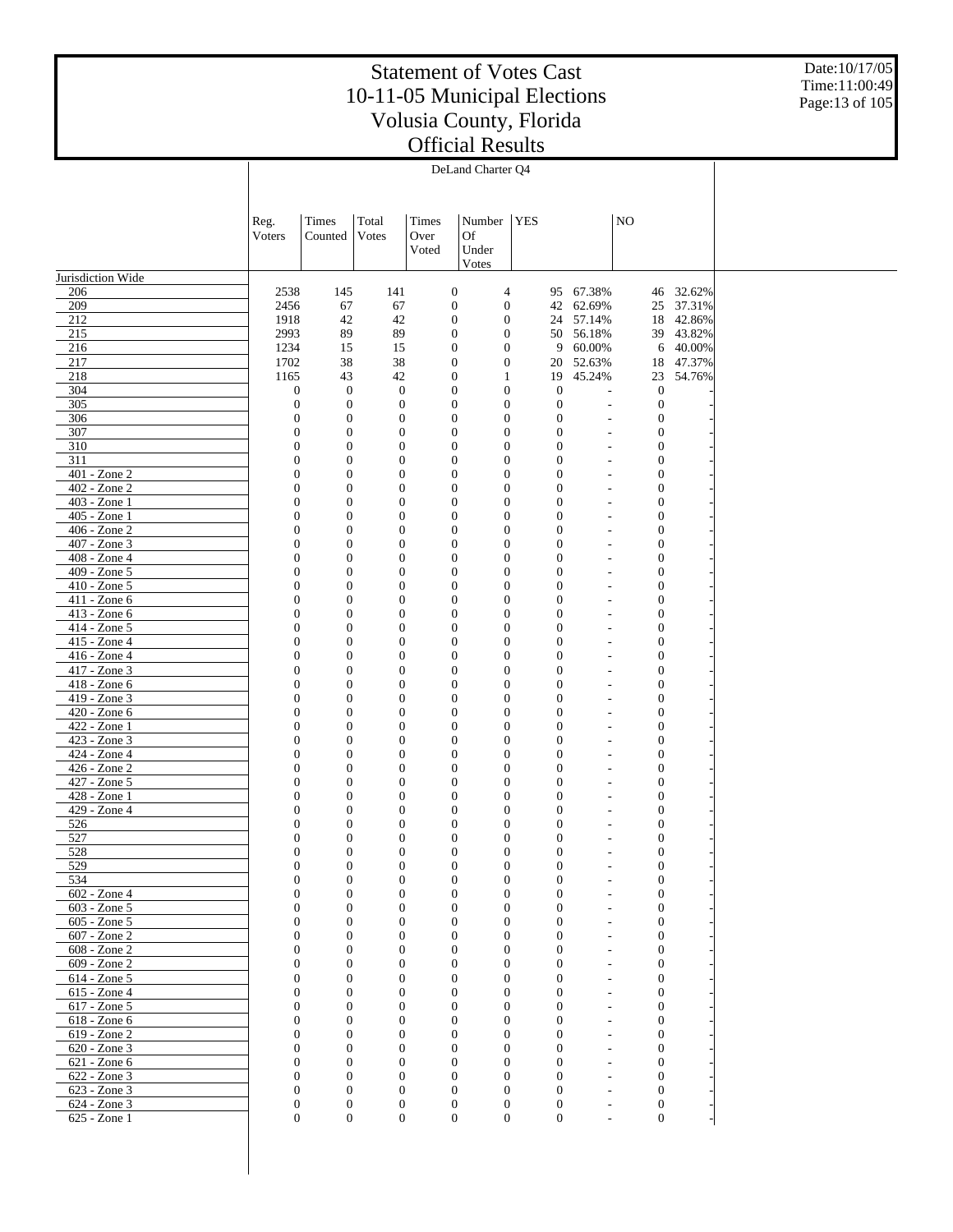# Statement of Votes Cast
# 10-11-05 Municipal Elections
# Volusia County, Florida
# Official Results

Date:10/17/05
Time:11:00:49

## DeLand Charter Q4

| | Reg. Voters | Times Counted | Total Votes | Times Over Voted | Number Of Under Votes | YES | | NO | |
|---|---|---|---|---|---|---|---|---|---|
| Jurisdiction Wide | | | | | | | | | |
| 206 | 2538 | 145 | 141 | 0 | 4 | 95 | 67.38% | 46 | 32.62% |
| 209 | 2456 | 67 | 67 | 0 | 0 | 42 | 62.69% | 25 | 37.31% |
| 212 | 1918 | 42 | 42 | 0 | 0 | 24 | 57.14% | 18 | 42.86% |
| 215 | 2993 | 89 | 89 | 0 | 0 | 50 | 56.18% | 39 | 43.82% |
| 216 | 1234 | 15 | 15 | 0 | 0 | 9 | 60.00% | 6 | 40.00% |
| 217 | 1702 | 38 | 38 | 0 | 0 | 20 | 52.63% | 18 | 47.37% |
| 218 | 1165 | 43 | 42 | 0 | 1 | 19 | 45.24% | 23 | 54.76% |
| 304 | 0 | 0 | 0 | 0 | 0 | 0 | - | 0 | - |
| 305 | 0 | 0 | 0 | 0 | 0 | 0 | - | 0 | - |
| 306 | 0 | 0 | 0 | 0 | 0 | 0 | - | 0 | - |
| 307 | 0 | 0 | 0 | 0 | 0 | 0 | - | 0 | - |
| 310 | 0 | 0 | 0 | 0 | 0 | 0 | - | 0 | - |
| 311 | 0 | 0 | 0 | 0 | 0 | 0 | - | 0 | - |
| 401 - Zone 2 | 0 | 0 | 0 | 0 | 0 | 0 | - | 0 | - |
| 402 - Zone 2 | 0 | 0 | 0 | 0 | 0 | 0 | - | 0 | - |
| 403 - Zone 1 | 0 | 0 | 0 | 0 | 0 | 0 | - | 0 | - |
| 405 - Zone 1 | 0 | 0 | 0 | 0 | 0 | 0 | - | 0 | - |
| 406 - Zone 2 | 0 | 0 | 0 | 0 | 0 | 0 | - | 0 | - |
| 407 - Zone 3 | 0 | 0 | 0 | 0 | 0 | 0 | - | 0 | - |
| 408 - Zone 4 | 0 | 0 | 0 | 0 | 0 | 0 | - | 0 | - |
| 409 - Zone 5 | 0 | 0 | 0 | 0 | 0 | 0 | - | 0 | - |
| 410 - Zone 5 | 0 | 0 | 0 | 0 | 0 | 0 | - | 0 | - |
| 411 - Zone 6 | 0 | 0 | 0 | 0 | 0 | 0 | - | 0 | - |
| 413 - Zone 6 | 0 | 0 | 0 | 0 | 0 | 0 | - | 0 | - |
| 414 - Zone 5 | 0 | 0 | 0 | 0 | 0 | 0 | - | 0 | - |
| 415 - Zone 4 | 0 | 0 | 0 | 0 | 0 | 0 | - | 0 | - |
| 416 - Zone 4 | 0 | 0 | 0 | 0 | 0 | 0 | - | 0 | - |
| 417 - Zone 3 | 0 | 0 | 0 | 0 | 0 | 0 | - | 0 | - |
| 418 - Zone 6 | 0 | 0 | 0 | 0 | 0 | 0 | - | 0 | - |
| 419 - Zone 3 | 0 | 0 | 0 | 0 | 0 | 0 | - | 0 | - |
| 420 - Zone 6 | 0 | 0 | 0 | 0 | 0 | 0 | - | 0 | - |
| 422 - Zone 1 | 0 | 0 | 0 | 0 | 0 | 0 | - | 0 | - |
| 423 - Zone 3 | 0 | 0 | 0 | 0 | 0 | 0 | - | 0 | - |
| 424 - Zone 4 | 0 | 0 | 0 | 0 | 0 | 0 | - | 0 | - |
| 426 - Zone 2 | 0 | 0 | 0 | 0 | 0 | 0 | - | 0 | - |
| 427 - Zone 5 | 0 | 0 | 0 | 0 | 0 | 0 | - | 0 | - |
| 428 - Zone 1 | 0 | 0 | 0 | 0 | 0 | 0 | - | 0 | - |
| 429 - Zone 4 | 0 | 0 | 0 | 0 | 0 | 0 | - | 0 | - |
| 526 | 0 | 0 | 0 | 0 | 0 | 0 | - | 0 | - |
| 527 | 0 | 0 | 0 | 0 | 0 | 0 | - | 0 | - |
| 528 | 0 | 0 | 0 | 0 | 0 | 0 | - | 0 | - |
| 529 | 0 | 0 | 0 | 0 | 0 | 0 | - | 0 | - |
| 534 | 0 | 0 | 0 | 0 | 0 | 0 | - | 0 | - |
| 602 - Zone 4 | 0 | 0 | 0 | 0 | 0 | 0 | - | 0 | - |
| 603 - Zone 5 | 0 | 0 | 0 | 0 | 0 | 0 | - | 0 | - |
| 605 - Zone 5 | 0 | 0 | 0 | 0 | 0 | 0 | - | 0 | - |
| 607 - Zone 2 | 0 | 0 | 0 | 0 | 0 | 0 | - | 0 | - |
| 608 - Zone 2 | 0 | 0 | 0 | 0 | 0 | 0 | - | 0 | - |
| 609 - Zone 2 | 0 | 0 | 0 | 0 | 0 | 0 | - | 0 | - |
| 614 - Zone 5 | 0 | 0 | 0 | 0 | 0 | 0 | - | 0 | - |
| 615 - Zone 4 | 0 | 0 | 0 | 0 | 0 | 0 | - | 0 | - |
| 617 - Zone 5 | 0 | 0 | 0 | 0 | 0 | 0 | - | 0 | - |
| 618 - Zone 6 | 0 | 0 | 0 | 0 | 0 | 0 | - | 0 | - |
| 619 - Zone 2 | 0 | 0 | 0 | 0 | 0 | 0 | - | 0 | - |
| 620 - Zone 3 | 0 | 0 | 0 | 0 | 0 | 0 | - | 0 | - |
| 621 - Zone 6 | 0 | 0 | 0 | 0 | 0 | 0 | - | 0 | - |
| 622 - Zone 3 | 0 | 0 | 0 | 0 | 0 | 0 | - | 0 | - |
| 623 - Zone 3 | 0 | 0 | 0 | 0 | 0 | 0 | - | 0 | - |
| 624 - Zone 3 | 0 | 0 | 0 | 0 | 0 | 0 | - | 0 | - |
| 625 - Zone 1 | 0 | 0 | 0 | 0 | 0 | 0 | - | 0 | - |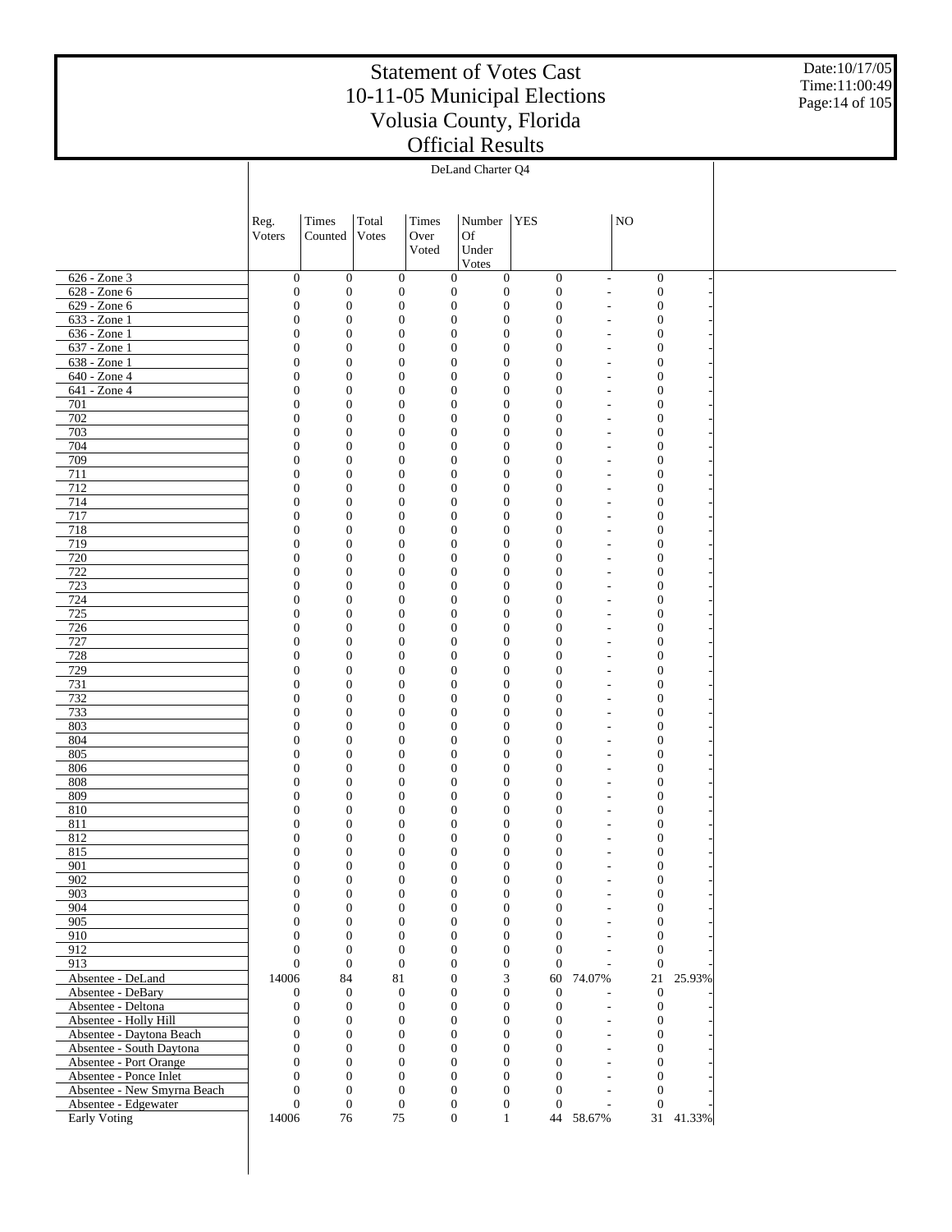# Statement of Votes Cast
# 10-11-05 Municipal Elections
# Volusia County, Florida
# Official Results

Date:10/17/05
Time:11:00:49

DeLand Charter Q4

| | Reg. Voters | Times Counted | Total Votes | Times Over Voted | Number Of Under Votes | YES | | NO | |
|---|---|---|---|---|---|---|---|---|---|
| 626 - Zone 3 | 0 | 0 | 0 | 0 | 0 | 0 | - | 0 | - |
| 628 - Zone 6 | 0 | 0 | 0 | 0 | 0 | 0 | - | 0 | - |
| 629 - Zone 6 | 0 | 0 | 0 | 0 | 0 | 0 | - | 0 | - |
| 633 - Zone 1 | 0 | 0 | 0 | 0 | 0 | 0 | - | 0 | - |
| 636 - Zone 1 | 0 | 0 | 0 | 0 | 0 | 0 | - | 0 | - |
| 637 - Zone 1 | 0 | 0 | 0 | 0 | 0 | 0 | - | 0 | - |
| 638 - Zone 1 | 0 | 0 | 0 | 0 | 0 | 0 | - | 0 | - |
| 640 - Zone 4 | 0 | 0 | 0 | 0 | 0 | 0 | - | 0 | - |
| 641 - Zone 4 | 0 | 0 | 0 | 0 | 0 | 0 | - | 0 | - |
| 701 | 0 | 0 | 0 | 0 | 0 | 0 | - | 0 | - |
| 702 | 0 | 0 | 0 | 0 | 0 | 0 | - | 0 | - |
| 703 | 0 | 0 | 0 | 0 | 0 | 0 | - | 0 | - |
| 704 | 0 | 0 | 0 | 0 | 0 | 0 | - | 0 | - |
| 709 | 0 | 0 | 0 | 0 | 0 | 0 | - | 0 | - |
| 711 | 0 | 0 | 0 | 0 | 0 | 0 | - | 0 | - |
| 712 | 0 | 0 | 0 | 0 | 0 | 0 | - | 0 | - |
| 714 | 0 | 0 | 0 | 0 | 0 | 0 | - | 0 | - |
| 717 | 0 | 0 | 0 | 0 | 0 | 0 | - | 0 | - |
| 718 | 0 | 0 | 0 | 0 | 0 | 0 | - | 0 | - |
| 719 | 0 | 0 | 0 | 0 | 0 | 0 | - | 0 | - |
| 720 | 0 | 0 | 0 | 0 | 0 | 0 | - | 0 | - |
| 722 | 0 | 0 | 0 | 0 | 0 | 0 | - | 0 | - |
| 723 | 0 | 0 | 0 | 0 | 0 | 0 | - | 0 | - |
| 724 | 0 | 0 | 0 | 0 | 0 | 0 | - | 0 | - |
| 725 | 0 | 0 | 0 | 0 | 0 | 0 | - | 0 | - |
| 726 | 0 | 0 | 0 | 0 | 0 | 0 | - | 0 | - |
| 727 | 0 | 0 | 0 | 0 | 0 | 0 | - | 0 | - |
| 728 | 0 | 0 | 0 | 0 | 0 | 0 | - | 0 | - |
| 729 | 0 | 0 | 0 | 0 | 0 | 0 | - | 0 | - |
| 731 | 0 | 0 | 0 | 0 | 0 | 0 | - | 0 | - |
| 732 | 0 | 0 | 0 | 0 | 0 | 0 | - | 0 | - |
| 733 | 0 | 0 | 0 | 0 | 0 | 0 | - | 0 | - |
| 803 | 0 | 0 | 0 | 0 | 0 | 0 | - | 0 | - |
| 804 | 0 | 0 | 0 | 0 | 0 | 0 | - | 0 | - |
| 805 | 0 | 0 | 0 | 0 | 0 | 0 | - | 0 | - |
| 806 | 0 | 0 | 0 | 0 | 0 | 0 | - | 0 | - |
| 808 | 0 | 0 | 0 | 0 | 0 | 0 | - | 0 | - |
| 809 | 0 | 0 | 0 | 0 | 0 | 0 | - | 0 | - |
| 810 | 0 | 0 | 0 | 0 | 0 | 0 | - | 0 | - |
| 811 | 0 | 0 | 0 | 0 | 0 | 0 | - | 0 | - |
| 812 | 0 | 0 | 0 | 0 | 0 | 0 | - | 0 | - |
| 815 | 0 | 0 | 0 | 0 | 0 | 0 | - | 0 | - |
| 901 | 0 | 0 | 0 | 0 | 0 | 0 | - | 0 | - |
| 902 | 0 | 0 | 0 | 0 | 0 | 0 | - | 0 | - |
| 903 | 0 | 0 | 0 | 0 | 0 | 0 | - | 0 | - |
| 904 | 0 | 0 | 0 | 0 | 0 | 0 | - | 0 | - |
| 905 | 0 | 0 | 0 | 0 | 0 | 0 | - | 0 | - |
| 910 | 0 | 0 | 0 | 0 | 0 | 0 | - | 0 | - |
| 912 | 0 | 0 | 0 | 0 | 0 | 0 | - | 0 | - |
| 913 | 0 | 0 | 0 | 0 | 0 | 0 | - | 0 | - |
| Absentee - DeLand | 14006 | 84 | 81 | 0 | 3 | 60 | 74.07% | 21 | 25.93% |
| Absentee - DeBary | 0 | 0 | 0 | 0 | 0 | 0 | - | 0 | - |
| Absentee - Deltona | 0 | 0 | 0 | 0 | 0 | 0 | - | 0 | - |
| Absentee - Holly Hill | 0 | 0 | 0 | 0 | 0 | 0 | - | 0 | - |
| Absentee - Daytona Beach | 0 | 0 | 0 | 0 | 0 | 0 | - | 0 | - |
| Absentee - South Daytona | 0 | 0 | 0 | 0 | 0 | 0 | - | 0 | - |
| Absentee - Port Orange | 0 | 0 | 0 | 0 | 0 | 0 | - | 0 | - |
| Absentee - Ponce Inlet | 0 | 0 | 0 | 0 | 0 | 0 | - | 0 | - |
| Absentee - New Smyrna Beach | 0 | 0 | 0 | 0 | 0 | 0 | - | 0 | - |
| Absentee - Edgewater | 0 | 0 | 0 | 0 | 0 | 0 | - | 0 | - |
| Early Voting | 14006 | 76 | 75 | 0 | 1 | 44 | 58.67% | 31 | 41.33% |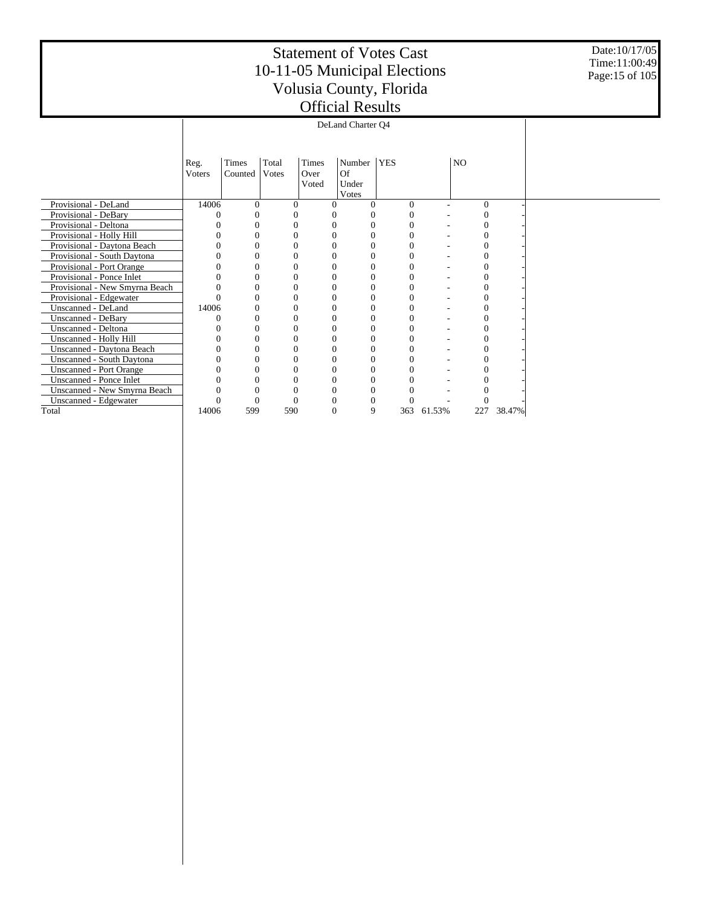# Statement of Votes Cast
# 10-11-05 Municipal Elections
# Volusia County, Florida
# Official Results

Date:10/17/05
Time:11:00:49

| | DeLand Charter Q4 | | | | | | | | |
|---|---|---|---|---|---|---|---|---|---|
| | Reg. Voters | Times Counted | Total Votes | Times Over Voted | Number Of Under Votes | YES | | NO | |
| Provisional - DeLand | 14006 | 0 | 0 | 0 | 0 | 0 | - | 0 | - |
| Provisional - DeBary | 0 | 0 | 0 | 0 | 0 | 0 | - | 0 | - |
| Provisional - Deltona | 0 | 0 | 0 | 0 | 0 | 0 | - | 0 | - |
| Provisional - Holly Hill | 0 | 0 | 0 | 0 | 0 | 0 | - | 0 | - |
| Provisional - Daytona Beach | 0 | 0 | 0 | 0 | 0 | 0 | - | 0 | - |
| Provisional - South Daytona | 0 | 0 | 0 | 0 | 0 | 0 | - | 0 | - |
| Provisional - Port Orange | 0 | 0 | 0 | 0 | 0 | 0 | - | 0 | - |
| Provisional - Ponce Inlet | 0 | 0 | 0 | 0 | 0 | 0 | - | 0 | - |
| Provisional - New Smyrna Beach | 0 | 0 | 0 | 0 | 0 | 0 | - | 0 | - |
| Provisional - Edgewater | 0 | 0 | 0 | 0 | 0 | 0 | - | 0 | - |
| Unscanned - DeLand | 14006 | 0 | 0 | 0 | 0 | 0 | - | 0 | - |
| Unscanned - DeBary | 0 | 0 | 0 | 0 | 0 | 0 | - | 0 | - |
| Unscanned - Deltona | 0 | 0 | 0 | 0 | 0 | 0 | - | 0 | - |
| Unscanned - Holly Hill | 0 | 0 | 0 | 0 | 0 | 0 | - | 0 | - |
| Unscanned - Daytona Beach | 0 | 0 | 0 | 0 | 0 | 0 | - | 0 | - |
| Unscanned - South Daytona | 0 | 0 | 0 | 0 | 0 | 0 | - | 0 | - |
| Unscanned - Port Orange | 0 | 0 | 0 | 0 | 0 | 0 | - | 0 | - |
| Unscanned - Ponce Inlet | 0 | 0 | 0 | 0 | 0 | 0 | - | 0 | - |
| Unscanned - New Smyrna Beach | 0 | 0 | 0 | 0 | 0 | 0 | - | 0 | - |
| Unscanned - Edgewater | 0 | 0 | 0 | 0 | 0 | 0 | - | 0 | - |
| Total | 14006 | 599 | 590 | 0 | 9 | 363 | 61.53% | 227 | 38.47% |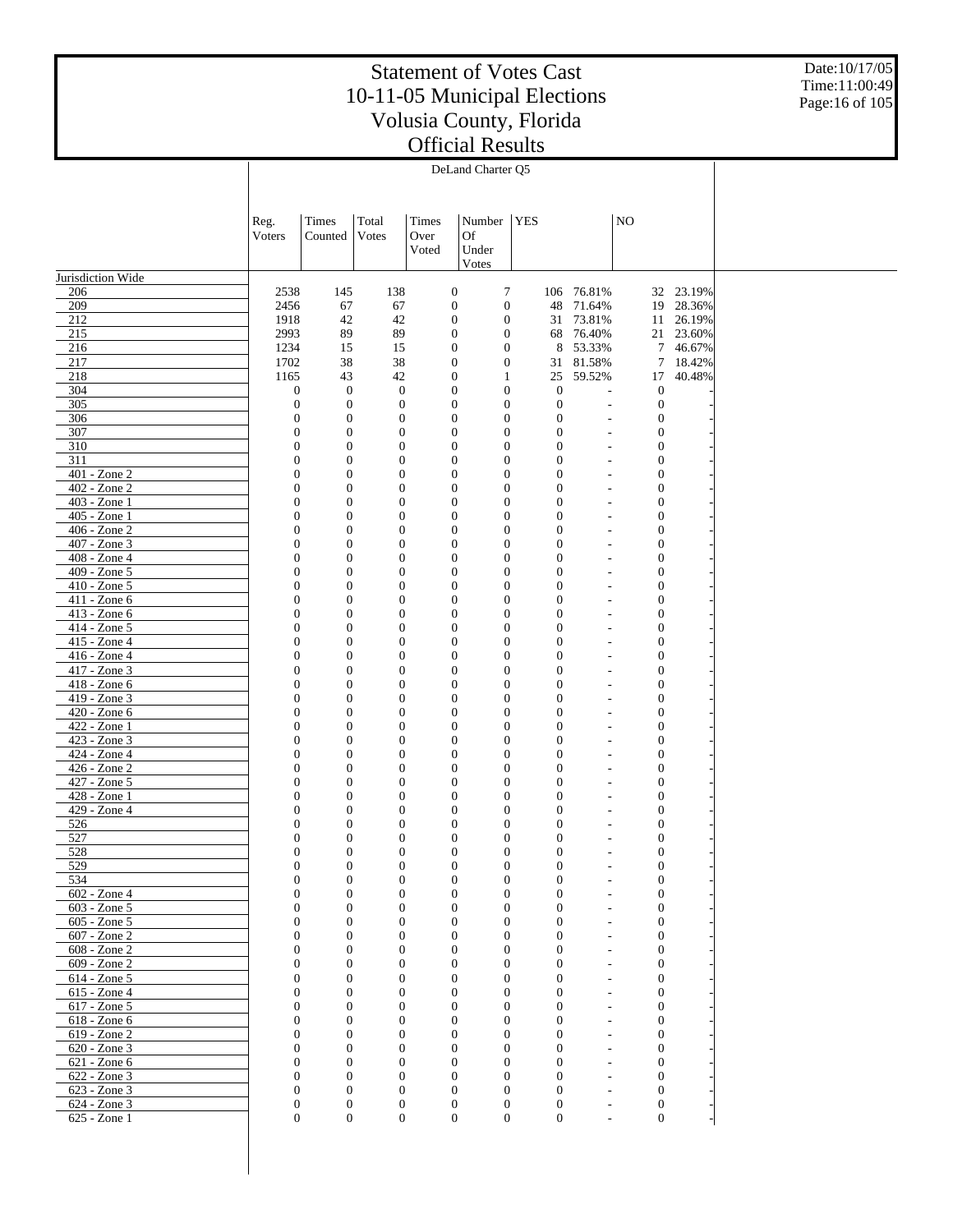# Statement of Votes Cast
# 10-11-05 Municipal Elections
# Volusia County, Florida
# Official Results

Date:10/17/05
Time:11:00:49

DeLand Charter Q5

| | Reg. Voters | Times Counted | Total Votes | Times Over Voted | Number Of Under Votes | YES | | NO | |
|---|---|---|---|---|---|---|---|---|---|
| Jurisdiction Wide | | | | | | | | | |
| 206 | 2538 | 145 | 138 | 0 | 7 | 106 | 76.81% | 32 | 23.19% |
| 209 | 2456 | 67 | 67 | 0 | 0 | 48 | 71.64% | 19 | 28.36% |
| 212 | 1918 | 42 | 42 | 0 | 0 | 31 | 73.81% | 11 | 26.19% |
| 215 | 2993 | 89 | 89 | 0 | 0 | 68 | 76.40% | 21 | 23.60% |
| 216 | 1234 | 15 | 15 | 0 | 0 | 8 | 53.33% | 7 | 46.67% |
| 217 | 1702 | 38 | 38 | 0 | 0 | 31 | 81.58% | 7 | 18.42% |
| 218 | 1165 | 43 | 42 | 0 | 1 | 25 | 59.52% | 17 | 40.48% |
| 304 | 0 | 0 | 0 | 0 | 0 | 0 | - | 0 | - |
| 305 | 0 | 0 | 0 | 0 | 0 | 0 | - | 0 | - |
| 306 | 0 | 0 | 0 | 0 | 0 | 0 | - | 0 | - |
| 307 | 0 | 0 | 0 | 0 | 0 | 0 | - | 0 | - |
| 310 | 0 | 0 | 0 | 0 | 0 | 0 | - | 0 | - |
| 311 | 0 | 0 | 0 | 0 | 0 | 0 | - | 0 | - |
| 401 - Zone 2 | 0 | 0 | 0 | 0 | 0 | 0 | - | 0 | - |
| 402 - Zone 2 | 0 | 0 | 0 | 0 | 0 | 0 | - | 0 | - |
| 403 - Zone 1 | 0 | 0 | 0 | 0 | 0 | 0 | - | 0 | - |
| 405 - Zone 1 | 0 | 0 | 0 | 0 | 0 | 0 | - | 0 | - |
| 406 - Zone 2 | 0 | 0 | 0 | 0 | 0 | 0 | - | 0 | - |
| 407 - Zone 3 | 0 | 0 | 0 | 0 | 0 | 0 | - | 0 | - |
| 408 - Zone 4 | 0 | 0 | 0 | 0 | 0 | 0 | - | 0 | - |
| 409 - Zone 5 | 0 | 0 | 0 | 0 | 0 | 0 | - | 0 | - |
| 410 - Zone 5 | 0 | 0 | 0 | 0 | 0 | 0 | - | 0 | - |
| 411 - Zone 6 | 0 | 0 | 0 | 0 | 0 | 0 | - | 0 | - |
| 413 - Zone 6 | 0 | 0 | 0 | 0 | 0 | 0 | - | 0 | - |
| 414 - Zone 5 | 0 | 0 | 0 | 0 | 0 | 0 | - | 0 | - |
| 415 - Zone 4 | 0 | 0 | 0 | 0 | 0 | 0 | - | 0 | - |
| 416 - Zone 4 | 0 | 0 | 0 | 0 | 0 | 0 | - | 0 | - |
| 417 - Zone 3 | 0 | 0 | 0 | 0 | 0 | 0 | - | 0 | - |
| 418 - Zone 6 | 0 | 0 | 0 | 0 | 0 | 0 | - | 0 | - |
| 419 - Zone 3 | 0 | 0 | 0 | 0 | 0 | 0 | - | 0 | - |
| 420 - Zone 6 | 0 | 0 | 0 | 0 | 0 | 0 | - | 0 | - |
| 422 - Zone 1 | 0 | 0 | 0 | 0 | 0 | 0 | - | 0 | - |
| 423 - Zone 3 | 0 | 0 | 0 | 0 | 0 | 0 | - | 0 | - |
| 424 - Zone 4 | 0 | 0 | 0 | 0 | 0 | 0 | - | 0 | - |
| 426 - Zone 2 | 0 | 0 | 0 | 0 | 0 | 0 | - | 0 | - |
| 427 - Zone 5 | 0 | 0 | 0 | 0 | 0 | 0 | - | 0 | - |
| 428 - Zone 1 | 0 | 0 | 0 | 0 | 0 | 0 | - | 0 | - |
| 429 - Zone 4 | 0 | 0 | 0 | 0 | 0 | 0 | - | 0 | - |
| 526 | 0 | 0 | 0 | 0 | 0 | 0 | - | 0 | - |
| 527 | 0 | 0 | 0 | 0 | 0 | 0 | - | 0 | - |
| 528 | 0 | 0 | 0 | 0 | 0 | 0 | - | 0 | - |
| 529 | 0 | 0 | 0 | 0 | 0 | 0 | - | 0 | - |
| 534 | 0 | 0 | 0 | 0 | 0 | 0 | - | 0 | - |
| 602 - Zone 4 | 0 | 0 | 0 | 0 | 0 | 0 | - | 0 | - |
| 603 - Zone 5 | 0 | 0 | 0 | 0 | 0 | 0 | - | 0 | - |
| 605 - Zone 5 | 0 | 0 | 0 | 0 | 0 | 0 | - | 0 | - |
| 607 - Zone 2 | 0 | 0 | 0 | 0 | 0 | 0 | - | 0 | - |
| 608 - Zone 2 | 0 | 0 | 0 | 0 | 0 | 0 | - | 0 | - |
| 609 - Zone 2 | 0 | 0 | 0 | 0 | 0 | 0 | - | 0 | - |
| 614 - Zone 5 | 0 | 0 | 0 | 0 | 0 | 0 | - | 0 | - |
| 615 - Zone 4 | 0 | 0 | 0 | 0 | 0 | 0 | - | 0 | - |
| 617 - Zone 5 | 0 | 0 | 0 | 0 | 0 | 0 | - | 0 | - |
| 618 - Zone 6 | 0 | 0 | 0 | 0 | 0 | 0 | - | 0 | - |
| 619 - Zone 2 | 0 | 0 | 0 | 0 | 0 | 0 | - | 0 | - |
| 620 - Zone 3 | 0 | 0 | 0 | 0 | 0 | 0 | - | 0 | - |
| 621 - Zone 6 | 0 | 0 | 0 | 0 | 0 | 0 | - | 0 | - |
| 622 - Zone 3 | 0 | 0 | 0 | 0 | 0 | 0 | - | 0 | - |
| 623 - Zone 3 | 0 | 0 | 0 | 0 | 0 | 0 | - | 0 | - |
| 624 - Zone 3 | 0 | 0 | 0 | 0 | 0 | 0 | - | 0 | - |
| 625 - Zone 1 | 0 | 0 | 0 | 0 | 0 | 0 | - | 0 | - |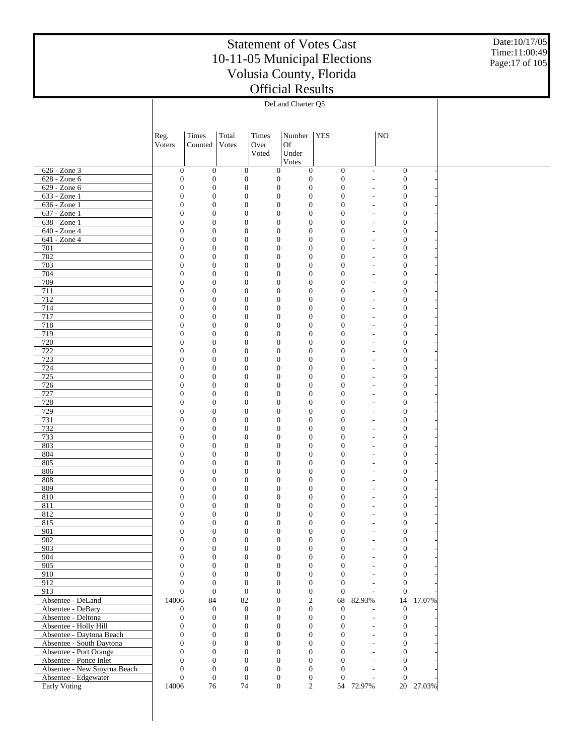# Statement of Votes Cast
# 10-11-05 Municipal Elections
# Volusia County, Florida
# Official Results

Date:10/17/05
Time:11:00:49

| | DeLand Charter Q5 | | | | | | | | |
|---|---|---|---|---|---|---|---|---|---|
| | Reg. Voters | Times Counted | Total Votes | Times Over Voted | Number Of Under Votes | YES | | NO | |
| 626 - Zone 3 | 0 | 0 | 0 | 0 | 0 | 0 | - | 0 | - |
| 628 - Zone 6 | 0 | 0 | 0 | 0 | 0 | 0 | - | 0 | - |
| 629 - Zone 6 | 0 | 0 | 0 | 0 | 0 | 0 | - | 0 | - |
| 633 - Zone 1 | 0 | 0 | 0 | 0 | 0 | 0 | - | 0 | - |
| 636 - Zone 1 | 0 | 0 | 0 | 0 | 0 | 0 | - | 0 | - |
| 637 - Zone 1 | 0 | 0 | 0 | 0 | 0 | 0 | - | 0 | - |
| 638 - Zone 1 | 0 | 0 | 0 | 0 | 0 | 0 | - | 0 | - |
| 640 - Zone 4 | 0 | 0 | 0 | 0 | 0 | 0 | - | 0 | - |
| 641 - Zone 4 | 0 | 0 | 0 | 0 | 0 | 0 | - | 0 | - |
| 701 | 0 | 0 | 0 | 0 | 0 | 0 | - | 0 | - |
| 702 | 0 | 0 | 0 | 0 | 0 | 0 | - | 0 | - |
| 703 | 0 | 0 | 0 | 0 | 0 | 0 | - | 0 | - |
| 704 | 0 | 0 | 0 | 0 | 0 | 0 | - | 0 | - |
| 709 | 0 | 0 | 0 | 0 | 0 | 0 | - | 0 | - |
| 711 | 0 | 0 | 0 | 0 | 0 | 0 | - | 0 | - |
| 712 | 0 | 0 | 0 | 0 | 0 | 0 | - | 0 | - |
| 714 | 0 | 0 | 0 | 0 | 0 | 0 | - | 0 | - |
| 717 | 0 | 0 | 0 | 0 | 0 | 0 | - | 0 | - |
| 718 | 0 | 0 | 0 | 0 | 0 | 0 | - | 0 | - |
| 719 | 0 | 0 | 0 | 0 | 0 | 0 | - | 0 | - |
| 720 | 0 | 0 | 0 | 0 | 0 | 0 | - | 0 | - |
| 722 | 0 | 0 | 0 | 0 | 0 | 0 | - | 0 | - |
| 723 | 0 | 0 | 0 | 0 | 0 | 0 | - | 0 | - |
| 724 | 0 | 0 | 0 | 0 | 0 | 0 | - | 0 | - |
| 725 | 0 | 0 | 0 | 0 | 0 | 0 | - | 0 | - |
| 726 | 0 | 0 | 0 | 0 | 0 | 0 | - | 0 | - |
| 727 | 0 | 0 | 0 | 0 | 0 | 0 | - | 0 | - |
| 728 | 0 | 0 | 0 | 0 | 0 | 0 | - | 0 | - |
| 729 | 0 | 0 | 0 | 0 | 0 | 0 | - | 0 | - |
| 731 | 0 | 0 | 0 | 0 | 0 | 0 | - | 0 | - |
| 732 | 0 | 0 | 0 | 0 | 0 | 0 | - | 0 | - |
| 733 | 0 | 0 | 0 | 0 | 0 | 0 | - | 0 | - |
| 803 | 0 | 0 | 0 | 0 | 0 | 0 | - | 0 | - |
| 804 | 0 | 0 | 0 | 0 | 0 | 0 | - | 0 | - |
| 805 | 0 | 0 | 0 | 0 | 0 | 0 | - | 0 | - |
| 806 | 0 | 0 | 0 | 0 | 0 | 0 | - | 0 | - |
| 808 | 0 | 0 | 0 | 0 | 0 | 0 | - | 0 | - |
| 809 | 0 | 0 | 0 | 0 | 0 | 0 | - | 0 | - |
| 810 | 0 | 0 | 0 | 0 | 0 | 0 | - | 0 | - |
| 811 | 0 | 0 | 0 | 0 | 0 | 0 | - | 0 | - |
| 812 | 0 | 0 | 0 | 0 | 0 | 0 | - | 0 | - |
| 815 | 0 | 0 | 0 | 0 | 0 | 0 | - | 0 | - |
| 901 | 0 | 0 | 0 | 0 | 0 | 0 | - | 0 | - |
| 902 | 0 | 0 | 0 | 0 | 0 | 0 | - | 0 | - |
| 903 | 0 | 0 | 0 | 0 | 0 | 0 | - | 0 | - |
| 904 | 0 | 0 | 0 | 0 | 0 | 0 | - | 0 | - |
| 905 | 0 | 0 | 0 | 0 | 0 | 0 | - | 0 | - |
| 910 | 0 | 0 | 0 | 0 | 0 | 0 | - | 0 | - |
| 912 | 0 | 0 | 0 | 0 | 0 | 0 | - | 0 | - |
| 913 | 0 | 0 | 0 | 0 | 0 | 0 | - | 0 | - |
| Absentee - DeLand | 14006 | 84 | 82 | 0 | 2 | 68 | 82.93% | 14 | 17.07% |
| Absentee - DeBary | 0 | 0 | 0 | 0 | 0 | 0 | - | 0 | - |
| Absentee - Deltona | 0 | 0 | 0 | 0 | 0 | 0 | - | 0 | - |
| Absentee - Holly Hill | 0 | 0 | 0 | 0 | 0 | 0 | - | 0 | - |
| Absentee - Daytona Beach | 0 | 0 | 0 | 0 | 0 | 0 | - | 0 | - |
| Absentee - South Daytona | 0 | 0 | 0 | 0 | 0 | 0 | - | 0 | - |
| Absentee - Port Orange | 0 | 0 | 0 | 0 | 0 | 0 | - | 0 | - |
| Absentee - Ponce Inlet | 0 | 0 | 0 | 0 | 0 | 0 | - | 0 | - |
| Absentee - New Smyrna Beach | 0 | 0 | 0 | 0 | 0 | 0 | - | 0 | - |
| Absentee - Edgewater | 0 | 0 | 0 | 0 | 0 | 0 | - | 0 | - |
| Early Voting | 14006 | 76 | 74 | 0 | 2 | 54 | 72.97% | 20 | 27.03% |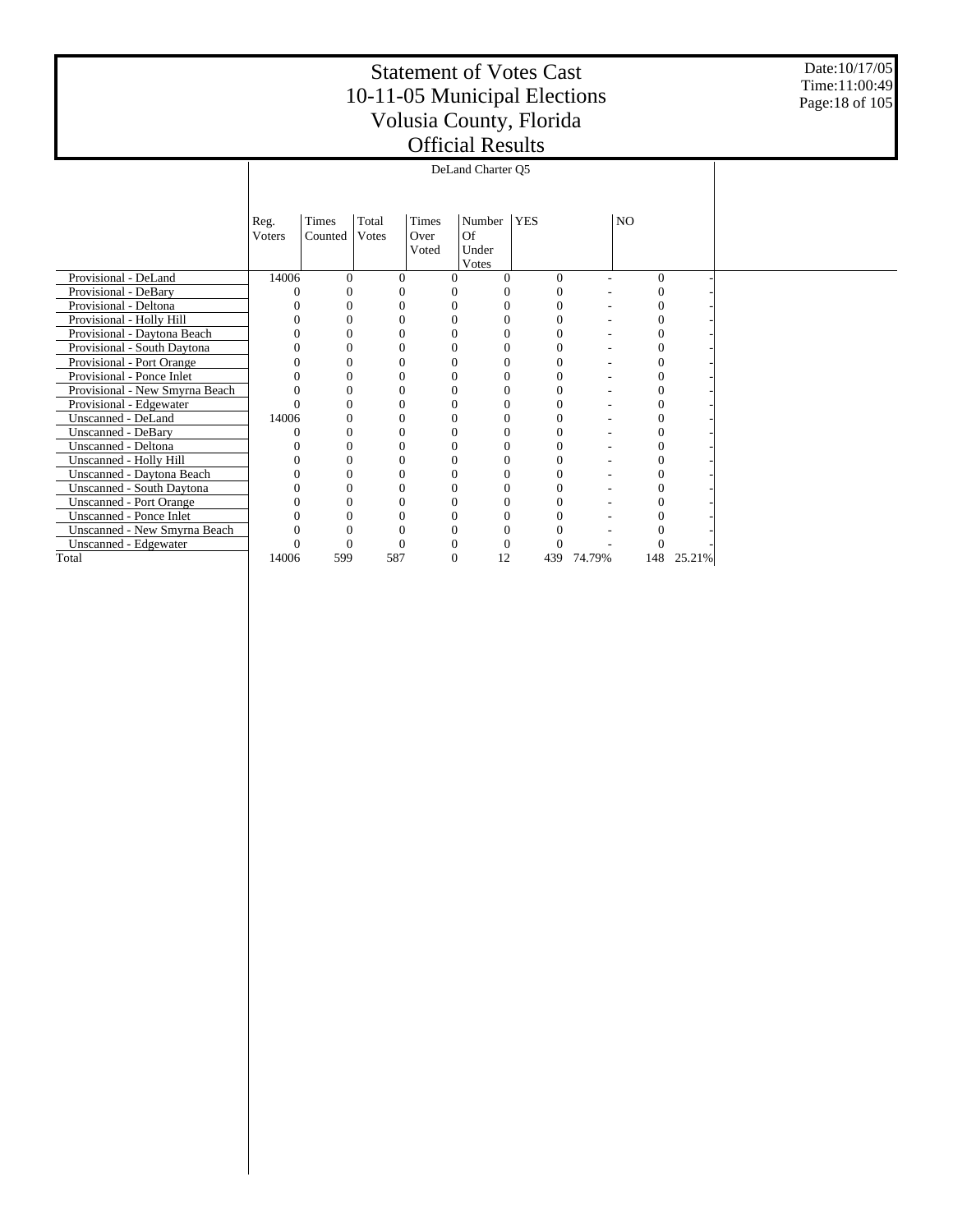# Statement of Votes Cast
# 10-11-05 Municipal Elections
# Volusia County, Florida
# Official Results

Date:10/17/05
Time:11:00:49

| | DeLand Charter Q5 | | | | | | | | |
|---|---|---|---|---|---|---|---|---|---|
| | Reg. Voters | Times Counted | Total Votes | Times Over Voted | Number Of Under Votes | YES | | NO | |
| Provisional - DeLand | 14006 | 0 | 0 | 0 | 0 | 0 | - | 0 | - |
| Provisional - DeBary | 0 | 0 | 0 | 0 | 0 | 0 | - | 0 | - |
| Provisional - Deltona | 0 | 0 | 0 | 0 | 0 | 0 | - | 0 | - |
| Provisional - Holly Hill | 0 | 0 | 0 | 0 | 0 | 0 | - | 0 | - |
| Provisional - Daytona Beach | 0 | 0 | 0 | 0 | 0 | 0 | - | 0 | - |
| Provisional - South Daytona | 0 | 0 | 0 | 0 | 0 | 0 | - | 0 | - |
| Provisional - Port Orange | 0 | 0 | 0 | 0 | 0 | 0 | - | 0 | - |
| Provisional - Ponce Inlet | 0 | 0 | 0 | 0 | 0 | 0 | - | 0 | - |
| Provisional - New Smyrna Beach | 0 | 0 | 0 | 0 | 0 | 0 | - | 0 | - |
| Provisional - Edgewater | 0 | 0 | 0 | 0 | 0 | 0 | - | 0 | - |
| Unscanned - DeLand | 14006 | 0 | 0 | 0 | 0 | 0 | - | 0 | - |
| Unscanned - DeBary | 0 | 0 | 0 | 0 | 0 | 0 | - | 0 | - |
| Unscanned - Deltona | 0 | 0 | 0 | 0 | 0 | 0 | - | 0 | - |
| Unscanned - Holly Hill | 0 | 0 | 0 | 0 | 0 | 0 | - | 0 | - |
| Unscanned - Daytona Beach | 0 | 0 | 0 | 0 | 0 | 0 | - | 0 | - |
| Unscanned - South Daytona | 0 | 0 | 0 | 0 | 0 | 0 | - | 0 | - |
| Unscanned - Port Orange | 0 | 0 | 0 | 0 | 0 | 0 | - | 0 | - |
| Unscanned - Ponce Inlet | 0 | 0 | 0 | 0 | 0 | 0 | - | 0 | - |
| Unscanned - New Smyrna Beach | 0 | 0 | 0 | 0 | 0 | 0 | - | 0 | - |
| Unscanned - Edgewater | 0 | 0 | 0 | 0 | 0 | 0 | - | 0 | - |
| Total | 14006 | 599 | 587 | 0 | 12 | 439 | 74.79% | 148 | 25.21% |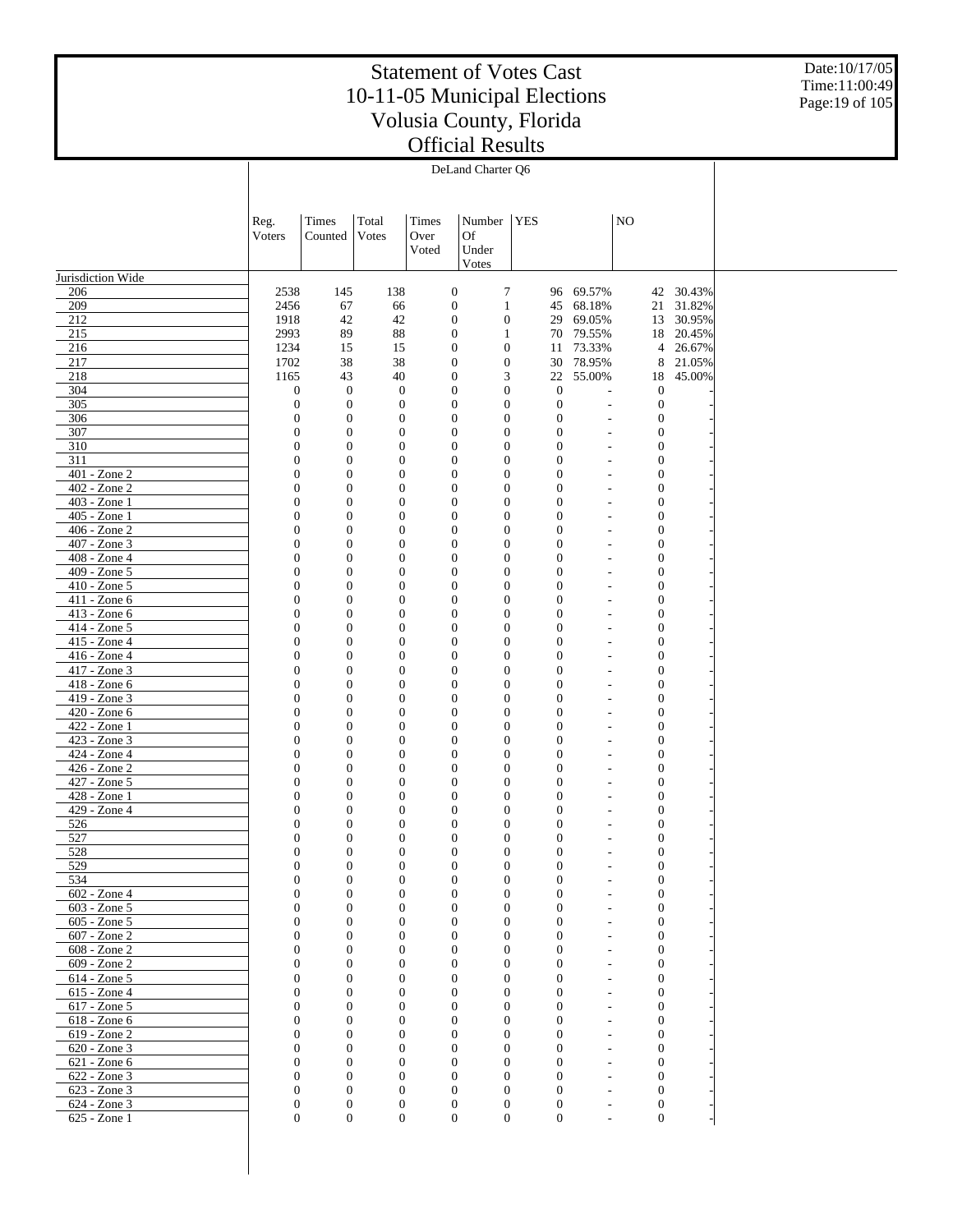# Statement of Votes Cast
# 10-11-05 Municipal Elections
# Volusia County, Florida
# Official Results

Date:10/17/05
Time:11:00:49

DeLand Charter Q6

| | Reg. Voters | Times Counted | Total Votes | Times Over Voted | Number Of Under Votes | YES | | NO | |
|---|---|---|---|---|---|---|---|---|---|
| Jurisdiction Wide | | | | | | | | | |
| 206 | 2538 | 145 | 138 | 0 | 7 | 96 | 69.57% | 42 | 30.43% |
| 209 | 2456 | 67 | 66 | 0 | 1 | 45 | 68.18% | 21 | 31.82% |
| 212 | 1918 | 42 | 42 | 0 | 0 | 29 | 69.05% | 13 | 30.95% |
| 215 | 2993 | 89 | 88 | 0 | 1 | 70 | 79.55% | 18 | 20.45% |
| 216 | 1234 | 15 | 15 | 0 | 0 | 11 | 73.33% | 4 | 26.67% |
| 217 | 1702 | 38 | 38 | 0 | 0 | 30 | 78.95% | 8 | 21.05% |
| 218 | 1165 | 43 | 40 | 0 | 3 | 22 | 55.00% | 18 | 45.00% |
| 304 | 0 | 0 | 0 | 0 | 0 | 0 | - | 0 | - |
| 305 | 0 | 0 | 0 | 0 | 0 | 0 | - | 0 | - |
| 306 | 0 | 0 | 0 | 0 | 0 | 0 | - | 0 | - |
| 307 | 0 | 0 | 0 | 0 | 0 | 0 | - | 0 | - |
| 310 | 0 | 0 | 0 | 0 | 0 | 0 | - | 0 | - |
| 311 | 0 | 0 | 0 | 0 | 0 | 0 | - | 0 | - |
| 401 - Zone 2 | 0 | 0 | 0 | 0 | 0 | 0 | - | 0 | - |
| 402 - Zone 2 | 0 | 0 | 0 | 0 | 0 | 0 | - | 0 | - |
| 403 - Zone 1 | 0 | 0 | 0 | 0 | 0 | 0 | - | 0 | - |
| 405 - Zone 1 | 0 | 0 | 0 | 0 | 0 | 0 | - | 0 | - |
| 406 - Zone 2 | 0 | 0 | 0 | 0 | 0 | 0 | - | 0 | - |
| 407 - Zone 3 | 0 | 0 | 0 | 0 | 0 | 0 | - | 0 | - |
| 408 - Zone 4 | 0 | 0 | 0 | 0 | 0 | 0 | - | 0 | - |
| 409 - Zone 5 | 0 | 0 | 0 | 0 | 0 | 0 | - | 0 | - |
| 410 - Zone 5 | 0 | 0 | 0 | 0 | 0 | 0 | - | 0 | - |
| 411 - Zone 6 | 0 | 0 | 0 | 0 | 0 | 0 | - | 0 | - |
| 413 - Zone 6 | 0 | 0 | 0 | 0 | 0 | 0 | - | 0 | - |
| 414 - Zone 5 | 0 | 0 | 0 | 0 | 0 | 0 | - | 0 | - |
| 415 - Zone 4 | 0 | 0 | 0 | 0 | 0 | 0 | - | 0 | - |
| 416 - Zone 4 | 0 | 0 | 0 | 0 | 0 | 0 | - | 0 | - |
| 417 - Zone 3 | 0 | 0 | 0 | 0 | 0 | 0 | - | 0 | - |
| 418 - Zone 6 | 0 | 0 | 0 | 0 | 0 | 0 | - | 0 | - |
| 419 - Zone 3 | 0 | 0 | 0 | 0 | 0 | 0 | - | 0 | - |
| 420 - Zone 6 | 0 | 0 | 0 | 0 | 0 | 0 | - | 0 | - |
| 422 - Zone 1 | 0 | 0 | 0 | 0 | 0 | 0 | - | 0 | - |
| 423 - Zone 3 | 0 | 0 | 0 | 0 | 0 | 0 | - | 0 | - |
| 424 - Zone 4 | 0 | 0 | 0 | 0 | 0 | 0 | - | 0 | - |
| 426 - Zone 2 | 0 | 0 | 0 | 0 | 0 | 0 | - | 0 | - |
| 427 - Zone 5 | 0 | 0 | 0 | 0 | 0 | 0 | - | 0 | - |
| 428 - Zone 1 | 0 | 0 | 0 | 0 | 0 | 0 | - | 0 | - |
| 429 - Zone 4 | 0 | 0 | 0 | 0 | 0 | 0 | - | 0 | - |
| 526 | 0 | 0 | 0 | 0 | 0 | 0 | - | 0 | - |
| 527 | 0 | 0 | 0 | 0 | 0 | 0 | - | 0 | - |
| 528 | 0 | 0 | 0 | 0 | 0 | 0 | - | 0 | - |
| 529 | 0 | 0 | 0 | 0 | 0 | 0 | - | 0 | - |
| 534 | 0 | 0 | 0 | 0 | 0 | 0 | - | 0 | - |
| 602 - Zone 4 | 0 | 0 | 0 | 0 | 0 | 0 | - | 0 | - |
| 603 - Zone 5 | 0 | 0 | 0 | 0 | 0 | 0 | - | 0 | - |
| 605 - Zone 5 | 0 | 0 | 0 | 0 | 0 | 0 | - | 0 | - |
| 607 - Zone 2 | 0 | 0 | 0 | 0 | 0 | 0 | - | 0 | - |
| 608 - Zone 2 | 0 | 0 | 0 | 0 | 0 | 0 | - | 0 | - |
| 609 - Zone 2 | 0 | 0 | 0 | 0 | 0 | 0 | - | 0 | - |
| 614 - Zone 5 | 0 | 0 | 0 | 0 | 0 | 0 | - | 0 | - |
| 615 - Zone 4 | 0 | 0 | 0 | 0 | 0 | 0 | - | 0 | - |
| 617 - Zone 5 | 0 | 0 | 0 | 0 | 0 | 0 | - | 0 | - |
| 618 - Zone 6 | 0 | 0 | 0 | 0 | 0 | 0 | - | 0 | - |
| 619 - Zone 2 | 0 | 0 | 0 | 0 | 0 | 0 | - | 0 | - |
| 620 - Zone 3 | 0 | 0 | 0 | 0 | 0 | 0 | - | 0 | - |
| 621 - Zone 6 | 0 | 0 | 0 | 0 | 0 | 0 | - | 0 | - |
| 622 - Zone 3 | 0 | 0 | 0 | 0 | 0 | 0 | - | 0 | - |
| 623 - Zone 3 | 0 | 0 | 0 | 0 | 0 | 0 | - | 0 | - |
| 624 - Zone 3 | 0 | 0 | 0 | 0 | 0 | 0 | - | 0 | - |
| 625 - Zone 1 | 0 | 0 | 0 | 0 | 0 | 0 | - | 0 | - |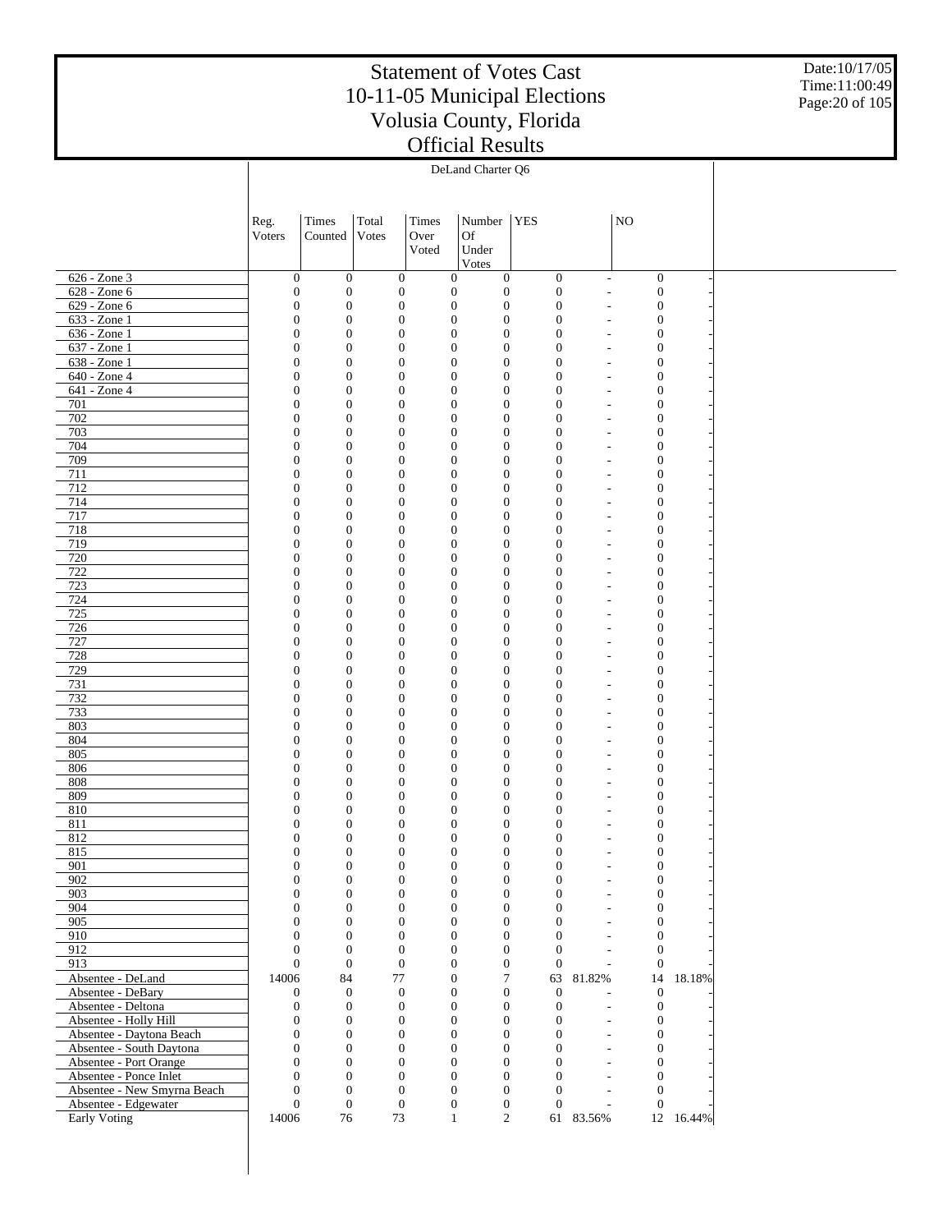# Statement of Votes Cast
## 10-11-05 Municipal Elections
## Volusia County, Florida
## Official Results

Date:10/17/05
Time:11:00:49

DeLand Charter Q6

| | Reg. Voters | Times Counted | Total Votes | Times Over Voted | Number Of Under Votes | YES | | NO | |
|---|---|---|---|---|---|---|---|---|---|
| 626 - Zone 3 | 0 | 0 | 0 | 0 | 0 | 0 | - | 0 | - |
| 628 - Zone 6 | 0 | 0 | 0 | 0 | 0 | 0 | - | 0 | - |
| 629 - Zone 6 | 0 | 0 | 0 | 0 | 0 | 0 | - | 0 | - |
| 633 - Zone 1 | 0 | 0 | 0 | 0 | 0 | 0 | - | 0 | - |
| 636 - Zone 1 | 0 | 0 | 0 | 0 | 0 | 0 | - | 0 | - |
| 637 - Zone 1 | 0 | 0 | 0 | 0 | 0 | 0 | - | 0 | - |
| 638 - Zone 1 | 0 | 0 | 0 | 0 | 0 | 0 | - | 0 | - |
| 640 - Zone 4 | 0 | 0 | 0 | 0 | 0 | 0 | - | 0 | - |
| 641 - Zone 4 | 0 | 0 | 0 | 0 | 0 | 0 | - | 0 | - |
| 701 | 0 | 0 | 0 | 0 | 0 | 0 | - | 0 | - |
| 702 | 0 | 0 | 0 | 0 | 0 | 0 | - | 0 | - |
| 703 | 0 | 0 | 0 | 0 | 0 | 0 | - | 0 | - |
| 704 | 0 | 0 | 0 | 0 | 0 | 0 | - | 0 | - |
| 709 | 0 | 0 | 0 | 0 | 0 | 0 | - | 0 | - |
| 711 | 0 | 0 | 0 | 0 | 0 | 0 | - | 0 | - |
| 712 | 0 | 0 | 0 | 0 | 0 | 0 | - | 0 | - |
| 714 | 0 | 0 | 0 | 0 | 0 | 0 | - | 0 | - |
| 717 | 0 | 0 | 0 | 0 | 0 | 0 | - | 0 | - |
| 718 | 0 | 0 | 0 | 0 | 0 | 0 | - | 0 | - |
| 719 | 0 | 0 | 0 | 0 | 0 | 0 | - | 0 | - |
| 720 | 0 | 0 | 0 | 0 | 0 | 0 | - | 0 | - |
| 722 | 0 | 0 | 0 | 0 | 0 | 0 | - | 0 | - |
| 723 | 0 | 0 | 0 | 0 | 0 | 0 | - | 0 | - |
| 724 | 0 | 0 | 0 | 0 | 0 | 0 | - | 0 | - |
| 725 | 0 | 0 | 0 | 0 | 0 | 0 | - | 0 | - |
| 726 | 0 | 0 | 0 | 0 | 0 | 0 | - | 0 | - |
| 727 | 0 | 0 | 0 | 0 | 0 | 0 | - | 0 | - |
| 728 | 0 | 0 | 0 | 0 | 0 | 0 | - | 0 | - |
| 729 | 0 | 0 | 0 | 0 | 0 | 0 | - | 0 | - |
| 731 | 0 | 0 | 0 | 0 | 0 | 0 | - | 0 | - |
| 732 | 0 | 0 | 0 | 0 | 0 | 0 | - | 0 | - |
| 733 | 0 | 0 | 0 | 0 | 0 | 0 | - | 0 | - |
| 803 | 0 | 0 | 0 | 0 | 0 | 0 | - | 0 | - |
| 804 | 0 | 0 | 0 | 0 | 0 | 0 | - | 0 | - |
| 805 | 0 | 0 | 0 | 0 | 0 | 0 | - | 0 | - |
| 806 | 0 | 0 | 0 | 0 | 0 | 0 | - | 0 | - |
| 808 | 0 | 0 | 0 | 0 | 0 | 0 | - | 0 | - |
| 809 | 0 | 0 | 0 | 0 | 0 | 0 | - | 0 | - |
| 810 | 0 | 0 | 0 | 0 | 0 | 0 | - | 0 | - |
| 811 | 0 | 0 | 0 | 0 | 0 | 0 | - | 0 | - |
| 812 | 0 | 0 | 0 | 0 | 0 | 0 | - | 0 | - |
| 815 | 0 | 0 | 0 | 0 | 0 | 0 | - | 0 | - |
| 901 | 0 | 0 | 0 | 0 | 0 | 0 | - | 0 | - |
| 902 | 0 | 0 | 0 | 0 | 0 | 0 | - | 0 | - |
| 903 | 0 | 0 | 0 | 0 | 0 | 0 | - | 0 | - |
| 904 | 0 | 0 | 0 | 0 | 0 | 0 | - | 0 | - |
| 905 | 0 | 0 | 0 | 0 | 0 | 0 | - | 0 | - |
| 910 | 0 | 0 | 0 | 0 | 0 | 0 | - | 0 | - |
| 912 | 0 | 0 | 0 | 0 | 0 | 0 | - | 0 | - |
| 913 | 0 | 0 | 0 | 0 | 0 | 0 | - | 0 | - |
| Absentee - DeLand | 14006 | 84 | 77 | 0 | 7 | 63 | 81.82% | 14 | 18.18% |
| Absentee - DeBary | 0 | 0 | 0 | 0 | 0 | 0 | - | 0 | - |
| Absentee - Deltona | 0 | 0 | 0 | 0 | 0 | 0 | - | 0 | - |
| Absentee - Holly Hill | 0 | 0 | 0 | 0 | 0 | 0 | - | 0 | - |
| Absentee - Daytona Beach | 0 | 0 | 0 | 0 | 0 | 0 | - | 0 | - |
| Absentee - South Daytona | 0 | 0 | 0 | 0 | 0 | 0 | - | 0 | - |
| Absentee - Port Orange | 0 | 0 | 0 | 0 | 0 | 0 | - | 0 | - |
| Absentee - Ponce Inlet | 0 | 0 | 0 | 0 | 0 | 0 | - | 0 | - |
| Absentee - New Smyrna Beach | 0 | 0 | 0 | 0 | 0 | 0 | - | 0 | - |
| Absentee - Edgewater | 0 | 0 | 0 | 0 | 0 | 0 | - | 0 | - |
| Early Voting | 14006 | 76 | 73 | 1 | 2 | 61 | 83.56% | 12 | 16.44% |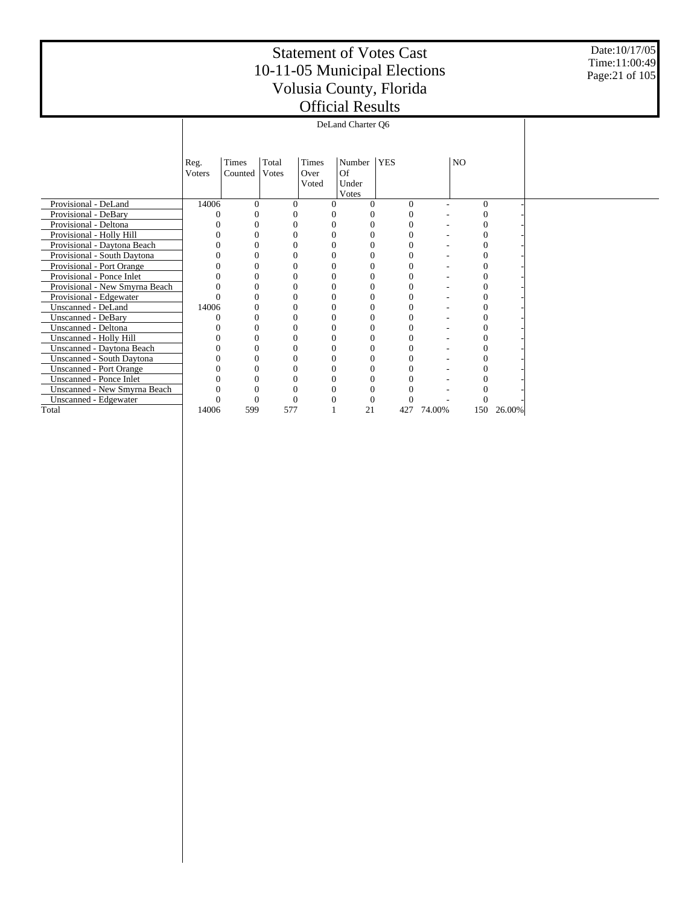# Statement of Votes Cast
# 10-11-05 Municipal Elections
# Volusia County, Florida
# Official Results

Date:10/17/05
Time:11:00:49

DeLand Charter Q6

| | Reg. Voters | Times Counted | Total Votes | Times Over Voted | Number Of Under Votes | YES | | NO | |
|---|---|---|---|---|---|---|---|---|---|
| Provisional - DeLand | 14006 | 0 | 0 | 0 | 0 | 0 | - | 0 | - |
| Provisional - DeBary | 0 | 0 | 0 | 0 | 0 | 0 | - | 0 | - |
| Provisional - Deltona | 0 | 0 | 0 | 0 | 0 | 0 | - | 0 | - |
| Provisional - Holly Hill | 0 | 0 | 0 | 0 | 0 | 0 | - | 0 | - |
| Provisional - Daytona Beach | 0 | 0 | 0 | 0 | 0 | 0 | - | 0 | - |
| Provisional - South Daytona | 0 | 0 | 0 | 0 | 0 | 0 | - | 0 | - |
| Provisional - Port Orange | 0 | 0 | 0 | 0 | 0 | 0 | - | 0 | - |
| Provisional - Ponce Inlet | 0 | 0 | 0 | 0 | 0 | 0 | - | 0 | - |
| Provisional - New Smyrna Beach | 0 | 0 | 0 | 0 | 0 | 0 | - | 0 | - |
| Provisional - Edgewater | 0 | 0 | 0 | 0 | 0 | 0 | - | 0 | - |
| Unscanned - DeLand | 14006 | 0 | 0 | 0 | 0 | 0 | - | 0 | - |
| Unscanned - DeBary | 0 | 0 | 0 | 0 | 0 | 0 | - | 0 | - |
| Unscanned - Deltona | 0 | 0 | 0 | 0 | 0 | 0 | - | 0 | - |
| Unscanned - Holly Hill | 0 | 0 | 0 | 0 | 0 | 0 | - | 0 | - |
| Unscanned - Daytona Beach | 0 | 0 | 0 | 0 | 0 | 0 | - | 0 | - |
| Unscanned - South Daytona | 0 | 0 | 0 | 0 | 0 | 0 | - | 0 | - |
| Unscanned - Port Orange | 0 | 0 | 0 | 0 | 0 | 0 | - | 0 | - |
| Unscanned - Ponce Inlet | 0 | 0 | 0 | 0 | 0 | 0 | - | 0 | - |
| Unscanned - New Smyrna Beach | 0 | 0 | 0 | 0 | 0 | 0 | - | 0 | - |
| Unscanned - Edgewater | 0 | 0 | 0 | 0 | 0 | 0 | - | 0 | - |
| Total | 14006 | 599 | 577 | 1 | 21 | 427 | 74.00% | 150 | 26.00% |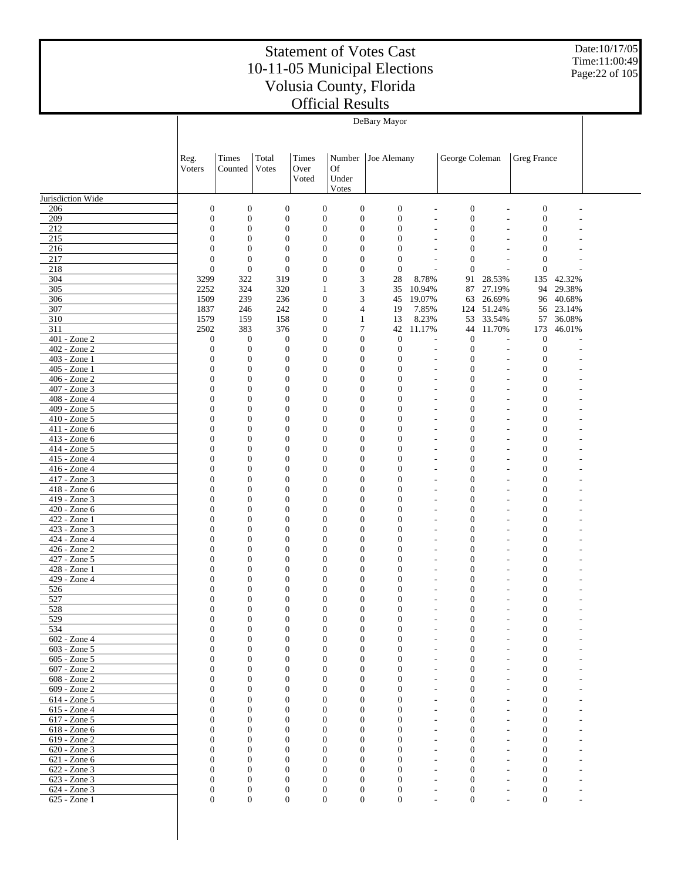# Statement of Votes Cast
# 10-11-05 Municipal Elections
# Volusia County, Florida
# Official Results

Date:10/17/05
Time:11:00:49

| | DeBary Mayor | | | | | | | | | | |
|---|---|---|---|---|---|---|---|---|---|---|---|
| | Reg. Voters | Times Counted | Total Votes | Times Over Voted | Number Of Under Votes | Joe Alemany | | George Coleman | | Greg France | |
| Jurisdiction Wide | | | | | | | | | | | |
| 206 | 0 | 0 | 0 | 0 | 0 | 0 | - | 0 | - | 0 | - |
| 209 | 0 | 0 | 0 | 0 | 0 | 0 | - | 0 | - | 0 | - |
| 212 | 0 | 0 | 0 | 0 | 0 | 0 | - | 0 | - | 0 | - |
| 215 | 0 | 0 | 0 | 0 | 0 | 0 | - | 0 | - | 0 | - |
| 216 | 0 | 0 | 0 | 0 | 0 | 0 | - | 0 | - | 0 | - |
| 217 | 0 | 0 | 0 | 0 | 0 | 0 | - | 0 | - | 0 | - |
| 218 | 0 | 0 | 0 | 0 | 0 | 0 | - | 0 | - | 0 | - |
| 304 | 3299 | 322 | 319 | 0 | 3 | 28 | 8.78% | 91 | 28.53% | 135 | 42.32% |
| 305 | 2252 | 324 | 320 | 1 | 3 | 35 | 10.94% | 87 | 27.19% | 94 | 29.38% |
| 306 | 1509 | 239 | 236 | 0 | 3 | 45 | 19.07% | 63 | 26.69% | 96 | 40.68% |
| 307 | 1837 | 246 | 242 | 0 | 4 | 19 | 7.85% | 124 | 51.24% | 56 | 23.14% |
| 310 | 1579 | 159 | 158 | 0 | 1 | 13 | 8.23% | 53 | 33.54% | 57 | 36.08% |
| 311 | 2502 | 383 | 376 | 0 | 7 | 42 | 11.17% | 44 | 11.70% | 173 | 46.01% |
| 401 - Zone 2 | 0 | 0 | 0 | 0 | 0 | 0 | - | 0 | - | 0 | - |
| 402 - Zone 2 | 0 | 0 | 0 | 0 | 0 | 0 | - | 0 | - | 0 | - |
| 403 - Zone 1 | 0 | 0 | 0 | 0 | 0 | 0 | - | 0 | - | 0 | - |
| 405 - Zone 1 | 0 | 0 | 0 | 0 | 0 | 0 | - | 0 | - | 0 | - |
| 406 - Zone 2 | 0 | 0 | 0 | 0 | 0 | 0 | - | 0 | - | 0 | - |
| 407 - Zone 3 | 0 | 0 | 0 | 0 | 0 | 0 | - | 0 | - | 0 | - |
| 408 - Zone 4 | 0 | 0 | 0 | 0 | 0 | 0 | - | 0 | - | 0 | - |
| 409 - Zone 5 | 0 | 0 | 0 | 0 | 0 | 0 | - | 0 | - | 0 | - |
| 410 - Zone 5 | 0 | 0 | 0 | 0 | 0 | 0 | - | 0 | - | 0 | - |
| 411 - Zone 6 | 0 | 0 | 0 | 0 | 0 | 0 | - | 0 | - | 0 | - |
| 413 - Zone 6 | 0 | 0 | 0 | 0 | 0 | 0 | - | 0 | - | 0 | - |
| 414 - Zone 5 | 0 | 0 | 0 | 0 | 0 | 0 | - | 0 | - | 0 | - |
| 415 - Zone 4 | 0 | 0 | 0 | 0 | 0 | 0 | - | 0 | - | 0 | - |
| 416 - Zone 4 | 0 | 0 | 0 | 0 | 0 | 0 | - | 0 | - | 0 | - |
| 417 - Zone 3 | 0 | 0 | 0 | 0 | 0 | 0 | - | 0 | - | 0 | - |
| 418 - Zone 6 | 0 | 0 | 0 | 0 | 0 | 0 | - | 0 | - | 0 | - |
| 419 - Zone 3 | 0 | 0 | 0 | 0 | 0 | 0 | - | 0 | - | 0 | - |
| 420 - Zone 6 | 0 | 0 | 0 | 0 | 0 | 0 | - | 0 | - | 0 | - |
| 422 - Zone 1 | 0 | 0 | 0 | 0 | 0 | 0 | - | 0 | - | 0 | - |
| 423 - Zone 3 | 0 | 0 | 0 | 0 | 0 | 0 | - | 0 | - | 0 | - |
| 424 - Zone 4 | 0 | 0 | 0 | 0 | 0 | 0 | - | 0 | - | 0 | - |
| 426 - Zone 2 | 0 | 0 | 0 | 0 | 0 | 0 | - | 0 | - | 0 | - |
| 427 - Zone 5 | 0 | 0 | 0 | 0 | 0 | 0 | - | 0 | - | 0 | - |
| 428 - Zone 1 | 0 | 0 | 0 | 0 | 0 | 0 | - | 0 | - | 0 | - |
| 429 - Zone 4 | 0 | 0 | 0 | 0 | 0 | 0 | - | 0 | - | 0 | - |
| 526 | 0 | 0 | 0 | 0 | 0 | 0 | - | 0 | - | 0 | - |
| 527 | 0 | 0 | 0 | 0 | 0 | 0 | - | 0 | - | 0 | - |
| 528 | 0 | 0 | 0 | 0 | 0 | 0 | - | 0 | - | 0 | - |
| 529 | 0 | 0 | 0 | 0 | 0 | 0 | - | 0 | - | 0 | - |
| 534 | 0 | 0 | 0 | 0 | 0 | 0 | - | 0 | - | 0 | - |
| 602 - Zone 4 | 0 | 0 | 0 | 0 | 0 | 0 | - | 0 | - | 0 | - |
| 603 - Zone 5 | 0 | 0 | 0 | 0 | 0 | 0 | - | 0 | - | 0 | - |
| 605 - Zone 5 | 0 | 0 | 0 | 0 | 0 | 0 | - | 0 | - | 0 | - |
| 607 - Zone 2 | 0 | 0 | 0 | 0 | 0 | 0 | - | 0 | - | 0 | - |
| 608 - Zone 2 | 0 | 0 | 0 | 0 | 0 | 0 | - | 0 | - | 0 | - |
| 609 - Zone 2 | 0 | 0 | 0 | 0 | 0 | 0 | - | 0 | - | 0 | - |
| 614 - Zone 5 | 0 | 0 | 0 | 0 | 0 | 0 | - | 0 | - | 0 | - |
| 615 - Zone 4 | 0 | 0 | 0 | 0 | 0 | 0 | - | 0 | - | 0 | - |
| 617 - Zone 5 | 0 | 0 | 0 | 0 | 0 | 0 | - | 0 | - | 0 | - |
| 618 - Zone 6 | 0 | 0 | 0 | 0 | 0 | 0 | - | 0 | - | 0 | - |
| 619 - Zone 2 | 0 | 0 | 0 | 0 | 0 | 0 | - | 0 | - | 0 | - |
| 620 - Zone 3 | 0 | 0 | 0 | 0 | 0 | 0 | - | 0 | - | 0 | - |
| 621 - Zone 6 | 0 | 0 | 0 | 0 | 0 | 0 | - | 0 | - | 0 | - |
| 622 - Zone 3 | 0 | 0 | 0 | 0 | 0 | 0 | - | 0 | - | 0 | - |
| 623 - Zone 3 | 0 | 0 | 0 | 0 | 0 | 0 | - | 0 | - | 0 | - |
| 624 - Zone 3 | 0 | 0 | 0 | 0 | 0 | 0 | - | 0 | - | 0 | - |
| 625 - Zone 1 | 0 | 0 | 0 | 0 | 0 | 0 | - | 0 | - | 0 | - |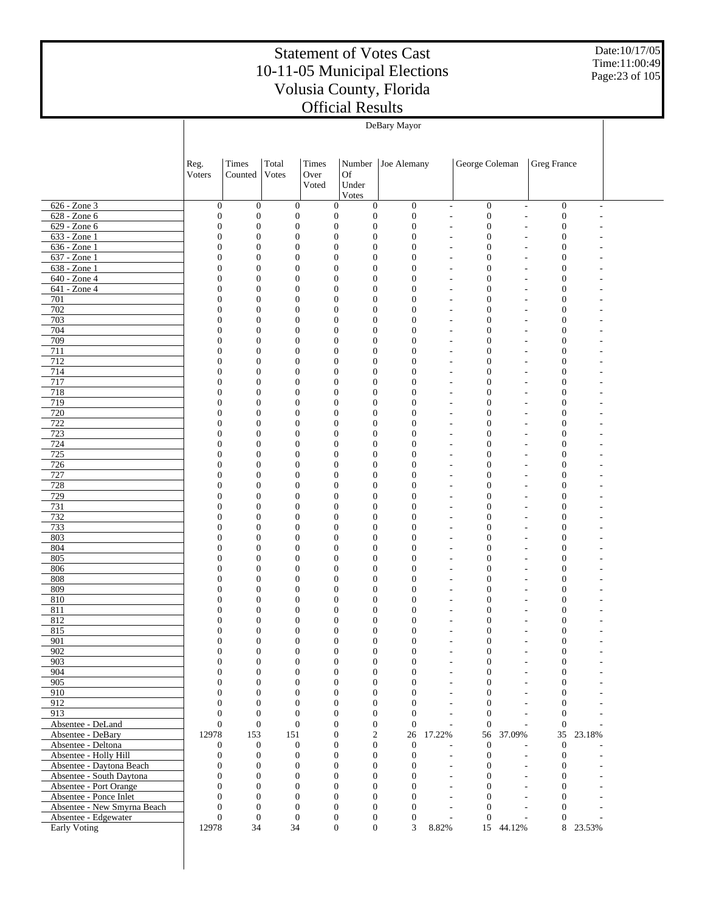# Statement of Votes Cast
## 10-11-05 Municipal Elections
## Volusia County, Florida
## Official Results

Date:10/17/05
Time:11:00:49

| | DeBary Mayor | | | | | | | | | | |
|---|---|---|---|---|---|---|---|---|---|---|---|
| | Reg. Voters | Times Counted | Total Votes | Times Over Voted | Number Of Under Votes | Joe Alemany | | George Coleman | | Greg France | |
| 626 - Zone 3 | 0 | 0 | 0 | 0 | 0 | 0 | - | 0 | - | 0 | - |
| 628 - Zone 6 | 0 | 0 | 0 | 0 | 0 | 0 | - | 0 | - | 0 | - |
| 629 - Zone 6 | 0 | 0 | 0 | 0 | 0 | 0 | - | 0 | - | 0 | - |
| 633 - Zone 1 | 0 | 0 | 0 | 0 | 0 | 0 | - | 0 | - | 0 | - |
| 636 - Zone 1 | 0 | 0 | 0 | 0 | 0 | 0 | - | 0 | - | 0 | - |
| 637 - Zone 1 | 0 | 0 | 0 | 0 | 0 | 0 | - | 0 | - | 0 | - |
| 638 - Zone 1 | 0 | 0 | 0 | 0 | 0 | 0 | - | 0 | - | 0 | - |
| 640 - Zone 4 | 0 | 0 | 0 | 0 | 0 | 0 | - | 0 | - | 0 | - |
| 641 - Zone 4 | 0 | 0 | 0 | 0 | 0 | 0 | - | 0 | - | 0 | - |
| 701 | 0 | 0 | 0 | 0 | 0 | 0 | - | 0 | - | 0 | - |
| 702 | 0 | 0 | 0 | 0 | 0 | 0 | - | 0 | - | 0 | - |
| 703 | 0 | 0 | 0 | 0 | 0 | 0 | - | 0 | - | 0 | - |
| 704 | 0 | 0 | 0 | 0 | 0 | 0 | - | 0 | - | 0 | - |
| 709 | 0 | 0 | 0 | 0 | 0 | 0 | - | 0 | - | 0 | - |
| 711 | 0 | 0 | 0 | 0 | 0 | 0 | - | 0 | - | 0 | - |
| 712 | 0 | 0 | 0 | 0 | 0 | 0 | - | 0 | - | 0 | - |
| 714 | 0 | 0 | 0 | 0 | 0 | 0 | - | 0 | - | 0 | - |
| 717 | 0 | 0 | 0 | 0 | 0 | 0 | - | 0 | - | 0 | - |
| 718 | 0 | 0 | 0 | 0 | 0 | 0 | - | 0 | - | 0 | - |
| 719 | 0 | 0 | 0 | 0 | 0 | 0 | - | 0 | - | 0 | - |
| 720 | 0 | 0 | 0 | 0 | 0 | 0 | - | 0 | - | 0 | - |
| 722 | 0 | 0 | 0 | 0 | 0 | 0 | - | 0 | - | 0 | - |
| 723 | 0 | 0 | 0 | 0 | 0 | 0 | - | 0 | - | 0 | - |
| 724 | 0 | 0 | 0 | 0 | 0 | 0 | - | 0 | - | 0 | - |
| 725 | 0 | 0 | 0 | 0 | 0 | 0 | - | 0 | - | 0 | - |
| 726 | 0 | 0 | 0 | 0 | 0 | 0 | - | 0 | - | 0 | - |
| 727 | 0 | 0 | 0 | 0 | 0 | 0 | - | 0 | - | 0 | - |
| 728 | 0 | 0 | 0 | 0 | 0 | 0 | - | 0 | - | 0 | - |
| 729 | 0 | 0 | 0 | 0 | 0 | 0 | - | 0 | - | 0 | - |
| 731 | 0 | 0 | 0 | 0 | 0 | 0 | - | 0 | - | 0 | - |
| 732 | 0 | 0 | 0 | 0 | 0 | 0 | - | 0 | - | 0 | - |
| 733 | 0 | 0 | 0 | 0 | 0 | 0 | - | 0 | - | 0 | - |
| 803 | 0 | 0 | 0 | 0 | 0 | 0 | - | 0 | - | 0 | - |
| 804 | 0 | 0 | 0 | 0 | 0 | 0 | - | 0 | - | 0 | - |
| 805 | 0 | 0 | 0 | 0 | 0 | 0 | - | 0 | - | 0 | - |
| 806 | 0 | 0 | 0 | 0 | 0 | 0 | - | 0 | - | 0 | - |
| 808 | 0 | 0 | 0 | 0 | 0 | 0 | - | 0 | - | 0 | - |
| 809 | 0 | 0 | 0 | 0 | 0 | 0 | - | 0 | - | 0 | - |
| 810 | 0 | 0 | 0 | 0 | 0 | 0 | - | 0 | - | 0 | - |
| 811 | 0 | 0 | 0 | 0 | 0 | 0 | - | 0 | - | 0 | - |
| 812 | 0 | 0 | 0 | 0 | 0 | 0 | - | 0 | - | 0 | - |
| 815 | 0 | 0 | 0 | 0 | 0 | 0 | - | 0 | - | 0 | - |
| 901 | 0 | 0 | 0 | 0 | 0 | 0 | - | 0 | - | 0 | - |
| 902 | 0 | 0 | 0 | 0 | 0 | 0 | - | 0 | - | 0 | - |
| 903 | 0 | 0 | 0 | 0 | 0 | 0 | - | 0 | - | 0 | - |
| 904 | 0 | 0 | 0 | 0 | 0 | 0 | - | 0 | - | 0 | - |
| 905 | 0 | 0 | 0 | 0 | 0 | 0 | - | 0 | - | 0 | - |
| 910 | 0 | 0 | 0 | 0 | 0 | 0 | - | 0 | - | 0 | - |
| 912 | 0 | 0 | 0 | 0 | 0 | 0 | - | 0 | - | 0 | - |
| 913 | 0 | 0 | 0 | 0 | 0 | 0 | - | 0 | - | 0 | - |
| Absentee - DeLand | 0 | 0 | 0 | 0 | 0 | 0 | - | 0 | - | 0 | - |
| Absentee - DeBary | 12978 | 153 | 151 | 0 | 2 | 26 | 17.22% | 56 | 37.09% | 35 | 23.18% |
| Absentee - Deltona | 0 | 0 | 0 | 0 | 0 | 0 | - | 0 | - | 0 | - |
| Absentee - Holly Hill | 0 | 0 | 0 | 0 | 0 | 0 | - | 0 | - | 0 | - |
| Absentee - Daytona Beach | 0 | 0 | 0 | 0 | 0 | 0 | - | 0 | - | 0 | - |
| Absentee - South Daytona | 0 | 0 | 0 | 0 | 0 | 0 | - | 0 | - | 0 | - |
| Absentee - Port Orange | 0 | 0 | 0 | 0 | 0 | 0 | - | 0 | - | 0 | - |
| Absentee - Ponce Inlet | 0 | 0 | 0 | 0 | 0 | 0 | - | 0 | - | 0 | - |
| Absentee - New Smyrna Beach | 0 | 0 | 0 | 0 | 0 | 0 | - | 0 | - | 0 | - |
| Absentee - Edgewater | 0 | 0 | 0 | 0 | 0 | 0 | - | 0 | - | 0 | - |
| Early Voting | 12978 | 34 | 34 | 0 | 0 | 3 | 8.82% | 15 | 44.12% | 8 | 23.53% |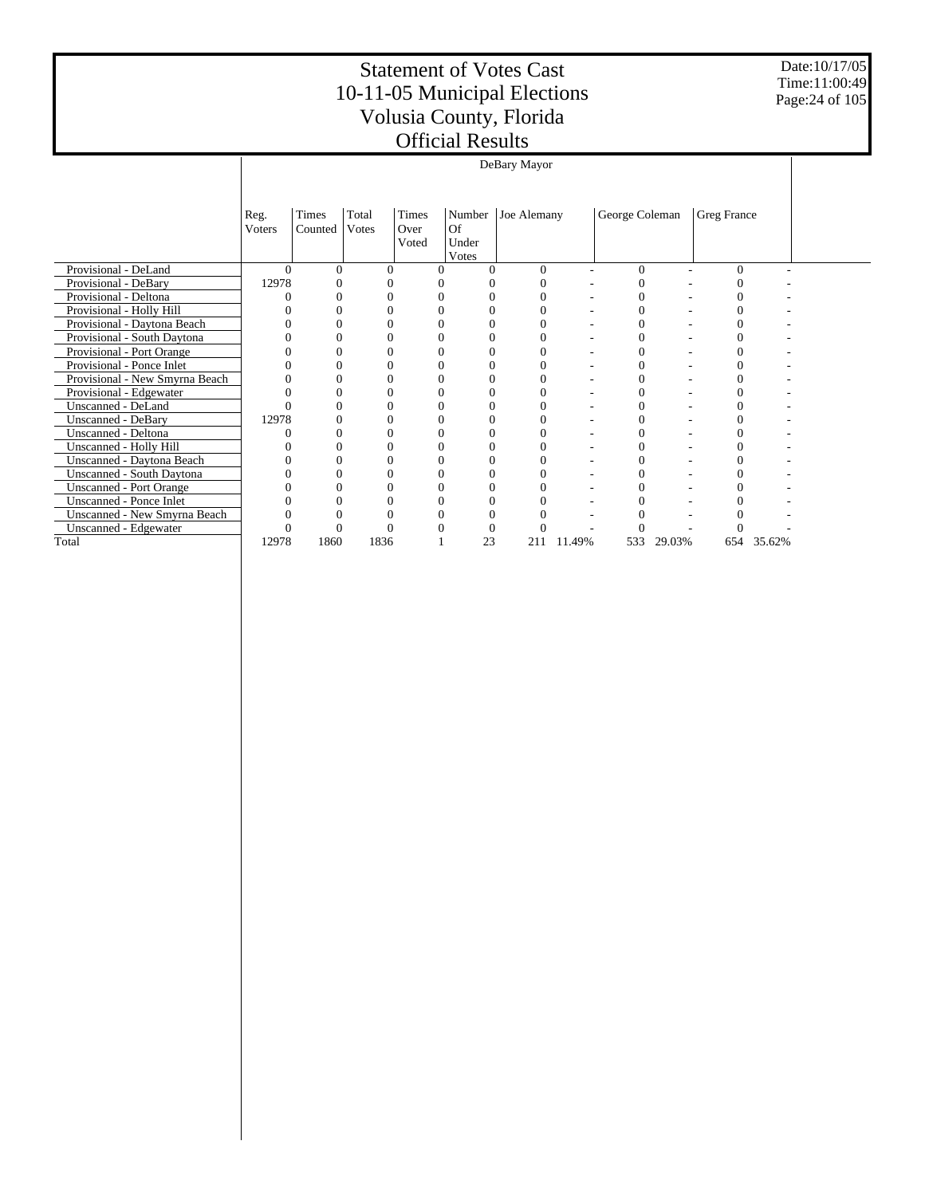# Statement of Votes Cast
# 10-11-05 Municipal Elections
# Volusia County, Florida
# Official Results

Date:10/17/05
Time:11:00:49

| | DeBary Mayor | | | | | | | | | | |
|---|---|---|---|---|---|---|---|---|---|---|---|
| | Reg. Voters | Times Counted | Total Votes | Times Over Voted | Number Of Under Votes | Joe Alemany | | George Coleman | | Greg France | |
| Provisional - DeLand | 0 | 0 | 0 | 0 | 0 | 0 | - | 0 | - | 0 | - |
| Provisional - DeBary | 12978 | 0 | 0 | 0 | 0 | 0 | - | 0 | - | 0 | - |
| Provisional - Deltona | 0 | 0 | 0 | 0 | 0 | 0 | - | 0 | - | 0 | - |
| Provisional - Holly Hill | 0 | 0 | 0 | 0 | 0 | 0 | - | 0 | - | 0 | - |
| Provisional - Daytona Beach | 0 | 0 | 0 | 0 | 0 | 0 | - | 0 | - | 0 | - |
| Provisional - South Daytona | 0 | 0 | 0 | 0 | 0 | 0 | - | 0 | - | 0 | - |
| Provisional - Port Orange | 0 | 0 | 0 | 0 | 0 | 0 | - | 0 | - | 0 | - |
| Provisional - Ponce Inlet | 0 | 0 | 0 | 0 | 0 | 0 | - | 0 | - | 0 | - |
| Provisional - New Smyrna Beach | 0 | 0 | 0 | 0 | 0 | 0 | - | 0 | - | 0 | - |
| Provisional - Edgewater | 0 | 0 | 0 | 0 | 0 | 0 | - | 0 | - | 0 | - |
| Unscanned - DeLand | 0 | 0 | 0 | 0 | 0 | 0 | - | 0 | - | 0 | - |
| Unscanned - DeBary | 12978 | 0 | 0 | 0 | 0 | 0 | - | 0 | - | 0 | - |
| Unscanned - Deltona | 0 | 0 | 0 | 0 | 0 | 0 | - | 0 | - | 0 | - |
| Unscanned - Holly Hill | 0 | 0 | 0 | 0 | 0 | 0 | - | 0 | - | 0 | - |
| Unscanned - Daytona Beach | 0 | 0 | 0 | 0 | 0 | 0 | - | 0 | - | 0 | - |
| Unscanned - South Daytona | 0 | 0 | 0 | 0 | 0 | 0 | - | 0 | - | 0 | - |
| Unscanned - Port Orange | 0 | 0 | 0 | 0 | 0 | 0 | - | 0 | - | 0 | - |
| Unscanned - Ponce Inlet | 0 | 0 | 0 | 0 | 0 | 0 | - | 0 | - | 0 | - |
| Unscanned - New Smyrna Beach | 0 | 0 | 0 | 0 | 0 | 0 | - | 0 | - | 0 | - |
| Unscanned - Edgewater | 0 | 0 | 0 | 0 | 0 | 0 | - | 0 | - | 0 | - |
| Total | 12978 | 1860 | 1836 | 1 | 23 | 211 | 11.49% | 533 | 29.03% | 654 | 35.62% |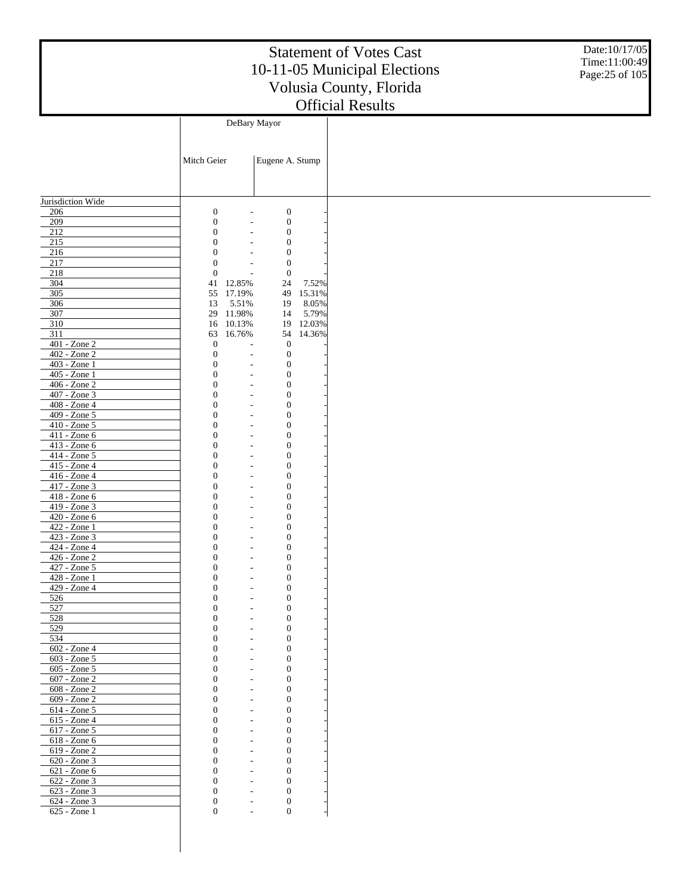# Statement of Votes Cast
# 10-11-05 Municipal Elections
# Volusia County, Florida
# Official Results

Date:10/17/05
Time:11:00:49

| | DeBary Mayor | | | |
|---|---|---|---|---|
| | Mitch Geier | | Eugene A. Stump | |
| Jurisdiction Wide | | | | |
| 206 | 0 | - | 0 | - |
| 209 | 0 | - | 0 | - |
| 212 | 0 | - | 0 | - |
| 215 | 0 | - | 0 | - |
| 216 | 0 | - | 0 | - |
| 217 | 0 | - | 0 | - |
| 218 | 0 | - | 0 | - |
| 304 | 41 | 12.85% | 24 | 7.52% |
| 305 | 55 | 17.19% | 49 | 15.31% |
| 306 | 13 | 5.51% | 19 | 8.05% |
| 307 | 29 | 11.98% | 14 | 5.79% |
| 310 | 16 | 10.13% | 19 | 12.03% |
| 311 | 63 | 16.76% | 54 | 14.36% |
| 401 - Zone 2 | 0 | - | 0 | - |
| 402 - Zone 2 | 0 | - | 0 | - |
| 403 - Zone 1 | 0 | - | 0 | - |
| 405 - Zone 1 | 0 | - | 0 | - |
| 406 - Zone 2 | 0 | - | 0 | - |
| 407 - Zone 3 | 0 | - | 0 | - |
| 408 - Zone 4 | 0 | - | 0 | - |
| 409 - Zone 5 | 0 | - | 0 | - |
| 410 - Zone 5 | 0 | - | 0 | - |
| 411 - Zone 6 | 0 | - | 0 | - |
| 413 - Zone 6 | 0 | - | 0 | - |
| 414 - Zone 5 | 0 | - | 0 | - |
| 415 - Zone 4 | 0 | - | 0 | - |
| 416 - Zone 4 | 0 | - | 0 | - |
| 417 - Zone 3 | 0 | - | 0 | - |
| 418 - Zone 6 | 0 | - | 0 | - |
| 419 - Zone 3 | 0 | - | 0 | - |
| 420 - Zone 6 | 0 | - | 0 | - |
| 422 - Zone 1 | 0 | - | 0 | - |
| 423 - Zone 3 | 0 | - | 0 | - |
| 424 - Zone 4 | 0 | - | 0 | - |
| 426 - Zone 2 | 0 | - | 0 | - |
| 427 - Zone 5 | 0 | - | 0 | - |
| 428 - Zone 1 | 0 | - | 0 | - |
| 429 - Zone 4 | 0 | - | 0 | - |
| 526 | 0 | - | 0 | - |
| 527 | 0 | - | 0 | - |
| 528 | 0 | - | 0 | - |
| 529 | 0 | - | 0 | - |
| 534 | 0 | - | 0 | - |
| 602 - Zone 4 | 0 | - | 0 | - |
| 603 - Zone 5 | 0 | - | 0 | - |
| 605 - Zone 5 | 0 | - | 0 | - |
| 607 - Zone 2 | 0 | - | 0 | - |
| 608 - Zone 2 | 0 | - | 0 | - |
| 609 - Zone 2 | 0 | - | 0 | - |
| 614 - Zone 5 | 0 | - | 0 | - |
| 615 - Zone 4 | 0 | - | 0 | - |
| 617 - Zone 5 | 0 | - | 0 | - |
| 618 - Zone 6 | 0 | - | 0 | - |
| 619 - Zone 2 | 0 | - | 0 | - |
| 620 - Zone 3 | 0 | - | 0 | - |
| 621 - Zone 6 | 0 | - | 0 | - |
| 622 - Zone 3 | 0 | - | 0 | - |
| 623 - Zone 3 | 0 | - | 0 | - |
| 624 - Zone 3 | 0 | - | 0 | - |
| 625 - Zone 1 | 0 | - | 0 | - |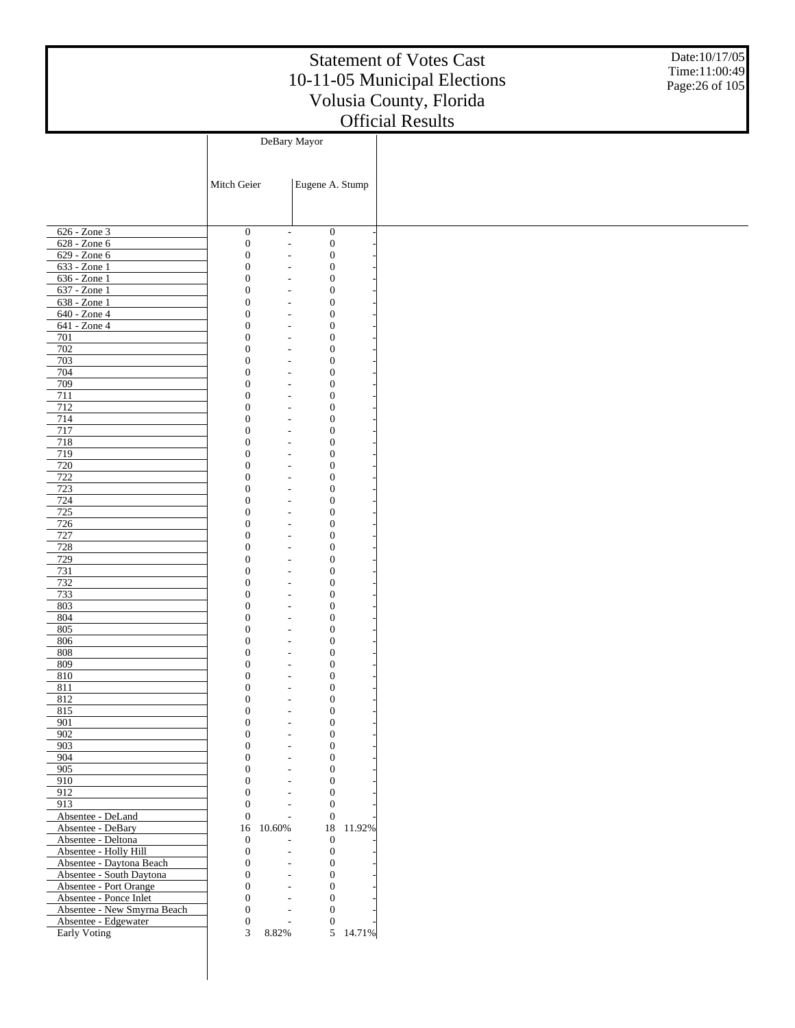# Statement of Votes Cast
# 10-11-05 Municipal Elections
# Volusia County, Florida
# Official Results

Date:10/17/05
Time:11:00:49

| | DeBary Mayor | | | |
|---|---|---|---|---|
| | Mitch Geier | | Eugene A. Stump | |
| 626 - Zone 3 | 0 | - | 0 | - |
| 628 - Zone 6 | 0 | - | 0 | - |
| 629 - Zone 6 | 0 | - | 0 | - |
| 633 - Zone 1 | 0 | - | 0 | - |
| 636 - Zone 1 | 0 | - | 0 | - |
| 637 - Zone 1 | 0 | - | 0 | - |
| 638 - Zone 1 | 0 | - | 0 | - |
| 640 - Zone 4 | 0 | - | 0 | - |
| 641 - Zone 4 | 0 | - | 0 | - |
| 701 | 0 | - | 0 | - |
| 702 | 0 | - | 0 | - |
| 703 | 0 | - | 0 | - |
| 704 | 0 | - | 0 | - |
| 709 | 0 | - | 0 | - |
| 711 | 0 | - | 0 | - |
| 712 | 0 | - | 0 | - |
| 714 | 0 | - | 0 | - |
| 717 | 0 | - | 0 | - |
| 718 | 0 | - | 0 | - |
| 719 | 0 | - | 0 | - |
| 720 | 0 | - | 0 | - |
| 722 | 0 | - | 0 | - |
| 723 | 0 | - | 0 | - |
| 724 | 0 | - | 0 | - |
| 725 | 0 | - | 0 | - |
| 726 | 0 | - | 0 | - |
| 727 | 0 | - | 0 | - |
| 728 | 0 | - | 0 | - |
| 729 | 0 | - | 0 | - |
| 731 | 0 | - | 0 | - |
| 732 | 0 | - | 0 | - |
| 733 | 0 | - | 0 | - |
| 803 | 0 | - | 0 | - |
| 804 | 0 | - | 0 | - |
| 805 | 0 | - | 0 | - |
| 806 | 0 | - | 0 | - |
| 808 | 0 | - | 0 | - |
| 809 | 0 | - | 0 | - |
| 810 | 0 | - | 0 | - |
| 811 | 0 | - | 0 | - |
| 812 | 0 | - | 0 | - |
| 815 | 0 | - | 0 | - |
| 901 | 0 | - | 0 | - |
| 902 | 0 | - | 0 | - |
| 903 | 0 | - | 0 | - |
| 904 | 0 | - | 0 | - |
| 905 | 0 | - | 0 | - |
| 910 | 0 | - | 0 | - |
| 912 | 0 | - | 0 | - |
| 913 | 0 | - | 0 | - |
| Absentee - DeLand | 0 | - | 0 | - |
| Absentee - DeBary | 16 | 10.60% | 18 | 11.92% |
| Absentee - Deltona | 0 | - | 0 | - |
| Absentee - Holly Hill | 0 | - | 0 | - |
| Absentee - Daytona Beach | 0 | - | 0 | - |
| Absentee - South Daytona | 0 | - | 0 | - |
| Absentee - Port Orange | 0 | - | 0 | - |
| Absentee - Ponce Inlet | 0 | - | 0 | - |
| Absentee - New Smyrna Beach | 0 | - | 0 | - |
| Absentee - Edgewater | 0 | - | 0 | - |
| Early Voting | 3 | 8.82% | 5 | 14.71% |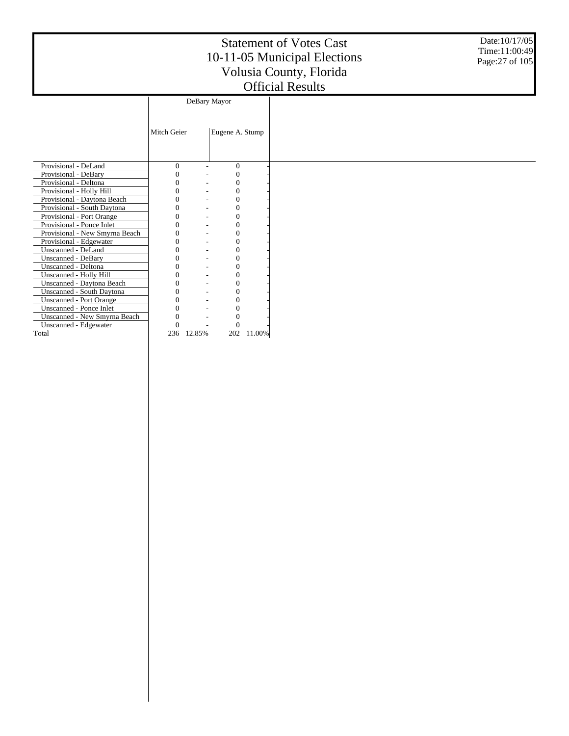# Statement of Votes Cast
## 10-11-05 Municipal Elections
## Volusia County, Florida
## Official Results

Date:10/17/05
Time:11:00:49

| | DeBary Mayor | | | |
|---|---|---|---|---|
| | Mitch Geier | | Eugene A. Stump | |
| Provisional - DeLand | 0 | - | 0 | - |
| Provisional - DeBary | 0 | - | 0 | - |
| Provisional - Deltona | 0 | - | 0 | - |
| Provisional - Holly Hill | 0 | - | 0 | - |
| Provisional - Daytona Beach | 0 | - | 0 | - |
| Provisional - South Daytona | 0 | - | 0 | - |
| Provisional - Port Orange | 0 | - | 0 | - |
| Provisional - Ponce Inlet | 0 | - | 0 | - |
| Provisional - New Smyrna Beach | 0 | - | 0 | - |
| Provisional - Edgewater | 0 | - | 0 | - |
| Unscanned - DeLand | 0 | - | 0 | - |
| Unscanned - DeBary | 0 | - | 0 | - |
| Unscanned - Deltona | 0 | - | 0 | - |
| Unscanned - Holly Hill | 0 | - | 0 | - |
| Unscanned - Daytona Beach | 0 | - | 0 | - |
| Unscanned - South Daytona | 0 | - | 0 | - |
| Unscanned - Port Orange | 0 | - | 0 | - |
| Unscanned - Ponce Inlet | 0 | - | 0 | - |
| Unscanned - New Smyrna Beach | 0 | - | 0 | - |
| Unscanned - Edgewater | 0 | - | 0 | - |
| Total | 236 | 12.85% | 202 | 11.00% |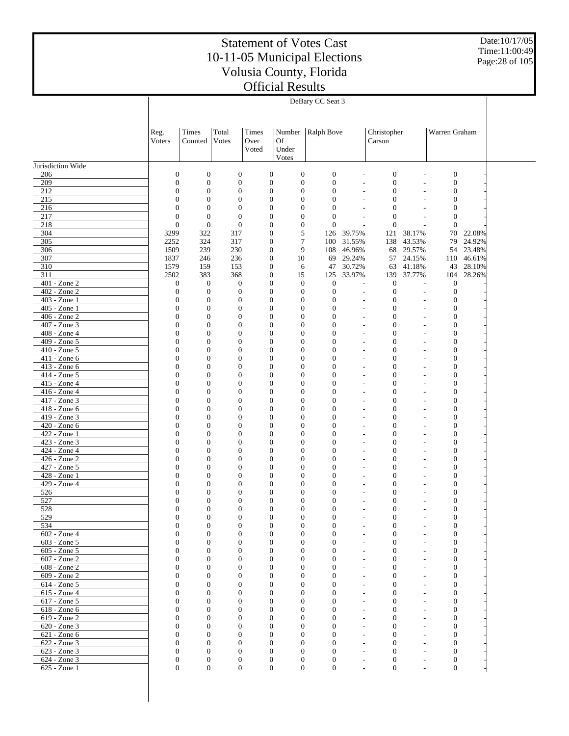# Statement of Votes Cast
# 10-11-05 Municipal Elections
# Volusia County, Florida
# Official Results

Date:10/17/05
Time:11:00:49

DeBary CC Seat 3

| | Reg. Voters | Times Counted | Total Votes | Times Over Voted | Number Of Under Votes | Ralph Bove | | Christopher Carson | | Warren Graham | |
|---|---|---|---|---|---|---|---|---|---|---|---|
| Jurisdiction Wide | | | | | | | | | | | |
| 206 | 0 | 0 | 0 | 0 | 0 | 0 | - | 0 | - | 0 | - |
| 209 | 0 | 0 | 0 | 0 | 0 | 0 | - | 0 | - | 0 | - |
| 212 | 0 | 0 | 0 | 0 | 0 | 0 | - | 0 | - | 0 | - |
| 215 | 0 | 0 | 0 | 0 | 0 | 0 | - | 0 | - | 0 | - |
| 216 | 0 | 0 | 0 | 0 | 0 | 0 | - | 0 | - | 0 | - |
| 217 | 0 | 0 | 0 | 0 | 0 | 0 | - | 0 | - | 0 | - |
| 218 | 0 | 0 | 0 | 0 | 0 | 0 | - | 0 | - | 0 | - |
| 304 | 3299 | 322 | 317 | 0 | 5 | 126 | 39.75% | 121 | 38.17% | 70 | 22.08% |
| 305 | 2252 | 324 | 317 | 0 | 7 | 100 | 31.55% | 138 | 43.53% | 79 | 24.92% |
| 306 | 1509 | 239 | 230 | 0 | 9 | 108 | 46.96% | 68 | 29.57% | 54 | 23.48% |
| 307 | 1837 | 246 | 236 | 0 | 10 | 69 | 29.24% | 57 | 24.15% | 110 | 46.61% |
| 310 | 1579 | 159 | 153 | 0 | 6 | 47 | 30.72% | 63 | 41.18% | 43 | 28.10% |
| 311 | 2502 | 383 | 368 | 0 | 15 | 125 | 33.97% | 139 | 37.77% | 104 | 28.26% |
| 401 - Zone 2 | 0 | 0 | 0 | 0 | 0 | 0 | - | 0 | - | 0 | - |
| 402 - Zone 2 | 0 | 0 | 0 | 0 | 0 | 0 | - | 0 | - | 0 | - |
| 403 - Zone 1 | 0 | 0 | 0 | 0 | 0 | 0 | - | 0 | - | 0 | - |
| 405 - Zone 1 | 0 | 0 | 0 | 0 | 0 | 0 | - | 0 | - | 0 | - |
| 406 - Zone 2 | 0 | 0 | 0 | 0 | 0 | 0 | - | 0 | - | 0 | - |
| 407 - Zone 3 | 0 | 0 | 0 | 0 | 0 | 0 | - | 0 | - | 0 | - |
| 408 - Zone 4 | 0 | 0 | 0 | 0 | 0 | 0 | - | 0 | - | 0 | - |
| 409 - Zone 5 | 0 | 0 | 0 | 0 | 0 | 0 | - | 0 | - | 0 | - |
| 410 - Zone 5 | 0 | 0 | 0 | 0 | 0 | 0 | - | 0 | - | 0 | - |
| 411 - Zone 6 | 0 | 0 | 0 | 0 | 0 | 0 | - | 0 | - | 0 | - |
| 413 - Zone 6 | 0 | 0 | 0 | 0 | 0 | 0 | - | 0 | - | 0 | - |
| 414 - Zone 5 | 0 | 0 | 0 | 0 | 0 | 0 | - | 0 | - | 0 | - |
| 415 - Zone 4 | 0 | 0 | 0 | 0 | 0 | 0 | - | 0 | - | 0 | - |
| 416 - Zone 4 | 0 | 0 | 0 | 0 | 0 | 0 | - | 0 | - | 0 | - |
| 417 - Zone 3 | 0 | 0 | 0 | 0 | 0 | 0 | - | 0 | - | 0 | - |
| 418 - Zone 6 | 0 | 0 | 0 | 0 | 0 | 0 | - | 0 | - | 0 | - |
| 419 - Zone 3 | 0 | 0 | 0 | 0 | 0 | 0 | - | 0 | - | 0 | - |
| 420 - Zone 6 | 0 | 0 | 0 | 0 | 0 | 0 | - | 0 | - | 0 | - |
| 422 - Zone 1 | 0 | 0 | 0 | 0 | 0 | 0 | - | 0 | - | 0 | - |
| 423 - Zone 3 | 0 | 0 | 0 | 0 | 0 | 0 | - | 0 | - | 0 | - |
| 424 - Zone 4 | 0 | 0 | 0 | 0 | 0 | 0 | - | 0 | - | 0 | - |
| 426 - Zone 2 | 0 | 0 | 0 | 0 | 0 | 0 | - | 0 | - | 0 | - |
| 427 - Zone 5 | 0 | 0 | 0 | 0 | 0 | 0 | - | 0 | - | 0 | - |
| 428 - Zone 1 | 0 | 0 | 0 | 0 | 0 | 0 | - | 0 | - | 0 | - |
| 429 - Zone 4 | 0 | 0 | 0 | 0 | 0 | 0 | - | 0 | - | 0 | - |
| 526 | 0 | 0 | 0 | 0 | 0 | 0 | - | 0 | - | 0 | - |
| 527 | 0 | 0 | 0 | 0 | 0 | 0 | - | 0 | - | 0 | - |
| 528 | 0 | 0 | 0 | 0 | 0 | 0 | - | 0 | - | 0 | - |
| 529 | 0 | 0 | 0 | 0 | 0 | 0 | - | 0 | - | 0 | - |
| 534 | 0 | 0 | 0 | 0 | 0 | 0 | - | 0 | - | 0 | - |
| 602 - Zone 4 | 0 | 0 | 0 | 0 | 0 | 0 | - | 0 | - | 0 | - |
| 603 - Zone 5 | 0 | 0 | 0 | 0 | 0 | 0 | - | 0 | - | 0 | - |
| 605 - Zone 5 | 0 | 0 | 0 | 0 | 0 | 0 | - | 0 | - | 0 | - |
| 607 - Zone 2 | 0 | 0 | 0 | 0 | 0 | 0 | - | 0 | - | 0 | - |
| 608 - Zone 2 | 0 | 0 | 0 | 0 | 0 | 0 | - | 0 | - | 0 | - |
| 609 - Zone 2 | 0 | 0 | 0 | 0 | 0 | 0 | - | 0 | - | 0 | - |
| 614 - Zone 5 | 0 | 0 | 0 | 0 | 0 | 0 | - | 0 | - | 0 | - |
| 615 - Zone 4 | 0 | 0 | 0 | 0 | 0 | 0 | - | 0 | - | 0 | - |
| 617 - Zone 5 | 0 | 0 | 0 | 0 | 0 | 0 | - | 0 | - | 0 | - |
| 618 - Zone 6 | 0 | 0 | 0 | 0 | 0 | 0 | - | 0 | - | 0 | - |
| 619 - Zone 2 | 0 | 0 | 0 | 0 | 0 | 0 | - | 0 | - | 0 | - |
| 620 - Zone 3 | 0 | 0 | 0 | 0 | 0 | 0 | - | 0 | - | 0 | - |
| 621 - Zone 6 | 0 | 0 | 0 | 0 | 0 | 0 | - | 0 | - | 0 | - |
| 622 - Zone 3 | 0 | 0 | 0 | 0 | 0 | 0 | - | 0 | - | 0 | - |
| 623 - Zone 3 | 0 | 0 | 0 | 0 | 0 | 0 | - | 0 | - | 0 | - |
| 624 - Zone 3 | 0 | 0 | 0 | 0 | 0 | 0 | - | 0 | - | 0 | - |
| 625 - Zone 1 | 0 | 0 | 0 | 0 | 0 | 0 | - | 0 | - | 0 | - |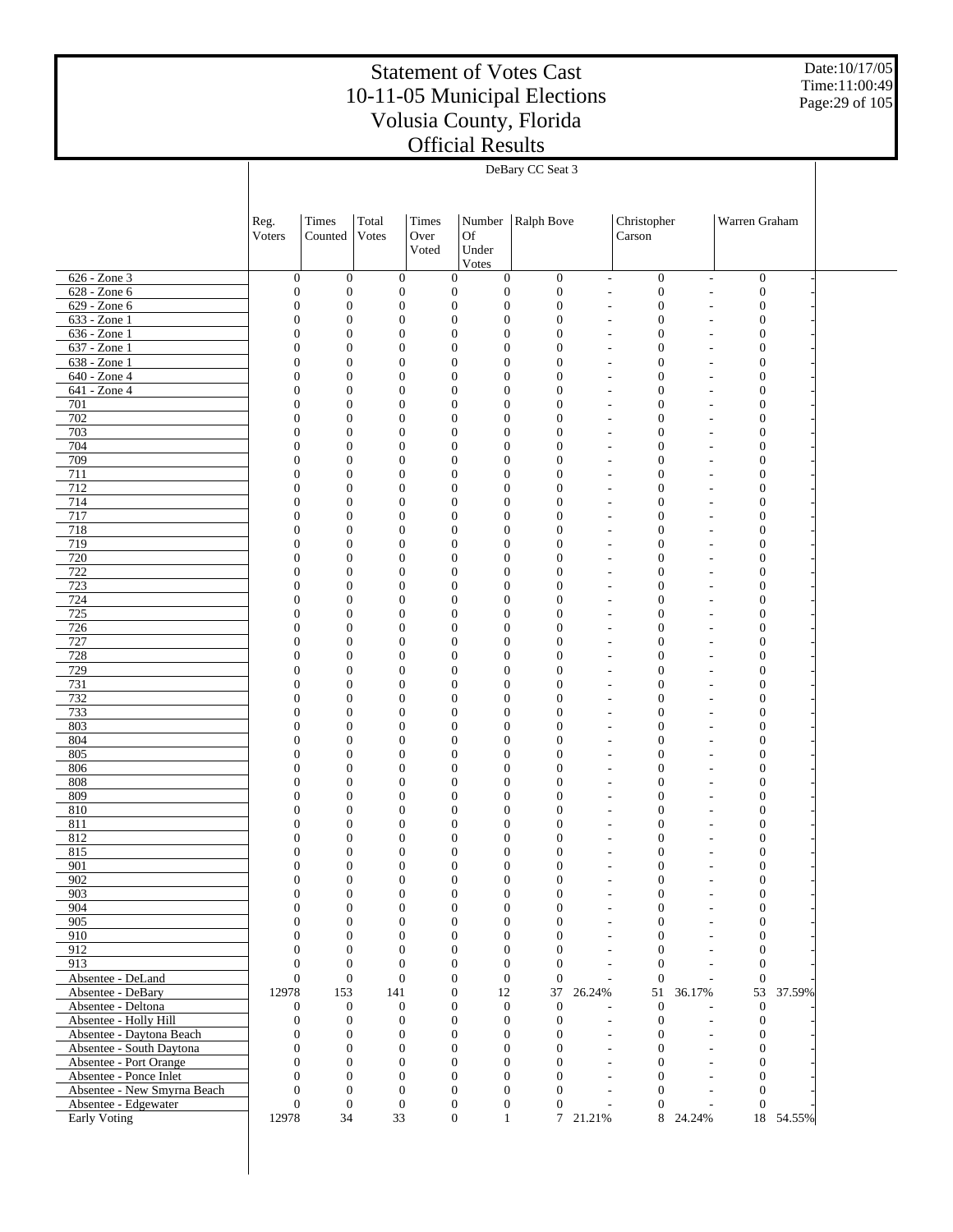# Statement of Votes Cast
# 10-11-05 Municipal Elections
# Volusia County, Florida
# Official Results

Date:10/17/05
Time:11:00:49

| | DeBary CC Seat 3 | | | | | | | | | | |
|---|---|---|---|---|---|---|---|---|---|---|---|
| | Reg. Voters | Times Counted | Total Votes | Times Over Voted | Number Of Under Votes | Ralph Bove | | Christopher Carson | | Warren Graham | |
| 626 - Zone 3 | 0 | 0 | 0 | 0 | 0 | 0 | - | 0 | - | 0 | - |
| 628 - Zone 6 | 0 | 0 | 0 | 0 | 0 | 0 | - | 0 | - | 0 | - |
| 629 - Zone 6 | 0 | 0 | 0 | 0 | 0 | 0 | - | 0 | - | 0 | - |
| 633 - Zone 1 | 0 | 0 | 0 | 0 | 0 | 0 | - | 0 | - | 0 | - |
| 636 - Zone 1 | 0 | 0 | 0 | 0 | 0 | 0 | - | 0 | - | 0 | - |
| 637 - Zone 1 | 0 | 0 | 0 | 0 | 0 | 0 | - | 0 | - | 0 | - |
| 638 - Zone 1 | 0 | 0 | 0 | 0 | 0 | 0 | - | 0 | - | 0 | - |
| 640 - Zone 4 | 0 | 0 | 0 | 0 | 0 | 0 | - | 0 | - | 0 | - |
| 641 - Zone 4 | 0 | 0 | 0 | 0 | 0 | 0 | - | 0 | - | 0 | - |
| 701 | 0 | 0 | 0 | 0 | 0 | 0 | - | 0 | - | 0 | - |
| 702 | 0 | 0 | 0 | 0 | 0 | 0 | - | 0 | - | 0 | - |
| 703 | 0 | 0 | 0 | 0 | 0 | 0 | - | 0 | - | 0 | - |
| 704 | 0 | 0 | 0 | 0 | 0 | 0 | - | 0 | - | 0 | - |
| 709 | 0 | 0 | 0 | 0 | 0 | 0 | - | 0 | - | 0 | - |
| 711 | 0 | 0 | 0 | 0 | 0 | 0 | - | 0 | - | 0 | - |
| 712 | 0 | 0 | 0 | 0 | 0 | 0 | - | 0 | - | 0 | - |
| 714 | 0 | 0 | 0 | 0 | 0 | 0 | - | 0 | - | 0 | - |
| 717 | 0 | 0 | 0 | 0 | 0 | 0 | - | 0 | - | 0 | - |
| 718 | 0 | 0 | 0 | 0 | 0 | 0 | - | 0 | - | 0 | - |
| 719 | 0 | 0 | 0 | 0 | 0 | 0 | - | 0 | - | 0 | - |
| 720 | 0 | 0 | 0 | 0 | 0 | 0 | - | 0 | - | 0 | - |
| 722 | 0 | 0 | 0 | 0 | 0 | 0 | - | 0 | - | 0 | - |
| 723 | 0 | 0 | 0 | 0 | 0 | 0 | - | 0 | - | 0 | - |
| 724 | 0 | 0 | 0 | 0 | 0 | 0 | - | 0 | - | 0 | - |
| 725 | 0 | 0 | 0 | 0 | 0 | 0 | - | 0 | - | 0 | - |
| 726 | 0 | 0 | 0 | 0 | 0 | 0 | - | 0 | - | 0 | - |
| 727 | 0 | 0 | 0 | 0 | 0 | 0 | - | 0 | - | 0 | - |
| 728 | 0 | 0 | 0 | 0 | 0 | 0 | - | 0 | - | 0 | - |
| 729 | 0 | 0 | 0 | 0 | 0 | 0 | - | 0 | - | 0 | - |
| 731 | 0 | 0 | 0 | 0 | 0 | 0 | - | 0 | - | 0 | - |
| 732 | 0 | 0 | 0 | 0 | 0 | 0 | - | 0 | - | 0 | - |
| 733 | 0 | 0 | 0 | 0 | 0 | 0 | - | 0 | - | 0 | - |
| 803 | 0 | 0 | 0 | 0 | 0 | 0 | - | 0 | - | 0 | - |
| 804 | 0 | 0 | 0 | 0 | 0 | 0 | - | 0 | - | 0 | - |
| 805 | 0 | 0 | 0 | 0 | 0 | 0 | - | 0 | - | 0 | - |
| 806 | 0 | 0 | 0 | 0 | 0 | 0 | - | 0 | - | 0 | - |
| 808 | 0 | 0 | 0 | 0 | 0 | 0 | - | 0 | - | 0 | - |
| 809 | 0 | 0 | 0 | 0 | 0 | 0 | - | 0 | - | 0 | - |
| 810 | 0 | 0 | 0 | 0 | 0 | 0 | - | 0 | - | 0 | - |
| 811 | 0 | 0 | 0 | 0 | 0 | 0 | - | 0 | - | 0 | - |
| 812 | 0 | 0 | 0 | 0 | 0 | 0 | - | 0 | - | 0 | - |
| 815 | 0 | 0 | 0 | 0 | 0 | 0 | - | 0 | - | 0 | - |
| 901 | 0 | 0 | 0 | 0 | 0 | 0 | - | 0 | - | 0 | - |
| 902 | 0 | 0 | 0 | 0 | 0 | 0 | - | 0 | - | 0 | - |
| 903 | 0 | 0 | 0 | 0 | 0 | 0 | - | 0 | - | 0 | - |
| 904 | 0 | 0 | 0 | 0 | 0 | 0 | - | 0 | - | 0 | - |
| 905 | 0 | 0 | 0 | 0 | 0 | 0 | - | 0 | - | 0 | - |
| 910 | 0 | 0 | 0 | 0 | 0 | 0 | - | 0 | - | 0 | - |
| 912 | 0 | 0 | 0 | 0 | 0 | 0 | - | 0 | - | 0 | - |
| 913 | 0 | 0 | 0 | 0 | 0 | 0 | - | 0 | - | 0 | - |
| Absentee - DeLand | 0 | 0 | 0 | 0 | 0 | 0 | - | 0 | - | 0 | - |
| Absentee - DeBary | 12978 | 153 | 141 | 0 | 12 | 37 | 26.24% | 51 | 36.17% | 53 | 37.59% |
| Absentee - Deltona | 0 | 0 | 0 | 0 | 0 | 0 | - | 0 | - | 0 | - |
| Absentee - Holly Hill | 0 | 0 | 0 | 0 | 0 | 0 | - | 0 | - | 0 | - |
| Absentee - Daytona Beach | 0 | 0 | 0 | 0 | 0 | 0 | - | 0 | - | 0 | - |
| Absentee - South Daytona | 0 | 0 | 0 | 0 | 0 | 0 | - | 0 | - | 0 | - |
| Absentee - Port Orange | 0 | 0 | 0 | 0 | 0 | 0 | - | 0 | - | 0 | - |
| Absentee - Ponce Inlet | 0 | 0 | 0 | 0 | 0 | 0 | - | 0 | - | 0 | - |
| Absentee - New Smyrna Beach | 0 | 0 | 0 | 0 | 0 | 0 | - | 0 | - | 0 | - |
| Absentee - Edgewater | 0 | 0 | 0 | 0 | 0 | 0 | - | 0 | - | 0 | - |
| Early Voting | 12978 | 34 | 33 | 0 | 1 | 7 | 21.21% | 8 | 24.24% | 18 | 54.55% |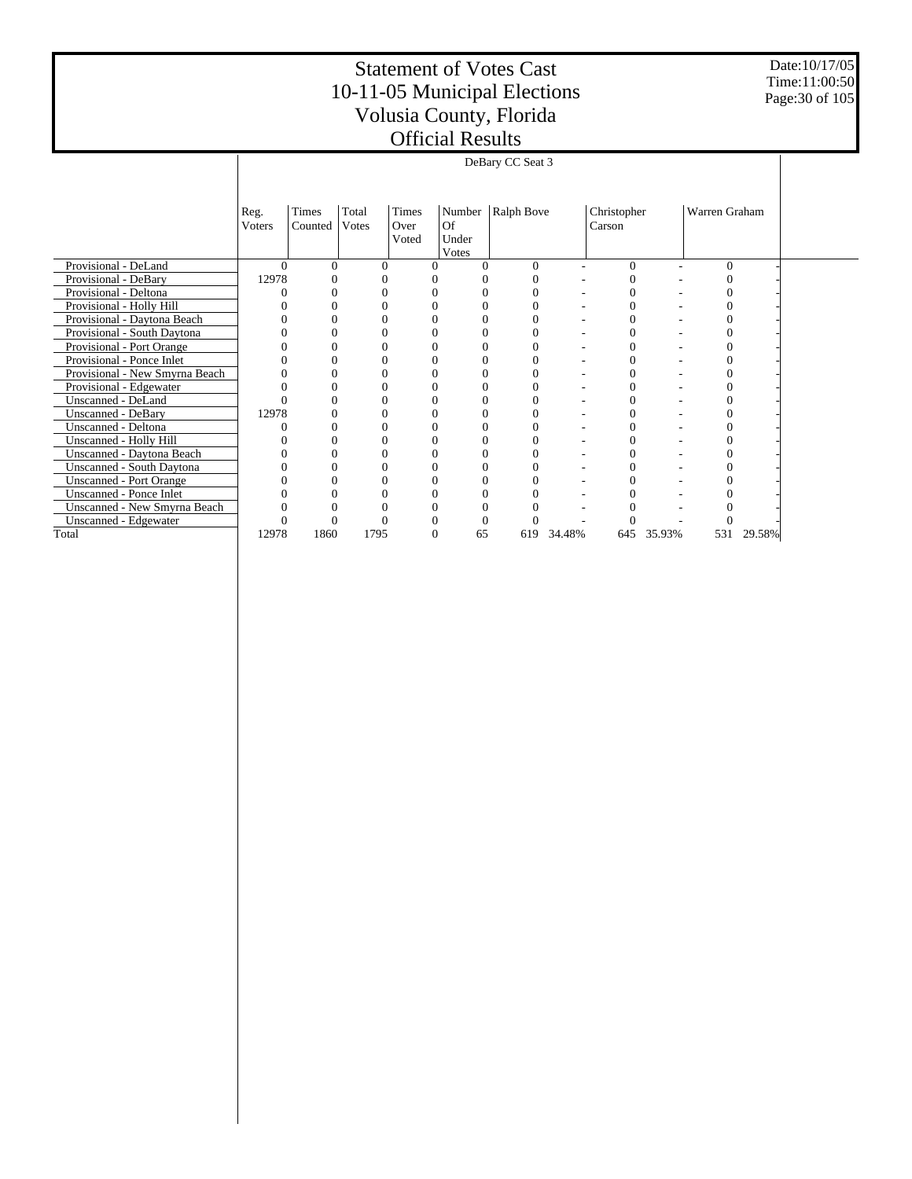# Statement of Votes Cast
# 10-11-05 Municipal Elections
# Volusia County, Florida
# Official Results

Date:10/17/05
Time:11:00:50

| | DeBary CC Seat 3 | | | | | | | | | | |
|---|---|---|---|---|---|---|---|---|---|---|---|
| | Reg. Voters | Times Counted | Total Votes | Times Over Voted | Number Of Under Votes | Ralph Bove | | Christopher Carson | | Warren Graham | |
| Provisional - DeLand | 0 | 0 | 0 | 0 | 0 | 0 | - | 0 | - | 0 | - |
| Provisional - DeBary | 12978 | 0 | 0 | 0 | 0 | 0 | - | 0 | - | 0 | - |
| Provisional - Deltona | 0 | 0 | 0 | 0 | 0 | 0 | - | 0 | - | 0 | - |
| Provisional - Holly Hill | 0 | 0 | 0 | 0 | 0 | 0 | - | 0 | - | 0 | - |
| Provisional - Daytona Beach | 0 | 0 | 0 | 0 | 0 | 0 | - | 0 | - | 0 | - |
| Provisional - South Daytona | 0 | 0 | 0 | 0 | 0 | 0 | - | 0 | - | 0 | - |
| Provisional - Port Orange | 0 | 0 | 0 | 0 | 0 | 0 | - | 0 | - | 0 | - |
| Provisional - Ponce Inlet | 0 | 0 | 0 | 0 | 0 | 0 | - | 0 | - | 0 | - |
| Provisional - New Smyrna Beach | 0 | 0 | 0 | 0 | 0 | 0 | - | 0 | - | 0 | - |
| Provisional - Edgewater | 0 | 0 | 0 | 0 | 0 | 0 | - | 0 | - | 0 | - |
| Unscanned - DeLand | 0 | 0 | 0 | 0 | 0 | 0 | - | 0 | - | 0 | - |
| Unscanned - DeBary | 12978 | 0 | 0 | 0 | 0 | 0 | - | 0 | - | 0 | - |
| Unscanned - Deltona | 0 | 0 | 0 | 0 | 0 | 0 | - | 0 | - | 0 | - |
| Unscanned - Holly Hill | 0 | 0 | 0 | 0 | 0 | 0 | - | 0 | - | 0 | - |
| Unscanned - Daytona Beach | 0 | 0 | 0 | 0 | 0 | 0 | - | 0 | - | 0 | - |
| Unscanned - South Daytona | 0 | 0 | 0 | 0 | 0 | 0 | - | 0 | - | 0 | - |
| Unscanned - Port Orange | 0 | 0 | 0 | 0 | 0 | 0 | - | 0 | - | 0 | - |
| Unscanned - Ponce Inlet | 0 | 0 | 0 | 0 | 0 | 0 | - | 0 | - | 0 | - |
| Unscanned - New Smyrna Beach | 0 | 0 | 0 | 0 | 0 | 0 | - | 0 | - | 0 | - |
| Unscanned - Edgewater | 0 | 0 | 0 | 0 | 0 | 0 | - | 0 | - | 0 | - |
| Total | 12978 | 1860 | 1795 | 0 | 65 | 619 | 34.48% | 645 | 35.93% | 531 | 29.58% |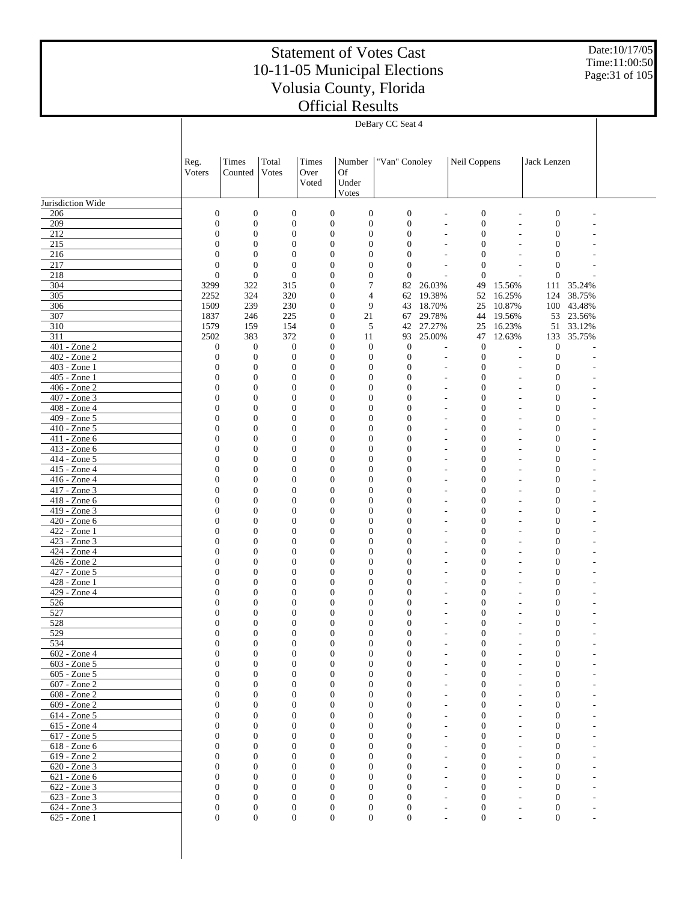# Statement of Votes Cast
# 10-11-05 Municipal Elections
# Volusia County, Florida
# Official Results

Date:10/17/05
Time:11:00:50

## DeBary CC Seat 4

| | Reg. Voters | Times Counted | Total Votes | Times Over Voted | Number Of Under Votes | "Van" Conoley | | Neil Coppens | | Jack Lenzen | |
|---|---|---|---|---|---|---|---|---|---|---|---|
| Jurisdiction Wide | | | | | | | | | | | |
| 206 | 0 | 0 | 0 | 0 | 0 | 0 | - | 0 | - | 0 | - |
| 209 | 0 | 0 | 0 | 0 | 0 | 0 | - | 0 | - | 0 | - |
| 212 | 0 | 0 | 0 | 0 | 0 | 0 | - | 0 | - | 0 | - |
| 215 | 0 | 0 | 0 | 0 | 0 | 0 | - | 0 | - | 0 | - |
| 216 | 0 | 0 | 0 | 0 | 0 | 0 | - | 0 | - | 0 | - |
| 217 | 0 | 0 | 0 | 0 | 0 | 0 | - | 0 | - | 0 | - |
| 218 | 0 | 0 | 0 | 0 | 0 | 0 | - | 0 | - | 0 | - |
| 304 | 3299 | 322 | 315 | 0 | 7 | 82 | 26.03% | 49 | 15.56% | 111 | 35.24% |
| 305 | 2252 | 324 | 320 | 0 | 4 | 62 | 19.38% | 52 | 16.25% | 124 | 38.75% |
| 306 | 1509 | 239 | 230 | 0 | 9 | 43 | 18.70% | 25 | 10.87% | 100 | 43.48% |
| 307 | 1837 | 246 | 225 | 0 | 21 | 67 | 29.78% | 44 | 19.56% | 53 | 23.56% |
| 310 | 1579 | 159 | 154 | 0 | 5 | 42 | 27.27% | 25 | 16.23% | 51 | 33.12% |
| 311 | 2502 | 383 | 372 | 0 | 11 | 93 | 25.00% | 47 | 12.63% | 133 | 35.75% |
| 401 - Zone 2 | 0 | 0 | 0 | 0 | 0 | 0 | - | 0 | - | 0 | - |
| 402 - Zone 2 | 0 | 0 | 0 | 0 | 0 | 0 | - | 0 | - | 0 | - |
| 403 - Zone 1 | 0 | 0 | 0 | 0 | 0 | 0 | - | 0 | - | 0 | - |
| 405 - Zone 1 | 0 | 0 | 0 | 0 | 0 | 0 | - | 0 | - | 0 | - |
| 406 - Zone 2 | 0 | 0 | 0 | 0 | 0 | 0 | - | 0 | - | 0 | - |
| 407 - Zone 3 | 0 | 0 | 0 | 0 | 0 | 0 | - | 0 | - | 0 | - |
| 408 - Zone 4 | 0 | 0 | 0 | 0 | 0 | 0 | - | 0 | - | 0 | - |
| 409 - Zone 5 | 0 | 0 | 0 | 0 | 0 | 0 | - | 0 | - | 0 | - |
| 410 - Zone 5 | 0 | 0 | 0 | 0 | 0 | 0 | - | 0 | - | 0 | - |
| 411 - Zone 6 | 0 | 0 | 0 | 0 | 0 | 0 | - | 0 | - | 0 | - |
| 413 - Zone 6 | 0 | 0 | 0 | 0 | 0 | 0 | - | 0 | - | 0 | - |
| 414 - Zone 5 | 0 | 0 | 0 | 0 | 0 | 0 | - | 0 | - | 0 | - |
| 415 - Zone 4 | 0 | 0 | 0 | 0 | 0 | 0 | - | 0 | - | 0 | - |
| 416 - Zone 4 | 0 | 0 | 0 | 0 | 0 | 0 | - | 0 | - | 0 | - |
| 417 - Zone 3 | 0 | 0 | 0 | 0 | 0 | 0 | - | 0 | - | 0 | - |
| 418 - Zone 6 | 0 | 0 | 0 | 0 | 0 | 0 | - | 0 | - | 0 | - |
| 419 - Zone 3 | 0 | 0 | 0 | 0 | 0 | 0 | - | 0 | - | 0 | - |
| 420 - Zone 6 | 0 | 0 | 0 | 0 | 0 | 0 | - | 0 | - | 0 | - |
| 422 - Zone 1 | 0 | 0 | 0 | 0 | 0 | 0 | - | 0 | - | 0 | - |
| 423 - Zone 3 | 0 | 0 | 0 | 0 | 0 | 0 | - | 0 | - | 0 | - |
| 424 - Zone 4 | 0 | 0 | 0 | 0 | 0 | 0 | - | 0 | - | 0 | - |
| 426 - Zone 2 | 0 | 0 | 0 | 0 | 0 | 0 | - | 0 | - | 0 | - |
| 427 - Zone 5 | 0 | 0 | 0 | 0 | 0 | 0 | - | 0 | - | 0 | - |
| 428 - Zone 1 | 0 | 0 | 0 | 0 | 0 | 0 | - | 0 | - | 0 | - |
| 429 - Zone 4 | 0 | 0 | 0 | 0 | 0 | 0 | - | 0 | - | 0 | - |
| 526 | 0 | 0 | 0 | 0 | 0 | 0 | - | 0 | - | 0 | - |
| 527 | 0 | 0 | 0 | 0 | 0 | 0 | - | 0 | - | 0 | - |
| 528 | 0 | 0 | 0 | 0 | 0 | 0 | - | 0 | - | 0 | - |
| 529 | 0 | 0 | 0 | 0 | 0 | 0 | - | 0 | - | 0 | - |
| 534 | 0 | 0 | 0 | 0 | 0 | 0 | - | 0 | - | 0 | - |
| 602 - Zone 4 | 0 | 0 | 0 | 0 | 0 | 0 | - | 0 | - | 0 | - |
| 603 - Zone 5 | 0 | 0 | 0 | 0 | 0 | 0 | - | 0 | - | 0 | - |
| 605 - Zone 5 | 0 | 0 | 0 | 0 | 0 | 0 | - | 0 | - | 0 | - |
| 607 - Zone 2 | 0 | 0 | 0 | 0 | 0 | 0 | - | 0 | - | 0 | - |
| 608 - Zone 2 | 0 | 0 | 0 | 0 | 0 | 0 | - | 0 | - | 0 | - |
| 609 - Zone 2 | 0 | 0 | 0 | 0 | 0 | 0 | - | 0 | - | 0 | - |
| 614 - Zone 5 | 0 | 0 | 0 | 0 | 0 | 0 | - | 0 | - | 0 | - |
| 615 - Zone 4 | 0 | 0 | 0 | 0 | 0 | 0 | - | 0 | - | 0 | - |
| 617 - Zone 5 | 0 | 0 | 0 | 0 | 0 | 0 | - | 0 | - | 0 | - |
| 618 - Zone 6 | 0 | 0 | 0 | 0 | 0 | 0 | - | 0 | - | 0 | - |
| 619 - Zone 2 | 0 | 0 | 0 | 0 | 0 | 0 | - | 0 | - | 0 | - |
| 620 - Zone 3 | 0 | 0 | 0 | 0 | 0 | 0 | - | 0 | - | 0 | - |
| 621 - Zone 6 | 0 | 0 | 0 | 0 | 0 | 0 | - | 0 | - | 0 | - |
| 622 - Zone 3 | 0 | 0 | 0 | 0 | 0 | 0 | - | 0 | - | 0 | - |
| 623 - Zone 3 | 0 | 0 | 0 | 0 | 0 | 0 | - | 0 | - | 0 | - |
| 624 - Zone 3 | 0 | 0 | 0 | 0 | 0 | 0 | - | 0 | - | 0 | - |
| 625 - Zone 1 | 0 | 0 | 0 | 0 | 0 | 0 | - | 0 | - | 0 | - |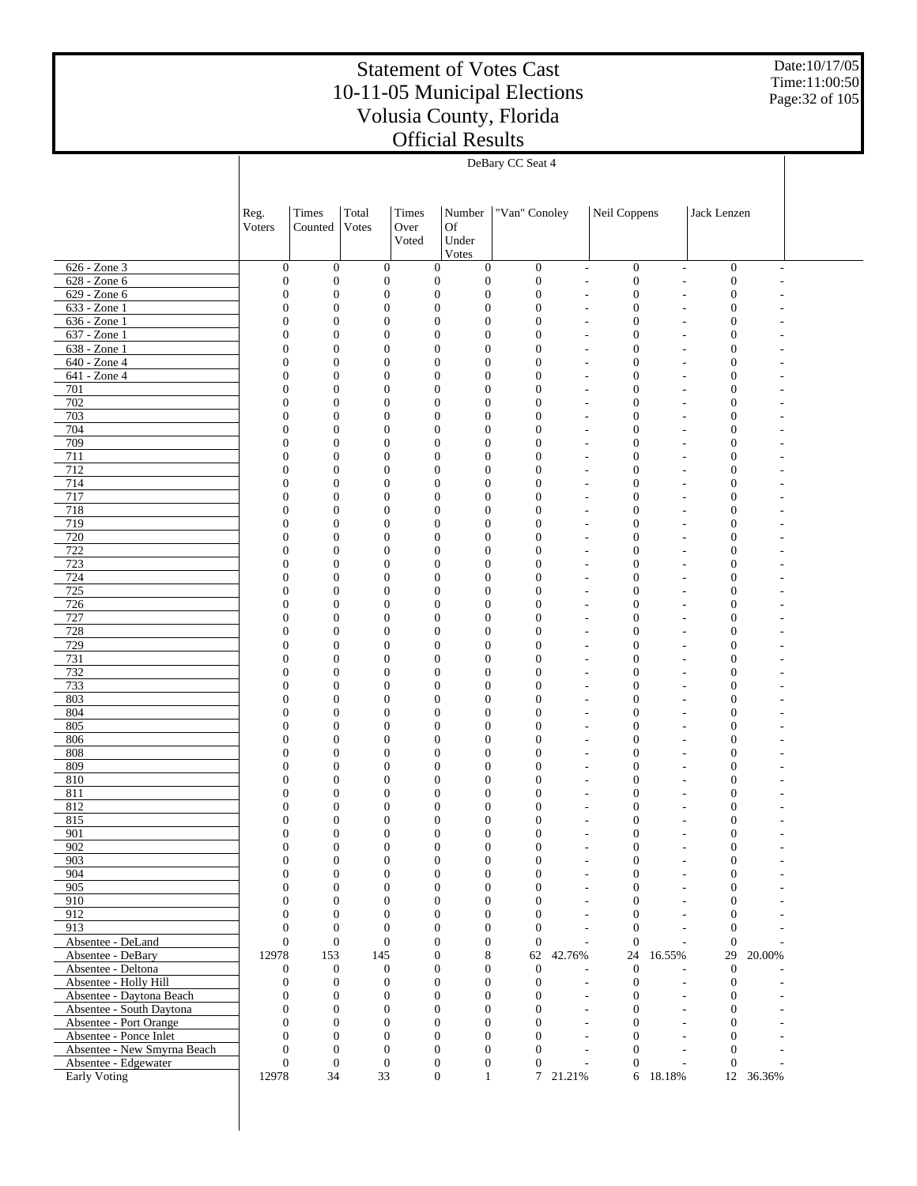# Statement of Votes Cast
# 10-11-05 Municipal Elections
# Volusia County, Florida
# Official Results

Date:10/17/05
Time:11:00:50

| | DeBary CC Seat 4 | | | | | | | | | | |
|---|---|---|---|---|---|---|---|---|---|---|---|
| | Reg. Voters | Times Counted | Total Votes | Times Over Voted | Number Of Under Votes | "Van" Conoley | | Neil Coppens | | Jack Lenzen | |
| 626 - Zone 3 | 0 | 0 | 0 | 0 | 0 | 0 | - | 0 | - | 0 | - |
| 628 - Zone 6 | 0 | 0 | 0 | 0 | 0 | 0 | - | 0 | - | 0 | - |
| 629 - Zone 6 | 0 | 0 | 0 | 0 | 0 | 0 | - | 0 | - | 0 | - |
| 633 - Zone 1 | 0 | 0 | 0 | 0 | 0 | 0 | - | 0 | - | 0 | - |
| 636 - Zone 1 | 0 | 0 | 0 | 0 | 0 | 0 | - | 0 | - | 0 | - |
| 637 - Zone 1 | 0 | 0 | 0 | 0 | 0 | 0 | - | 0 | - | 0 | - |
| 638 - Zone 1 | 0 | 0 | 0 | 0 | 0 | 0 | - | 0 | - | 0 | - |
| 640 - Zone 4 | 0 | 0 | 0 | 0 | 0 | 0 | - | 0 | - | 0 | - |
| 641 - Zone 4 | 0 | 0 | 0 | 0 | 0 | 0 | - | 0 | - | 0 | - |
| 701 | 0 | 0 | 0 | 0 | 0 | 0 | - | 0 | - | 0 | - |
| 702 | 0 | 0 | 0 | 0 | 0 | 0 | - | 0 | - | 0 | - |
| 703 | 0 | 0 | 0 | 0 | 0 | 0 | - | 0 | - | 0 | - |
| 704 | 0 | 0 | 0 | 0 | 0 | 0 | - | 0 | - | 0 | - |
| 709 | 0 | 0 | 0 | 0 | 0 | 0 | - | 0 | - | 0 | - |
| 711 | 0 | 0 | 0 | 0 | 0 | 0 | - | 0 | - | 0 | - |
| 712 | 0 | 0 | 0 | 0 | 0 | 0 | - | 0 | - | 0 | - |
| 714 | 0 | 0 | 0 | 0 | 0 | 0 | - | 0 | - | 0 | - |
| 717 | 0 | 0 | 0 | 0 | 0 | 0 | - | 0 | - | 0 | - |
| 718 | 0 | 0 | 0 | 0 | 0 | 0 | - | 0 | - | 0 | - |
| 719 | 0 | 0 | 0 | 0 | 0 | 0 | - | 0 | - | 0 | - |
| 720 | 0 | 0 | 0 | 0 | 0 | 0 | - | 0 | - | 0 | - |
| 722 | 0 | 0 | 0 | 0 | 0 | 0 | - | 0 | - | 0 | - |
| 723 | 0 | 0 | 0 | 0 | 0 | 0 | - | 0 | - | 0 | - |
| 724 | 0 | 0 | 0 | 0 | 0 | 0 | - | 0 | - | 0 | - |
| 725 | 0 | 0 | 0 | 0 | 0 | 0 | - | 0 | - | 0 | - |
| 726 | 0 | 0 | 0 | 0 | 0 | 0 | - | 0 | - | 0 | - |
| 727 | 0 | 0 | 0 | 0 | 0 | 0 | - | 0 | - | 0 | - |
| 728 | 0 | 0 | 0 | 0 | 0 | 0 | - | 0 | - | 0 | - |
| 729 | 0 | 0 | 0 | 0 | 0 | 0 | - | 0 | - | 0 | - |
| 731 | 0 | 0 | 0 | 0 | 0 | 0 | - | 0 | - | 0 | - |
| 732 | 0 | 0 | 0 | 0 | 0 | 0 | - | 0 | - | 0 | - |
| 733 | 0 | 0 | 0 | 0 | 0 | 0 | - | 0 | - | 0 | - |
| 803 | 0 | 0 | 0 | 0 | 0 | 0 | - | 0 | - | 0 | - |
| 804 | 0 | 0 | 0 | 0 | 0 | 0 | - | 0 | - | 0 | - |
| 805 | 0 | 0 | 0 | 0 | 0 | 0 | - | 0 | - | 0 | - |
| 806 | 0 | 0 | 0 | 0 | 0 | 0 | - | 0 | - | 0 | - |
| 808 | 0 | 0 | 0 | 0 | 0 | 0 | - | 0 | - | 0 | - |
| 809 | 0 | 0 | 0 | 0 | 0 | 0 | - | 0 | - | 0 | - |
| 810 | 0 | 0 | 0 | 0 | 0 | 0 | - | 0 | - | 0 | - |
| 811 | 0 | 0 | 0 | 0 | 0 | 0 | - | 0 | - | 0 | - |
| 812 | 0 | 0 | 0 | 0 | 0 | 0 | - | 0 | - | 0 | - |
| 815 | 0 | 0 | 0 | 0 | 0 | 0 | - | 0 | - | 0 | - |
| 901 | 0 | 0 | 0 | 0 | 0 | 0 | - | 0 | - | 0 | - |
| 902 | 0 | 0 | 0 | 0 | 0 | 0 | - | 0 | - | 0 | - |
| 903 | 0 | 0 | 0 | 0 | 0 | 0 | - | 0 | - | 0 | - |
| 904 | 0 | 0 | 0 | 0 | 0 | 0 | - | 0 | - | 0 | - |
| 905 | 0 | 0 | 0 | 0 | 0 | 0 | - | 0 | - | 0 | - |
| 910 | 0 | 0 | 0 | 0 | 0 | 0 | - | 0 | - | 0 | - |
| 912 | 0 | 0 | 0 | 0 | 0 | 0 | - | 0 | - | 0 | - |
| 913 | 0 | 0 | 0 | 0 | 0 | 0 | - | 0 | - | 0 | - |
| Absentee - DeLand | 0 | 0 | 0 | 0 | 0 | 0 | - | 0 | - | 0 | - |
| Absentee - DeBary | 12978 | 153 | 145 | 0 | 8 | 62 | 42.76% | 24 | 16.55% | 29 | 20.00% |
| Absentee - Deltona | 0 | 0 | 0 | 0 | 0 | 0 | - | 0 | - | 0 | - |
| Absentee - Holly Hill | 0 | 0 | 0 | 0 | 0 | 0 | - | 0 | - | 0 | - |
| Absentee - Daytona Beach | 0 | 0 | 0 | 0 | 0 | 0 | - | 0 | - | 0 | - |
| Absentee - South Daytona | 0 | 0 | 0 | 0 | 0 | 0 | - | 0 | - | 0 | - |
| Absentee - Port Orange | 0 | 0 | 0 | 0 | 0 | 0 | - | 0 | - | 0 | - |
| Absentee - Ponce Inlet | 0 | 0 | 0 | 0 | 0 | 0 | - | 0 | - | 0 | - |
| Absentee - New Smyrna Beach | 0 | 0 | 0 | 0 | 0 | 0 | - | 0 | - | 0 | - |
| Absentee - Edgewater | 0 | 0 | 0 | 0 | 0 | 0 | - | 0 | - | 0 | - |
| Early Voting | 12978 | 34 | 33 | 0 | 1 | 7 | 21.21% | 6 | 18.18% | 12 | 36.36% |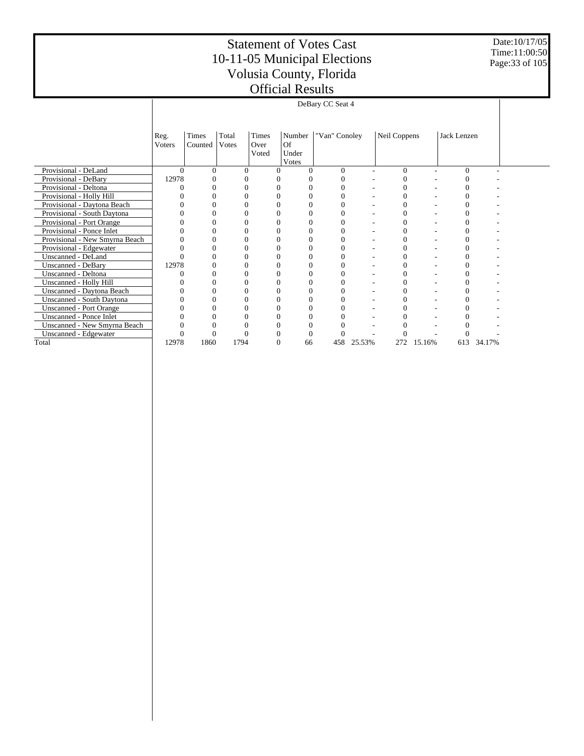# Statement of Votes Cast
# 10-11-05 Municipal Elections
# Volusia County, Florida
# Official Results

Date:10/17/05
Time:11:00:50

| | DeBary CC Seat 4 | | | | | | | | | | |
|---|---|---|---|---|---|---|---|---|---|---|---|
| | Reg. Voters | Times Counted | Total Votes | Times Over Voted | Number Of Under Votes | "Van" Conoley | | Neil Coppens | | Jack Lenzen | |
| Provisional - DeLand | 0 | 0 | 0 | 0 | 0 | 0 | - | 0 | - | 0 | - |
| Provisional - DeBary | 12978 | 0 | 0 | 0 | 0 | 0 | - | 0 | - | 0 | - |
| Provisional - Deltona | 0 | 0 | 0 | 0 | 0 | 0 | - | 0 | - | 0 | - |
| Provisional - Holly Hill | 0 | 0 | 0 | 0 | 0 | 0 | - | 0 | - | 0 | - |
| Provisional - Daytona Beach | 0 | 0 | 0 | 0 | 0 | 0 | - | 0 | - | 0 | - |
| Provisional - South Daytona | 0 | 0 | 0 | 0 | 0 | 0 | - | 0 | - | 0 | - |
| Provisional - Port Orange | 0 | 0 | 0 | 0 | 0 | 0 | - | 0 | - | 0 | - |
| Provisional - Ponce Inlet | 0 | 0 | 0 | 0 | 0 | 0 | - | 0 | - | 0 | - |
| Provisional - New Smyrna Beach | 0 | 0 | 0 | 0 | 0 | 0 | - | 0 | - | 0 | - |
| Provisional - Edgewater | 0 | 0 | 0 | 0 | 0 | 0 | - | 0 | - | 0 | - |
| Unscanned - DeLand | 0 | 0 | 0 | 0 | 0 | 0 | - | 0 | - | 0 | - |
| Unscanned - DeBary | 12978 | 0 | 0 | 0 | 0 | 0 | - | 0 | - | 0 | - |
| Unscanned - Deltona | 0 | 0 | 0 | 0 | 0 | 0 | - | 0 | - | 0 | - |
| Unscanned - Holly Hill | 0 | 0 | 0 | 0 | 0 | 0 | - | 0 | - | 0 | - |
| Unscanned - Daytona Beach | 0 | 0 | 0 | 0 | 0 | 0 | - | 0 | - | 0 | - |
| Unscanned - South Daytona | 0 | 0 | 0 | 0 | 0 | 0 | - | 0 | - | 0 | - |
| Unscanned - Port Orange | 0 | 0 | 0 | 0 | 0 | 0 | - | 0 | - | 0 | - |
| Unscanned - Ponce Inlet | 0 | 0 | 0 | 0 | 0 | 0 | - | 0 | - | 0 | - |
| Unscanned - New Smyrna Beach | 0 | 0 | 0 | 0 | 0 | 0 | - | 0 | - | 0 | - |
| Unscanned - Edgewater | 0 | 0 | 0 | 0 | 0 | 0 | - | 0 | - | 0 | - |
| Total | 12978 | 1860 | 1794 | 0 | 66 | 458 | 25.53% | 272 | 15.16% | 613 | 34.17% |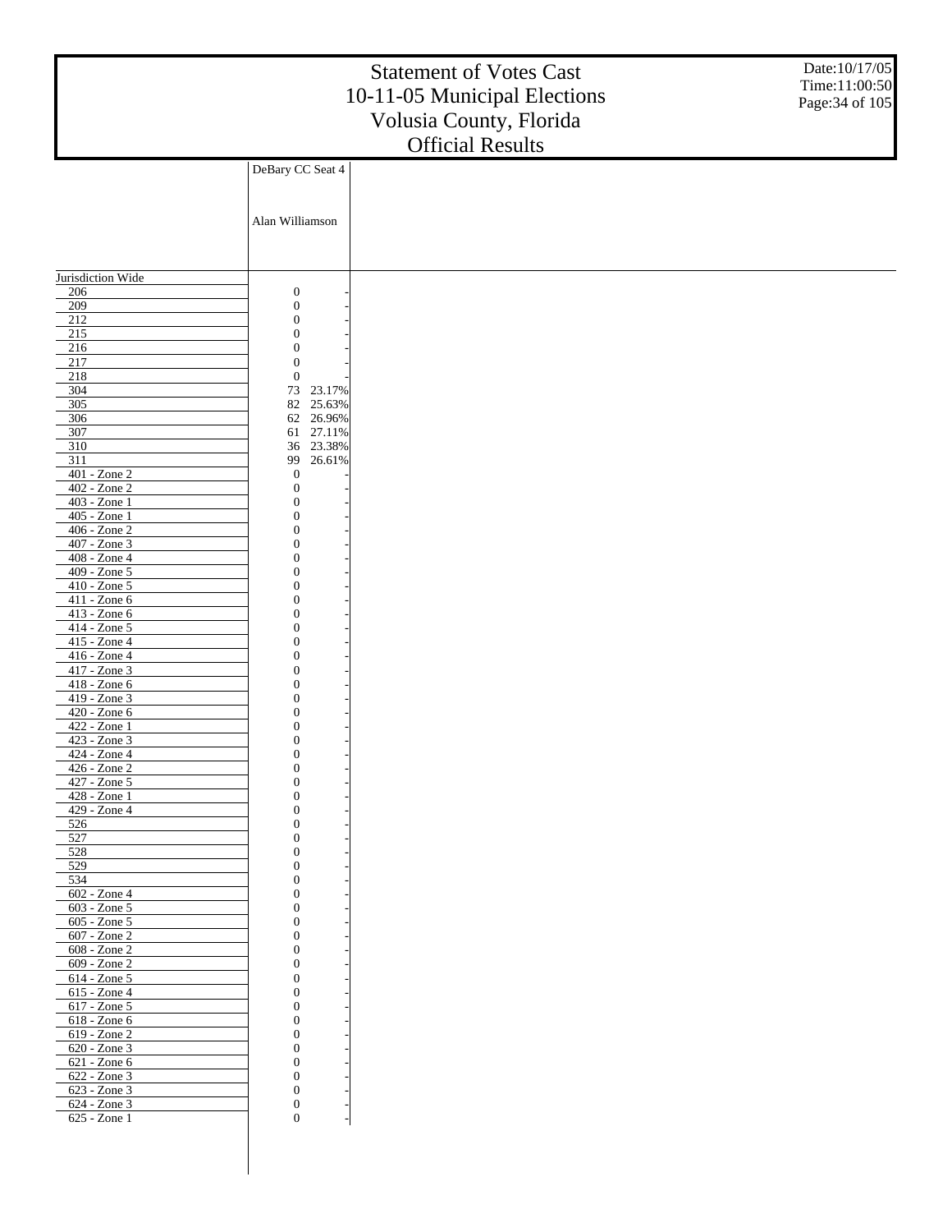# Statement of Votes Cast
# 10-11-05 Municipal Elections
# Volusia County, Florida
# Official Results

Date:10/17/05
Time:11:00:50

| | DeBary CC Seat 4 | |
|---|---|---|
| | Alan Williamson | |
| Jurisdiction Wide | | |
| 206 | 0 | - |
| 209 | 0 | - |
| 212 | 0 | - |
| 215 | 0 | - |
| 216 | 0 | - |
| 217 | 0 | - |
| 218 | 0 | - |
| 304 | 73 | 23.17% |
| 305 | 82 | 25.63% |
| 306 | 62 | 26.96% |
| 307 | 61 | 27.11% |
| 310 | 36 | 23.38% |
| 311 | 99 | 26.61% |
| 401 - Zone 2 | 0 | - |
| 402 - Zone 2 | 0 | - |
| 403 - Zone 1 | 0 | - |
| 405 - Zone 1 | 0 | - |
| 406 - Zone 2 | 0 | - |
| 407 - Zone 3 | 0 | - |
| 408 - Zone 4 | 0 | - |
| 409 - Zone 5 | 0 | - |
| 410 - Zone 5 | 0 | - |
| 411 - Zone 6 | 0 | - |
| 413 - Zone 6 | 0 | - |
| 414 - Zone 5 | 0 | - |
| 415 - Zone 4 | 0 | - |
| 416 - Zone 4 | 0 | - |
| 417 - Zone 3 | 0 | - |
| 418 - Zone 6 | 0 | - |
| 419 - Zone 3 | 0 | - |
| 420 - Zone 6 | 0 | - |
| 422 - Zone 1 | 0 | - |
| 423 - Zone 3 | 0 | - |
| 424 - Zone 4 | 0 | - |
| 426 - Zone 2 | 0 | - |
| 427 - Zone 5 | 0 | - |
| 428 - Zone 1 | 0 | - |
| 429 - Zone 4 | 0 | - |
| 526 | 0 | - |
| 527 | 0 | - |
| 528 | 0 | - |
| 529 | 0 | - |
| 534 | 0 | - |
| 602 - Zone 4 | 0 | - |
| 603 - Zone 5 | 0 | - |
| 605 - Zone 5 | 0 | - |
| 607 - Zone 2 | 0 | - |
| 608 - Zone 2 | 0 | - |
| 609 - Zone 2 | 0 | - |
| 614 - Zone 5 | 0 | - |
| 615 - Zone 4 | 0 | - |
| 617 - Zone 5 | 0 | - |
| 618 - Zone 6 | 0 | - |
| 619 - Zone 2 | 0 | - |
| 620 - Zone 3 | 0 | - |
| 621 - Zone 6 | 0 | - |
| 622 - Zone 3 | 0 | - |
| 623 - Zone 3 | 0 | - |
| 624 - Zone 3 | 0 | - |
| 625 - Zone 1 | 0 | - |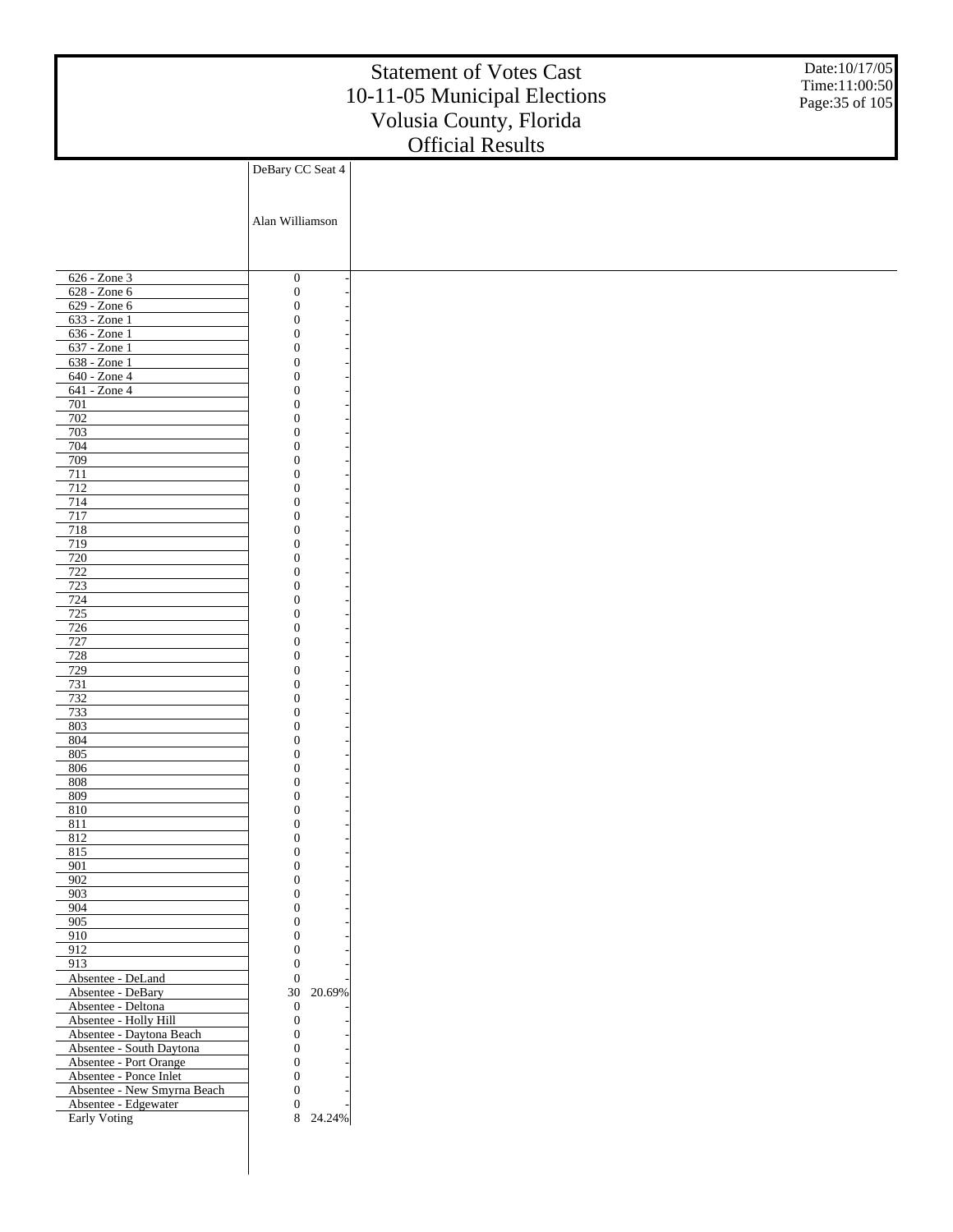# Statement of Votes Cast
# 10-11-05 Municipal Elections
# Volusia County, Florida
# Official Results

Date:10/17/05
Time:11:00:50

| | DeBary CC Seat 4 | |
|---|---|---|
| | Alan Williamson | |
| 626 - Zone 3 | 0 | - |
| 628 - Zone 6 | 0 | - |
| 629 - Zone 6 | 0 | - |
| 633 - Zone 1 | 0 | - |
| 636 - Zone 1 | 0 | - |
| 637 - Zone 1 | 0 | - |
| 638 - Zone 1 | 0 | - |
| 640 - Zone 4 | 0 | - |
| 641 - Zone 4 | 0 | - |
| 701 | 0 | - |
| 702 | 0 | - |
| 703 | 0 | - |
| 704 | 0 | - |
| 709 | 0 | - |
| 711 | 0 | - |
| 712 | 0 | - |
| 714 | 0 | - |
| 717 | 0 | - |
| 718 | 0 | - |
| 719 | 0 | - |
| 720 | 0 | - |
| 722 | 0 | - |
| 723 | 0 | - |
| 724 | 0 | - |
| 725 | 0 | - |
| 726 | 0 | - |
| 727 | 0 | - |
| 728 | 0 | - |
| 729 | 0 | - |
| 731 | 0 | - |
| 732 | 0 | - |
| 733 | 0 | - |
| 803 | 0 | - |
| 804 | 0 | - |
| 805 | 0 | - |
| 806 | 0 | - |
| 808 | 0 | - |
| 809 | 0 | - |
| 810 | 0 | - |
| 811 | 0 | - |
| 812 | 0 | - |
| 815 | 0 | - |
| 901 | 0 | - |
| 902 | 0 | - |
| 903 | 0 | - |
| 904 | 0 | - |
| 905 | 0 | - |
| 910 | 0 | - |
| 912 | 0 | - |
| 913 | 0 | - |
| Absentee - DeLand | 0 | - |
| Absentee - DeBary | 30 | 20.69% |
| Absentee - Deltona | 0 | - |
| Absentee - Holly Hill | 0 | - |
| Absentee - Daytona Beach | 0 | - |
| Absentee - South Daytona | 0 | - |
| Absentee - Port Orange | 0 | - |
| Absentee - Ponce Inlet | 0 | - |
| Absentee - New Smyrna Beach | 0 | - |
| Absentee - Edgewater | 0 | - |
| Early Voting | 8 | 24.24% |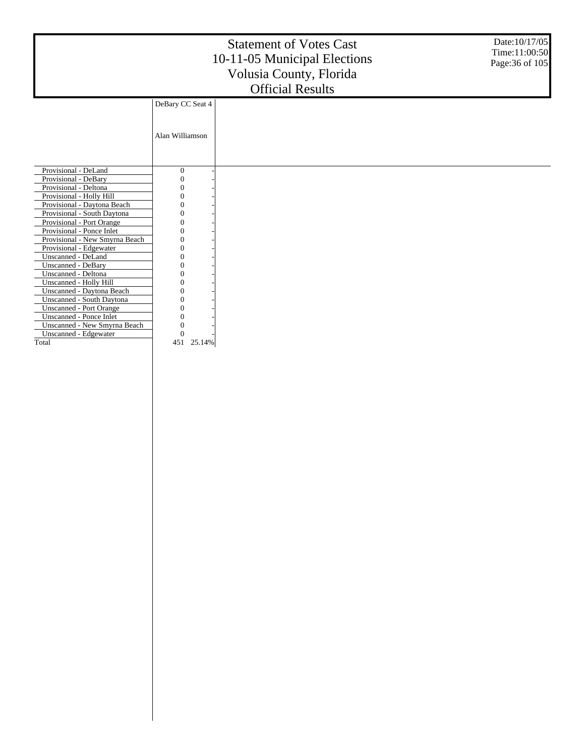# Statement of Votes Cast
# 10-11-05 Municipal Elections
# Volusia County, Florida
# Official Results

Date:10/17/05
Time:11:00:50

| | DeBary CC Seat 4 | |
|---|---|---|
| | Alan Williamson | |
| Provisional - DeLand | 0 | - |
| Provisional - DeBary | 0 | - |
| Provisional - Deltona | 0 | - |
| Provisional - Holly Hill | 0 | - |
| Provisional - Daytona Beach | 0 | - |
| Provisional - South Daytona | 0 | - |
| Provisional - Port Orange | 0 | - |
| Provisional - Ponce Inlet | 0 | - |
| Provisional - New Smyrna Beach | 0 | - |
| Provisional - Edgewater | 0 | - |
| Unscanned - DeLand | 0 | - |
| Unscanned - DeBary | 0 | - |
| Unscanned - Deltona | 0 | - |
| Unscanned - Holly Hill | 0 | - |
| Unscanned - Daytona Beach | 0 | - |
| Unscanned - South Daytona | 0 | - |
| Unscanned - Port Orange | 0 | - |
| Unscanned - Ponce Inlet | 0 | - |
| Unscanned - New Smyrna Beach | 0 | - |
| Unscanned - Edgewater | 0 | - |
| Total | 451 | 25.14% |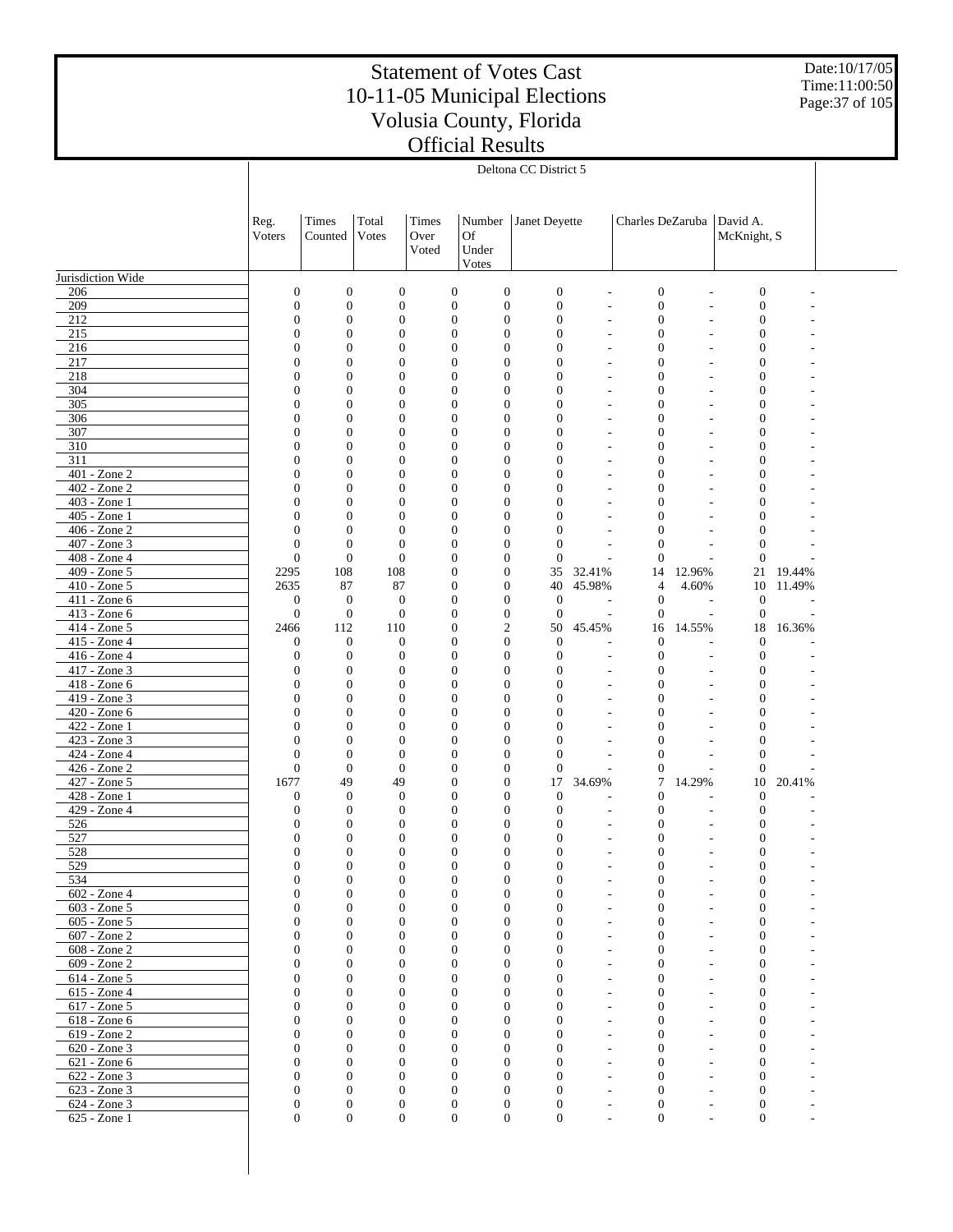# Statement of Votes Cast
# 10-11-05 Municipal Elections
# Volusia County, Florida
# Official Results

Date:10/17/05
Time:11:00:50

| | Deltona CC District 5 | | | | | | | | | | |
|---|---|---|---|---|---|---|---|---|---|---|---|
| | Reg. Voters | Times Counted | Total Votes | Times Over Voted | Number Of Under Votes | Janet Deyette | | Charles DeZaruba | | David A. McKnight, S | |
| Jurisdiction Wide | | | | | | | | | | | |
| 206 | 0 | 0 | 0 | 0 | 0 | 0 | - | 0 | - | 0 | - |
| 209 | 0 | 0 | 0 | 0 | 0 | 0 | - | 0 | - | 0 | - |
| 212 | 0 | 0 | 0 | 0 | 0 | 0 | - | 0 | - | 0 | - |
| 215 | 0 | 0 | 0 | 0 | 0 | 0 | - | 0 | - | 0 | - |
| 216 | 0 | 0 | 0 | 0 | 0 | 0 | - | 0 | - | 0 | - |
| 217 | 0 | 0 | 0 | 0 | 0 | 0 | - | 0 | - | 0 | - |
| 218 | 0 | 0 | 0 | 0 | 0 | 0 | - | 0 | - | 0 | - |
| 304 | 0 | 0 | 0 | 0 | 0 | 0 | - | 0 | - | 0 | - |
| 305 | 0 | 0 | 0 | 0 | 0 | 0 | - | 0 | - | 0 | - |
| 306 | 0 | 0 | 0 | 0 | 0 | 0 | - | 0 | - | 0 | - |
| 307 | 0 | 0 | 0 | 0 | 0 | 0 | - | 0 | - | 0 | - |
| 310 | 0 | 0 | 0 | 0 | 0 | 0 | - | 0 | - | 0 | - |
| 311 | 0 | 0 | 0 | 0 | 0 | 0 | - | 0 | - | 0 | - |
| 401 - Zone 2 | 0 | 0 | 0 | 0 | 0 | 0 | - | 0 | - | 0 | - |
| 402 - Zone 2 | 0 | 0 | 0 | 0 | 0 | 0 | - | 0 | - | 0 | - |
| 403 - Zone 1 | 0 | 0 | 0 | 0 | 0 | 0 | - | 0 | - | 0 | - |
| 405 - Zone 1 | 0 | 0 | 0 | 0 | 0 | 0 | - | 0 | - | 0 | - |
| 406 - Zone 2 | 0 | 0 | 0 | 0 | 0 | 0 | - | 0 | - | 0 | - |
| 407 - Zone 3 | 0 | 0 | 0 | 0 | 0 | 0 | - | 0 | - | 0 | - |
| 408 - Zone 4 | 0 | 0 | 0 | 0 | 0 | 0 | - | 0 | - | 0 | - |
| 409 - Zone 5 | 2295 | 108 | 108 | 0 | 0 | 35 | 32.41% | 14 | 12.96% | 21 | 19.44% |
| 410 - Zone 5 | 2635 | 87 | 87 | 0 | 0 | 40 | 45.98% | 4 | 4.60% | 10 | 11.49% |
| 411 - Zone 6 | 0 | 0 | 0 | 0 | 0 | 0 | - | 0 | - | 0 | - |
| 413 - Zone 6 | 0 | 0 | 0 | 0 | 0 | 0 | - | 0 | - | 0 | - |
| 414 - Zone 5 | 2466 | 112 | 110 | 0 | 2 | 50 | 45.45% | 16 | 14.55% | 18 | 16.36% |
| 415 - Zone 4 | 0 | 0 | 0 | 0 | 0 | 0 | - | 0 | - | 0 | - |
| 416 - Zone 4 | 0 | 0 | 0 | 0 | 0 | 0 | - | 0 | - | 0 | - |
| 417 - Zone 3 | 0 | 0 | 0 | 0 | 0 | 0 | - | 0 | - | 0 | - |
| 418 - Zone 6 | 0 | 0 | 0 | 0 | 0 | 0 | - | 0 | - | 0 | - |
| 419 - Zone 3 | 0 | 0 | 0 | 0 | 0 | 0 | - | 0 | - | 0 | - |
| 420 - Zone 6 | 0 | 0 | 0 | 0 | 0 | 0 | - | 0 | - | 0 | - |
| 422 - Zone 1 | 0 | 0 | 0 | 0 | 0 | 0 | - | 0 | - | 0 | - |
| 423 - Zone 3 | 0 | 0 | 0 | 0 | 0 | 0 | - | 0 | - | 0 | - |
| 424 - Zone 4 | 0 | 0 | 0 | 0 | 0 | 0 | - | 0 | - | 0 | - |
| 426 - Zone 2 | 0 | 0 | 0 | 0 | 0 | 0 | - | 0 | - | 0 | - |
| 427 - Zone 5 | 1677 | 49 | 49 | 0 | 0 | 17 | 34.69% | 7 | 14.29% | 10 | 20.41% |
| 428 - Zone 1 | 0 | 0 | 0 | 0 | 0 | 0 | - | 0 | - | 0 | - |
| 429 - Zone 4 | 0 | 0 | 0 | 0 | 0 | 0 | - | 0 | - | 0 | - |
| 526 | 0 | 0 | 0 | 0 | 0 | 0 | - | 0 | - | 0 | - |
| 527 | 0 | 0 | 0 | 0 | 0 | 0 | - | 0 | - | 0 | - |
| 528 | 0 | 0 | 0 | 0 | 0 | 0 | - | 0 | - | 0 | - |
| 529 | 0 | 0 | 0 | 0 | 0 | 0 | - | 0 | - | 0 | - |
| 534 | 0 | 0 | 0 | 0 | 0 | 0 | - | 0 | - | 0 | - |
| 602 - Zone 4 | 0 | 0 | 0 | 0 | 0 | 0 | - | 0 | - | 0 | - |
| 603 - Zone 5 | 0 | 0 | 0 | 0 | 0 | 0 | - | 0 | - | 0 | - |
| 605 - Zone 5 | 0 | 0 | 0 | 0 | 0 | 0 | - | 0 | - | 0 | - |
| 607 - Zone 2 | 0 | 0 | 0 | 0 | 0 | 0 | - | 0 | - | 0 | - |
| 608 - Zone 2 | 0 | 0 | 0 | 0 | 0 | 0 | - | 0 | - | 0 | - |
| 609 - Zone 2 | 0 | 0 | 0 | 0 | 0 | 0 | - | 0 | - | 0 | - |
| 614 - Zone 5 | 0 | 0 | 0 | 0 | 0 | 0 | - | 0 | - | 0 | - |
| 615 - Zone 4 | 0 | 0 | 0 | 0 | 0 | 0 | - | 0 | - | 0 | - |
| 617 - Zone 5 | 0 | 0 | 0 | 0 | 0 | 0 | - | 0 | - | 0 | - |
| 618 - Zone 6 | 0 | 0 | 0 | 0 | 0 | 0 | - | 0 | - | 0 | - |
| 619 - Zone 2 | 0 | 0 | 0 | 0 | 0 | 0 | - | 0 | - | 0 | - |
| 620 - Zone 3 | 0 | 0 | 0 | 0 | 0 | 0 | - | 0 | - | 0 | - |
| 621 - Zone 6 | 0 | 0 | 0 | 0 | 0 | 0 | - | 0 | - | 0 | - |
| 622 - Zone 3 | 0 | 0 | 0 | 0 | 0 | 0 | - | 0 | - | 0 | - |
| 623 - Zone 3 | 0 | 0 | 0 | 0 | 0 | 0 | - | 0 | - | 0 | - |
| 624 - Zone 3 | 0 | 0 | 0 | 0 | 0 | 0 | - | 0 | - | 0 | - |
| 625 - Zone 1 | 0 | 0 | 0 | 0 | 0 | 0 | - | 0 | - | 0 | - |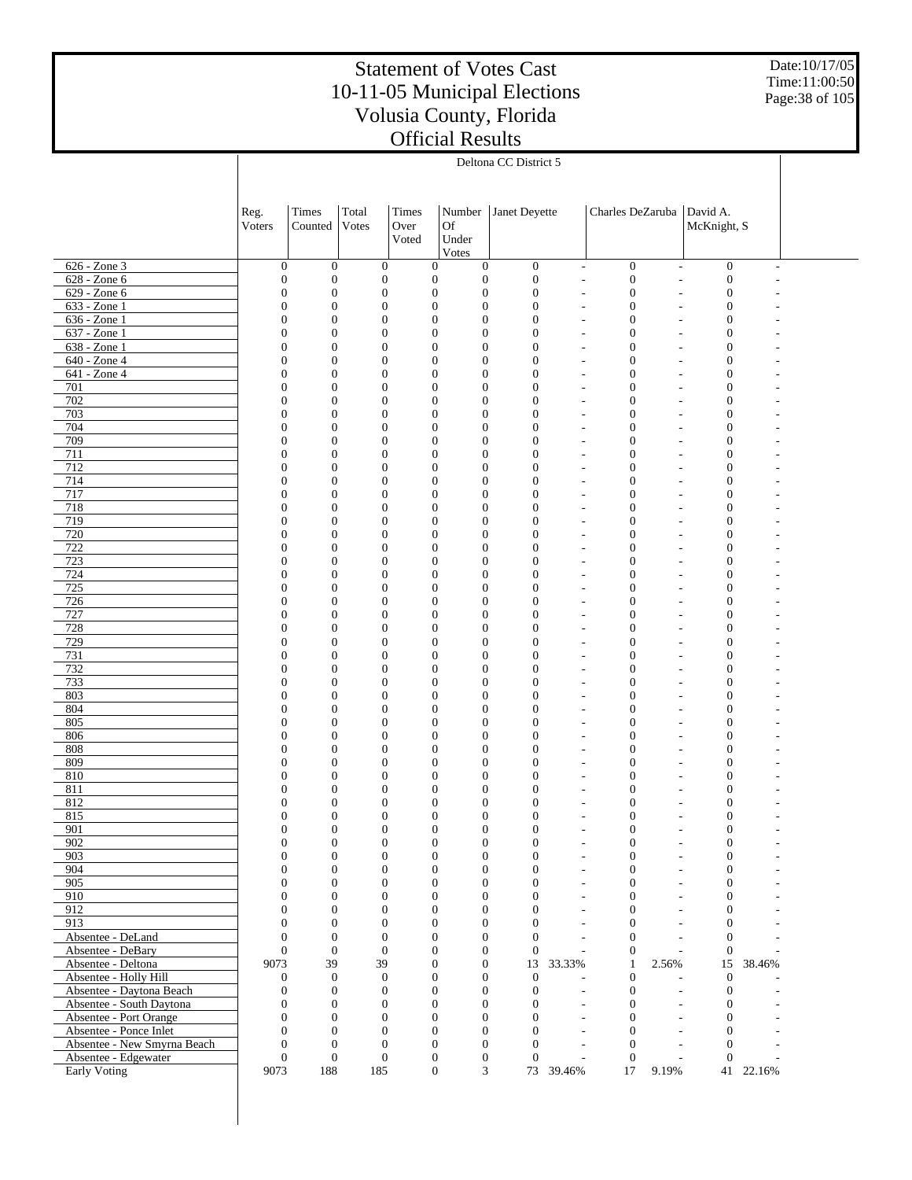# Statement of Votes Cast
# 10-11-05 Municipal Elections
# Volusia County, Florida
# Official Results

Date:10/17/05
Time:11:00:50

| | Deltona CC District 5 | | | | | | | | | | |
|---|---|---|---|---|---|---|---|---|---|---|---|
| | Reg. Voters | Times Counted | Total Votes | Times Over Voted | Number Of Under Votes | Janet Deyette | | Charles DeZaruba | | David A. McKnight, S | |
| 626 - Zone 3 | 0 | 0 | 0 | 0 | 0 | 0 | - | 0 | - | 0 | - |
| 628 - Zone 6 | 0 | 0 | 0 | 0 | 0 | 0 | - | 0 | - | 0 | - |
| 629 - Zone 6 | 0 | 0 | 0 | 0 | 0 | 0 | - | 0 | - | 0 | - |
| 633 - Zone 1 | 0 | 0 | 0 | 0 | 0 | 0 | - | 0 | - | 0 | - |
| 636 - Zone 1 | 0 | 0 | 0 | 0 | 0 | 0 | - | 0 | - | 0 | - |
| 637 - Zone 1 | 0 | 0 | 0 | 0 | 0 | 0 | - | 0 | - | 0 | - |
| 638 - Zone 1 | 0 | 0 | 0 | 0 | 0 | 0 | - | 0 | - | 0 | - |
| 640 - Zone 4 | 0 | 0 | 0 | 0 | 0 | 0 | - | 0 | - | 0 | - |
| 641 - Zone 4 | 0 | 0 | 0 | 0 | 0 | 0 | - | 0 | - | 0 | - |
| 701 | 0 | 0 | 0 | 0 | 0 | 0 | - | 0 | - | 0 | - |
| 702 | 0 | 0 | 0 | 0 | 0 | 0 | - | 0 | - | 0 | - |
| 703 | 0 | 0 | 0 | 0 | 0 | 0 | - | 0 | - | 0 | - |
| 704 | 0 | 0 | 0 | 0 | 0 | 0 | - | 0 | - | 0 | - |
| 709 | 0 | 0 | 0 | 0 | 0 | 0 | - | 0 | - | 0 | - |
| 711 | 0 | 0 | 0 | 0 | 0 | 0 | - | 0 | - | 0 | - |
| 712 | 0 | 0 | 0 | 0 | 0 | 0 | - | 0 | - | 0 | - |
| 714 | 0 | 0 | 0 | 0 | 0 | 0 | - | 0 | - | 0 | - |
| 717 | 0 | 0 | 0 | 0 | 0 | 0 | - | 0 | - | 0 | - |
| 718 | 0 | 0 | 0 | 0 | 0 | 0 | - | 0 | - | 0 | - |
| 719 | 0 | 0 | 0 | 0 | 0 | 0 | - | 0 | - | 0 | - |
| 720 | 0 | 0 | 0 | 0 | 0 | 0 | - | 0 | - | 0 | - |
| 722 | 0 | 0 | 0 | 0 | 0 | 0 | - | 0 | - | 0 | - |
| 723 | 0 | 0 | 0 | 0 | 0 | 0 | - | 0 | - | 0 | - |
| 724 | 0 | 0 | 0 | 0 | 0 | 0 | - | 0 | - | 0 | - |
| 725 | 0 | 0 | 0 | 0 | 0 | 0 | - | 0 | - | 0 | - |
| 726 | 0 | 0 | 0 | 0 | 0 | 0 | - | 0 | - | 0 | - |
| 727 | 0 | 0 | 0 | 0 | 0 | 0 | - | 0 | - | 0 | - |
| 728 | 0 | 0 | 0 | 0 | 0 | 0 | - | 0 | - | 0 | - |
| 729 | 0 | 0 | 0 | 0 | 0 | 0 | - | 0 | - | 0 | - |
| 731 | 0 | 0 | 0 | 0 | 0 | 0 | - | 0 | - | 0 | - |
| 732 | 0 | 0 | 0 | 0 | 0 | 0 | - | 0 | - | 0 | - |
| 733 | 0 | 0 | 0 | 0 | 0 | 0 | - | 0 | - | 0 | - |
| 803 | 0 | 0 | 0 | 0 | 0 | 0 | - | 0 | - | 0 | - |
| 804 | 0 | 0 | 0 | 0 | 0 | 0 | - | 0 | - | 0 | - |
| 805 | 0 | 0 | 0 | 0 | 0 | 0 | - | 0 | - | 0 | - |
| 806 | 0 | 0 | 0 | 0 | 0 | 0 | - | 0 | - | 0 | - |
| 808 | 0 | 0 | 0 | 0 | 0 | 0 | - | 0 | - | 0 | - |
| 809 | 0 | 0 | 0 | 0 | 0 | 0 | - | 0 | - | 0 | - |
| 810 | 0 | 0 | 0 | 0 | 0 | 0 | - | 0 | - | 0 | - |
| 811 | 0 | 0 | 0 | 0 | 0 | 0 | - | 0 | - | 0 | - |
| 812 | 0 | 0 | 0 | 0 | 0 | 0 | - | 0 | - | 0 | - |
| 815 | 0 | 0 | 0 | 0 | 0 | 0 | - | 0 | - | 0 | - |
| 901 | 0 | 0 | 0 | 0 | 0 | 0 | - | 0 | - | 0 | - |
| 902 | 0 | 0 | 0 | 0 | 0 | 0 | - | 0 | - | 0 | - |
| 903 | 0 | 0 | 0 | 0 | 0 | 0 | - | 0 | - | 0 | - |
| 904 | 0 | 0 | 0 | 0 | 0 | 0 | - | 0 | - | 0 | - |
| 905 | 0 | 0 | 0 | 0 | 0 | 0 | - | 0 | - | 0 | - |
| 910 | 0 | 0 | 0 | 0 | 0 | 0 | - | 0 | - | 0 | - |
| 912 | 0 | 0 | 0 | 0 | 0 | 0 | - | 0 | - | 0 | - |
| 913 | 0 | 0 | 0 | 0 | 0 | 0 | - | 0 | - | 0 | - |
| Absentee - DeLand | 0 | 0 | 0 | 0 | 0 | 0 | - | 0 | - | 0 | - |
| Absentee - DeBary | 0 | 0 | 0 | 0 | 0 | 0 | - | 0 | - | 0 | - |
| Absentee - Deltona | 9073 | 39 | 39 | 0 | 0 | 13 | 33.33% | 1 | 2.56% | 15 | 38.46% |
| Absentee - Holly Hill | 0 | 0 | 0 | 0 | 0 | 0 | - | 0 | - | 0 | - |
| Absentee - Daytona Beach | 0 | 0 | 0 | 0 | 0 | 0 | - | 0 | - | 0 | - |
| Absentee - South Daytona | 0 | 0 | 0 | 0 | 0 | 0 | - | 0 | - | 0 | - |
| Absentee - Port Orange | 0 | 0 | 0 | 0 | 0 | 0 | - | 0 | - | 0 | - |
| Absentee - Ponce Inlet | 0 | 0 | 0 | 0 | 0 | 0 | - | 0 | - | 0 | - |
| Absentee - New Smyrna Beach | 0 | 0 | 0 | 0 | 0 | 0 | - | 0 | - | 0 | - |
| Absentee - Edgewater | 0 | 0 | 0 | 0 | 0 | 0 | - | 0 | - | 0 | - |
| Early Voting | 9073 | 188 | 185 | 0 | 3 | 73 | 39.46% | 17 | 9.19% | 41 | 22.16% |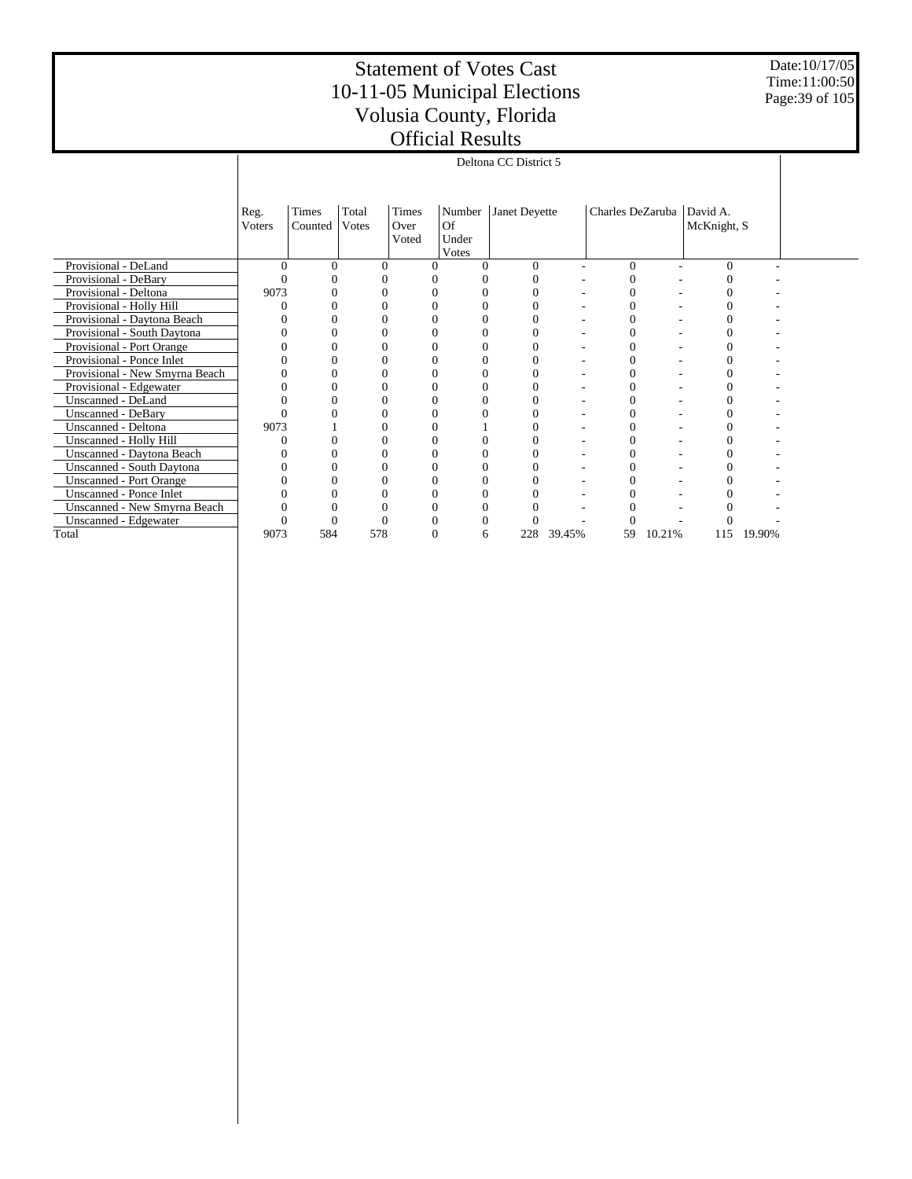# Statement of Votes Cast
# 10-11-05 Municipal Elections
# Volusia County, Florida
# Official Results

Date:10/17/05
Time:11:00:50

| | Deltona CC District 5 | | | | | | | | | | |
|---|---|---|---|---|---|---|---|---|---|---|---|
| | Reg. Voters | Times Counted | Total Votes | Times Over Voted | Number Of Under Votes | Janet Deyette | | Charles DeZaruba | | David A. McKnight, S | |
| Provisional - DeLand | 0 | 0 | 0 | 0 | 0 | 0 | - | 0 | - | 0 | - |
| Provisional - DeBary | 0 | 0 | 0 | 0 | 0 | 0 | - | 0 | - | 0 | - |
| Provisional - Deltona | 9073 | 0 | 0 | 0 | 0 | 0 | - | 0 | - | 0 | - |
| Provisional - Holly Hill | 0 | 0 | 0 | 0 | 0 | 0 | - | 0 | - | 0 | - |
| Provisional - Daytona Beach | 0 | 0 | 0 | 0 | 0 | 0 | - | 0 | - | 0 | - |
| Provisional - South Daytona | 0 | 0 | 0 | 0 | 0 | 0 | - | 0 | - | 0 | - |
| Provisional - Port Orange | 0 | 0 | 0 | 0 | 0 | 0 | - | 0 | - | 0 | - |
| Provisional - Ponce Inlet | 0 | 0 | 0 | 0 | 0 | 0 | - | 0 | - | 0 | - |
| Provisional - New Smyrna Beach | 0 | 0 | 0 | 0 | 0 | 0 | - | 0 | - | 0 | - |
| Provisional - Edgewater | 0 | 0 | 0 | 0 | 0 | 0 | - | 0 | - | 0 | - |
| Unscanned - DeLand | 0 | 0 | 0 | 0 | 0 | 0 | - | 0 | - | 0 | - |
| Unscanned - DeBary | 0 | 0 | 0 | 0 | 0 | 0 | - | 0 | - | 0 | - |
| Unscanned - Deltona | 9073 | 1 | 0 | 0 | 1 | 0 | - | 0 | - | 0 | - |
| Unscanned - Holly Hill | 0 | 0 | 0 | 0 | 0 | 0 | - | 0 | - | 0 | - |
| Unscanned - Daytona Beach | 0 | 0 | 0 | 0 | 0 | 0 | - | 0 | - | 0 | - |
| Unscanned - South Daytona | 0 | 0 | 0 | 0 | 0 | 0 | - | 0 | - | 0 | - |
| Unscanned - Port Orange | 0 | 0 | 0 | 0 | 0 | 0 | - | 0 | - | 0 | - |
| Unscanned - Ponce Inlet | 0 | 0 | 0 | 0 | 0 | 0 | - | 0 | - | 0 | - |
| Unscanned - New Smyrna Beach | 0 | 0 | 0 | 0 | 0 | 0 | - | 0 | - | 0 | - |
| Unscanned - Edgewater | 0 | 0 | 0 | 0 | 0 | 0 | - | 0 | - | 0 | - |
| Total | 9073 | 584 | 578 | 0 | 6 | 228 | 39.45% | 59 | 10.21% | 115 | 19.90% |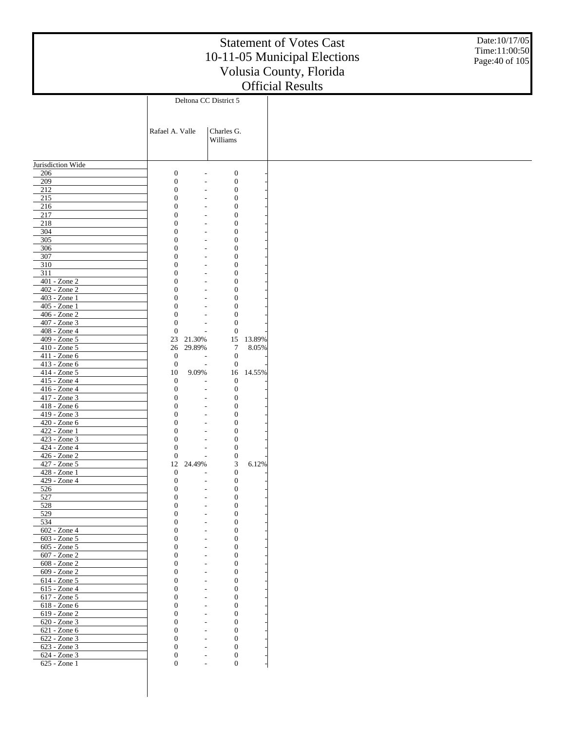# Statement of Votes Cast
# 10-11-05 Municipal Elections
# Volusia County, Florida
# Official Results

Date:10/17/05
Time:11:00:50

| | Deltona CC District 5 | | | |
|---|---|---|---|---|
| | Rafael A. Valle | | Charles G. Williams | |
| Jurisdiction Wide | | | | |
| 206 | 0 | - | 0 | - |
| 209 | 0 | - | 0 | - |
| 212 | 0 | - | 0 | - |
| 215 | 0 | - | 0 | - |
| 216 | 0 | - | 0 | - |
| 217 | 0 | - | 0 | - |
| 218 | 0 | - | 0 | - |
| 304 | 0 | - | 0 | - |
| 305 | 0 | - | 0 | - |
| 306 | 0 | - | 0 | - |
| 307 | 0 | - | 0 | - |
| 310 | 0 | - | 0 | - |
| 311 | 0 | - | 0 | - |
| 401 - Zone 2 | 0 | - | 0 | - |
| 402 - Zone 2 | 0 | - | 0 | - |
| 403 - Zone 1 | 0 | - | 0 | - |
| 405 - Zone 1 | 0 | - | 0 | - |
| 406 - Zone 2 | 0 | - | 0 | - |
| 407 - Zone 3 | 0 | - | 0 | - |
| 408 - Zone 4 | 0 | - | 0 | - |
| 409 - Zone 5 | 23 | 21.30% | 15 | 13.89% |
| 410 - Zone 5 | 26 | 29.89% | 7 | 8.05% |
| 411 - Zone 6 | 0 | - | 0 | - |
| 413 - Zone 6 | 0 | - | 0 | - |
| 414 - Zone 5 | 10 | 9.09% | 16 | 14.55% |
| 415 - Zone 4 | 0 | - | 0 | - |
| 416 - Zone 4 | 0 | - | 0 | - |
| 417 - Zone 3 | 0 | - | 0 | - |
| 418 - Zone 6 | 0 | - | 0 | - |
| 419 - Zone 3 | 0 | - | 0 | - |
| 420 - Zone 6 | 0 | - | 0 | - |
| 422 - Zone 1 | 0 | - | 0 | - |
| 423 - Zone 3 | 0 | - | 0 | - |
| 424 - Zone 4 | 0 | - | 0 | - |
| 426 - Zone 2 | 0 | - | 0 | - |
| 427 - Zone 5 | 12 | 24.49% | 3 | 6.12% |
| 428 - Zone 1 | 0 | - | 0 | - |
| 429 - Zone 4 | 0 | - | 0 | - |
| 526 | 0 | - | 0 | - |
| 527 | 0 | - | 0 | - |
| 528 | 0 | - | 0 | - |
| 529 | 0 | - | 0 | - |
| 534 | 0 | - | 0 | - |
| 602 - Zone 4 | 0 | - | 0 | - |
| 603 - Zone 5 | 0 | - | 0 | - |
| 605 - Zone 5 | 0 | - | 0 | - |
| 607 - Zone 2 | 0 | - | 0 | - |
| 608 - Zone 2 | 0 | - | 0 | - |
| 609 - Zone 2 | 0 | - | 0 | - |
| 614 - Zone 5 | 0 | - | 0 | - |
| 615 - Zone 4 | 0 | - | 0 | - |
| 617 - Zone 5 | 0 | - | 0 | - |
| 618 - Zone 6 | 0 | - | 0 | - |
| 619 - Zone 2 | 0 | - | 0 | - |
| 620 - Zone 3 | 0 | - | 0 | - |
| 621 - Zone 6 | 0 | - | 0 | - |
| 622 - Zone 3 | 0 | - | 0 | - |
| 623 - Zone 3 | 0 | - | 0 | - |
| 624 - Zone 3 | 0 | - | 0 | - |
| 625 - Zone 1 | 0 | - | 0 | - |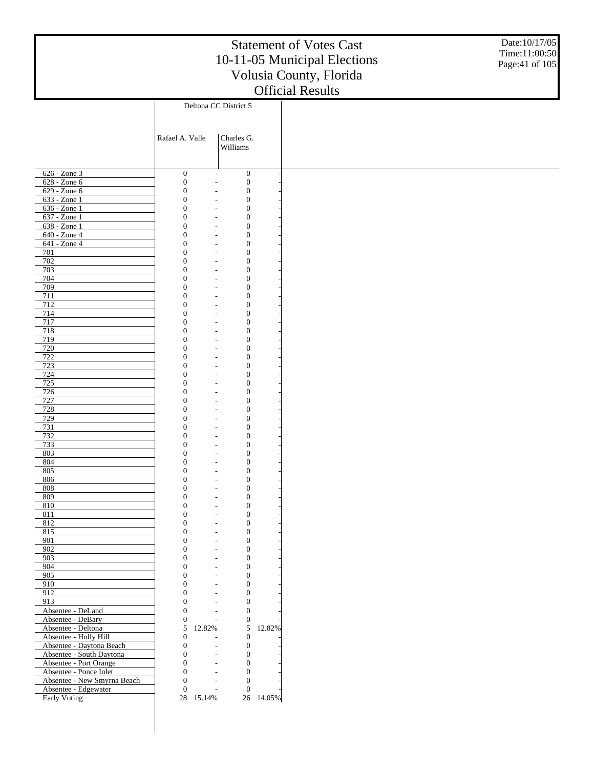# Statement of Votes Cast
# 10-11-05 Municipal Elections
# Volusia County, Florida
# Official Results

Date:10/17/05
Time:11:00:50

| | Deltona CC District 5 | | | |
|---|---|---|---|---|
| | Rafael A. Valle | | Charles G. Williams | |
| 626 - Zone 3 | 0 | - | 0 | - |
| 628 - Zone 6 | 0 | - | 0 | - |
| 629 - Zone 6 | 0 | - | 0 | - |
| 633 - Zone 1 | 0 | - | 0 | - |
| 636 - Zone 1 | 0 | - | 0 | - |
| 637 - Zone 1 | 0 | - | 0 | - |
| 638 - Zone 1 | 0 | - | 0 | - |
| 640 - Zone 4 | 0 | - | 0 | - |
| 641 - Zone 4 | 0 | - | 0 | - |
| 701 | 0 | - | 0 | - |
| 702 | 0 | - | 0 | - |
| 703 | 0 | - | 0 | - |
| 704 | 0 | - | 0 | - |
| 709 | 0 | - | 0 | - |
| 711 | 0 | - | 0 | - |
| 712 | 0 | - | 0 | - |
| 714 | 0 | - | 0 | - |
| 717 | 0 | - | 0 | - |
| 718 | 0 | - | 0 | - |
| 719 | 0 | - | 0 | - |
| 720 | 0 | - | 0 | - |
| 722 | 0 | - | 0 | - |
| 723 | 0 | - | 0 | - |
| 724 | 0 | - | 0 | - |
| 725 | 0 | - | 0 | - |
| 726 | 0 | - | 0 | - |
| 727 | 0 | - | 0 | - |
| 728 | 0 | - | 0 | - |
| 729 | 0 | - | 0 | - |
| 731 | 0 | - | 0 | - |
| 732 | 0 | - | 0 | - |
| 733 | 0 | - | 0 | - |
| 803 | 0 | - | 0 | - |
| 804 | 0 | - | 0 | - |
| 805 | 0 | - | 0 | - |
| 806 | 0 | - | 0 | - |
| 808 | 0 | - | 0 | - |
| 809 | 0 | - | 0 | - |
| 810 | 0 | - | 0 | - |
| 811 | 0 | - | 0 | - |
| 812 | 0 | - | 0 | - |
| 815 | 0 | - | 0 | - |
| 901 | 0 | - | 0 | - |
| 902 | 0 | - | 0 | - |
| 903 | 0 | - | 0 | - |
| 904 | 0 | - | 0 | - |
| 905 | 0 | - | 0 | - |
| 910 | 0 | - | 0 | - |
| 912 | 0 | - | 0 | - |
| 913 | 0 | - | 0 | - |
| Absentee - DeLand | 0 | - | 0 | - |
| Absentee - DeBary | 0 | - | 0 | - |
| Absentee - Deltona | 5 | 12.82% | 5 | 12.82% |
| Absentee - Holly Hill | 0 | - | 0 | - |
| Absentee - Daytona Beach | 0 | - | 0 | - |
| Absentee - South Daytona | 0 | - | 0 | - |
| Absentee - Port Orange | 0 | - | 0 | - |
| Absentee - Ponce Inlet | 0 | - | 0 | - |
| Absentee - New Smyrna Beach | 0 | - | 0 | - |
| Absentee - Edgewater | 0 | - | 0 | - |
| Early Voting | 28 | 15.14% | 26 | 14.05% |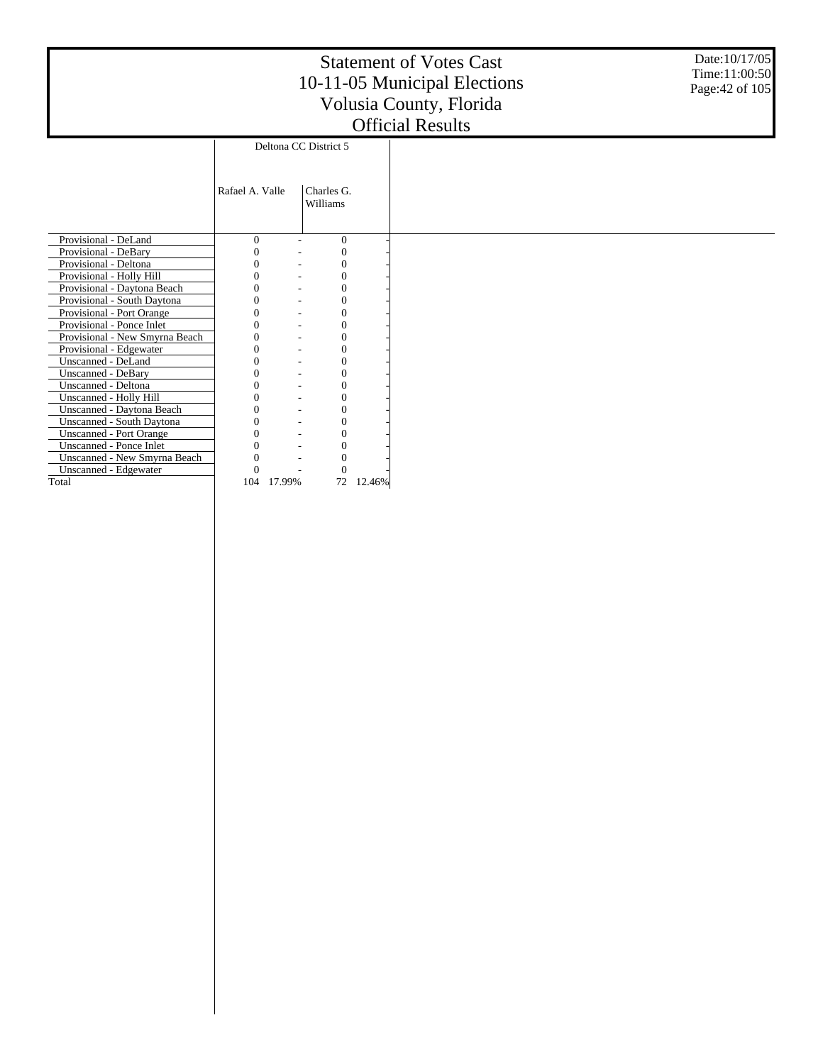# Statement of Votes Cast
# 10-11-05 Municipal Elections
# Volusia County, Florida
# Official Results

Date:10/17/05
Time:11:00:50

| | Deltona CC District 5 | | | |
|---|---|---|---|---|
| | Rafael A. Valle | | Charles G. Williams | |
| Provisional - DeLand | 0 | - | 0 | - |
| Provisional - DeBary | 0 | - | 0 | - |
| Provisional - Deltona | 0 | - | 0 | - |
| Provisional - Holly Hill | 0 | - | 0 | - |
| Provisional - Daytona Beach | 0 | - | 0 | - |
| Provisional - South Daytona | 0 | - | 0 | - |
| Provisional - Port Orange | 0 | - | 0 | - |
| Provisional - Ponce Inlet | 0 | - | 0 | - |
| Provisional - New Smyrna Beach | 0 | - | 0 | - |
| Provisional - Edgewater | 0 | - | 0 | - |
| Unscanned - DeLand | 0 | - | 0 | - |
| Unscanned - DeBary | 0 | - | 0 | - |
| Unscanned - Deltona | 0 | - | 0 | - |
| Unscanned - Holly Hill | 0 | - | 0 | - |
| Unscanned - Daytona Beach | 0 | - | 0 | - |
| Unscanned - South Daytona | 0 | - | 0 | - |
| Unscanned - Port Orange | 0 | - | 0 | - |
| Unscanned - Ponce Inlet | 0 | - | 0 | - |
| Unscanned - New Smyrna Beach | 0 | - | 0 | - |
| Unscanned - Edgewater | 0 | - | 0 | - |
| Total | 104 | 17.99% | 72 | 12.46% |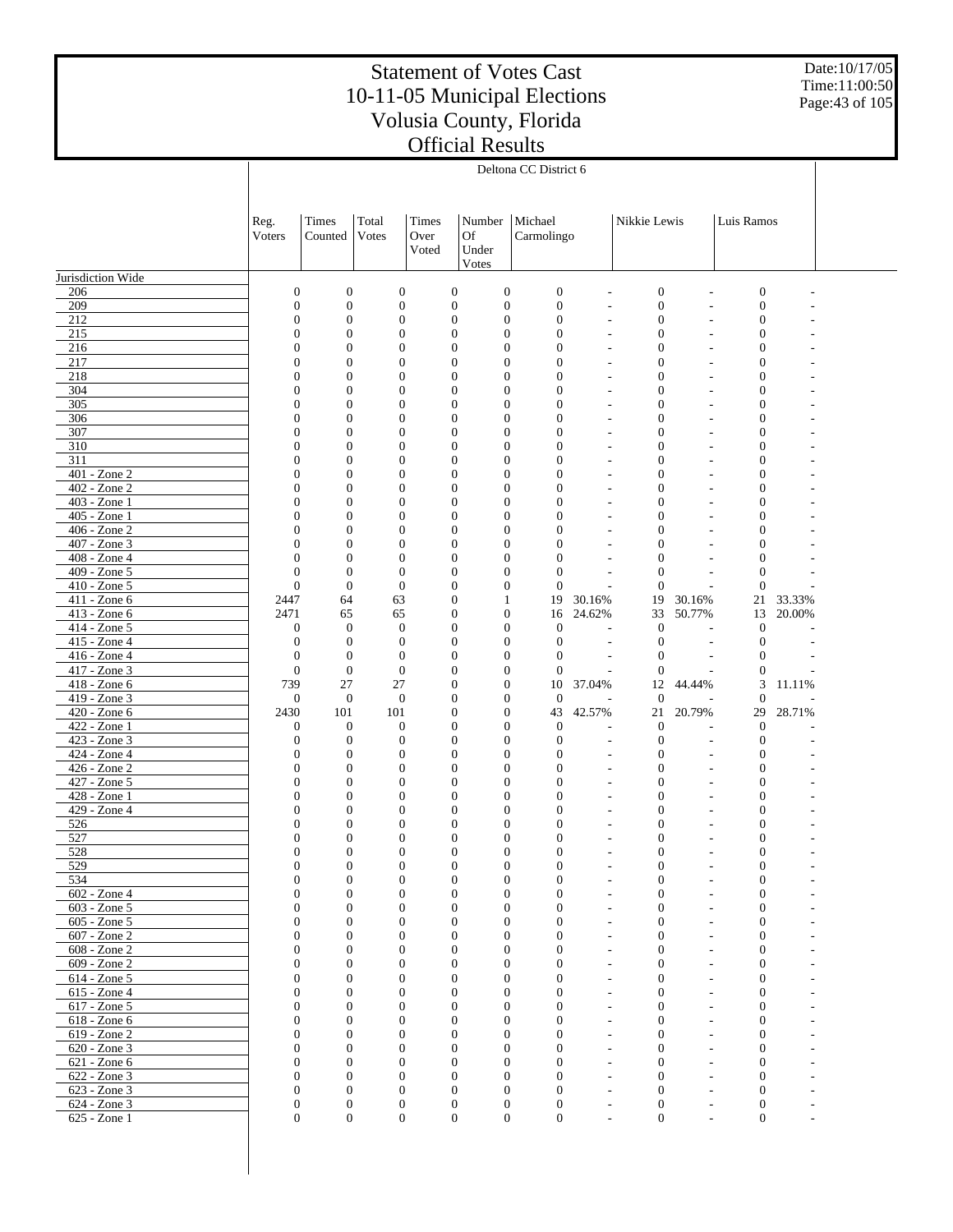# Statement of Votes Cast
# 10-11-05 Municipal Elections
# Volusia County, Florida
# Official Results

Date:10/17/05
Time:11:00:50

| | Deltona CC District 6 | | | | | | | | | | |
|---|---|---|---|---|---|---|---|---|---|---|---|
| | Reg. Voters | Times Counted | Total Votes | Times Over Voted | Number Of Under Votes | Michael Carmolingo | | Nikkie Lewis | | Luis Ramos | |
| Jurisdiction Wide | | | | | | | | | | | |
| 206 | 0 | 0 | 0 | 0 | 0 | 0 | - | 0 | - | 0 | - |
| 209 | 0 | 0 | 0 | 0 | 0 | 0 | - | 0 | - | 0 | - |
| 212 | 0 | 0 | 0 | 0 | 0 | 0 | - | 0 | - | 0 | - |
| 215 | 0 | 0 | 0 | 0 | 0 | 0 | - | 0 | - | 0 | - |
| 216 | 0 | 0 | 0 | 0 | 0 | 0 | - | 0 | - | 0 | - |
| 217 | 0 | 0 | 0 | 0 | 0 | 0 | - | 0 | - | 0 | - |
| 218 | 0 | 0 | 0 | 0 | 0 | 0 | - | 0 | - | 0 | - |
| 304 | 0 | 0 | 0 | 0 | 0 | 0 | - | 0 | - | 0 | - |
| 305 | 0 | 0 | 0 | 0 | 0 | 0 | - | 0 | - | 0 | - |
| 306 | 0 | 0 | 0 | 0 | 0 | 0 | - | 0 | - | 0 | - |
| 307 | 0 | 0 | 0 | 0 | 0 | 0 | - | 0 | - | 0 | - |
| 310 | 0 | 0 | 0 | 0 | 0 | 0 | - | 0 | - | 0 | - |
| 311 | 0 | 0 | 0 | 0 | 0 | 0 | - | 0 | - | 0 | - |
| 401 - Zone 2 | 0 | 0 | 0 | 0 | 0 | 0 | - | 0 | - | 0 | - |
| 402 - Zone 2 | 0 | 0 | 0 | 0 | 0 | 0 | - | 0 | - | 0 | - |
| 403 - Zone 1 | 0 | 0 | 0 | 0 | 0 | 0 | - | 0 | - | 0 | - |
| 405 - Zone 1 | 0 | 0 | 0 | 0 | 0 | 0 | - | 0 | - | 0 | - |
| 406 - Zone 2 | 0 | 0 | 0 | 0 | 0 | 0 | - | 0 | - | 0 | - |
| 407 - Zone 3 | 0 | 0 | 0 | 0 | 0 | 0 | - | 0 | - | 0 | - |
| 408 - Zone 4 | 0 | 0 | 0 | 0 | 0 | 0 | - | 0 | - | 0 | - |
| 409 - Zone 5 | 0 | 0 | 0 | 0 | 0 | 0 | - | 0 | - | 0 | - |
| 410 - Zone 5 | 0 | 0 | 0 | 0 | 0 | 0 | - | 0 | - | 0 | - |
| 411 - Zone 6 | 2447 | 64 | 63 | 0 | 1 | 19 | 30.16% | 19 | 30.16% | 21 | 33.33% |
| 413 - Zone 6 | 2471 | 65 | 65 | 0 | 0 | 16 | 24.62% | 33 | 50.77% | 13 | 20.00% |
| 414 - Zone 5 | 0 | 0 | 0 | 0 | 0 | 0 | - | 0 | - | 0 | - |
| 415 - Zone 4 | 0 | 0 | 0 | 0 | 0 | 0 | - | 0 | - | 0 | - |
| 416 - Zone 4 | 0 | 0 | 0 | 0 | 0 | 0 | - | 0 | - | 0 | - |
| 417 - Zone 3 | 0 | 0 | 0 | 0 | 0 | 0 | - | 0 | - | 0 | - |
| 418 - Zone 6 | 739 | 27 | 27 | 0 | 0 | 10 | 37.04% | 12 | 44.44% | 3 | 11.11% |
| 419 - Zone 3 | 0 | 0 | 0 | 0 | 0 | 0 | - | 0 | - | 0 | - |
| 420 - Zone 6 | 2430 | 101 | 101 | 0 | 0 | 43 | 42.57% | 21 | 20.79% | 29 | 28.71% |
| 422 - Zone 1 | 0 | 0 | 0 | 0 | 0 | 0 | - | 0 | - | 0 | - |
| 423 - Zone 3 | 0 | 0 | 0 | 0 | 0 | 0 | - | 0 | - | 0 | - |
| 424 - Zone 4 | 0 | 0 | 0 | 0 | 0 | 0 | - | 0 | - | 0 | - |
| 426 - Zone 2 | 0 | 0 | 0 | 0 | 0 | 0 | - | 0 | - | 0 | - |
| 427 - Zone 5 | 0 | 0 | 0 | 0 | 0 | 0 | - | 0 | - | 0 | - |
| 428 - Zone 1 | 0 | 0 | 0 | 0 | 0 | 0 | - | 0 | - | 0 | - |
| 429 - Zone 4 | 0 | 0 | 0 | 0 | 0 | 0 | - | 0 | - | 0 | - |
| 526 | 0 | 0 | 0 | 0 | 0 | 0 | - | 0 | - | 0 | - |
| 527 | 0 | 0 | 0 | 0 | 0 | 0 | - | 0 | - | 0 | - |
| 528 | 0 | 0 | 0 | 0 | 0 | 0 | - | 0 | - | 0 | - |
| 529 | 0 | 0 | 0 | 0 | 0 | 0 | - | 0 | - | 0 | - |
| 534 | 0 | 0 | 0 | 0 | 0 | 0 | - | 0 | - | 0 | - |
| 602 - Zone 4 | 0 | 0 | 0 | 0 | 0 | 0 | - | 0 | - | 0 | - |
| 603 - Zone 5 | 0 | 0 | 0 | 0 | 0 | 0 | - | 0 | - | 0 | - |
| 605 - Zone 5 | 0 | 0 | 0 | 0 | 0 | 0 | - | 0 | - | 0 | - |
| 607 - Zone 2 | 0 | 0 | 0 | 0 | 0 | 0 | - | 0 | - | 0 | - |
| 608 - Zone 2 | 0 | 0 | 0 | 0 | 0 | 0 | - | 0 | - | 0 | - |
| 609 - Zone 2 | 0 | 0 | 0 | 0 | 0 | 0 | - | 0 | - | 0 | - |
| 614 - Zone 5 | 0 | 0 | 0 | 0 | 0 | 0 | - | 0 | - | 0 | - |
| 615 - Zone 4 | 0 | 0 | 0 | 0 | 0 | 0 | - | 0 | - | 0 | - |
| 617 - Zone 5 | 0 | 0 | 0 | 0 | 0 | 0 | - | 0 | - | 0 | - |
| 618 - Zone 6 | 0 | 0 | 0 | 0 | 0 | 0 | - | 0 | - | 0 | - |
| 619 - Zone 2 | 0 | 0 | 0 | 0 | 0 | 0 | - | 0 | - | 0 | - |
| 620 - Zone 3 | 0 | 0 | 0 | 0 | 0 | 0 | - | 0 | - | 0 | - |
| 621 - Zone 6 | 0 | 0 | 0 | 0 | 0 | 0 | - | 0 | - | 0 | - |
| 622 - Zone 3 | 0 | 0 | 0 | 0 | 0 | 0 | - | 0 | - | 0 | - |
| 623 - Zone 3 | 0 | 0 | 0 | 0 | 0 | 0 | - | 0 | - | 0 | - |
| 624 - Zone 3 | 0 | 0 | 0 | 0 | 0 | 0 | - | 0 | - | 0 | - |
| 625 - Zone 1 | 0 | 0 | 0 | 0 | 0 | 0 | - | 0 | - | 0 | - |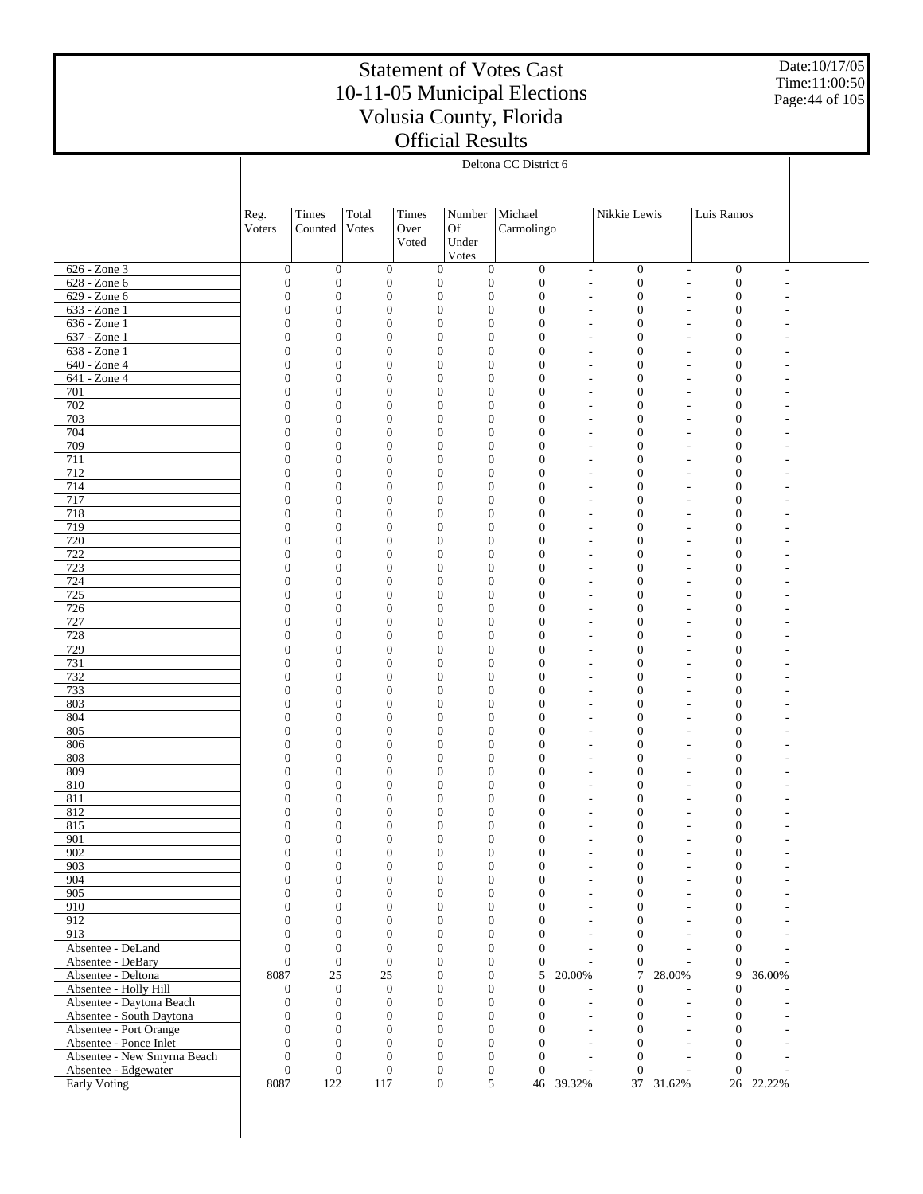# Statement of Votes Cast
# 10-11-05 Municipal Elections
# Volusia County, Florida
# Official Results

Date:10/17/05
Time:11:00:50

## Deltona CC District 6

| | Reg. Voters | Times Counted | Total Votes | Times Over Voted | Number Of Under Votes | Michael Carmolingo | | Nikkie Lewis | | Luis Ramos | |
|---|---|---|---|---|---|---|---|---|---|---|---|
| 626 - Zone 3 | 0 | 0 | 0 | 0 | 0 | 0 | - | 0 | - | 0 | - |
| 628 - Zone 6 | 0 | 0 | 0 | 0 | 0 | 0 | - | 0 | - | 0 | - |
| 629 - Zone 6 | 0 | 0 | 0 | 0 | 0 | 0 | - | 0 | - | 0 | - |
| 633 - Zone 1 | 0 | 0 | 0 | 0 | 0 | 0 | - | 0 | - | 0 | - |
| 636 - Zone 1 | 0 | 0 | 0 | 0 | 0 | 0 | - | 0 | - | 0 | - |
| 637 - Zone 1 | 0 | 0 | 0 | 0 | 0 | 0 | - | 0 | - | 0 | - |
| 638 - Zone 1 | 0 | 0 | 0 | 0 | 0 | 0 | - | 0 | - | 0 | - |
| 640 - Zone 4 | 0 | 0 | 0 | 0 | 0 | 0 | - | 0 | - | 0 | - |
| 641 - Zone 4 | 0 | 0 | 0 | 0 | 0 | 0 | - | 0 | - | 0 | - |
| 701 | 0 | 0 | 0 | 0 | 0 | 0 | - | 0 | - | 0 | - |
| 702 | 0 | 0 | 0 | 0 | 0 | 0 | - | 0 | - | 0 | - |
| 703 | 0 | 0 | 0 | 0 | 0 | 0 | - | 0 | - | 0 | - |
| 704 | 0 | 0 | 0 | 0 | 0 | 0 | - | 0 | - | 0 | - |
| 709 | 0 | 0 | 0 | 0 | 0 | 0 | - | 0 | - | 0 | - |
| 711 | 0 | 0 | 0 | 0 | 0 | 0 | - | 0 | - | 0 | - |
| 712 | 0 | 0 | 0 | 0 | 0 | 0 | - | 0 | - | 0 | - |
| 714 | 0 | 0 | 0 | 0 | 0 | 0 | - | 0 | - | 0 | - |
| 717 | 0 | 0 | 0 | 0 | 0 | 0 | - | 0 | - | 0 | - |
| 718 | 0 | 0 | 0 | 0 | 0 | 0 | - | 0 | - | 0 | - |
| 719 | 0 | 0 | 0 | 0 | 0 | 0 | - | 0 | - | 0 | - |
| 720 | 0 | 0 | 0 | 0 | 0 | 0 | - | 0 | - | 0 | - |
| 722 | 0 | 0 | 0 | 0 | 0 | 0 | - | 0 | - | 0 | - |
| 723 | 0 | 0 | 0 | 0 | 0 | 0 | - | 0 | - | 0 | - |
| 724 | 0 | 0 | 0 | 0 | 0 | 0 | - | 0 | - | 0 | - |
| 725 | 0 | 0 | 0 | 0 | 0 | 0 | - | 0 | - | 0 | - |
| 726 | 0 | 0 | 0 | 0 | 0 | 0 | - | 0 | - | 0 | - |
| 727 | 0 | 0 | 0 | 0 | 0 | 0 | - | 0 | - | 0 | - |
| 728 | 0 | 0 | 0 | 0 | 0 | 0 | - | 0 | - | 0 | - |
| 729 | 0 | 0 | 0 | 0 | 0 | 0 | - | 0 | - | 0 | - |
| 731 | 0 | 0 | 0 | 0 | 0 | 0 | - | 0 | - | 0 | - |
| 732 | 0 | 0 | 0 | 0 | 0 | 0 | - | 0 | - | 0 | - |
| 733 | 0 | 0 | 0 | 0 | 0 | 0 | - | 0 | - | 0 | - |
| 803 | 0 | 0 | 0 | 0 | 0 | 0 | - | 0 | - | 0 | - |
| 804 | 0 | 0 | 0 | 0 | 0 | 0 | - | 0 | - | 0 | - |
| 805 | 0 | 0 | 0 | 0 | 0 | 0 | - | 0 | - | 0 | - |
| 806 | 0 | 0 | 0 | 0 | 0 | 0 | - | 0 | - | 0 | - |
| 808 | 0 | 0 | 0 | 0 | 0 | 0 | - | 0 | - | 0 | - |
| 809 | 0 | 0 | 0 | 0 | 0 | 0 | - | 0 | - | 0 | - |
| 810 | 0 | 0 | 0 | 0 | 0 | 0 | - | 0 | - | 0 | - |
| 811 | 0 | 0 | 0 | 0 | 0 | 0 | - | 0 | - | 0 | - |
| 812 | 0 | 0 | 0 | 0 | 0 | 0 | - | 0 | - | 0 | - |
| 815 | 0 | 0 | 0 | 0 | 0 | 0 | - | 0 | - | 0 | - |
| 901 | 0 | 0 | 0 | 0 | 0 | 0 | - | 0 | - | 0 | - |
| 902 | 0 | 0 | 0 | 0 | 0 | 0 | - | 0 | - | 0 | - |
| 903 | 0 | 0 | 0 | 0 | 0 | 0 | - | 0 | - | 0 | - |
| 904 | 0 | 0 | 0 | 0 | 0 | 0 | - | 0 | - | 0 | - |
| 905 | 0 | 0 | 0 | 0 | 0 | 0 | - | 0 | - | 0 | - |
| 910 | 0 | 0 | 0 | 0 | 0 | 0 | - | 0 | - | 0 | - |
| 912 | 0 | 0 | 0 | 0 | 0 | 0 | - | 0 | - | 0 | - |
| 913 | 0 | 0 | 0 | 0 | 0 | 0 | - | 0 | - | 0 | - |
| Absentee - DeLand | 0 | 0 | 0 | 0 | 0 | 0 | - | 0 | - | 0 | - |
| Absentee - DeBary | 0 | 0 | 0 | 0 | 0 | 0 | - | 0 | - | 0 | - |
| Absentee - Deltona | 8087 | 25 | 25 | 0 | 0 | 5 | 20.00% | 7 | 28.00% | 9 | 36.00% |
| Absentee - Holly Hill | 0 | 0 | 0 | 0 | 0 | 0 | - | 0 | - | 0 | - |
| Absentee - Daytona Beach | 0 | 0 | 0 | 0 | 0 | 0 | - | 0 | - | 0 | - |
| Absentee - South Daytona | 0 | 0 | 0 | 0 | 0 | 0 | - | 0 | - | 0 | - |
| Absentee - Port Orange | 0 | 0 | 0 | 0 | 0 | 0 | - | 0 | - | 0 | - |
| Absentee - Ponce Inlet | 0 | 0 | 0 | 0 | 0 | 0 | - | 0 | - | 0 | - |
| Absentee - New Smyrna Beach | 0 | 0 | 0 | 0 | 0 | 0 | - | 0 | - | 0 | - |
| Absentee - Edgewater | 0 | 0 | 0 | 0 | 0 | 0 | - | 0 | - | 0 | - |
| Early Voting | 8087 | 122 | 117 | 0 | 5 | 46 | 39.32% | 37 | 31.62% | 26 | 22.22% |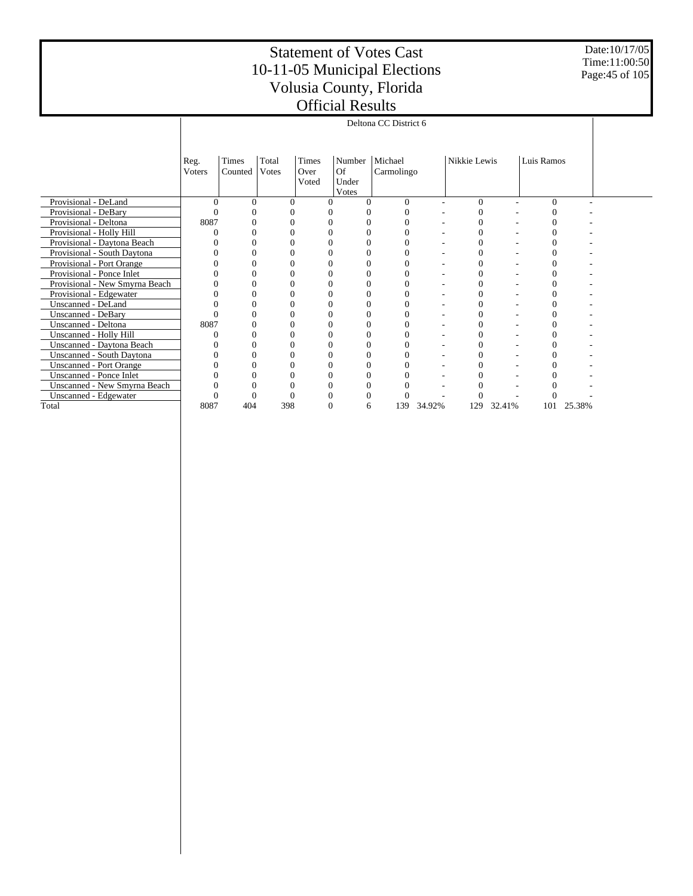# Statement of Votes Cast
# 10-11-05 Municipal Elections
# Volusia County, Florida
# Official Results

Date:10/17/05
Time:11:00:50

| | Deltona CC District 6 | | | | | | | | | | |
|---|---|---|---|---|---|---|---|---|---|---|---|
| | Reg. Voters | Times Counted | Total Votes | Times Over Voted | Number Of Under Votes | Michael Carmolingo | | Nikkie Lewis | | Luis Ramos | |
| Provisional - DeLand | 0 | 0 | 0 | 0 | 0 | 0 | - | 0 | - | 0 | - |
| Provisional - DeBary | 0 | 0 | 0 | 0 | 0 | 0 | - | 0 | - | 0 | - |
| Provisional - Deltona | 8087 | 0 | 0 | 0 | 0 | 0 | - | 0 | - | 0 | - |
| Provisional - Holly Hill | 0 | 0 | 0 | 0 | 0 | 0 | - | 0 | - | 0 | - |
| Provisional - Daytona Beach | 0 | 0 | 0 | 0 | 0 | 0 | - | 0 | - | 0 | - |
| Provisional - South Daytona | 0 | 0 | 0 | 0 | 0 | 0 | - | 0 | - | 0 | - |
| Provisional - Port Orange | 0 | 0 | 0 | 0 | 0 | 0 | - | 0 | - | 0 | - |
| Provisional - Ponce Inlet | 0 | 0 | 0 | 0 | 0 | 0 | - | 0 | - | 0 | - |
| Provisional - New Smyrna Beach | 0 | 0 | 0 | 0 | 0 | 0 | - | 0 | - | 0 | - |
| Provisional - Edgewater | 0 | 0 | 0 | 0 | 0 | 0 | - | 0 | - | 0 | - |
| Unscanned - DeLand | 0 | 0 | 0 | 0 | 0 | 0 | - | 0 | - | 0 | - |
| Unscanned - DeBary | 0 | 0 | 0 | 0 | 0 | 0 | - | 0 | - | 0 | - |
| Unscanned - Deltona | 8087 | 0 | 0 | 0 | 0 | 0 | - | 0 | - | 0 | - |
| Unscanned - Holly Hill | 0 | 0 | 0 | 0 | 0 | 0 | - | 0 | - | 0 | - |
| Unscanned - Daytona Beach | 0 | 0 | 0 | 0 | 0 | 0 | - | 0 | - | 0 | - |
| Unscanned - South Daytona | 0 | 0 | 0 | 0 | 0 | 0 | - | 0 | - | 0 | - |
| Unscanned - Port Orange | 0 | 0 | 0 | 0 | 0 | 0 | - | 0 | - | 0 | - |
| Unscanned - Ponce Inlet | 0 | 0 | 0 | 0 | 0 | 0 | - | 0 | - | 0 | - |
| Unscanned - New Smyrna Beach | 0 | 0 | 0 | 0 | 0 | 0 | - | 0 | - | 0 | - |
| Unscanned - Edgewater | 0 | 0 | 0 | 0 | 0 | 0 | - | 0 | - | 0 | - |
| Total | 8087 | 404 | 398 | 0 | 6 | 139 | 34.92% | 129 | 32.41% | 101 | 25.38% |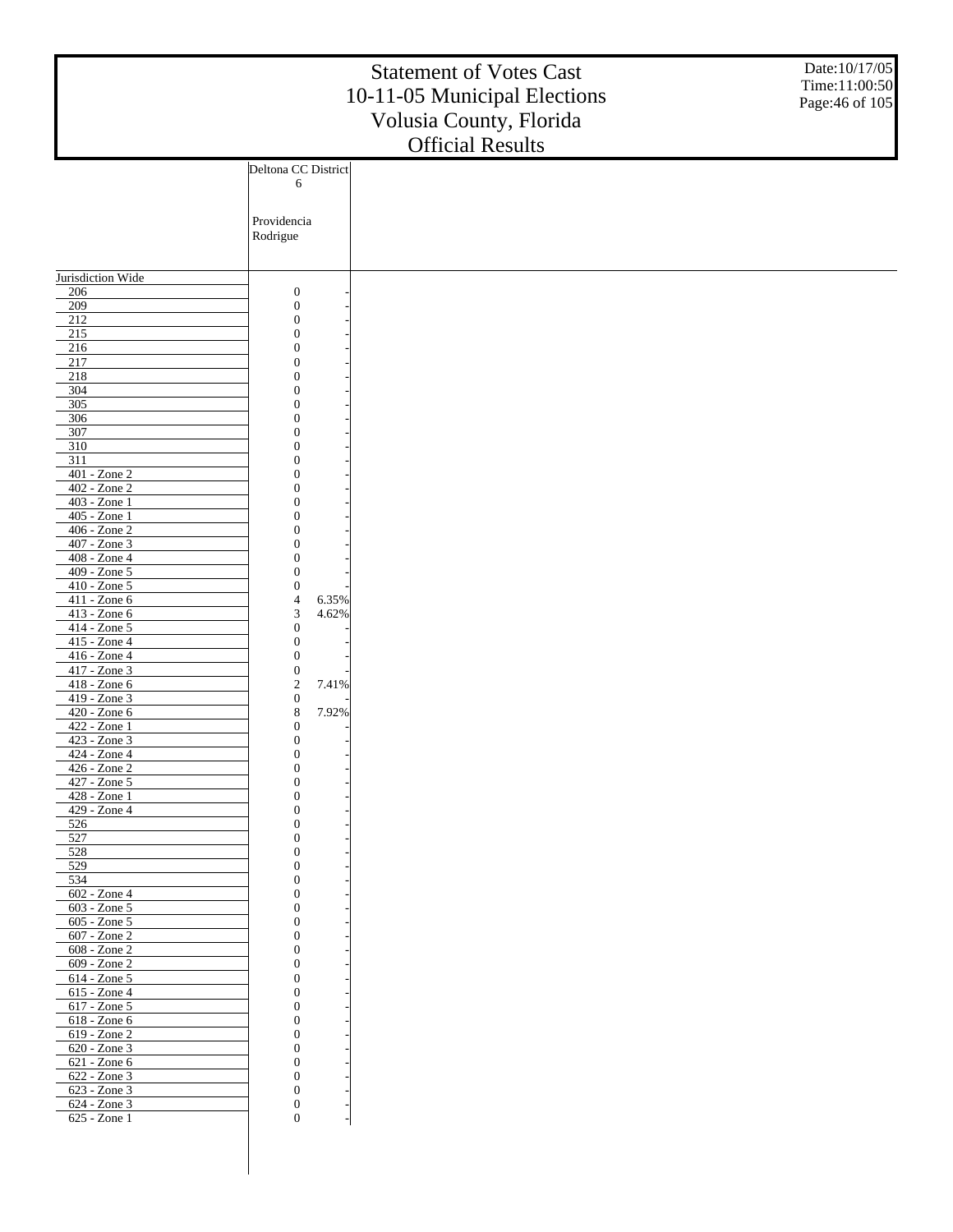# Statement of Votes Cast
# 10-11-05 Municipal Elections
# Volusia County, Florida
# Official Results

Date:10/17/05
Time:11:00:50

| | Deltona CC District 6 | |
|---|---|---|
| | Providencia Rodrigue | |
| Jurisdiction Wide | | |
| 206 | 0 | - |
| 209 | 0 | - |
| 212 | 0 | - |
| 215 | 0 | - |
| 216 | 0 | - |
| 217 | 0 | - |
| 218 | 0 | - |
| 304 | 0 | - |
| 305 | 0 | - |
| 306 | 0 | - |
| 307 | 0 | - |
| 310 | 0 | - |
| 311 | 0 | - |
| 401 - Zone 2 | 0 | - |
| 402 - Zone 2 | 0 | - |
| 403 - Zone 1 | 0 | - |
| 405 - Zone 1 | 0 | - |
| 406 - Zone 2 | 0 | - |
| 407 - Zone 3 | 0 | - |
| 408 - Zone 4 | 0 | - |
| 409 - Zone 5 | 0 | - |
| 410 - Zone 5 | 0 | - |
| 411 - Zone 6 | 4 | 6.35% |
| 413 - Zone 6 | 3 | 4.62% |
| 414 - Zone 5 | 0 | - |
| 415 - Zone 4 | 0 | - |
| 416 - Zone 4 | 0 | - |
| 417 - Zone 3 | 0 | - |
| 418 - Zone 6 | 2 | 7.41% |
| 419 - Zone 3 | 0 | - |
| 420 - Zone 6 | 8 | 7.92% |
| 422 - Zone 1 | 0 | - |
| 423 - Zone 3 | 0 | - |
| 424 - Zone 4 | 0 | - |
| 426 - Zone 2 | 0 | - |
| 427 - Zone 5 | 0 | - |
| 428 - Zone 1 | 0 | - |
| 429 - Zone 4 | 0 | - |
| 526 | 0 | - |
| 527 | 0 | - |
| 528 | 0 | - |
| 529 | 0 | - |
| 534 | 0 | - |
| 602 - Zone 4 | 0 | - |
| 603 - Zone 5 | 0 | - |
| 605 - Zone 5 | 0 | - |
| 607 - Zone 2 | 0 | - |
| 608 - Zone 2 | 0 | - |
| 609 - Zone 2 | 0 | - |
| 614 - Zone 5 | 0 | - |
| 615 - Zone 4 | 0 | - |
| 617 - Zone 5 | 0 | - |
| 618 - Zone 6 | 0 | - |
| 619 - Zone 2 | 0 | - |
| 620 - Zone 3 | 0 | - |
| 621 - Zone 6 | 0 | - |
| 622 - Zone 3 | 0 | - |
| 623 - Zone 3 | 0 | - |
| 624 - Zone 3 | 0 | - |
| 625 - Zone 1 | 0 | - |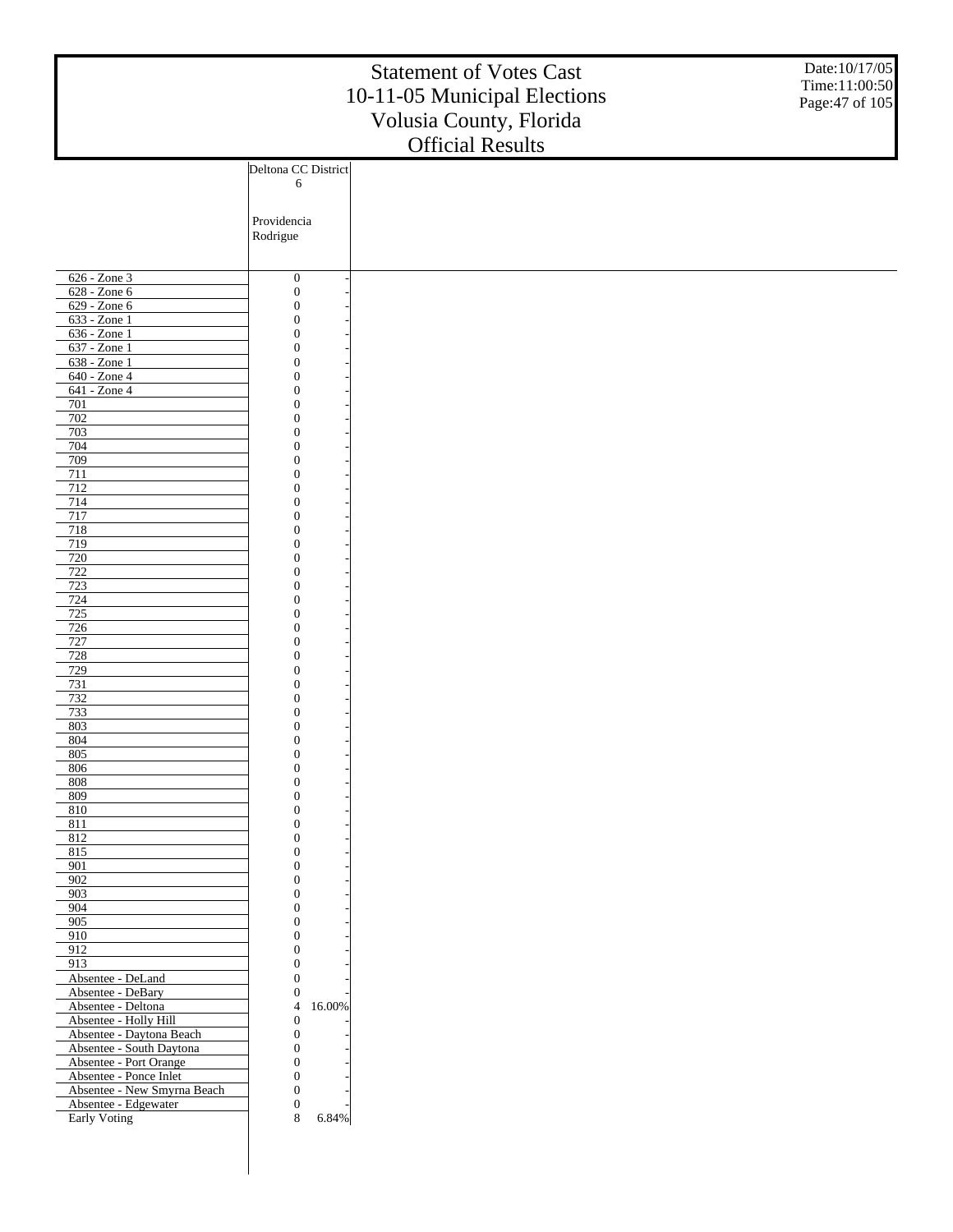# Statement of Votes Cast
# 10-11-05 Municipal Elections
# Volusia County, Florida
# Official Results

Date:10/17/05
Time:11:00:50

| | Deltona CC District 6 | |
|---|---|---|
| | Providencia Rodrigue | |
| 626 - Zone 3 | 0 | - |
| 628 - Zone 6 | 0 | - |
| 629 - Zone 6 | 0 | - |
| 633 - Zone 1 | 0 | - |
| 636 - Zone 1 | 0 | - |
| 637 - Zone 1 | 0 | - |
| 638 - Zone 1 | 0 | - |
| 640 - Zone 4 | 0 | - |
| 641 - Zone 4 | 0 | - |
| 701 | 0 | - |
| 702 | 0 | - |
| 703 | 0 | - |
| 704 | 0 | - |
| 709 | 0 | - |
| 711 | 0 | - |
| 712 | 0 | - |
| 714 | 0 | - |
| 717 | 0 | - |
| 718 | 0 | - |
| 719 | 0 | - |
| 720 | 0 | - |
| 722 | 0 | - |
| 723 | 0 | - |
| 724 | 0 | - |
| 725 | 0 | - |
| 726 | 0 | - |
| 727 | 0 | - |
| 728 | 0 | - |
| 729 | 0 | - |
| 731 | 0 | - |
| 732 | 0 | - |
| 733 | 0 | - |
| 803 | 0 | - |
| 804 | 0 | - |
| 805 | 0 | - |
| 806 | 0 | - |
| 808 | 0 | - |
| 809 | 0 | - |
| 810 | 0 | - |
| 811 | 0 | - |
| 812 | 0 | - |
| 815 | 0 | - |
| 901 | 0 | - |
| 902 | 0 | - |
| 903 | 0 | - |
| 904 | 0 | - |
| 905 | 0 | - |
| 910 | 0 | - |
| 912 | 0 | - |
| 913 | 0 | - |
| Absentee - DeLand | 0 | - |
| Absentee - DeBary | 0 | - |
| Absentee - Deltona | 4 | 16.00% |
| Absentee - Holly Hill | 0 | - |
| Absentee - Daytona Beach | 0 | - |
| Absentee - South Daytona | 0 | - |
| Absentee - Port Orange | 0 | - |
| Absentee - Ponce Inlet | 0 | - |
| Absentee - New Smyrna Beach | 0 | - |
| Absentee - Edgewater | 0 | - |
| Early Voting | 8 | 6.84% |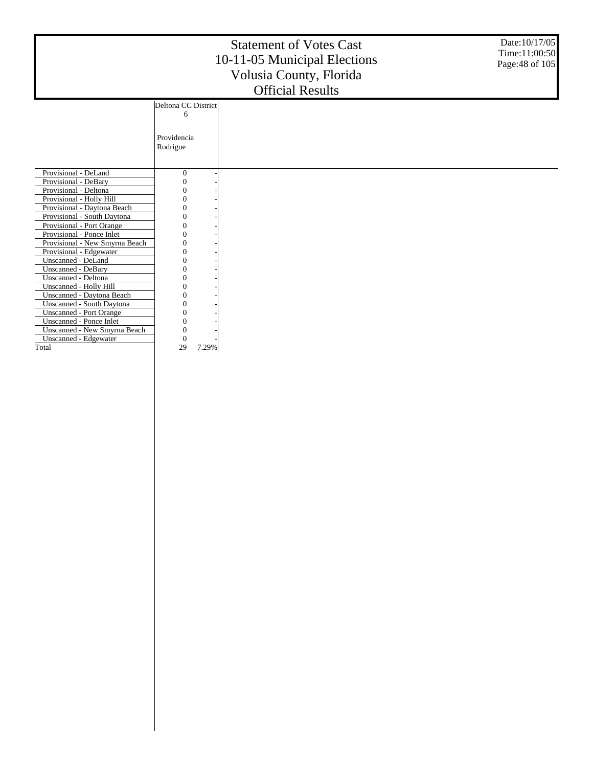# Statement of Votes Cast
# 10-11-05 Municipal Elections
# Volusia County, Florida
# Official Results

Date:10/17/05
Time:11:00:50

| | Deltona CC District 6 | |
|---|---|---|
| | Providencia Rodrigue | |
| Provisional - DeLand | 0 | - |
| Provisional - DeBary | 0 | - |
| Provisional - Deltona | 0 | - |
| Provisional - Holly Hill | 0 | - |
| Provisional - Daytona Beach | 0 | - |
| Provisional - South Daytona | 0 | - |
| Provisional - Port Orange | 0 | - |
| Provisional - Ponce Inlet | 0 | - |
| Provisional - New Smyrna Beach | 0 | - |
| Provisional - Edgewater | 0 | - |
| Unscanned - DeLand | 0 | - |
| Unscanned - DeBary | 0 | - |
| Unscanned - Deltona | 0 | - |
| Unscanned - Holly Hill | 0 | - |
| Unscanned - Daytona Beach | 0 | - |
| Unscanned - South Daytona | 0 | - |
| Unscanned - Port Orange | 0 | - |
| Unscanned - Ponce Inlet | 0 | - |
| Unscanned - New Smyrna Beach | 0 | - |
| Unscanned - Edgewater | 0 | - |
| Total | 29 | 7.29% |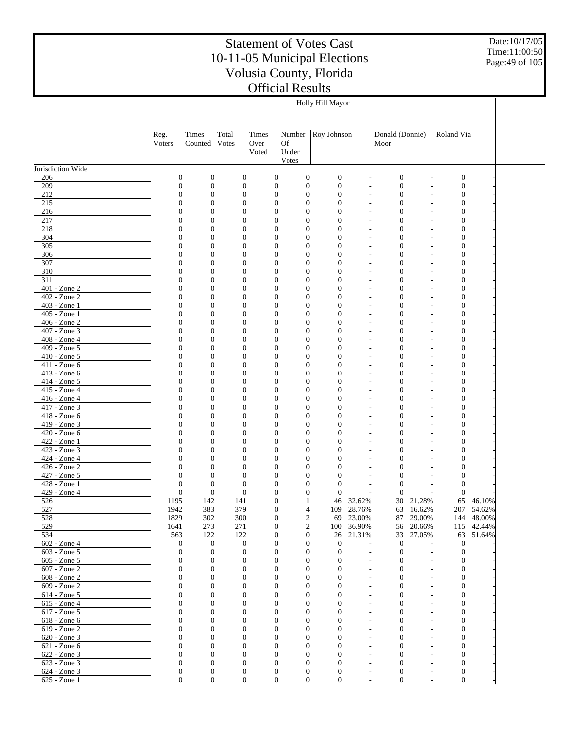# Statement of Votes Cast
# 10-11-05 Municipal Elections
# Volusia County, Florida
# Official Results

Date:10/17/05
Time:11:00:50

| | Holly Hill Mayor | | | | | | | | | | |
|---|---|---|---|---|---|---|---|---|---|---|---|
| | Reg. Voters | Times Counted | Total Votes | Times Over Voted | Number Of Under Votes | Roy Johnson | | Donald (Donnie) Moor | | Roland Via | |
| Jurisdiction Wide | | | | | | | | | | | |
| 206 | 0 | 0 | 0 | 0 | 0 | 0 | - | 0 | - | 0 | - |
| 209 | 0 | 0 | 0 | 0 | 0 | 0 | - | 0 | - | 0 | - |
| 212 | 0 | 0 | 0 | 0 | 0 | 0 | - | 0 | - | 0 | - |
| 215 | 0 | 0 | 0 | 0 | 0 | 0 | - | 0 | - | 0 | - |
| 216 | 0 | 0 | 0 | 0 | 0 | 0 | - | 0 | - | 0 | - |
| 217 | 0 | 0 | 0 | 0 | 0 | 0 | - | 0 | - | 0 | - |
| 218 | 0 | 0 | 0 | 0 | 0 | 0 | - | 0 | - | 0 | - |
| 304 | 0 | 0 | 0 | 0 | 0 | 0 | - | 0 | - | 0 | - |
| 305 | 0 | 0 | 0 | 0 | 0 | 0 | - | 0 | - | 0 | - |
| 306 | 0 | 0 | 0 | 0 | 0 | 0 | - | 0 | - | 0 | - |
| 307 | 0 | 0 | 0 | 0 | 0 | 0 | - | 0 | - | 0 | - |
| 310 | 0 | 0 | 0 | 0 | 0 | 0 | - | 0 | - | 0 | - |
| 311 | 0 | 0 | 0 | 0 | 0 | 0 | - | 0 | - | 0 | - |
| 401 - Zone 2 | 0 | 0 | 0 | 0 | 0 | 0 | - | 0 | - | 0 | - |
| 402 - Zone 2 | 0 | 0 | 0 | 0 | 0 | 0 | - | 0 | - | 0 | - |
| 403 - Zone 1 | 0 | 0 | 0 | 0 | 0 | 0 | - | 0 | - | 0 | - |
| 405 - Zone 1 | 0 | 0 | 0 | 0 | 0 | 0 | - | 0 | - | 0 | - |
| 406 - Zone 2 | 0 | 0 | 0 | 0 | 0 | 0 | - | 0 | - | 0 | - |
| 407 - Zone 3 | 0 | 0 | 0 | 0 | 0 | 0 | - | 0 | - | 0 | - |
| 408 - Zone 4 | 0 | 0 | 0 | 0 | 0 | 0 | - | 0 | - | 0 | - |
| 409 - Zone 5 | 0 | 0 | 0 | 0 | 0 | 0 | - | 0 | - | 0 | - |
| 410 - Zone 5 | 0 | 0 | 0 | 0 | 0 | 0 | - | 0 | - | 0 | - |
| 411 - Zone 6 | 0 | 0 | 0 | 0 | 0 | 0 | - | 0 | - | 0 | - |
| 413 - Zone 6 | 0 | 0 | 0 | 0 | 0 | 0 | - | 0 | - | 0 | - |
| 414 - Zone 5 | 0 | 0 | 0 | 0 | 0 | 0 | - | 0 | - | 0 | - |
| 415 - Zone 4 | 0 | 0 | 0 | 0 | 0 | 0 | - | 0 | - | 0 | - |
| 416 - Zone 4 | 0 | 0 | 0 | 0 | 0 | 0 | - | 0 | - | 0 | - |
| 417 - Zone 3 | 0 | 0 | 0 | 0 | 0 | 0 | - | 0 | - | 0 | - |
| 418 - Zone 6 | 0 | 0 | 0 | 0 | 0 | 0 | - | 0 | - | 0 | - |
| 419 - Zone 3 | 0 | 0 | 0 | 0 | 0 | 0 | - | 0 | - | 0 | - |
| 420 - Zone 6 | 0 | 0 | 0 | 0 | 0 | 0 | - | 0 | - | 0 | - |
| 422 - Zone 1 | 0 | 0 | 0 | 0 | 0 | 0 | - | 0 | - | 0 | - |
| 423 - Zone 3 | 0 | 0 | 0 | 0 | 0 | 0 | - | 0 | - | 0 | - |
| 424 - Zone 4 | 0 | 0 | 0 | 0 | 0 | 0 | - | 0 | - | 0 | - |
| 426 - Zone 2 | 0 | 0 | 0 | 0 | 0 | 0 | - | 0 | - | 0 | - |
| 427 - Zone 5 | 0 | 0 | 0 | 0 | 0 | 0 | - | 0 | - | 0 | - |
| 428 - Zone 1 | 0 | 0 | 0 | 0 | 0 | 0 | - | 0 | - | 0 | - |
| 429 - Zone 4 | 0 | 0 | 0 | 0 | 0 | 0 | - | 0 | - | 0 | - |
| 526 | 1195 | 142 | 141 | 0 | 1 | 46 | 32.62% | 30 | 21.28% | 65 | 46.10% |
| 527 | 1942 | 383 | 379 | 0 | 4 | 109 | 28.76% | 63 | 16.62% | 207 | 54.62% |
| 528 | 1829 | 302 | 300 | 0 | 2 | 69 | 23.00% | 87 | 29.00% | 144 | 48.00% |
| 529 | 1641 | 273 | 271 | 0 | 2 | 100 | 36.90% | 56 | 20.66% | 115 | 42.44% |
| 534 | 563 | 122 | 122 | 0 | 0 | 26 | 21.31% | 33 | 27.05% | 63 | 51.64% |
| 602 - Zone 4 | 0 | 0 | 0 | 0 | 0 | 0 | - | 0 | - | 0 | - |
| 603 - Zone 5 | 0 | 0 | 0 | 0 | 0 | 0 | - | 0 | - | 0 | - |
| 605 - Zone 5 | 0 | 0 | 0 | 0 | 0 | 0 | - | 0 | - | 0 | - |
| 607 - Zone 2 | 0 | 0 | 0 | 0 | 0 | 0 | - | 0 | - | 0 | - |
| 608 - Zone 2 | 0 | 0 | 0 | 0 | 0 | 0 | - | 0 | - | 0 | - |
| 609 - Zone 2 | 0 | 0 | 0 | 0 | 0 | 0 | - | 0 | - | 0 | - |
| 614 - Zone 5 | 0 | 0 | 0 | 0 | 0 | 0 | - | 0 | - | 0 | - |
| 615 - Zone 4 | 0 | 0 | 0 | 0 | 0 | 0 | - | 0 | - | 0 | - |
| 617 - Zone 5 | 0 | 0 | 0 | 0 | 0 | 0 | - | 0 | - | 0 | - |
| 618 - Zone 6 | 0 | 0 | 0 | 0 | 0 | 0 | - | 0 | - | 0 | - |
| 619 - Zone 2 | 0 | 0 | 0 | 0 | 0 | 0 | - | 0 | - | 0 | - |
| 620 - Zone 3 | 0 | 0 | 0 | 0 | 0 | 0 | - | 0 | - | 0 | - |
| 621 - Zone 6 | 0 | 0 | 0 | 0 | 0 | 0 | - | 0 | - | 0 | - |
| 622 - Zone 3 | 0 | 0 | 0 | 0 | 0 | 0 | - | 0 | - | 0 | - |
| 623 - Zone 3 | 0 | 0 | 0 | 0 | 0 | 0 | - | 0 | - | 0 | - |
| 624 - Zone 3 | 0 | 0 | 0 | 0 | 0 | 0 | - | 0 | - | 0 | - |
| 625 - Zone 1 | 0 | 0 | 0 | 0 | 0 | 0 | - | 0 | - | 0 | - |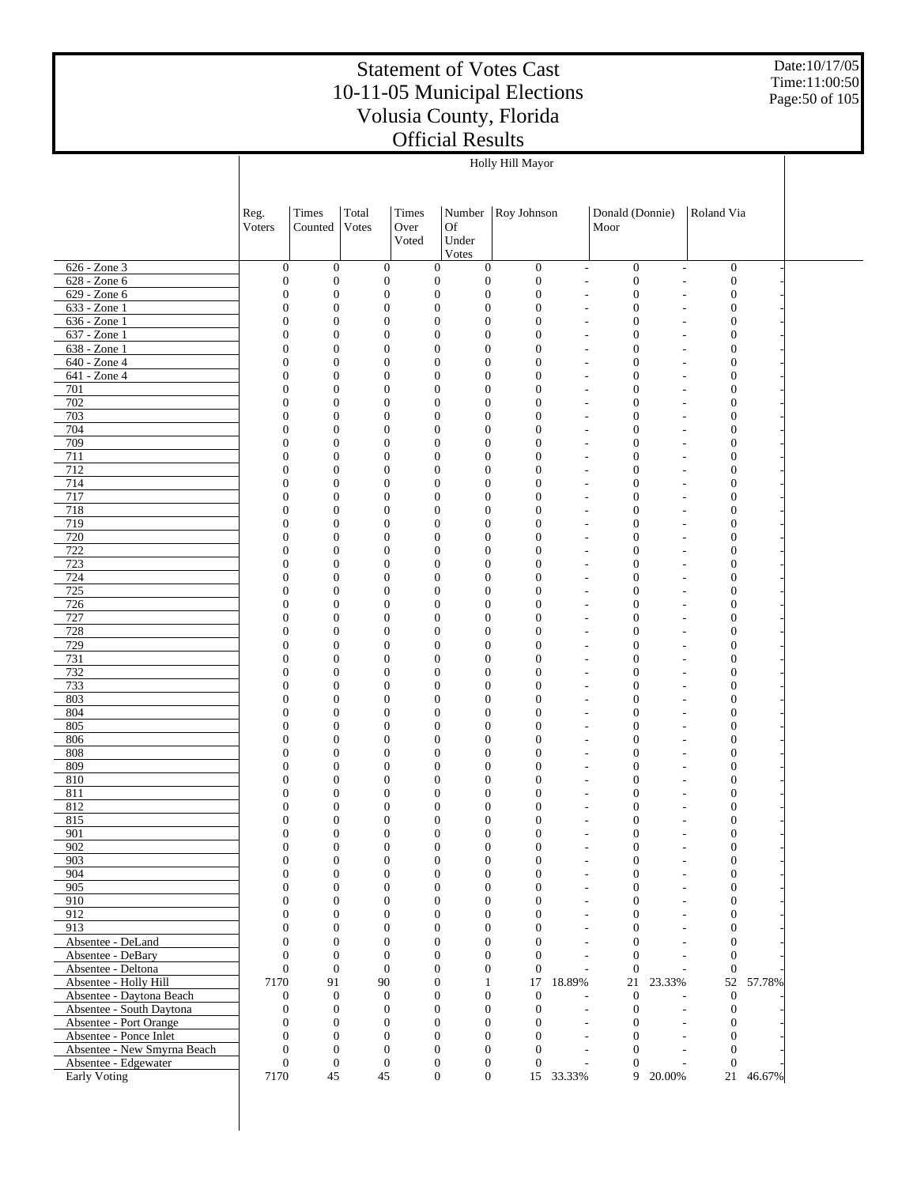# Statement of Votes Cast
# 10-11-05 Municipal Elections
# Volusia County, Florida
# Official Results

Date:10/17/05
Time:11:00:50

Holly Hill Mayor

| | Reg. Voters | Times Counted | Total Votes | Times Over Voted | Number Of Under Votes | Roy Johnson | | Donald (Donnie) Moor | | Roland Via | |
|---|---|---|---|---|---|---|---|---|---|---|---|
| 626 - Zone 3 | 0 | 0 | 0 | 0 | 0 | 0 | - | 0 | - | 0 | - |
| 628 - Zone 6 | 0 | 0 | 0 | 0 | 0 | 0 | - | 0 | - | 0 | - |
| 629 - Zone 6 | 0 | 0 | 0 | 0 | 0 | 0 | - | 0 | - | 0 | - |
| 633 - Zone 1 | 0 | 0 | 0 | 0 | 0 | 0 | - | 0 | - | 0 | - |
| 636 - Zone 1 | 0 | 0 | 0 | 0 | 0 | 0 | - | 0 | - | 0 | - |
| 637 - Zone 1 | 0 | 0 | 0 | 0 | 0 | 0 | - | 0 | - | 0 | - |
| 638 - Zone 1 | 0 | 0 | 0 | 0 | 0 | 0 | - | 0 | - | 0 | - |
| 640 - Zone 4 | 0 | 0 | 0 | 0 | 0 | 0 | - | 0 | - | 0 | - |
| 641 - Zone 4 | 0 | 0 | 0 | 0 | 0 | 0 | - | 0 | - | 0 | - |
| 701 | 0 | 0 | 0 | 0 | 0 | 0 | - | 0 | - | 0 | - |
| 702 | 0 | 0 | 0 | 0 | 0 | 0 | - | 0 | - | 0 | - |
| 703 | 0 | 0 | 0 | 0 | 0 | 0 | - | 0 | - | 0 | - |
| 704 | 0 | 0 | 0 | 0 | 0 | 0 | - | 0 | - | 0 | - |
| 709 | 0 | 0 | 0 | 0 | 0 | 0 | - | 0 | - | 0 | - |
| 711 | 0 | 0 | 0 | 0 | 0 | 0 | - | 0 | - | 0 | - |
| 712 | 0 | 0 | 0 | 0 | 0 | 0 | - | 0 | - | 0 | - |
| 714 | 0 | 0 | 0 | 0 | 0 | 0 | - | 0 | - | 0 | - |
| 717 | 0 | 0 | 0 | 0 | 0 | 0 | - | 0 | - | 0 | - |
| 718 | 0 | 0 | 0 | 0 | 0 | 0 | - | 0 | - | 0 | - |
| 719 | 0 | 0 | 0 | 0 | 0 | 0 | - | 0 | - | 0 | - |
| 720 | 0 | 0 | 0 | 0 | 0 | 0 | - | 0 | - | 0 | - |
| 722 | 0 | 0 | 0 | 0 | 0 | 0 | - | 0 | - | 0 | - |
| 723 | 0 | 0 | 0 | 0 | 0 | 0 | - | 0 | - | 0 | - |
| 724 | 0 | 0 | 0 | 0 | 0 | 0 | - | 0 | - | 0 | - |
| 725 | 0 | 0 | 0 | 0 | 0 | 0 | - | 0 | - | 0 | - |
| 726 | 0 | 0 | 0 | 0 | 0 | 0 | - | 0 | - | 0 | - |
| 727 | 0 | 0 | 0 | 0 | 0 | 0 | - | 0 | - | 0 | - |
| 728 | 0 | 0 | 0 | 0 | 0 | 0 | - | 0 | - | 0 | - |
| 729 | 0 | 0 | 0 | 0 | 0 | 0 | - | 0 | - | 0 | - |
| 731 | 0 | 0 | 0 | 0 | 0 | 0 | - | 0 | - | 0 | - |
| 732 | 0 | 0 | 0 | 0 | 0 | 0 | - | 0 | - | 0 | - |
| 733 | 0 | 0 | 0 | 0 | 0 | 0 | - | 0 | - | 0 | - |
| 803 | 0 | 0 | 0 | 0 | 0 | 0 | - | 0 | - | 0 | - |
| 804 | 0 | 0 | 0 | 0 | 0 | 0 | - | 0 | - | 0 | - |
| 805 | 0 | 0 | 0 | 0 | 0 | 0 | - | 0 | - | 0 | - |
| 806 | 0 | 0 | 0 | 0 | 0 | 0 | - | 0 | - | 0 | - |
| 808 | 0 | 0 | 0 | 0 | 0 | 0 | - | 0 | - | 0 | - |
| 809 | 0 | 0 | 0 | 0 | 0 | 0 | - | 0 | - | 0 | - |
| 810 | 0 | 0 | 0 | 0 | 0 | 0 | - | 0 | - | 0 | - |
| 811 | 0 | 0 | 0 | 0 | 0 | 0 | - | 0 | - | 0 | - |
| 812 | 0 | 0 | 0 | 0 | 0 | 0 | - | 0 | - | 0 | - |
| 815 | 0 | 0 | 0 | 0 | 0 | 0 | - | 0 | - | 0 | - |
| 901 | 0 | 0 | 0 | 0 | 0 | 0 | - | 0 | - | 0 | - |
| 902 | 0 | 0 | 0 | 0 | 0 | 0 | - | 0 | - | 0 | - |
| 903 | 0 | 0 | 0 | 0 | 0 | 0 | - | 0 | - | 0 | - |
| 904 | 0 | 0 | 0 | 0 | 0 | 0 | - | 0 | - | 0 | - |
| 905 | 0 | 0 | 0 | 0 | 0 | 0 | - | 0 | - | 0 | - |
| 910 | 0 | 0 | 0 | 0 | 0 | 0 | - | 0 | - | 0 | - |
| 912 | 0 | 0 | 0 | 0 | 0 | 0 | - | 0 | - | 0 | - |
| 913 | 0 | 0 | 0 | 0 | 0 | 0 | - | 0 | - | 0 | - |
| Absentee - DeLand | 0 | 0 | 0 | 0 | 0 | 0 | - | 0 | - | 0 | - |
| Absentee - DeBary | 0 | 0 | 0 | 0 | 0 | 0 | - | 0 | - | 0 | - |
| Absentee - Deltona | 0 | 0 | 0 | 0 | 0 | 0 | - | 0 | - | 0 | - |
| Absentee - Holly Hill | 7170 | 91 | 90 | 0 | 1 | 17 | 18.89% | 21 | 23.33% | 52 | 57.78% |
| Absentee - Daytona Beach | 0 | 0 | 0 | 0 | 0 | 0 | - | 0 | - | 0 | - |
| Absentee - South Daytona | 0 | 0 | 0 | 0 | 0 | 0 | - | 0 | - | 0 | - |
| Absentee - Port Orange | 0 | 0 | 0 | 0 | 0 | 0 | - | 0 | - | 0 | - |
| Absentee - Ponce Inlet | 0 | 0 | 0 | 0 | 0 | 0 | - | 0 | - | 0 | - |
| Absentee - New Smyrna Beach | 0 | 0 | 0 | 0 | 0 | 0 | - | 0 | - | 0 | - |
| Absentee - Edgewater | 0 | 0 | 0 | 0 | 0 | 0 | - | 0 | - | 0 | - |
| Early Voting | 7170 | 45 | 45 | 0 | 0 | 15 | 33.33% | 9 | 20.00% | 21 | 46.67% |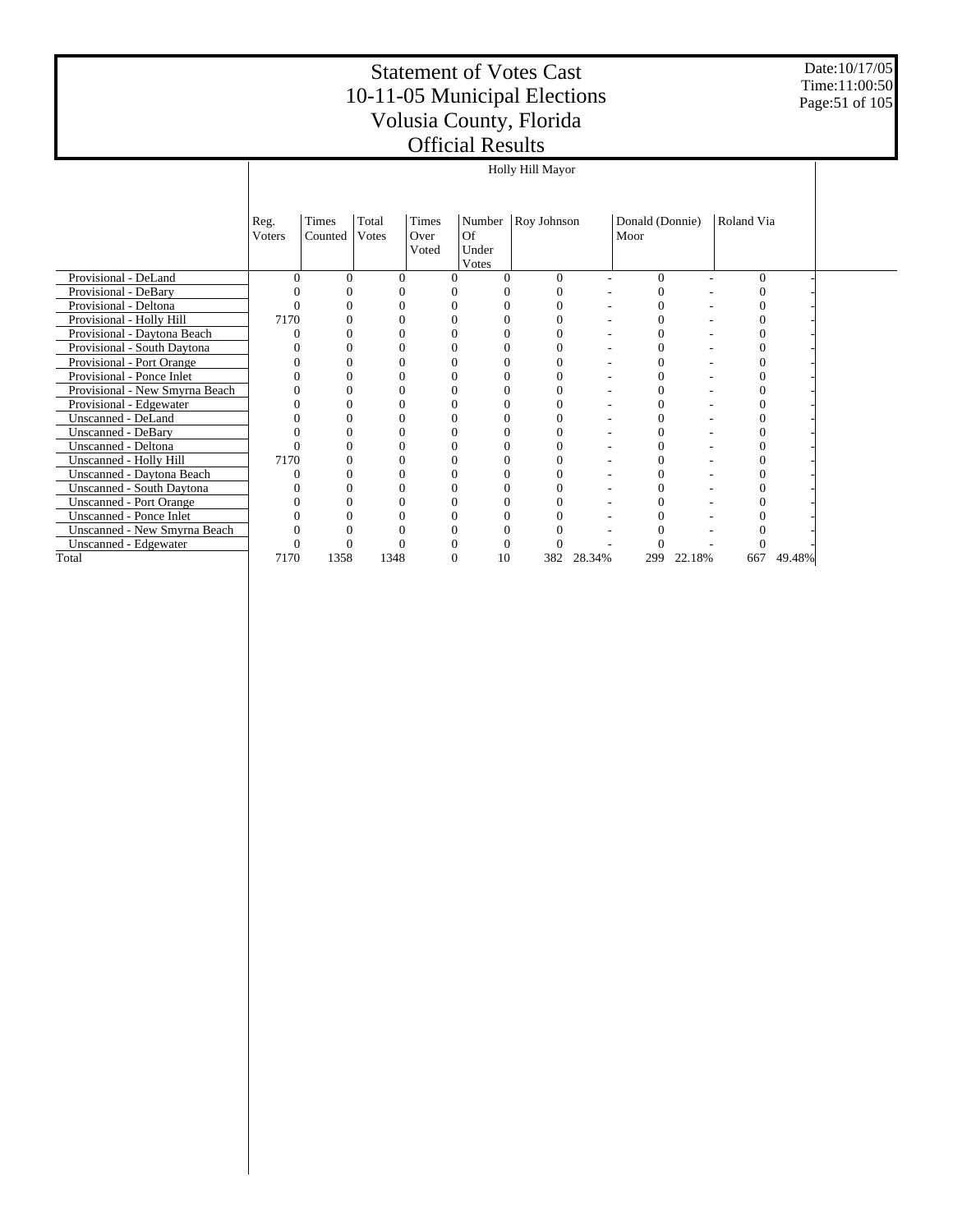# Statement of Votes Cast
# 10-11-05 Municipal Elections
# Volusia County, Florida
# Official Results

Date:10/17/05
Time:11:00:50

| | Holly Hill Mayor | | | | | | | | | | |
|---|---|---|---|---|---|---|---|---|---|---|---|
| | Reg. Voters | Times Counted | Total Votes | Times Over Voted | Number Of Under Votes | Roy Johnson | | Donald (Donnie) Moor | | Roland Via | |
| Provisional - DeLand | 0 | 0 | 0 | 0 | 0 | 0 | - | 0 | - | 0 | - |
| Provisional - DeBary | 0 | 0 | 0 | 0 | 0 | 0 | - | 0 | - | 0 | - |
| Provisional - Deltona | 0 | 0 | 0 | 0 | 0 | 0 | - | 0 | - | 0 | - |
| Provisional - Holly Hill | 7170 | 0 | 0 | 0 | 0 | 0 | - | 0 | - | 0 | - |
| Provisional - Daytona Beach | 0 | 0 | 0 | 0 | 0 | 0 | - | 0 | - | 0 | - |
| Provisional - South Daytona | 0 | 0 | 0 | 0 | 0 | 0 | - | 0 | - | 0 | - |
| Provisional - Port Orange | 0 | 0 | 0 | 0 | 0 | 0 | - | 0 | - | 0 | - |
| Provisional - Ponce Inlet | 0 | 0 | 0 | 0 | 0 | 0 | - | 0 | - | 0 | - |
| Provisional - New Smyrna Beach | 0 | 0 | 0 | 0 | 0 | 0 | - | 0 | - | 0 | - |
| Provisional - Edgewater | 0 | 0 | 0 | 0 | 0 | 0 | - | 0 | - | 0 | - |
| Unscanned - DeLand | 0 | 0 | 0 | 0 | 0 | 0 | - | 0 | - | 0 | - |
| Unscanned - DeBary | 0 | 0 | 0 | 0 | 0 | 0 | - | 0 | - | 0 | - |
| Unscanned - Deltona | 0 | 0 | 0 | 0 | 0 | 0 | - | 0 | - | 0 | - |
| Unscanned - Holly Hill | 7170 | 0 | 0 | 0 | 0 | 0 | - | 0 | - | 0 | - |
| Unscanned - Daytona Beach | 0 | 0 | 0 | 0 | 0 | 0 | - | 0 | - | 0 | - |
| Unscanned - South Daytona | 0 | 0 | 0 | 0 | 0 | 0 | - | 0 | - | 0 | - |
| Unscanned - Port Orange | 0 | 0 | 0 | 0 | 0 | 0 | - | 0 | - | 0 | - |
| Unscanned - Ponce Inlet | 0 | 0 | 0 | 0 | 0 | 0 | - | 0 | - | 0 | - |
| Unscanned - New Smyrna Beach | 0 | 0 | 0 | 0 | 0 | 0 | - | 0 | - | 0 | - |
| Unscanned - Edgewater | 0 | 0 | 0 | 0 | 0 | 0 | - | 0 | - | 0 | - |
| Total | 7170 | 1358 | 1348 | 0 | 10 | 382 | 28.34% | 299 | 22.18% | 667 | 49.48% |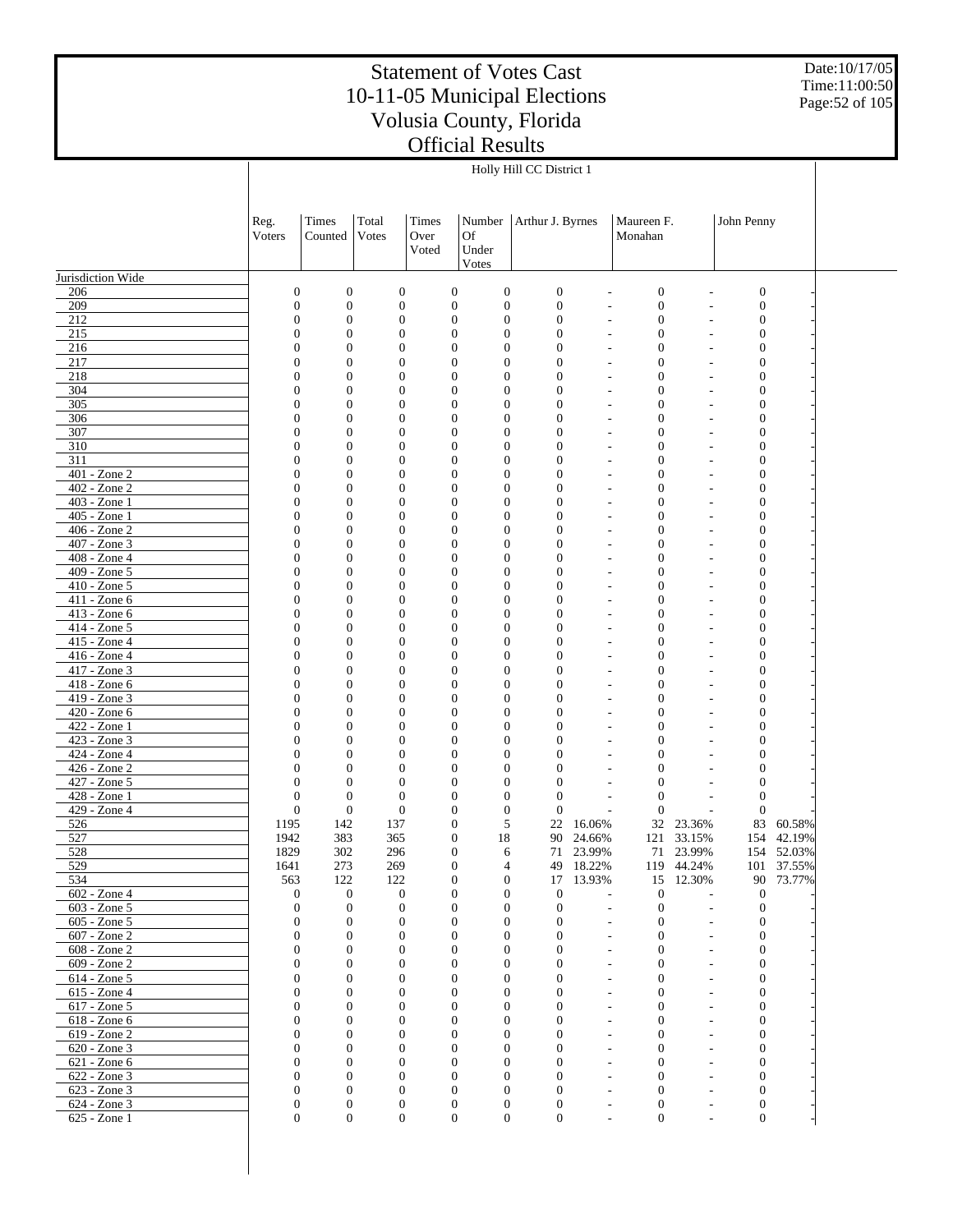# Statement of Votes Cast
# 10-11-05 Municipal Elections
# Volusia County, Florida
# Official Results

Date:10/17/05
Time:11:00:50

## Holly Hill CC District 1

| | Reg. Voters | Times Counted | Total Votes | Times Over Voted | Number Of Under Votes | Arthur J. Byrnes | | Maureen F. Monahan | | John Penny | |
|---|---|---|---|---|---|---|---|---|---|---|---|
| Jurisdiction Wide | | | | | | | | | | | |
| 206 | 0 | 0 | 0 | 0 | 0 | 0 | - | 0 | - | 0 | - |
| 209 | 0 | 0 | 0 | 0 | 0 | 0 | - | 0 | - | 0 | - |
| 212 | 0 | 0 | 0 | 0 | 0 | 0 | - | 0 | - | 0 | - |
| 215 | 0 | 0 | 0 | 0 | 0 | 0 | - | 0 | - | 0 | - |
| 216 | 0 | 0 | 0 | 0 | 0 | 0 | - | 0 | - | 0 | - |
| 217 | 0 | 0 | 0 | 0 | 0 | 0 | - | 0 | - | 0 | - |
| 218 | 0 | 0 | 0 | 0 | 0 | 0 | - | 0 | - | 0 | - |
| 304 | 0 | 0 | 0 | 0 | 0 | 0 | - | 0 | - | 0 | - |
| 305 | 0 | 0 | 0 | 0 | 0 | 0 | - | 0 | - | 0 | - |
| 306 | 0 | 0 | 0 | 0 | 0 | 0 | - | 0 | - | 0 | - |
| 307 | 0 | 0 | 0 | 0 | 0 | 0 | - | 0 | - | 0 | - |
| 310 | 0 | 0 | 0 | 0 | 0 | 0 | - | 0 | - | 0 | - |
| 311 | 0 | 0 | 0 | 0 | 0 | 0 | - | 0 | - | 0 | - |
| 401 - Zone 2 | 0 | 0 | 0 | 0 | 0 | 0 | - | 0 | - | 0 | - |
| 402 - Zone 2 | 0 | 0 | 0 | 0 | 0 | 0 | - | 0 | - | 0 | - |
| 403 - Zone 1 | 0 | 0 | 0 | 0 | 0 | 0 | - | 0 | - | 0 | - |
| 405 - Zone 1 | 0 | 0 | 0 | 0 | 0 | 0 | - | 0 | - | 0 | - |
| 406 - Zone 2 | 0 | 0 | 0 | 0 | 0 | 0 | - | 0 | - | 0 | - |
| 407 - Zone 3 | 0 | 0 | 0 | 0 | 0 | 0 | - | 0 | - | 0 | - |
| 408 - Zone 4 | 0 | 0 | 0 | 0 | 0 | 0 | - | 0 | - | 0 | - |
| 409 - Zone 5 | 0 | 0 | 0 | 0 | 0 | 0 | - | 0 | - | 0 | - |
| 410 - Zone 5 | 0 | 0 | 0 | 0 | 0 | 0 | - | 0 | - | 0 | - |
| 411 - Zone 6 | 0 | 0 | 0 | 0 | 0 | 0 | - | 0 | - | 0 | - |
| 413 - Zone 6 | 0 | 0 | 0 | 0 | 0 | 0 | - | 0 | - | 0 | - |
| 414 - Zone 5 | 0 | 0 | 0 | 0 | 0 | 0 | - | 0 | - | 0 | - |
| 415 - Zone 4 | 0 | 0 | 0 | 0 | 0 | 0 | - | 0 | - | 0 | - |
| 416 - Zone 4 | 0 | 0 | 0 | 0 | 0 | 0 | - | 0 | - | 0 | - |
| 417 - Zone 3 | 0 | 0 | 0 | 0 | 0 | 0 | - | 0 | - | 0 | - |
| 418 - Zone 6 | 0 | 0 | 0 | 0 | 0 | 0 | - | 0 | - | 0 | - |
| 419 - Zone 3 | 0 | 0 | 0 | 0 | 0 | 0 | - | 0 | - | 0 | - |
| 420 - Zone 6 | 0 | 0 | 0 | 0 | 0 | 0 | - | 0 | - | 0 | - |
| 422 - Zone 1 | 0 | 0 | 0 | 0 | 0 | 0 | - | 0 | - | 0 | - |
| 423 - Zone 3 | 0 | 0 | 0 | 0 | 0 | 0 | - | 0 | - | 0 | - |
| 424 - Zone 4 | 0 | 0 | 0 | 0 | 0 | 0 | - | 0 | - | 0 | - |
| 426 - Zone 2 | 0 | 0 | 0 | 0 | 0 | 0 | - | 0 | - | 0 | - |
| 427 - Zone 5 | 0 | 0 | 0 | 0 | 0 | 0 | - | 0 | - | 0 | - |
| 428 - Zone 1 | 0 | 0 | 0 | 0 | 0 | 0 | - | 0 | - | 0 | - |
| 429 - Zone 4 | 0 | 0 | 0 | 0 | 0 | 0 | - | 0 | - | 0 | - |
| 526 | 1195 | 142 | 137 | 0 | 5 | 22 | 16.06% | 32 | 23.36% | 83 | 60.58% |
| 527 | 1942 | 383 | 365 | 0 | 18 | 90 | 24.66% | 121 | 33.15% | 154 | 42.19% |
| 528 | 1829 | 302 | 296 | 0 | 6 | 71 | 23.99% | 71 | 23.99% | 154 | 52.03% |
| 529 | 1641 | 273 | 269 | 0 | 4 | 49 | 18.22% | 119 | 44.24% | 101 | 37.55% |
| 534 | 563 | 122 | 122 | 0 | 0 | 17 | 13.93% | 15 | 12.30% | 90 | 73.77% |
| 602 - Zone 4 | 0 | 0 | 0 | 0 | 0 | 0 | - | 0 | - | 0 | - |
| 603 - Zone 5 | 0 | 0 | 0 | 0 | 0 | 0 | - | 0 | - | 0 | - |
| 605 - Zone 5 | 0 | 0 | 0 | 0 | 0 | 0 | - | 0 | - | 0 | - |
| 607 - Zone 2 | 0 | 0 | 0 | 0 | 0 | 0 | - | 0 | - | 0 | - |
| 608 - Zone 2 | 0 | 0 | 0 | 0 | 0 | 0 | - | 0 | - | 0 | - |
| 609 - Zone 2 | 0 | 0 | 0 | 0 | 0 | 0 | - | 0 | - | 0 | - |
| 614 - Zone 5 | 0 | 0 | 0 | 0 | 0 | 0 | - | 0 | - | 0 | - |
| 615 - Zone 4 | 0 | 0 | 0 | 0 | 0 | 0 | - | 0 | - | 0 | - |
| 617 - Zone 5 | 0 | 0 | 0 | 0 | 0 | 0 | - | 0 | - | 0 | - |
| 618 - Zone 6 | 0 | 0 | 0 | 0 | 0 | 0 | - | 0 | - | 0 | - |
| 619 - Zone 2 | 0 | 0 | 0 | 0 | 0 | 0 | - | 0 | - | 0 | - |
| 620 - Zone 3 | 0 | 0 | 0 | 0 | 0 | 0 | - | 0 | - | 0 | - |
| 621 - Zone 6 | 0 | 0 | 0 | 0 | 0 | 0 | - | 0 | - | 0 | - |
| 622 - Zone 3 | 0 | 0 | 0 | 0 | 0 | 0 | - | 0 | - | 0 | - |
| 623 - Zone 3 | 0 | 0 | 0 | 0 | 0 | 0 | - | 0 | - | 0 | - |
| 624 - Zone 3 | 0 | 0 | 0 | 0 | 0 | 0 | - | 0 | - | 0 | - |
| 625 - Zone 1 | 0 | 0 | 0 | 0 | 0 | 0 | - | 0 | - | 0 | - |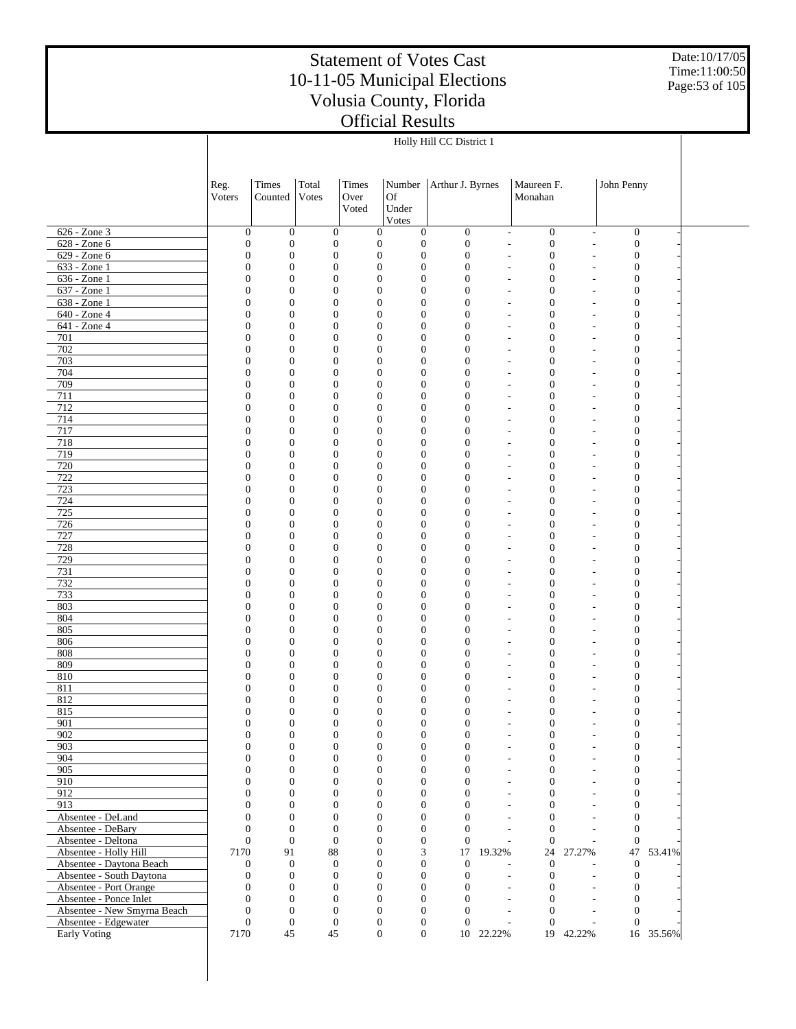# Statement of Votes Cast
# 10-11-05 Municipal Elections
# Volusia County, Florida
# Official Results

Date:10/17/05
Time:11:00:50

## Holly Hill CC District 1

| | Reg. Voters | Times Counted | Total Votes | Times Over Voted | Number Of Under Votes | Arthur J. Byrnes | | Maureen F. Monahan | | John Penny | |
|---|---|---|---|---|---|---|---|---|---|---|---|
| 626 - Zone 3 | 0 | 0 | 0 | 0 | 0 | 0 | - | 0 | - | 0 | - |
| 628 - Zone 6 | 0 | 0 | 0 | 0 | 0 | 0 | - | 0 | - | 0 | - |
| 629 - Zone 6 | 0 | 0 | 0 | 0 | 0 | 0 | - | 0 | - | 0 | - |
| 633 - Zone 1 | 0 | 0 | 0 | 0 | 0 | 0 | - | 0 | - | 0 | - |
| 636 - Zone 1 | 0 | 0 | 0 | 0 | 0 | 0 | - | 0 | - | 0 | - |
| 637 - Zone 1 | 0 | 0 | 0 | 0 | 0 | 0 | - | 0 | - | 0 | - |
| 638 - Zone 1 | 0 | 0 | 0 | 0 | 0 | 0 | - | 0 | - | 0 | - |
| 640 - Zone 4 | 0 | 0 | 0 | 0 | 0 | 0 | - | 0 | - | 0 | - |
| 641 - Zone 4 | 0 | 0 | 0 | 0 | 0 | 0 | - | 0 | - | 0 | - |
| 701 | 0 | 0 | 0 | 0 | 0 | 0 | - | 0 | - | 0 | - |
| 702 | 0 | 0 | 0 | 0 | 0 | 0 | - | 0 | - | 0 | - |
| 703 | 0 | 0 | 0 | 0 | 0 | 0 | - | 0 | - | 0 | - |
| 704 | 0 | 0 | 0 | 0 | 0 | 0 | - | 0 | - | 0 | - |
| 709 | 0 | 0 | 0 | 0 | 0 | 0 | - | 0 | - | 0 | - |
| 711 | 0 | 0 | 0 | 0 | 0 | 0 | - | 0 | - | 0 | - |
| 712 | 0 | 0 | 0 | 0 | 0 | 0 | - | 0 | - | 0 | - |
| 714 | 0 | 0 | 0 | 0 | 0 | 0 | - | 0 | - | 0 | - |
| 717 | 0 | 0 | 0 | 0 | 0 | 0 | - | 0 | - | 0 | - |
| 718 | 0 | 0 | 0 | 0 | 0 | 0 | - | 0 | - | 0 | - |
| 719 | 0 | 0 | 0 | 0 | 0 | 0 | - | 0 | - | 0 | - |
| 720 | 0 | 0 | 0 | 0 | 0 | 0 | - | 0 | - | 0 | - |
| 722 | 0 | 0 | 0 | 0 | 0 | 0 | - | 0 | - | 0 | - |
| 723 | 0 | 0 | 0 | 0 | 0 | 0 | - | 0 | - | 0 | - |
| 724 | 0 | 0 | 0 | 0 | 0 | 0 | - | 0 | - | 0 | - |
| 725 | 0 | 0 | 0 | 0 | 0 | 0 | - | 0 | - | 0 | - |
| 726 | 0 | 0 | 0 | 0 | 0 | 0 | - | 0 | - | 0 | - |
| 727 | 0 | 0 | 0 | 0 | 0 | 0 | - | 0 | - | 0 | - |
| 728 | 0 | 0 | 0 | 0 | 0 | 0 | - | 0 | - | 0 | - |
| 729 | 0 | 0 | 0 | 0 | 0 | 0 | - | 0 | - | 0 | - |
| 731 | 0 | 0 | 0 | 0 | 0 | 0 | - | 0 | - | 0 | - |
| 732 | 0 | 0 | 0 | 0 | 0 | 0 | - | 0 | - | 0 | - |
| 733 | 0 | 0 | 0 | 0 | 0 | 0 | - | 0 | - | 0 | - |
| 803 | 0 | 0 | 0 | 0 | 0 | 0 | - | 0 | - | 0 | - |
| 804 | 0 | 0 | 0 | 0 | 0 | 0 | - | 0 | - | 0 | - |
| 805 | 0 | 0 | 0 | 0 | 0 | 0 | - | 0 | - | 0 | - |
| 806 | 0 | 0 | 0 | 0 | 0 | 0 | - | 0 | - | 0 | - |
| 808 | 0 | 0 | 0 | 0 | 0 | 0 | - | 0 | - | 0 | - |
| 809 | 0 | 0 | 0 | 0 | 0 | 0 | - | 0 | - | 0 | - |
| 810 | 0 | 0 | 0 | 0 | 0 | 0 | - | 0 | - | 0 | - |
| 811 | 0 | 0 | 0 | 0 | 0 | 0 | - | 0 | - | 0 | - |
| 812 | 0 | 0 | 0 | 0 | 0 | 0 | - | 0 | - | 0 | - |
| 815 | 0 | 0 | 0 | 0 | 0 | 0 | - | 0 | - | 0 | - |
| 901 | 0 | 0 | 0 | 0 | 0 | 0 | - | 0 | - | 0 | - |
| 902 | 0 | 0 | 0 | 0 | 0 | 0 | - | 0 | - | 0 | - |
| 903 | 0 | 0 | 0 | 0 | 0 | 0 | - | 0 | - | 0 | - |
| 904 | 0 | 0 | 0 | 0 | 0 | 0 | - | 0 | - | 0 | - |
| 905 | 0 | 0 | 0 | 0 | 0 | 0 | - | 0 | - | 0 | - |
| 910 | 0 | 0 | 0 | 0 | 0 | 0 | - | 0 | - | 0 | - |
| 912 | 0 | 0 | 0 | 0 | 0 | 0 | - | 0 | - | 0 | - |
| 913 | 0 | 0 | 0 | 0 | 0 | 0 | - | 0 | - | 0 | - |
| Absentee - DeLand | 0 | 0 | 0 | 0 | 0 | 0 | - | 0 | - | 0 | - |
| Absentee - DeBary | 0 | 0 | 0 | 0 | 0 | 0 | - | 0 | - | 0 | - |
| Absentee - Deltona | 0 | 0 | 0 | 0 | 0 | 0 | - | 0 | - | 0 | - |
| Absentee - Holly Hill | 7170 | 91 | 88 | 0 | 3 | 17 | 19.32% | 24 | 27.27% | 47 | 53.41% |
| Absentee - Daytona Beach | 0 | 0 | 0 | 0 | 0 | 0 | - | 0 | - | 0 | - |
| Absentee - South Daytona | 0 | 0 | 0 | 0 | 0 | 0 | - | 0 | - | 0 | - |
| Absentee - Port Orange | 0 | 0 | 0 | 0 | 0 | 0 | - | 0 | - | 0 | - |
| Absentee - Ponce Inlet | 0 | 0 | 0 | 0 | 0 | 0 | - | 0 | - | 0 | - |
| Absentee - New Smyrna Beach | 0 | 0 | 0 | 0 | 0 | 0 | - | 0 | - | 0 | - |
| Absentee - Edgewater | 0 | 0 | 0 | 0 | 0 | 0 | - | 0 | - | 0 | - |
| Early Voting | 7170 | 45 | 45 | 0 | 0 | 10 | 22.22% | 19 | 42.22% | 16 | 35.56% |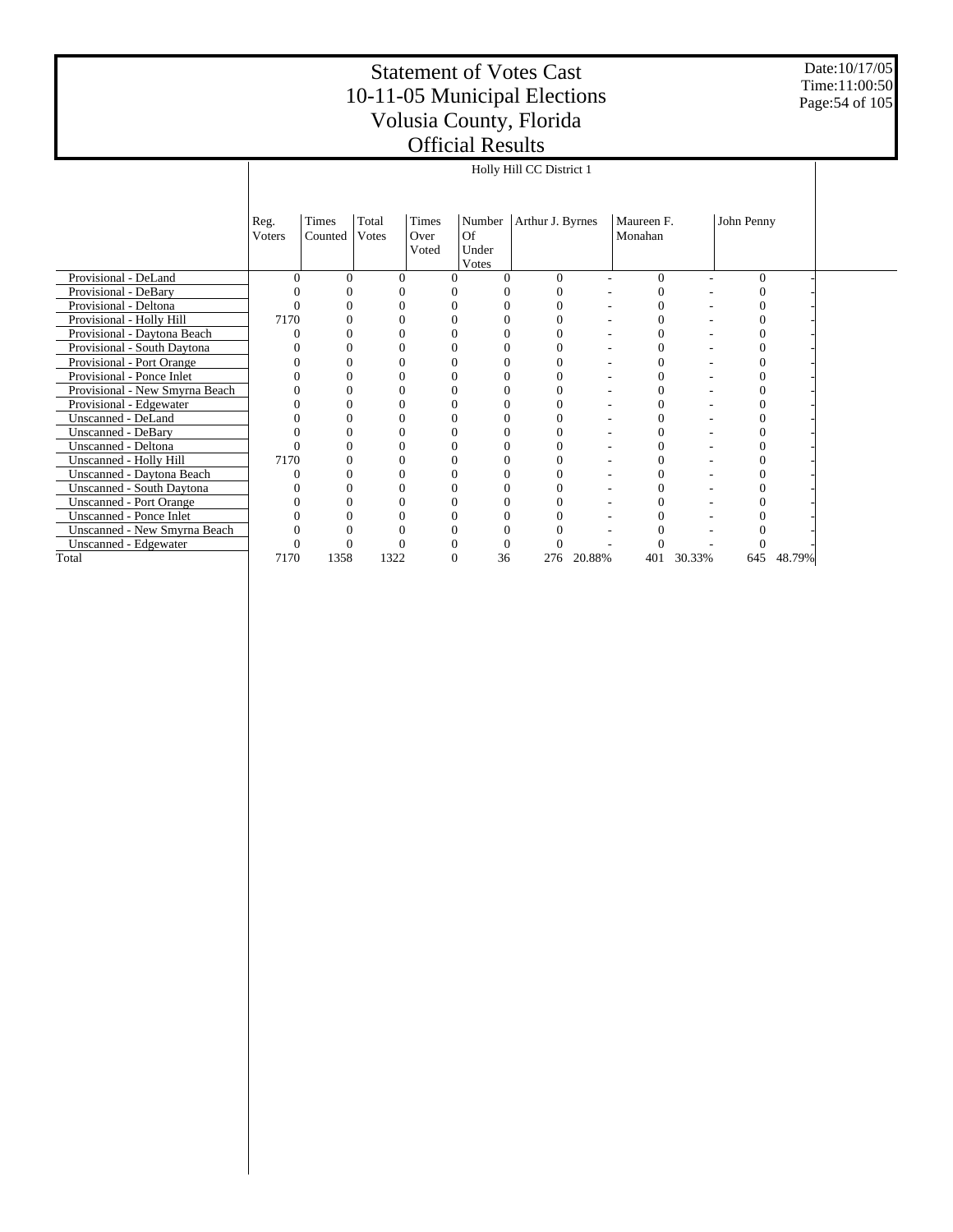# Statement of Votes Cast
# 10-11-05 Municipal Elections
# Volusia County, Florida
# Official Results

Date:10/17/05
Time:11:00:50

Holly Hill CC District 1

| | Reg. Voters | Times Counted | Total Votes | Times Over Voted | Number Of Under Votes | Arthur J. Byrnes | | Maureen F. Monahan | | John Penny | |
|---|---|---|---|---|---|---|---|---|---|---|---|
| Provisional - DeLand | 0 | 0 | 0 | 0 | 0 | 0 | - | 0 | - | 0 | - |
| Provisional - DeBary | 0 | 0 | 0 | 0 | 0 | 0 | - | 0 | - | 0 | - |
| Provisional - Deltona | 0 | 0 | 0 | 0 | 0 | 0 | - | 0 | - | 0 | - |
| Provisional - Holly Hill | 7170 | 0 | 0 | 0 | 0 | 0 | - | 0 | - | 0 | - |
| Provisional - Daytona Beach | 0 | 0 | 0 | 0 | 0 | 0 | - | 0 | - | 0 | - |
| Provisional - South Daytona | 0 | 0 | 0 | 0 | 0 | 0 | - | 0 | - | 0 | - |
| Provisional - Port Orange | 0 | 0 | 0 | 0 | 0 | 0 | - | 0 | - | 0 | - |
| Provisional - Ponce Inlet | 0 | 0 | 0 | 0 | 0 | 0 | - | 0 | - | 0 | - |
| Provisional - New Smyrna Beach | 0 | 0 | 0 | 0 | 0 | 0 | - | 0 | - | 0 | - |
| Provisional - Edgewater | 0 | 0 | 0 | 0 | 0 | 0 | - | 0 | - | 0 | - |
| Unscanned - DeLand | 0 | 0 | 0 | 0 | 0 | 0 | - | 0 | - | 0 | - |
| Unscanned - DeBary | 0 | 0 | 0 | 0 | 0 | 0 | - | 0 | - | 0 | - |
| Unscanned - Deltona | 0 | 0 | 0 | 0 | 0 | 0 | - | 0 | - | 0 | - |
| Unscanned - Holly Hill | 7170 | 0 | 0 | 0 | 0 | 0 | - | 0 | - | 0 | - |
| Unscanned - Daytona Beach | 0 | 0 | 0 | 0 | 0 | 0 | - | 0 | - | 0 | - |
| Unscanned - South Daytona | 0 | 0 | 0 | 0 | 0 | 0 | - | 0 | - | 0 | - |
| Unscanned - Port Orange | 0 | 0 | 0 | 0 | 0 | 0 | - | 0 | - | 0 | - |
| Unscanned - Ponce Inlet | 0 | 0 | 0 | 0 | 0 | 0 | - | 0 | - | 0 | - |
| Unscanned - New Smyrna Beach | 0 | 0 | 0 | 0 | 0 | 0 | - | 0 | - | 0 | - |
| Unscanned - Edgewater | 0 | 0 | 0 | 0 | 0 | 0 | - | 0 | - | 0 | - |
| Total | 7170 | 1358 | 1322 | 0 | 36 | 276 | 20.88% | 401 | 30.33% | 645 | 48.79% |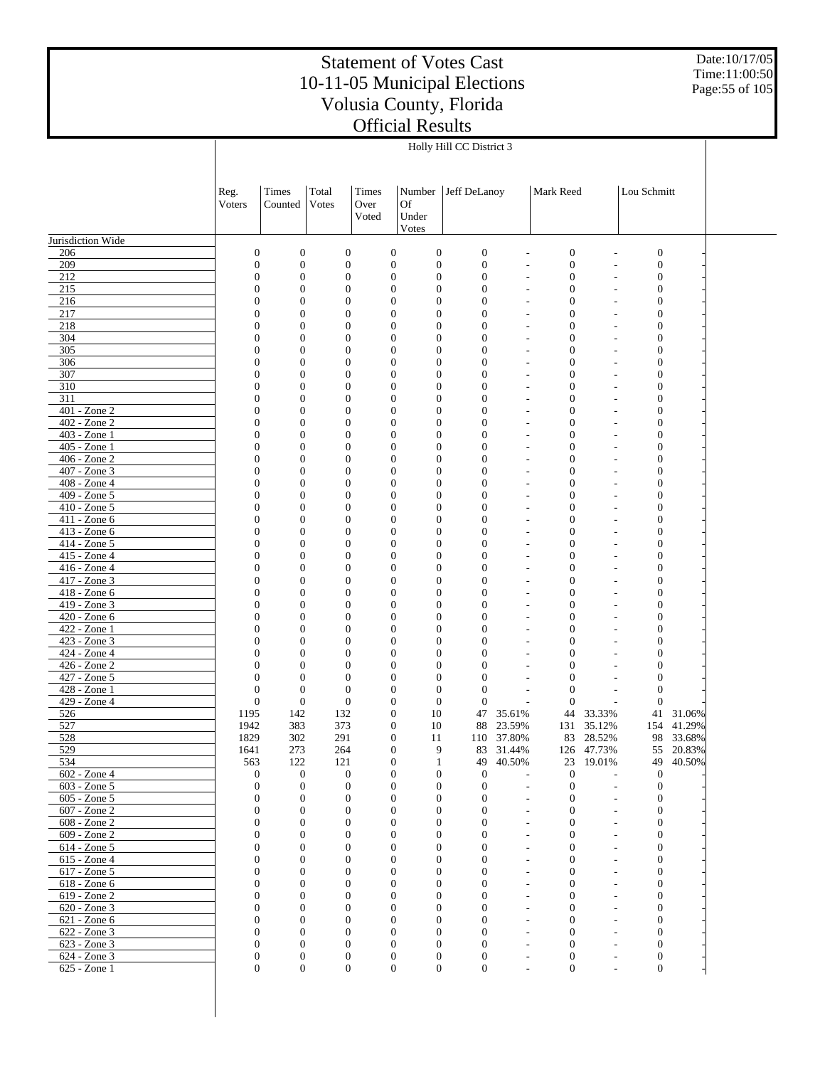# Statement of Votes Cast
## 10-11-05 Municipal Elections
## Volusia County, Florida
## Official Results

Date:10/17/05
Time:11:00:50

Holly Hill CC District 3

| | Reg. Voters | Times Counted | Total Votes | Times Over Voted | Number Of Under Votes | Jeff DeLanoy | | Mark Reed | | Lou Schmitt | |
|---|---|---|---|---|---|---|---|---|---|---|---|
| Jurisdiction Wide | | | | | | | | | | | |
| 206 | 0 | 0 | 0 | 0 | 0 | 0 | - | 0 | - | 0 | - |
| 209 | 0 | 0 | 0 | 0 | 0 | 0 | - | 0 | - | 0 | - |
| 212 | 0 | 0 | 0 | 0 | 0 | 0 | - | 0 | - | 0 | - |
| 215 | 0 | 0 | 0 | 0 | 0 | 0 | - | 0 | - | 0 | - |
| 216 | 0 | 0 | 0 | 0 | 0 | 0 | - | 0 | - | 0 | - |
| 217 | 0 | 0 | 0 | 0 | 0 | 0 | - | 0 | - | 0 | - |
| 218 | 0 | 0 | 0 | 0 | 0 | 0 | - | 0 | - | 0 | - |
| 304 | 0 | 0 | 0 | 0 | 0 | 0 | - | 0 | - | 0 | - |
| 305 | 0 | 0 | 0 | 0 | 0 | 0 | - | 0 | - | 0 | - |
| 306 | 0 | 0 | 0 | 0 | 0 | 0 | - | 0 | - | 0 | - |
| 307 | 0 | 0 | 0 | 0 | 0 | 0 | - | 0 | - | 0 | - |
| 310 | 0 | 0 | 0 | 0 | 0 | 0 | - | 0 | - | 0 | - |
| 311 | 0 | 0 | 0 | 0 | 0 | 0 | - | 0 | - | 0 | - |
| 401 - Zone 2 | 0 | 0 | 0 | 0 | 0 | 0 | - | 0 | - | 0 | - |
| 402 - Zone 2 | 0 | 0 | 0 | 0 | 0 | 0 | - | 0 | - | 0 | - |
| 403 - Zone 1 | 0 | 0 | 0 | 0 | 0 | 0 | - | 0 | - | 0 | - |
| 405 - Zone 1 | 0 | 0 | 0 | 0 | 0 | 0 | - | 0 | - | 0 | - |
| 406 - Zone 2 | 0 | 0 | 0 | 0 | 0 | 0 | - | 0 | - | 0 | - |
| 407 - Zone 3 | 0 | 0 | 0 | 0 | 0 | 0 | - | 0 | - | 0 | - |
| 408 - Zone 4 | 0 | 0 | 0 | 0 | 0 | 0 | - | 0 | - | 0 | - |
| 409 - Zone 5 | 0 | 0 | 0 | 0 | 0 | 0 | - | 0 | - | 0 | - |
| 410 - Zone 5 | 0 | 0 | 0 | 0 | 0 | 0 | - | 0 | - | 0 | - |
| 411 - Zone 6 | 0 | 0 | 0 | 0 | 0 | 0 | - | 0 | - | 0 | - |
| 413 - Zone 6 | 0 | 0 | 0 | 0 | 0 | 0 | - | 0 | - | 0 | - |
| 414 - Zone 5 | 0 | 0 | 0 | 0 | 0 | 0 | - | 0 | - | 0 | - |
| 415 - Zone 4 | 0 | 0 | 0 | 0 | 0 | 0 | - | 0 | - | 0 | - |
| 416 - Zone 4 | 0 | 0 | 0 | 0 | 0 | 0 | - | 0 | - | 0 | - |
| 417 - Zone 3 | 0 | 0 | 0 | 0 | 0 | 0 | - | 0 | - | 0 | - |
| 418 - Zone 6 | 0 | 0 | 0 | 0 | 0 | 0 | - | 0 | - | 0 | - |
| 419 - Zone 3 | 0 | 0 | 0 | 0 | 0 | 0 | - | 0 | - | 0 | - |
| 420 - Zone 6 | 0 | 0 | 0 | 0 | 0 | 0 | - | 0 | - | 0 | - |
| 422 - Zone 1 | 0 | 0 | 0 | 0 | 0 | 0 | - | 0 | - | 0 | - |
| 423 - Zone 3 | 0 | 0 | 0 | 0 | 0 | 0 | - | 0 | - | 0 | - |
| 424 - Zone 4 | 0 | 0 | 0 | 0 | 0 | 0 | - | 0 | - | 0 | - |
| 426 - Zone 2 | 0 | 0 | 0 | 0 | 0 | 0 | - | 0 | - | 0 | - |
| 427 - Zone 5 | 0 | 0 | 0 | 0 | 0 | 0 | - | 0 | - | 0 | - |
| 428 - Zone 1 | 0 | 0 | 0 | 0 | 0 | 0 | - | 0 | - | 0 | - |
| 429 - Zone 4 | 0 | 0 | 0 | 0 | 0 | 0 | - | 0 | - | 0 | - |
| 526 | 1195 | 142 | 132 | 0 | 10 | 47 | 35.61% | 44 | 33.33% | 41 | 31.06% |
| 527 | 1942 | 383 | 373 | 0 | 10 | 88 | 23.59% | 131 | 35.12% | 154 | 41.29% |
| 528 | 1829 | 302 | 291 | 0 | 11 | 110 | 37.80% | 83 | 28.52% | 98 | 33.68% |
| 529 | 1641 | 273 | 264 | 0 | 9 | 83 | 31.44% | 126 | 47.73% | 55 | 20.83% |
| 534 | 563 | 122 | 121 | 0 | 1 | 49 | 40.50% | 23 | 19.01% | 49 | 40.50% |
| 602 - Zone 4 | 0 | 0 | 0 | 0 | 0 | 0 | - | 0 | - | 0 | - |
| 603 - Zone 5 | 0 | 0 | 0 | 0 | 0 | 0 | - | 0 | - | 0 | - |
| 605 - Zone 5 | 0 | 0 | 0 | 0 | 0 | 0 | - | 0 | - | 0 | - |
| 607 - Zone 2 | 0 | 0 | 0 | 0 | 0 | 0 | - | 0 | - | 0 | - |
| 608 - Zone 2 | 0 | 0 | 0 | 0 | 0 | 0 | - | 0 | - | 0 | - |
| 609 - Zone 2 | 0 | 0 | 0 | 0 | 0 | 0 | - | 0 | - | 0 | - |
| 614 - Zone 5 | 0 | 0 | 0 | 0 | 0 | 0 | - | 0 | - | 0 | - |
| 615 - Zone 4 | 0 | 0 | 0 | 0 | 0 | 0 | - | 0 | - | 0 | - |
| 617 - Zone 5 | 0 | 0 | 0 | 0 | 0 | 0 | - | 0 | - | 0 | - |
| 618 - Zone 6 | 0 | 0 | 0 | 0 | 0 | 0 | - | 0 | - | 0 | - |
| 619 - Zone 2 | 0 | 0 | 0 | 0 | 0 | 0 | - | 0 | - | 0 | - |
| 620 - Zone 3 | 0 | 0 | 0 | 0 | 0 | 0 | - | 0 | - | 0 | - |
| 621 - Zone 6 | 0 | 0 | 0 | 0 | 0 | 0 | - | 0 | - | 0 | - |
| 622 - Zone 3 | 0 | 0 | 0 | 0 | 0 | 0 | - | 0 | - | 0 | - |
| 623 - Zone 3 | 0 | 0 | 0 | 0 | 0 | 0 | - | 0 | - | 0 | - |
| 624 - Zone 3 | 0 | 0 | 0 | 0 | 0 | 0 | - | 0 | - | 0 | - |
| 625 - Zone 1 | 0 | 0 | 0 | 0 | 0 | 0 | - | 0 | - | 0 | - |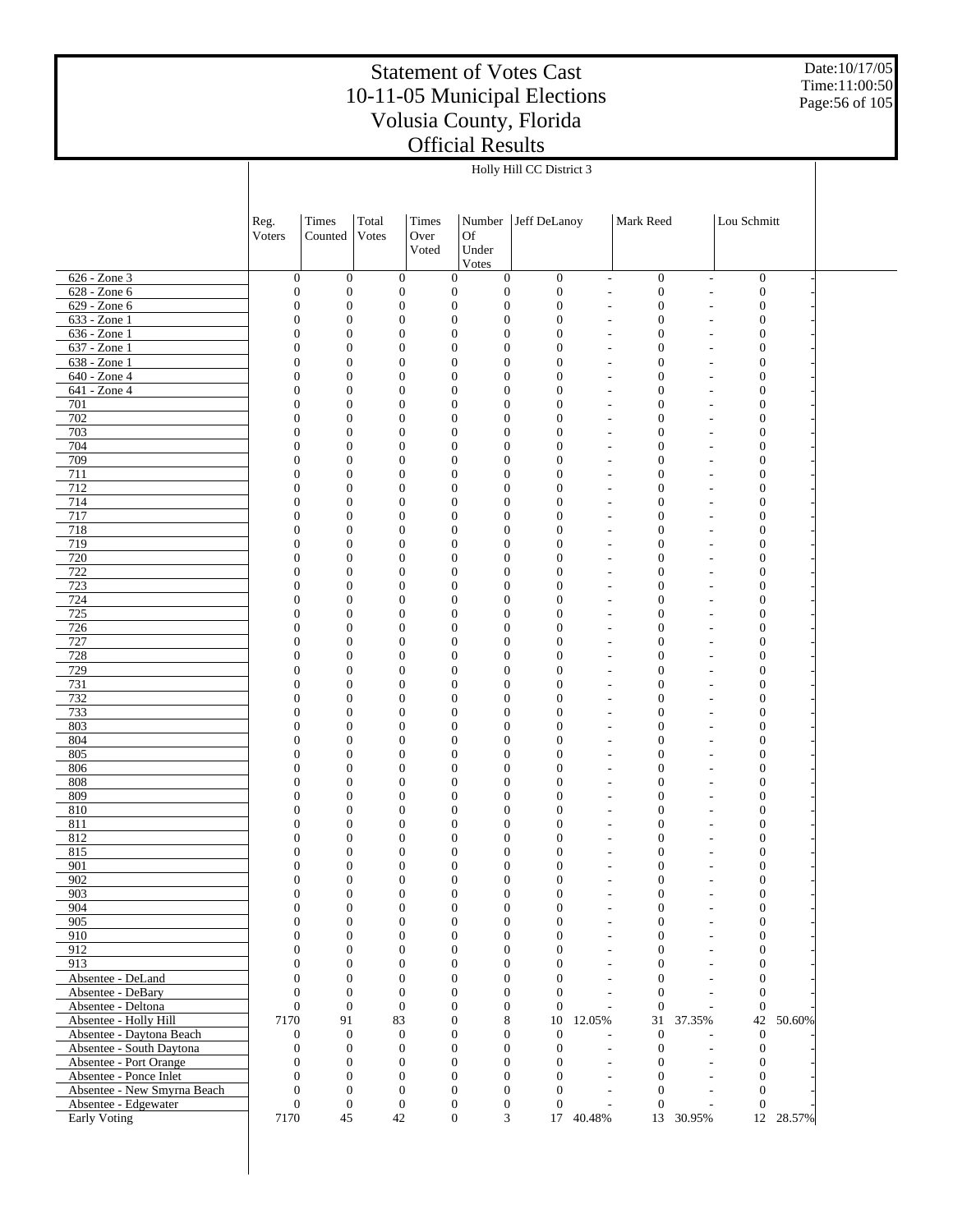# Statement of Votes Cast
# 10-11-05 Municipal Elections
# Volusia County, Florida
# Official Results

Date:10/17/05
Time:11:00:50

| | Holly Hill CC District 3 | | | | | | | | | | |
|---|---|---|---|---|---|---|---|---|---|---|---|
| | Reg. Voters | Times Counted | Total Votes | Times Over Voted | Number Of Under Votes | Jeff DeLanoy | | Mark Reed | | Lou Schmitt | |
| 626 - Zone 3 | 0 | 0 | 0 | 0 | 0 | 0 | - | 0 | - | 0 | - |
| 628 - Zone 6 | 0 | 0 | 0 | 0 | 0 | 0 | - | 0 | - | 0 | - |
| 629 - Zone 6 | 0 | 0 | 0 | 0 | 0 | 0 | - | 0 | - | 0 | - |
| 633 - Zone 1 | 0 | 0 | 0 | 0 | 0 | 0 | - | 0 | - | 0 | - |
| 636 - Zone 1 | 0 | 0 | 0 | 0 | 0 | 0 | - | 0 | - | 0 | - |
| 637 - Zone 1 | 0 | 0 | 0 | 0 | 0 | 0 | - | 0 | - | 0 | - |
| 638 - Zone 1 | 0 | 0 | 0 | 0 | 0 | 0 | - | 0 | - | 0 | - |
| 640 - Zone 4 | 0 | 0 | 0 | 0 | 0 | 0 | - | 0 | - | 0 | - |
| 641 - Zone 4 | 0 | 0 | 0 | 0 | 0 | 0 | - | 0 | - | 0 | - |
| 701 | 0 | 0 | 0 | 0 | 0 | 0 | - | 0 | - | 0 | - |
| 702 | 0 | 0 | 0 | 0 | 0 | 0 | - | 0 | - | 0 | - |
| 703 | 0 | 0 | 0 | 0 | 0 | 0 | - | 0 | - | 0 | - |
| 704 | 0 | 0 | 0 | 0 | 0 | 0 | - | 0 | - | 0 | - |
| 709 | 0 | 0 | 0 | 0 | 0 | 0 | - | 0 | - | 0 | - |
| 711 | 0 | 0 | 0 | 0 | 0 | 0 | - | 0 | - | 0 | - |
| 712 | 0 | 0 | 0 | 0 | 0 | 0 | - | 0 | - | 0 | - |
| 714 | 0 | 0 | 0 | 0 | 0 | 0 | - | 0 | - | 0 | - |
| 717 | 0 | 0 | 0 | 0 | 0 | 0 | - | 0 | - | 0 | - |
| 718 | 0 | 0 | 0 | 0 | 0 | 0 | - | 0 | - | 0 | - |
| 719 | 0 | 0 | 0 | 0 | 0 | 0 | - | 0 | - | 0 | - |
| 720 | 0 | 0 | 0 | 0 | 0 | 0 | - | 0 | - | 0 | - |
| 722 | 0 | 0 | 0 | 0 | 0 | 0 | - | 0 | - | 0 | - |
| 723 | 0 | 0 | 0 | 0 | 0 | 0 | - | 0 | - | 0 | - |
| 724 | 0 | 0 | 0 | 0 | 0 | 0 | - | 0 | - | 0 | - |
| 725 | 0 | 0 | 0 | 0 | 0 | 0 | - | 0 | - | 0 | - |
| 726 | 0 | 0 | 0 | 0 | 0 | 0 | - | 0 | - | 0 | - |
| 727 | 0 | 0 | 0 | 0 | 0 | 0 | - | 0 | - | 0 | - |
| 728 | 0 | 0 | 0 | 0 | 0 | 0 | - | 0 | - | 0 | - |
| 729 | 0 | 0 | 0 | 0 | 0 | 0 | - | 0 | - | 0 | - |
| 731 | 0 | 0 | 0 | 0 | 0 | 0 | - | 0 | - | 0 | - |
| 732 | 0 | 0 | 0 | 0 | 0 | 0 | - | 0 | - | 0 | - |
| 733 | 0 | 0 | 0 | 0 | 0 | 0 | - | 0 | - | 0 | - |
| 803 | 0 | 0 | 0 | 0 | 0 | 0 | - | 0 | - | 0 | - |
| 804 | 0 | 0 | 0 | 0 | 0 | 0 | - | 0 | - | 0 | - |
| 805 | 0 | 0 | 0 | 0 | 0 | 0 | - | 0 | - | 0 | - |
| 806 | 0 | 0 | 0 | 0 | 0 | 0 | - | 0 | - | 0 | - |
| 808 | 0 | 0 | 0 | 0 | 0 | 0 | - | 0 | - | 0 | - |
| 809 | 0 | 0 | 0 | 0 | 0 | 0 | - | 0 | - | 0 | - |
| 810 | 0 | 0 | 0 | 0 | 0 | 0 | - | 0 | - | 0 | - |
| 811 | 0 | 0 | 0 | 0 | 0 | 0 | - | 0 | - | 0 | - |
| 812 | 0 | 0 | 0 | 0 | 0 | 0 | - | 0 | - | 0 | - |
| 815 | 0 | 0 | 0 | 0 | 0 | 0 | - | 0 | - | 0 | - |
| 901 | 0 | 0 | 0 | 0 | 0 | 0 | - | 0 | - | 0 | - |
| 902 | 0 | 0 | 0 | 0 | 0 | 0 | - | 0 | - | 0 | - |
| 903 | 0 | 0 | 0 | 0 | 0 | 0 | - | 0 | - | 0 | - |
| 904 | 0 | 0 | 0 | 0 | 0 | 0 | - | 0 | - | 0 | - |
| 905 | 0 | 0 | 0 | 0 | 0 | 0 | - | 0 | - | 0 | - |
| 910 | 0 | 0 | 0 | 0 | 0 | 0 | - | 0 | - | 0 | - |
| 912 | 0 | 0 | 0 | 0 | 0 | 0 | - | 0 | - | 0 | - |
| 913 | 0 | 0 | 0 | 0 | 0 | 0 | - | 0 | - | 0 | - |
| Absentee - DeLand | 0 | 0 | 0 | 0 | 0 | 0 | - | 0 | - | 0 | - |
| Absentee - DeBary | 0 | 0 | 0 | 0 | 0 | 0 | - | 0 | - | 0 | - |
| Absentee - Deltona | 0 | 0 | 0 | 0 | 0 | 0 | - | 0 | - | 0 | - |
| Absentee - Holly Hill | 7170 | 91 | 83 | 0 | 8 | 10 | 12.05% | 31 | 37.35% | 42 | 50.60% |
| Absentee - Daytona Beach | 0 | 0 | 0 | 0 | 0 | 0 | - | 0 | - | 0 | - |
| Absentee - South Daytona | 0 | 0 | 0 | 0 | 0 | 0 | - | 0 | - | 0 | - |
| Absentee - Port Orange | 0 | 0 | 0 | 0 | 0 | 0 | - | 0 | - | 0 | - |
| Absentee - Ponce Inlet | 0 | 0 | 0 | 0 | 0 | 0 | - | 0 | - | 0 | - |
| Absentee - New Smyrna Beach | 0 | 0 | 0 | 0 | 0 | 0 | - | 0 | - | 0 | - |
| Absentee - Edgewater | 0 | 0 | 0 | 0 | 0 | 0 | - | 0 | - | 0 | - |
| Early Voting | 7170 | 45 | 42 | 0 | 3 | 17 | 40.48% | 13 | 30.95% | 12 | 28.57% |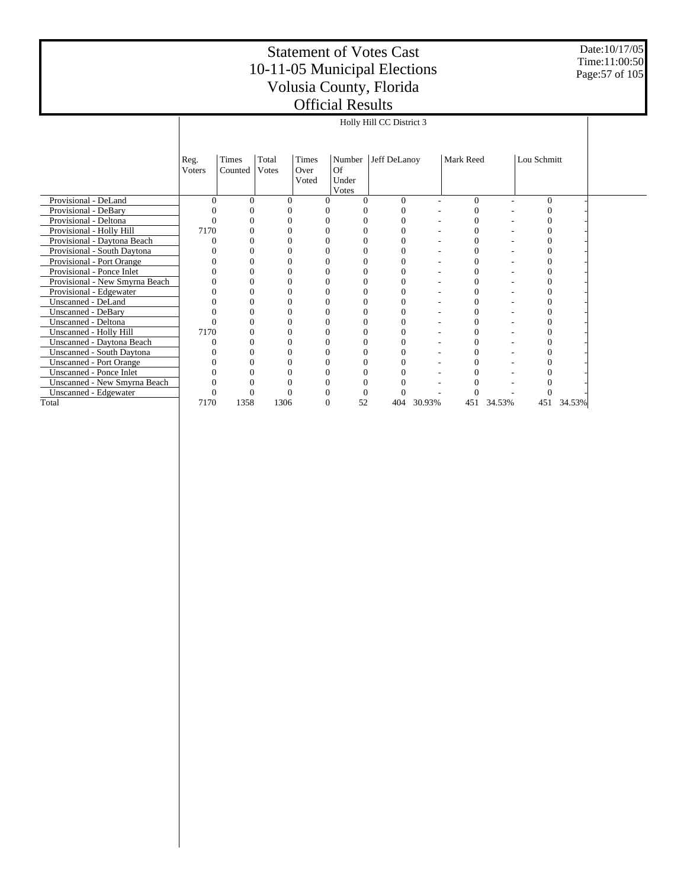# Statement of Votes Cast
## 10-11-05 Municipal Elections
## Volusia County, Florida
## Official Results

Date:10/17/05
Time:11:00:50

| | Holly Hill CC District 3 | | | | | | | | | | |
|---|---|---|---|---|---|---|---|---|---|---|---|
| | Reg. Voters | Times Counted | Total Votes | Times Over Voted | Number Of Under Votes | Jeff DeLanoy | | Mark Reed | | Lou Schmitt | |
| Provisional - DeLand | 0 | 0 | 0 | 0 | 0 | 0 | - | 0 | - | 0 | - |
| Provisional - DeBary | 0 | 0 | 0 | 0 | 0 | 0 | - | 0 | - | 0 | - |
| Provisional - Deltona | 0 | 0 | 0 | 0 | 0 | 0 | - | 0 | - | 0 | - |
| Provisional - Holly Hill | 7170 | 0 | 0 | 0 | 0 | 0 | - | 0 | - | 0 | - |
| Provisional - Daytona Beach | 0 | 0 | 0 | 0 | 0 | 0 | - | 0 | - | 0 | - |
| Provisional - South Daytona | 0 | 0 | 0 | 0 | 0 | 0 | - | 0 | - | 0 | - |
| Provisional - Port Orange | 0 | 0 | 0 | 0 | 0 | 0 | - | 0 | - | 0 | - |
| Provisional - Ponce Inlet | 0 | 0 | 0 | 0 | 0 | 0 | - | 0 | - | 0 | - |
| Provisional - New Smyrna Beach | 0 | 0 | 0 | 0 | 0 | 0 | - | 0 | - | 0 | - |
| Provisional - Edgewater | 0 | 0 | 0 | 0 | 0 | 0 | - | 0 | - | 0 | - |
| Unscanned - DeLand | 0 | 0 | 0 | 0 | 0 | 0 | - | 0 | - | 0 | - |
| Unscanned - DeBary | 0 | 0 | 0 | 0 | 0 | 0 | - | 0 | - | 0 | - |
| Unscanned - Deltona | 0 | 0 | 0 | 0 | 0 | 0 | - | 0 | - | 0 | - |
| Unscanned - Holly Hill | 7170 | 0 | 0 | 0 | 0 | 0 | - | 0 | - | 0 | - |
| Unscanned - Daytona Beach | 0 | 0 | 0 | 0 | 0 | 0 | - | 0 | - | 0 | - |
| Unscanned - South Daytona | 0 | 0 | 0 | 0 | 0 | 0 | - | 0 | - | 0 | - |
| Unscanned - Port Orange | 0 | 0 | 0 | 0 | 0 | 0 | - | 0 | - | 0 | - |
| Unscanned - Ponce Inlet | 0 | 0 | 0 | 0 | 0 | 0 | - | 0 | - | 0 | - |
| Unscanned - New Smyrna Beach | 0 | 0 | 0 | 0 | 0 | 0 | - | 0 | - | 0 | - |
| Unscanned - Edgewater | 0 | 0 | 0 | 0 | 0 | 0 | - | 0 | - | 0 | - |
| Total | 7170 | 1358 | 1306 | 0 | 52 | 404 | 30.93% | 451 | 34.53% | 451 | 34.53% |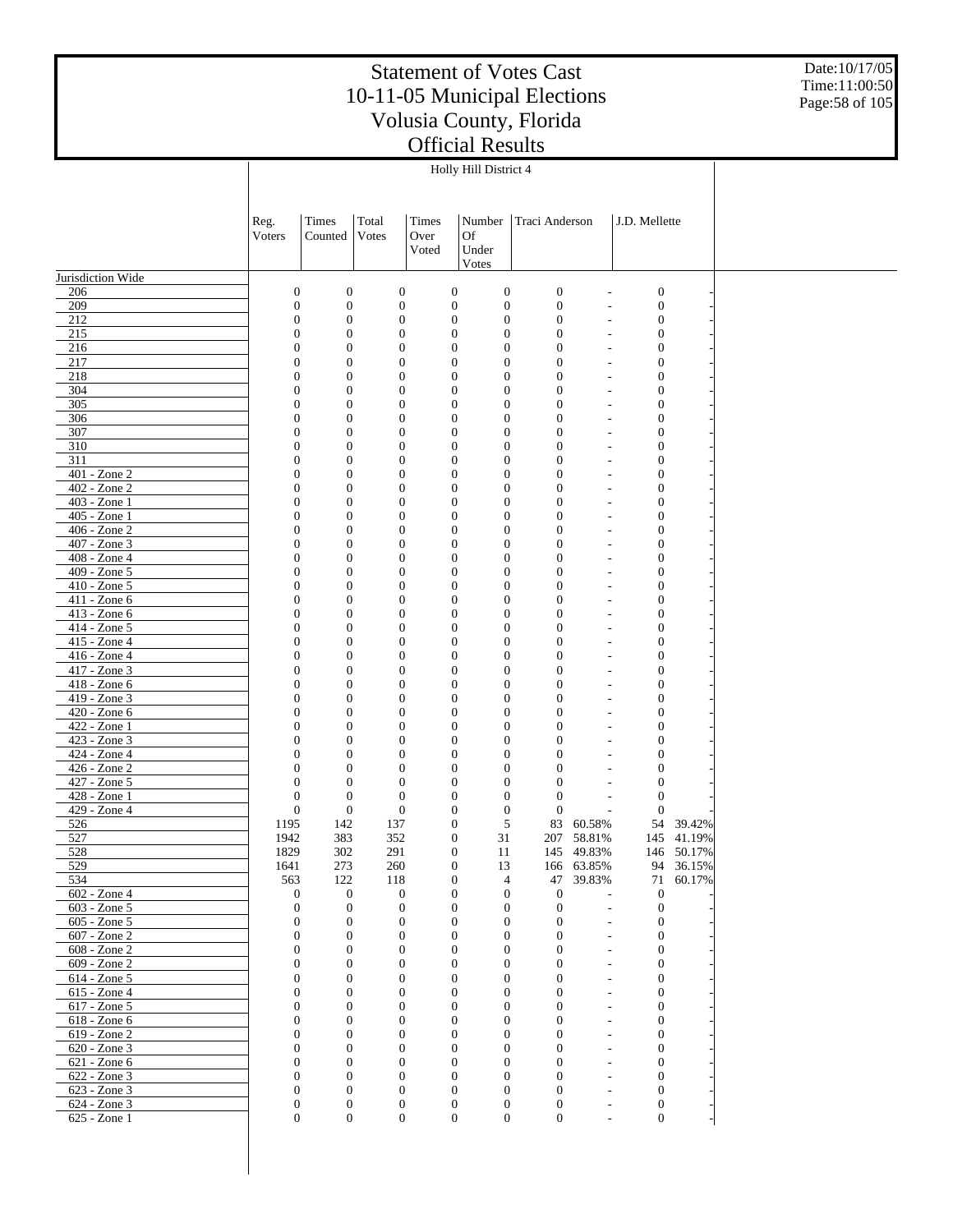# Statement of Votes Cast
# 10-11-05 Municipal Elections
# Volusia County, Florida
# Official Results

Date:10/17/05
Time:11:00:50

| | Holly Hill District 4 | | | | | | | | |
|---|---|---|---|---|---|---|---|---|---|
| | Reg. Voters | Times Counted | Total Votes | Times Over Voted | Number Of Under Votes | Traci Anderson | | J.D. Mellette | |
| Jurisdiction Wide | | | | | | | | | |
| 206 | 0 | 0 | 0 | 0 | 0 | 0 | - | 0 | - |
| 209 | 0 | 0 | 0 | 0 | 0 | 0 | - | 0 | - |
| 212 | 0 | 0 | 0 | 0 | 0 | 0 | - | 0 | - |
| 215 | 0 | 0 | 0 | 0 | 0 | 0 | - | 0 | - |
| 216 | 0 | 0 | 0 | 0 | 0 | 0 | - | 0 | - |
| 217 | 0 | 0 | 0 | 0 | 0 | 0 | - | 0 | - |
| 218 | 0 | 0 | 0 | 0 | 0 | 0 | - | 0 | - |
| 304 | 0 | 0 | 0 | 0 | 0 | 0 | - | 0 | - |
| 305 | 0 | 0 | 0 | 0 | 0 | 0 | - | 0 | - |
| 306 | 0 | 0 | 0 | 0 | 0 | 0 | - | 0 | - |
| 307 | 0 | 0 | 0 | 0 | 0 | 0 | - | 0 | - |
| 310 | 0 | 0 | 0 | 0 | 0 | 0 | - | 0 | - |
| 311 | 0 | 0 | 0 | 0 | 0 | 0 | - | 0 | - |
| 401 - Zone 2 | 0 | 0 | 0 | 0 | 0 | 0 | - | 0 | - |
| 402 - Zone 2 | 0 | 0 | 0 | 0 | 0 | 0 | - | 0 | - |
| 403 - Zone 1 | 0 | 0 | 0 | 0 | 0 | 0 | - | 0 | - |
| 405 - Zone 1 | 0 | 0 | 0 | 0 | 0 | 0 | - | 0 | - |
| 406 - Zone 2 | 0 | 0 | 0 | 0 | 0 | 0 | - | 0 | - |
| 407 - Zone 3 | 0 | 0 | 0 | 0 | 0 | 0 | - | 0 | - |
| 408 - Zone 4 | 0 | 0 | 0 | 0 | 0 | 0 | - | 0 | - |
| 409 - Zone 5 | 0 | 0 | 0 | 0 | 0 | 0 | - | 0 | - |
| 410 - Zone 5 | 0 | 0 | 0 | 0 | 0 | 0 | - | 0 | - |
| 411 - Zone 6 | 0 | 0 | 0 | 0 | 0 | 0 | - | 0 | - |
| 413 - Zone 6 | 0 | 0 | 0 | 0 | 0 | 0 | - | 0 | - |
| 414 - Zone 5 | 0 | 0 | 0 | 0 | 0 | 0 | - | 0 | - |
| 415 - Zone 4 | 0 | 0 | 0 | 0 | 0 | 0 | - | 0 | - |
| 416 - Zone 4 | 0 | 0 | 0 | 0 | 0 | 0 | - | 0 | - |
| 417 - Zone 3 | 0 | 0 | 0 | 0 | 0 | 0 | - | 0 | - |
| 418 - Zone 6 | 0 | 0 | 0 | 0 | 0 | 0 | - | 0 | - |
| 419 - Zone 3 | 0 | 0 | 0 | 0 | 0 | 0 | - | 0 | - |
| 420 - Zone 6 | 0 | 0 | 0 | 0 | 0 | 0 | - | 0 | - |
| 422 - Zone 1 | 0 | 0 | 0 | 0 | 0 | 0 | - | 0 | - |
| 423 - Zone 3 | 0 | 0 | 0 | 0 | 0 | 0 | - | 0 | - |
| 424 - Zone 4 | 0 | 0 | 0 | 0 | 0 | 0 | - | 0 | - |
| 426 - Zone 2 | 0 | 0 | 0 | 0 | 0 | 0 | - | 0 | - |
| 427 - Zone 5 | 0 | 0 | 0 | 0 | 0 | 0 | - | 0 | - |
| 428 - Zone 1 | 0 | 0 | 0 | 0 | 0 | 0 | - | 0 | - |
| 429 - Zone 4 | 0 | 0 | 0 | 0 | 0 | 0 | - | 0 | - |
| 526 | 1195 | 142 | 137 | 0 | 5 | 83 | 60.58% | 54 | 39.42% |
| 527 | 1942 | 383 | 352 | 0 | 31 | 207 | 58.81% | 145 | 41.19% |
| 528 | 1829 | 302 | 291 | 0 | 11 | 145 | 49.83% | 146 | 50.17% |
| 529 | 1641 | 273 | 260 | 0 | 13 | 166 | 63.85% | 94 | 36.15% |
| 534 | 563 | 122 | 118 | 0 | 4 | 47 | 39.83% | 71 | 60.17% |
| 602 - Zone 4 | 0 | 0 | 0 | 0 | 0 | 0 | - | 0 | - |
| 603 - Zone 5 | 0 | 0 | 0 | 0 | 0 | 0 | - | 0 | - |
| 605 - Zone 5 | 0 | 0 | 0 | 0 | 0 | 0 | - | 0 | - |
| 607 - Zone 2 | 0 | 0 | 0 | 0 | 0 | 0 | - | 0 | - |
| 608 - Zone 2 | 0 | 0 | 0 | 0 | 0 | 0 | - | 0 | - |
| 609 - Zone 2 | 0 | 0 | 0 | 0 | 0 | 0 | - | 0 | - |
| 614 - Zone 5 | 0 | 0 | 0 | 0 | 0 | 0 | - | 0 | - |
| 615 - Zone 4 | 0 | 0 | 0 | 0 | 0 | 0 | - | 0 | - |
| 617 - Zone 5 | 0 | 0 | 0 | 0 | 0 | 0 | - | 0 | - |
| 618 - Zone 6 | 0 | 0 | 0 | 0 | 0 | 0 | - | 0 | - |
| 619 - Zone 2 | 0 | 0 | 0 | 0 | 0 | 0 | - | 0 | - |
| 620 - Zone 3 | 0 | 0 | 0 | 0 | 0 | 0 | - | 0 | - |
| 621 - Zone 6 | 0 | 0 | 0 | 0 | 0 | 0 | - | 0 | - |
| 622 - Zone 3 | 0 | 0 | 0 | 0 | 0 | 0 | - | 0 | - |
| 623 - Zone 3 | 0 | 0 | 0 | 0 | 0 | 0 | - | 0 | - |
| 624 - Zone 3 | 0 | 0 | 0 | 0 | 0 | 0 | - | 0 | - |
| 625 - Zone 1 | 0 | 0 | 0 | 0 | 0 | 0 | - | 0 | - |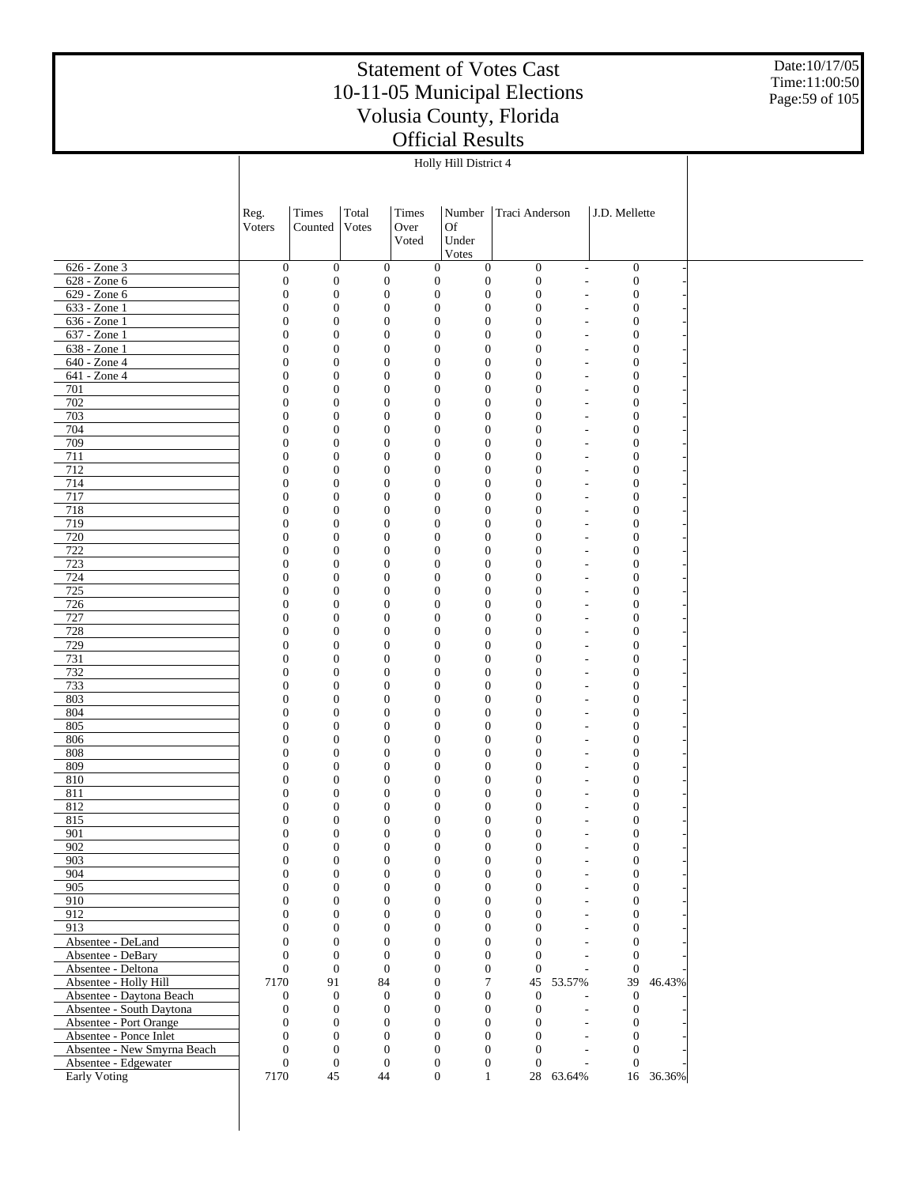# Statement of Votes Cast
# 10-11-05 Municipal Elections
# Volusia County, Florida
# Official Results

Date:10/17/05
Time:11:00:50

| | Holly Hill District 4 | | | | | | | | |
|---|---|---|---|---|---|---|---|---|---|
| | Reg. Voters | Times Counted | Total Votes | Times Over Voted | Number Of Under Votes | Traci Anderson | | J.D. Mellette | |
| 626 - Zone 3 | 0 | 0 | 0 | 0 | 0 | 0 | - | 0 | - |
| 628 - Zone 6 | 0 | 0 | 0 | 0 | 0 | 0 | - | 0 | - |
| 629 - Zone 6 | 0 | 0 | 0 | 0 | 0 | 0 | - | 0 | - |
| 633 - Zone 1 | 0 | 0 | 0 | 0 | 0 | 0 | - | 0 | - |
| 636 - Zone 1 | 0 | 0 | 0 | 0 | 0 | 0 | - | 0 | - |
| 637 - Zone 1 | 0 | 0 | 0 | 0 | 0 | 0 | - | 0 | - |
| 638 - Zone 1 | 0 | 0 | 0 | 0 | 0 | 0 | - | 0 | - |
| 640 - Zone 4 | 0 | 0 | 0 | 0 | 0 | 0 | - | 0 | - |
| 641 - Zone 4 | 0 | 0 | 0 | 0 | 0 | 0 | - | 0 | - |
| 701 | 0 | 0 | 0 | 0 | 0 | 0 | - | 0 | - |
| 702 | 0 | 0 | 0 | 0 | 0 | 0 | - | 0 | - |
| 703 | 0 | 0 | 0 | 0 | 0 | 0 | - | 0 | - |
| 704 | 0 | 0 | 0 | 0 | 0 | 0 | - | 0 | - |
| 709 | 0 | 0 | 0 | 0 | 0 | 0 | - | 0 | - |
| 711 | 0 | 0 | 0 | 0 | 0 | 0 | - | 0 | - |
| 712 | 0 | 0 | 0 | 0 | 0 | 0 | - | 0 | - |
| 714 | 0 | 0 | 0 | 0 | 0 | 0 | - | 0 | - |
| 717 | 0 | 0 | 0 | 0 | 0 | 0 | - | 0 | - |
| 718 | 0 | 0 | 0 | 0 | 0 | 0 | - | 0 | - |
| 719 | 0 | 0 | 0 | 0 | 0 | 0 | - | 0 | - |
| 720 | 0 | 0 | 0 | 0 | 0 | 0 | - | 0 | - |
| 722 | 0 | 0 | 0 | 0 | 0 | 0 | - | 0 | - |
| 723 | 0 | 0 | 0 | 0 | 0 | 0 | - | 0 | - |
| 724 | 0 | 0 | 0 | 0 | 0 | 0 | - | 0 | - |
| 725 | 0 | 0 | 0 | 0 | 0 | 0 | - | 0 | - |
| 726 | 0 | 0 | 0 | 0 | 0 | 0 | - | 0 | - |
| 727 | 0 | 0 | 0 | 0 | 0 | 0 | - | 0 | - |
| 728 | 0 | 0 | 0 | 0 | 0 | 0 | - | 0 | - |
| 729 | 0 | 0 | 0 | 0 | 0 | 0 | - | 0 | - |
| 731 | 0 | 0 | 0 | 0 | 0 | 0 | - | 0 | - |
| 732 | 0 | 0 | 0 | 0 | 0 | 0 | - | 0 | - |
| 733 | 0 | 0 | 0 | 0 | 0 | 0 | - | 0 | - |
| 803 | 0 | 0 | 0 | 0 | 0 | 0 | - | 0 | - |
| 804 | 0 | 0 | 0 | 0 | 0 | 0 | - | 0 | - |
| 805 | 0 | 0 | 0 | 0 | 0 | 0 | - | 0 | - |
| 806 | 0 | 0 | 0 | 0 | 0 | 0 | - | 0 | - |
| 808 | 0 | 0 | 0 | 0 | 0 | 0 | - | 0 | - |
| 809 | 0 | 0 | 0 | 0 | 0 | 0 | - | 0 | - |
| 810 | 0 | 0 | 0 | 0 | 0 | 0 | - | 0 | - |
| 811 | 0 | 0 | 0 | 0 | 0 | 0 | - | 0 | - |
| 812 | 0 | 0 | 0 | 0 | 0 | 0 | - | 0 | - |
| 815 | 0 | 0 | 0 | 0 | 0 | 0 | - | 0 | - |
| 901 | 0 | 0 | 0 | 0 | 0 | 0 | - | 0 | - |
| 902 | 0 | 0 | 0 | 0 | 0 | 0 | - | 0 | - |
| 903 | 0 | 0 | 0 | 0 | 0 | 0 | - | 0 | - |
| 904 | 0 | 0 | 0 | 0 | 0 | 0 | - | 0 | - |
| 905 | 0 | 0 | 0 | 0 | 0 | 0 | - | 0 | - |
| 910 | 0 | 0 | 0 | 0 | 0 | 0 | - | 0 | - |
| 912 | 0 | 0 | 0 | 0 | 0 | 0 | - | 0 | - |
| 913 | 0 | 0 | 0 | 0 | 0 | 0 | - | 0 | - |
| Absentee - DeLand | 0 | 0 | 0 | 0 | 0 | 0 | - | 0 | - |
| Absentee - DeBary | 0 | 0 | 0 | 0 | 0 | 0 | - | 0 | - |
| Absentee - Deltona | 0 | 0 | 0 | 0 | 0 | 0 | - | 0 | - |
| Absentee - Holly Hill | 7170 | 91 | 84 | 0 | 7 | 45 | 53.57% | 39 | 46.43% |
| Absentee - Daytona Beach | 0 | 0 | 0 | 0 | 0 | 0 | - | 0 | - |
| Absentee - South Daytona | 0 | 0 | 0 | 0 | 0 | 0 | - | 0 | - |
| Absentee - Port Orange | 0 | 0 | 0 | 0 | 0 | 0 | - | 0 | - |
| Absentee - Ponce Inlet | 0 | 0 | 0 | 0 | 0 | 0 | - | 0 | - |
| Absentee - New Smyrna Beach | 0 | 0 | 0 | 0 | 0 | 0 | - | 0 | - |
| Absentee - Edgewater | 0 | 0 | 0 | 0 | 0 | 0 | - | 0 | - |
| Early Voting | 7170 | 45 | 44 | 0 | 1 | 28 | 63.64% | 16 | 36.36% |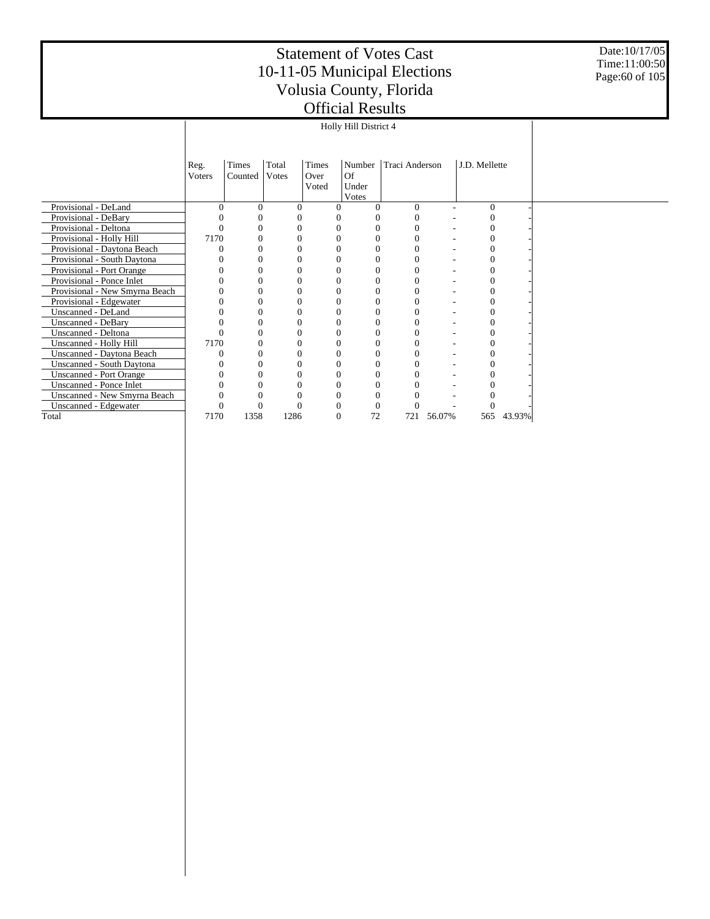# Statement of Votes Cast
# 10-11-05 Municipal Elections
# Volusia County, Florida
# Official Results

Date:10/17/05
Time:11:00:50

| | Holly Hill District 4 | | | | | | | | |
|---|---|---|---|---|---|---|---|---|---|
| | Reg. Voters | Times Counted | Total Votes | Times Over Voted | Number Of Under Votes | Traci Anderson | | J.D. Mellette | |
| Provisional - DeLand | 0 | 0 | 0 | 0 | 0 | 0 | - | 0 | - |
| Provisional - DeBary | 0 | 0 | 0 | 0 | 0 | 0 | - | 0 | - |
| Provisional - Deltona | 0 | 0 | 0 | 0 | 0 | 0 | - | 0 | - |
| Provisional - Holly Hill | 7170 | 0 | 0 | 0 | 0 | 0 | - | 0 | - |
| Provisional - Daytona Beach | 0 | 0 | 0 | 0 | 0 | 0 | - | 0 | - |
| Provisional - South Daytona | 0 | 0 | 0 | 0 | 0 | 0 | - | 0 | - |
| Provisional - Port Orange | 0 | 0 | 0 | 0 | 0 | 0 | - | 0 | - |
| Provisional - Ponce Inlet | 0 | 0 | 0 | 0 | 0 | 0 | - | 0 | - |
| Provisional - New Smyrna Beach | 0 | 0 | 0 | 0 | 0 | 0 | - | 0 | - |
| Provisional - Edgewater | 0 | 0 | 0 | 0 | 0 | 0 | - | 0 | - |
| Unscanned - DeLand | 0 | 0 | 0 | 0 | 0 | 0 | - | 0 | - |
| Unscanned - DeBary | 0 | 0 | 0 | 0 | 0 | 0 | - | 0 | - |
| Unscanned - Deltona | 0 | 0 | 0 | 0 | 0 | 0 | - | 0 | - |
| Unscanned - Holly Hill | 7170 | 0 | 0 | 0 | 0 | 0 | - | 0 | - |
| Unscanned - Daytona Beach | 0 | 0 | 0 | 0 | 0 | 0 | - | 0 | - |
| Unscanned - South Daytona | 0 | 0 | 0 | 0 | 0 | 0 | - | 0 | - |
| Unscanned - Port Orange | 0 | 0 | 0 | 0 | 0 | 0 | - | 0 | - |
| Unscanned - Ponce Inlet | 0 | 0 | 0 | 0 | 0 | 0 | - | 0 | - |
| Unscanned - New Smyrna Beach | 0 | 0 | 0 | 0 | 0 | 0 | - | 0 | - |
| Unscanned - Edgewater | 0 | 0 | 0 | 0 | 0 | 0 | - | 0 | - |
| Total | 7170 | 1358 | 1286 | 0 | 72 | 721 | 56.07% | 565 | 43.93% |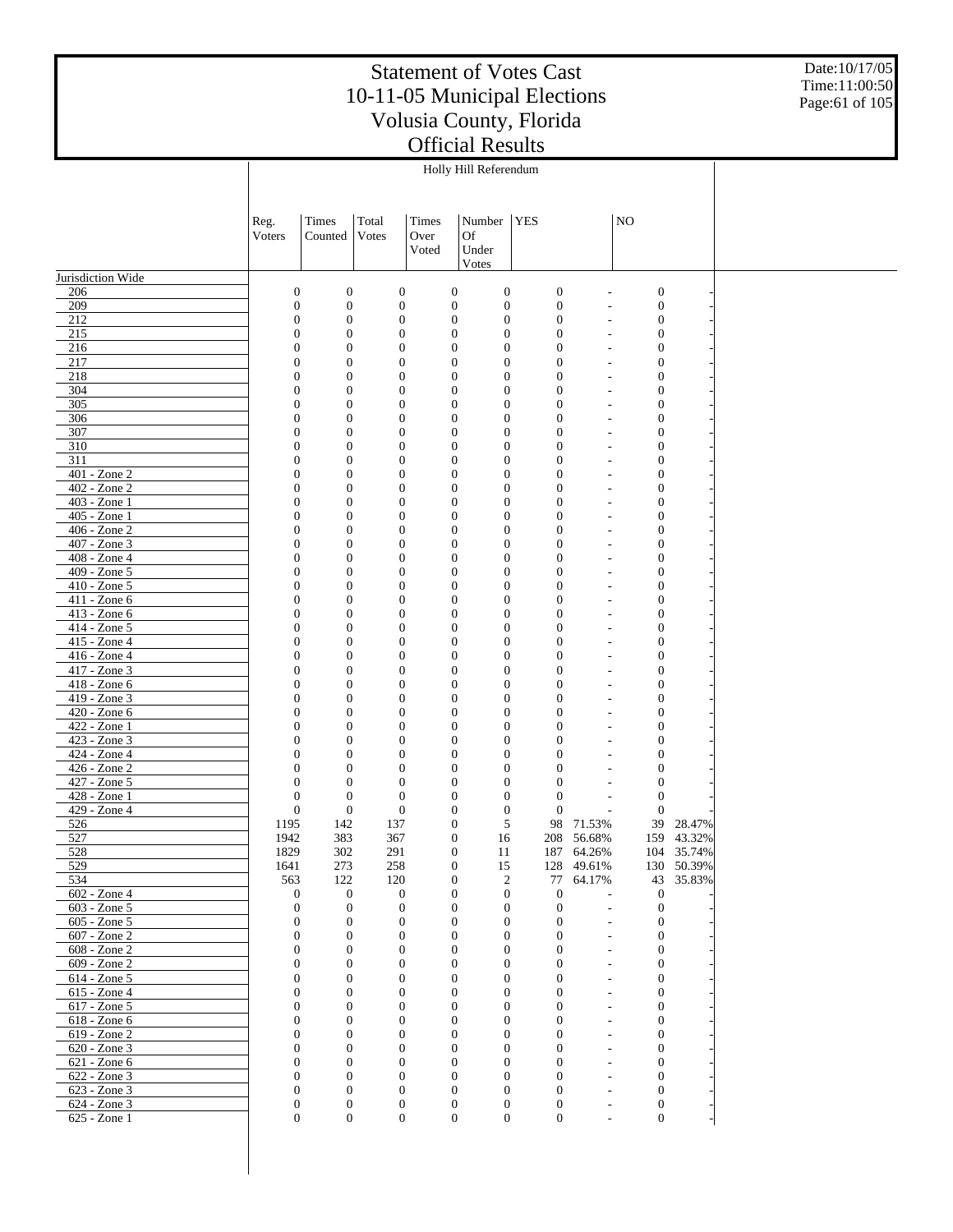# Statement of Votes Cast
# 10-11-05 Municipal Elections
# Volusia County, Florida
# Official Results

Date:10/17/05
Time:11:00:50

## Holly Hill Referendum

| | Reg. Voters | Times Counted | Total Votes | Times Over Voted | Number Of Under Votes | YES | | NO | |
|---|---|---|---|---|---|---|---|---|---|
| Jurisdiction Wide | | | | | | | | | |
| 206 | 0 | 0 | 0 | 0 | 0 | 0 | - | 0 | - |
| 209 | 0 | 0 | 0 | 0 | 0 | 0 | - | 0 | - |
| 212 | 0 | 0 | 0 | 0 | 0 | 0 | - | 0 | - |
| 215 | 0 | 0 | 0 | 0 | 0 | 0 | - | 0 | - |
| 216 | 0 | 0 | 0 | 0 | 0 | 0 | - | 0 | - |
| 217 | 0 | 0 | 0 | 0 | 0 | 0 | - | 0 | - |
| 218 | 0 | 0 | 0 | 0 | 0 | 0 | - | 0 | - |
| 304 | 0 | 0 | 0 | 0 | 0 | 0 | - | 0 | - |
| 305 | 0 | 0 | 0 | 0 | 0 | 0 | - | 0 | - |
| 306 | 0 | 0 | 0 | 0 | 0 | 0 | - | 0 | - |
| 307 | 0 | 0 | 0 | 0 | 0 | 0 | - | 0 | - |
| 310 | 0 | 0 | 0 | 0 | 0 | 0 | - | 0 | - |
| 311 | 0 | 0 | 0 | 0 | 0 | 0 | - | 0 | - |
| 401 - Zone 2 | 0 | 0 | 0 | 0 | 0 | 0 | - | 0 | - |
| 402 - Zone 2 | 0 | 0 | 0 | 0 | 0 | 0 | - | 0 | - |
| 403 - Zone 1 | 0 | 0 | 0 | 0 | 0 | 0 | - | 0 | - |
| 405 - Zone 1 | 0 | 0 | 0 | 0 | 0 | 0 | - | 0 | - |
| 406 - Zone 2 | 0 | 0 | 0 | 0 | 0 | 0 | - | 0 | - |
| 407 - Zone 3 | 0 | 0 | 0 | 0 | 0 | 0 | - | 0 | - |
| 408 - Zone 4 | 0 | 0 | 0 | 0 | 0 | 0 | - | 0 | - |
| 409 - Zone 5 | 0 | 0 | 0 | 0 | 0 | 0 | - | 0 | - |
| 410 - Zone 5 | 0 | 0 | 0 | 0 | 0 | 0 | - | 0 | - |
| 411 - Zone 6 | 0 | 0 | 0 | 0 | 0 | 0 | - | 0 | - |
| 413 - Zone 6 | 0 | 0 | 0 | 0 | 0 | 0 | - | 0 | - |
| 414 - Zone 5 | 0 | 0 | 0 | 0 | 0 | 0 | - | 0 | - |
| 415 - Zone 4 | 0 | 0 | 0 | 0 | 0 | 0 | - | 0 | - |
| 416 - Zone 4 | 0 | 0 | 0 | 0 | 0 | 0 | - | 0 | - |
| 417 - Zone 3 | 0 | 0 | 0 | 0 | 0 | 0 | - | 0 | - |
| 418 - Zone 6 | 0 | 0 | 0 | 0 | 0 | 0 | - | 0 | - |
| 419 - Zone 3 | 0 | 0 | 0 | 0 | 0 | 0 | - | 0 | - |
| 420 - Zone 6 | 0 | 0 | 0 | 0 | 0 | 0 | - | 0 | - |
| 422 - Zone 1 | 0 | 0 | 0 | 0 | 0 | 0 | - | 0 | - |
| 423 - Zone 3 | 0 | 0 | 0 | 0 | 0 | 0 | - | 0 | - |
| 424 - Zone 4 | 0 | 0 | 0 | 0 | 0 | 0 | - | 0 | - |
| 426 - Zone 2 | 0 | 0 | 0 | 0 | 0 | 0 | - | 0 | - |
| 427 - Zone 5 | 0 | 0 | 0 | 0 | 0 | 0 | - | 0 | - |
| 428 - Zone 1 | 0 | 0 | 0 | 0 | 0 | 0 | - | 0 | - |
| 429 - Zone 4 | 0 | 0 | 0 | 0 | 0 | 0 | - | 0 | - |
| 526 | 1195 | 142 | 137 | 0 | 5 | 98 | 71.53% | 39 | 28.47% |
| 527 | 1942 | 383 | 367 | 0 | 16 | 208 | 56.68% | 159 | 43.32% |
| 528 | 1829 | 302 | 291 | 0 | 11 | 187 | 64.26% | 104 | 35.74% |
| 529 | 1641 | 273 | 258 | 0 | 15 | 128 | 49.61% | 130 | 50.39% |
| 534 | 563 | 122 | 120 | 0 | 2 | 77 | 64.17% | 43 | 35.83% |
| 602 - Zone 4 | 0 | 0 | 0 | 0 | 0 | 0 | - | 0 | - |
| 603 - Zone 5 | 0 | 0 | 0 | 0 | 0 | 0 | - | 0 | - |
| 605 - Zone 5 | 0 | 0 | 0 | 0 | 0 | 0 | - | 0 | - |
| 607 - Zone 2 | 0 | 0 | 0 | 0 | 0 | 0 | - | 0 | - |
| 608 - Zone 2 | 0 | 0 | 0 | 0 | 0 | 0 | - | 0 | - |
| 609 - Zone 2 | 0 | 0 | 0 | 0 | 0 | 0 | - | 0 | - |
| 614 - Zone 5 | 0 | 0 | 0 | 0 | 0 | 0 | - | 0 | - |
| 615 - Zone 4 | 0 | 0 | 0 | 0 | 0 | 0 | - | 0 | - |
| 617 - Zone 5 | 0 | 0 | 0 | 0 | 0 | 0 | - | 0 | - |
| 618 - Zone 6 | 0 | 0 | 0 | 0 | 0 | 0 | - | 0 | - |
| 619 - Zone 2 | 0 | 0 | 0 | 0 | 0 | 0 | - | 0 | - |
| 620 - Zone 3 | 0 | 0 | 0 | 0 | 0 | 0 | - | 0 | - |
| 621 - Zone 6 | 0 | 0 | 0 | 0 | 0 | 0 | - | 0 | - |
| 622 - Zone 3 | 0 | 0 | 0 | 0 | 0 | 0 | - | 0 | - |
| 623 - Zone 3 | 0 | 0 | 0 | 0 | 0 | 0 | - | 0 | - |
| 624 - Zone 3 | 0 | 0 | 0 | 0 | 0 | 0 | - | 0 | - |
| 625 - Zone 1 | 0 | 0 | 0 | 0 | 0 | 0 | - | 0 | - |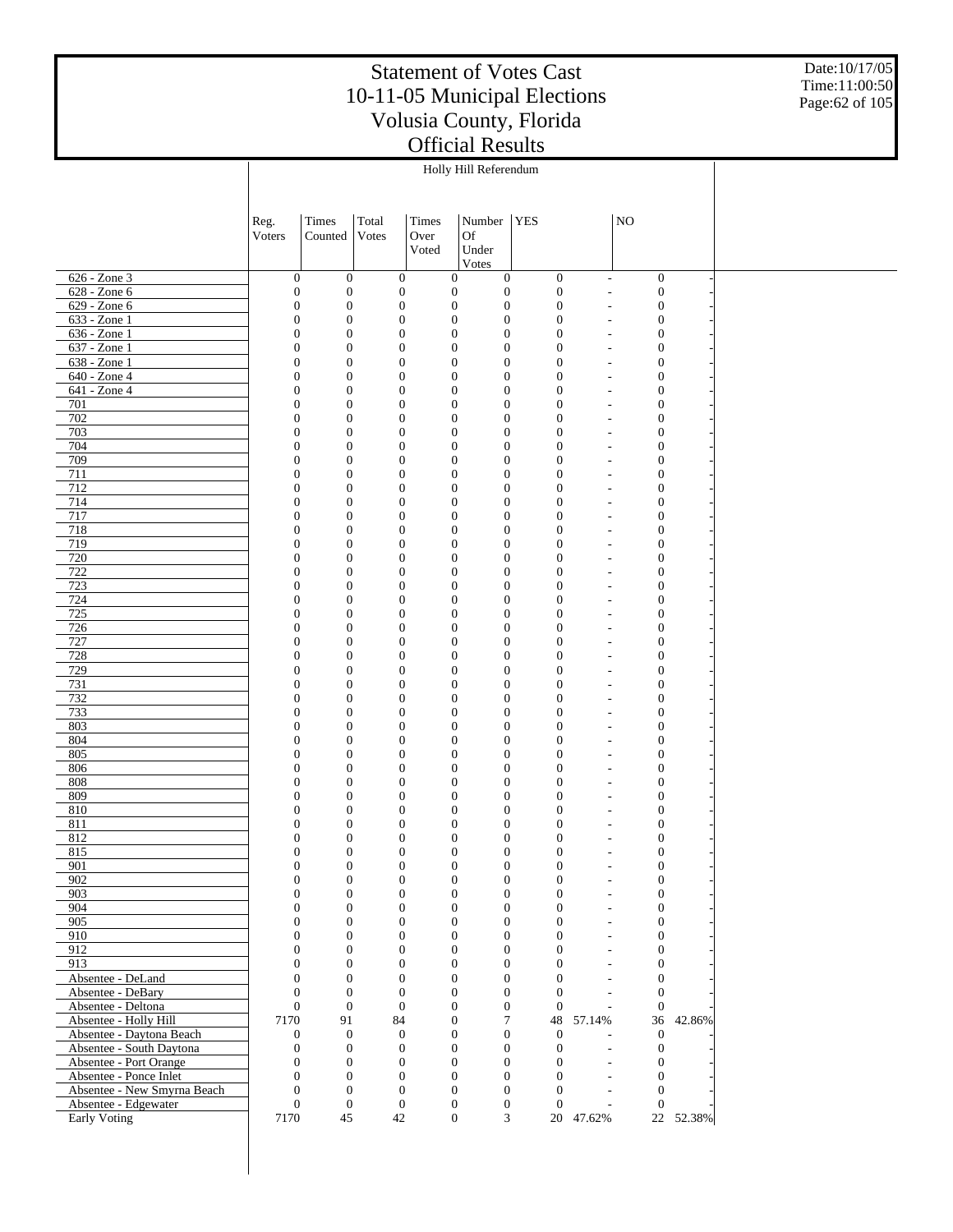# Statement of Votes Cast
# 10-11-05 Municipal Elections
# Volusia County, Florida
# Official Results

Date:10/17/05
Time:11:00:50

| | Holly Hill Referendum | | | | | | | | |
|---|---|---|---|---|---|---|---|---|---|
| | Reg. Voters | Times Counted | Total Votes | Times Over Voted | Number Of Under Votes | YES | | NO | |
| 626 - Zone 3 | 0 | 0 | 0 | 0 | 0 | 0 | - | 0 | - |
| 628 - Zone 6 | 0 | 0 | 0 | 0 | 0 | 0 | - | 0 | - |
| 629 - Zone 6 | 0 | 0 | 0 | 0 | 0 | 0 | - | 0 | - |
| 633 - Zone 1 | 0 | 0 | 0 | 0 | 0 | 0 | - | 0 | - |
| 636 - Zone 1 | 0 | 0 | 0 | 0 | 0 | 0 | - | 0 | - |
| 637 - Zone 1 | 0 | 0 | 0 | 0 | 0 | 0 | - | 0 | - |
| 638 - Zone 1 | 0 | 0 | 0 | 0 | 0 | 0 | - | 0 | - |
| 640 - Zone 4 | 0 | 0 | 0 | 0 | 0 | 0 | - | 0 | - |
| 641 - Zone 4 | 0 | 0 | 0 | 0 | 0 | 0 | - | 0 | - |
| 701 | 0 | 0 | 0 | 0 | 0 | 0 | - | 0 | - |
| 702 | 0 | 0 | 0 | 0 | 0 | 0 | - | 0 | - |
| 703 | 0 | 0 | 0 | 0 | 0 | 0 | - | 0 | - |
| 704 | 0 | 0 | 0 | 0 | 0 | 0 | - | 0 | - |
| 709 | 0 | 0 | 0 | 0 | 0 | 0 | - | 0 | - |
| 711 | 0 | 0 | 0 | 0 | 0 | 0 | - | 0 | - |
| 712 | 0 | 0 | 0 | 0 | 0 | 0 | - | 0 | - |
| 714 | 0 | 0 | 0 | 0 | 0 | 0 | - | 0 | - |
| 717 | 0 | 0 | 0 | 0 | 0 | 0 | - | 0 | - |
| 718 | 0 | 0 | 0 | 0 | 0 | 0 | - | 0 | - |
| 719 | 0 | 0 | 0 | 0 | 0 | 0 | - | 0 | - |
| 720 | 0 | 0 | 0 | 0 | 0 | 0 | - | 0 | - |
| 722 | 0 | 0 | 0 | 0 | 0 | 0 | - | 0 | - |
| 723 | 0 | 0 | 0 | 0 | 0 | 0 | - | 0 | - |
| 724 | 0 | 0 | 0 | 0 | 0 | 0 | - | 0 | - |
| 725 | 0 | 0 | 0 | 0 | 0 | 0 | - | 0 | - |
| 726 | 0 | 0 | 0 | 0 | 0 | 0 | - | 0 | - |
| 727 | 0 | 0 | 0 | 0 | 0 | 0 | - | 0 | - |
| 728 | 0 | 0 | 0 | 0 | 0 | 0 | - | 0 | - |
| 729 | 0 | 0 | 0 | 0 | 0 | 0 | - | 0 | - |
| 731 | 0 | 0 | 0 | 0 | 0 | 0 | - | 0 | - |
| 732 | 0 | 0 | 0 | 0 | 0 | 0 | - | 0 | - |
| 733 | 0 | 0 | 0 | 0 | 0 | 0 | - | 0 | - |
| 803 | 0 | 0 | 0 | 0 | 0 | 0 | - | 0 | - |
| 804 | 0 | 0 | 0 | 0 | 0 | 0 | - | 0 | - |
| 805 | 0 | 0 | 0 | 0 | 0 | 0 | - | 0 | - |
| 806 | 0 | 0 | 0 | 0 | 0 | 0 | - | 0 | - |
| 808 | 0 | 0 | 0 | 0 | 0 | 0 | - | 0 | - |
| 809 | 0 | 0 | 0 | 0 | 0 | 0 | - | 0 | - |
| 810 | 0 | 0 | 0 | 0 | 0 | 0 | - | 0 | - |
| 811 | 0 | 0 | 0 | 0 | 0 | 0 | - | 0 | - |
| 812 | 0 | 0 | 0 | 0 | 0 | 0 | - | 0 | - |
| 815 | 0 | 0 | 0 | 0 | 0 | 0 | - | 0 | - |
| 901 | 0 | 0 | 0 | 0 | 0 | 0 | - | 0 | - |
| 902 | 0 | 0 | 0 | 0 | 0 | 0 | - | 0 | - |
| 903 | 0 | 0 | 0 | 0 | 0 | 0 | - | 0 | - |
| 904 | 0 | 0 | 0 | 0 | 0 | 0 | - | 0 | - |
| 905 | 0 | 0 | 0 | 0 | 0 | 0 | - | 0 | - |
| 910 | 0 | 0 | 0 | 0 | 0 | 0 | - | 0 | - |
| 912 | 0 | 0 | 0 | 0 | 0 | 0 | - | 0 | - |
| 913 | 0 | 0 | 0 | 0 | 0 | 0 | - | 0 | - |
| Absentee - DeLand | 0 | 0 | 0 | 0 | 0 | 0 | - | 0 | - |
| Absentee - DeBary | 0 | 0 | 0 | 0 | 0 | 0 | - | 0 | - |
| Absentee - Deltona | 0 | 0 | 0 | 0 | 0 | 0 | - | 0 | - |
| Absentee - Holly Hill | 7170 | 91 | 84 | 0 | 7 | 48 | 57.14% | 36 | 42.86% |
| Absentee - Daytona Beach | 0 | 0 | 0 | 0 | 0 | 0 | - | 0 | - |
| Absentee - South Daytona | 0 | 0 | 0 | 0 | 0 | 0 | - | 0 | - |
| Absentee - Port Orange | 0 | 0 | 0 | 0 | 0 | 0 | - | 0 | - |
| Absentee - Ponce Inlet | 0 | 0 | 0 | 0 | 0 | 0 | - | 0 | - |
| Absentee - New Smyrna Beach | 0 | 0 | 0 | 0 | 0 | 0 | - | 0 | - |
| Absentee - Edgewater | 0 | 0 | 0 | 0 | 0 | 0 | - | 0 | - |
| Early Voting | 7170 | 45 | 42 | 0 | 3 | 20 | 47.62% | 22 | 52.38% |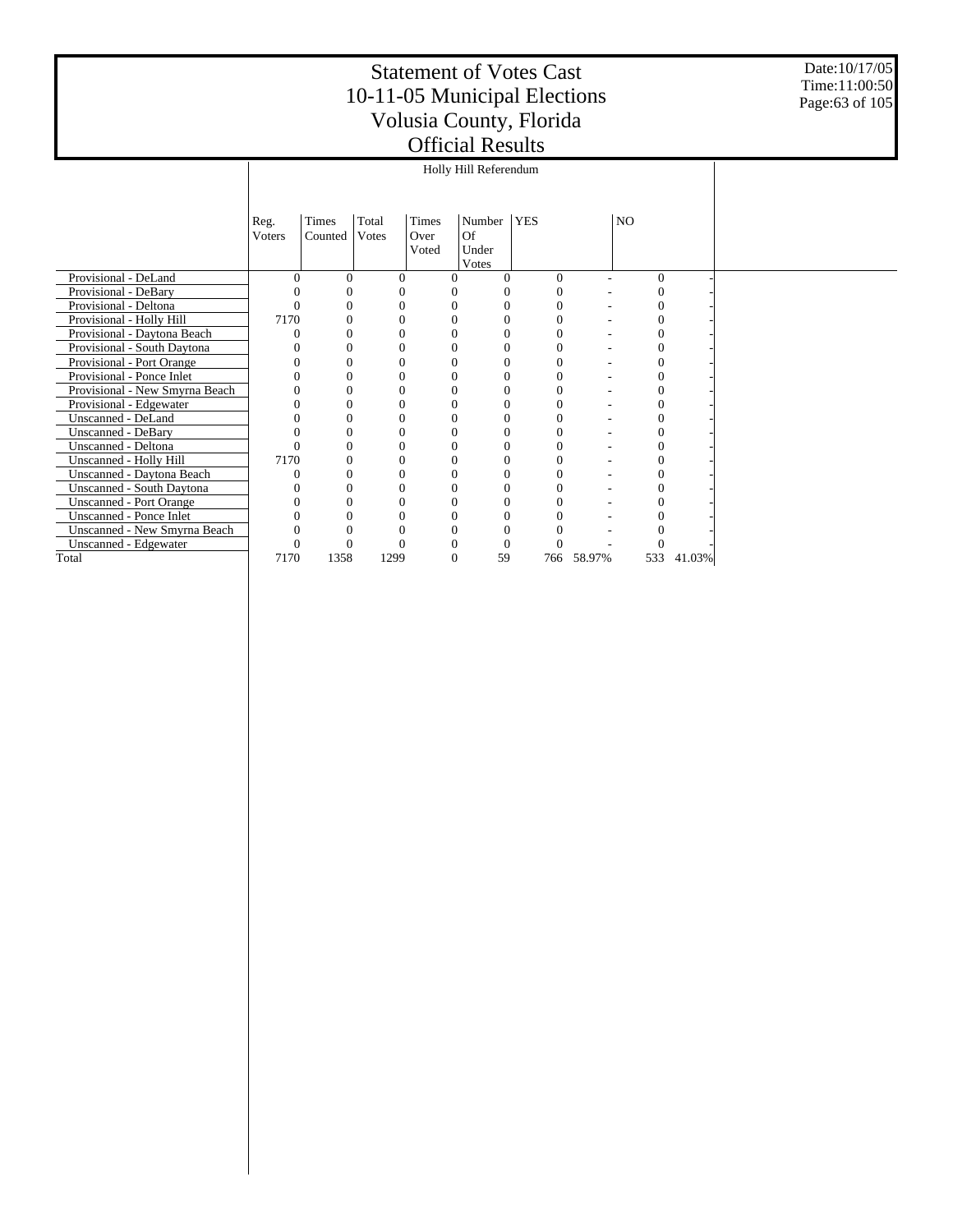# Statement of Votes Cast
# 10-11-05 Municipal Elections
# Volusia County, Florida
# Official Results

Date:10/17/05
Time:11:00:50

| | Holly Hill Referendum | | | | | | | | |
|---|---|---|---|---|---|---|---|---|---|
| | Reg. Voters | Times Counted | Total Votes | Times Over Voted | Number Of Under Votes | YES | | NO | |
| Provisional - DeLand | 0 | 0 | 0 | 0 | 0 | 0 | - | 0 | - |
| Provisional - DeBary | 0 | 0 | 0 | 0 | 0 | 0 | - | 0 | - |
| Provisional - Deltona | 0 | 0 | 0 | 0 | 0 | 0 | - | 0 | - |
| Provisional - Holly Hill | 7170 | 0 | 0 | 0 | 0 | 0 | - | 0 | - |
| Provisional - Daytona Beach | 0 | 0 | 0 | 0 | 0 | 0 | - | 0 | - |
| Provisional - South Daytona | 0 | 0 | 0 | 0 | 0 | 0 | - | 0 | - |
| Provisional - Port Orange | 0 | 0 | 0 | 0 | 0 | 0 | - | 0 | - |
| Provisional - Ponce Inlet | 0 | 0 | 0 | 0 | 0 | 0 | - | 0 | - |
| Provisional - New Smyrna Beach | 0 | 0 | 0 | 0 | 0 | 0 | - | 0 | - |
| Provisional - Edgewater | 0 | 0 | 0 | 0 | 0 | 0 | - | 0 | - |
| Unscanned - DeLand | 0 | 0 | 0 | 0 | 0 | 0 | - | 0 | - |
| Unscanned - DeBary | 0 | 0 | 0 | 0 | 0 | 0 | - | 0 | - |
| Unscanned - Deltona | 0 | 0 | 0 | 0 | 0 | 0 | - | 0 | - |
| Unscanned - Holly Hill | 7170 | 0 | 0 | 0 | 0 | 0 | - | 0 | - |
| Unscanned - Daytona Beach | 0 | 0 | 0 | 0 | 0 | 0 | - | 0 | - |
| Unscanned - South Daytona | 0 | 0 | 0 | 0 | 0 | 0 | - | 0 | - |
| Unscanned - Port Orange | 0 | 0 | 0 | 0 | 0 | 0 | - | 0 | - |
| Unscanned - Ponce Inlet | 0 | 0 | 0 | 0 | 0 | 0 | - | 0 | - |
| Unscanned - New Smyrna Beach | 0 | 0 | 0 | 0 | 0 | 0 | - | 0 | - |
| Unscanned - Edgewater | 0 | 0 | 0 | 0 | 0 | 0 | - | 0 | - |
| Total | 7170 | 1358 | 1299 | 0 | 59 | 766 | 58.97% | 533 | 41.03% |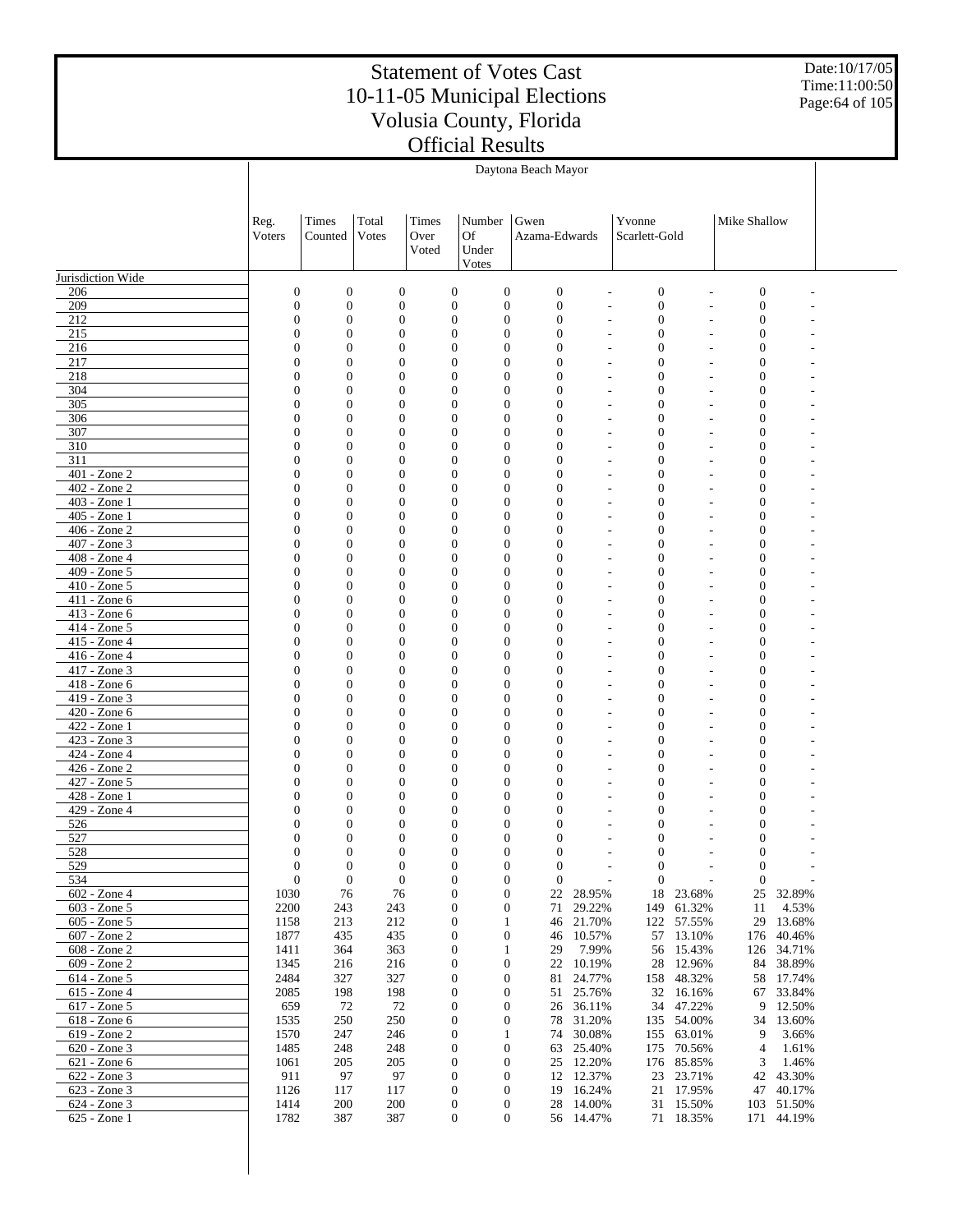# Statement of Votes Cast
# 10-11-05 Municipal Elections
# Volusia County, Florida
# Official Results

Date:10/17/05
Time:11:00:50

## Daytona Beach Mayor

| | Reg. Voters | Times Counted | Total Votes | Times Over Voted | Number Of Under Votes | Gwen Azama-Edwards | | Yvonne Scarlett-Gold | | Mike Shallow | |
|---|---|---|---|---|---|---|---|---|---|---|---|
| Jurisdiction Wide | | | | | | | | | | | |
| 206 | 0 | 0 | 0 | 0 | 0 | 0 | - | 0 | - | 0 | - |
| 209 | 0 | 0 | 0 | 0 | 0 | 0 | - | 0 | - | 0 | - |
| 212 | 0 | 0 | 0 | 0 | 0 | 0 | - | 0 | - | 0 | - |
| 215 | 0 | 0 | 0 | 0 | 0 | 0 | - | 0 | - | 0 | - |
| 216 | 0 | 0 | 0 | 0 | 0 | 0 | - | 0 | - | 0 | - |
| 217 | 0 | 0 | 0 | 0 | 0 | 0 | - | 0 | - | 0 | - |
| 218 | 0 | 0 | 0 | 0 | 0 | 0 | - | 0 | - | 0 | - |
| 304 | 0 | 0 | 0 | 0 | 0 | 0 | - | 0 | - | 0 | - |
| 305 | 0 | 0 | 0 | 0 | 0 | 0 | - | 0 | - | 0 | - |
| 306 | 0 | 0 | 0 | 0 | 0 | 0 | - | 0 | - | 0 | - |
| 307 | 0 | 0 | 0 | 0 | 0 | 0 | - | 0 | - | 0 | - |
| 310 | 0 | 0 | 0 | 0 | 0 | 0 | - | 0 | - | 0 | - |
| 311 | 0 | 0 | 0 | 0 | 0 | 0 | - | 0 | - | 0 | - |
| 401 - Zone 2 | 0 | 0 | 0 | 0 | 0 | 0 | - | 0 | - | 0 | - |
| 402 - Zone 2 | 0 | 0 | 0 | 0 | 0 | 0 | - | 0 | - | 0 | - |
| 403 - Zone 1 | 0 | 0 | 0 | 0 | 0 | 0 | - | 0 | - | 0 | - |
| 405 - Zone 1 | 0 | 0 | 0 | 0 | 0 | 0 | - | 0 | - | 0 | - |
| 406 - Zone 2 | 0 | 0 | 0 | 0 | 0 | 0 | - | 0 | - | 0 | - |
| 407 - Zone 3 | 0 | 0 | 0 | 0 | 0 | 0 | - | 0 | - | 0 | - |
| 408 - Zone 4 | 0 | 0 | 0 | 0 | 0 | 0 | - | 0 | - | 0 | - |
| 409 - Zone 5 | 0 | 0 | 0 | 0 | 0 | 0 | - | 0 | - | 0 | - |
| 410 - Zone 5 | 0 | 0 | 0 | 0 | 0 | 0 | - | 0 | - | 0 | - |
| 411 - Zone 6 | 0 | 0 | 0 | 0 | 0 | 0 | - | 0 | - | 0 | - |
| 413 - Zone 6 | 0 | 0 | 0 | 0 | 0 | 0 | - | 0 | - | 0 | - |
| 414 - Zone 5 | 0 | 0 | 0 | 0 | 0 | 0 | - | 0 | - | 0 | - |
| 415 - Zone 4 | 0 | 0 | 0 | 0 | 0 | 0 | - | 0 | - | 0 | - |
| 416 - Zone 4 | 0 | 0 | 0 | 0 | 0 | 0 | - | 0 | - | 0 | - |
| 417 - Zone 3 | 0 | 0 | 0 | 0 | 0 | 0 | - | 0 | - | 0 | - |
| 418 - Zone 6 | 0 | 0 | 0 | 0 | 0 | 0 | - | 0 | - | 0 | - |
| 419 - Zone 3 | 0 | 0 | 0 | 0 | 0 | 0 | - | 0 | - | 0 | - |
| 420 - Zone 6 | 0 | 0 | 0 | 0 | 0 | 0 | - | 0 | - | 0 | - |
| 422 - Zone 1 | 0 | 0 | 0 | 0 | 0 | 0 | - | 0 | - | 0 | - |
| 423 - Zone 3 | 0 | 0 | 0 | 0 | 0 | 0 | - | 0 | - | 0 | - |
| 424 - Zone 4 | 0 | 0 | 0 | 0 | 0 | 0 | - | 0 | - | 0 | - |
| 426 - Zone 2 | 0 | 0 | 0 | 0 | 0 | 0 | - | 0 | - | 0 | - |
| 427 - Zone 5 | 0 | 0 | 0 | 0 | 0 | 0 | - | 0 | - | 0 | - |
| 428 - Zone 1 | 0 | 0 | 0 | 0 | 0 | 0 | - | 0 | - | 0 | - |
| 429 - Zone 4 | 0 | 0 | 0 | 0 | 0 | 0 | - | 0 | - | 0 | - |
| 526 | 0 | 0 | 0 | 0 | 0 | 0 | - | 0 | - | 0 | - |
| 527 | 0 | 0 | 0 | 0 | 0 | 0 | - | 0 | - | 0 | - |
| 528 | 0 | 0 | 0 | 0 | 0 | 0 | - | 0 | - | 0 | - |
| 529 | 0 | 0 | 0 | 0 | 0 | 0 | - | 0 | - | 0 | - |
| 534 | 0 | 0 | 0 | 0 | 0 | 0 | - | 0 | - | 0 | - |
| 602 - Zone 4 | 1030 | 76 | 76 | 0 | 0 | 22 | 28.95% | 18 | 23.68% | 25 | 32.89% |
| 603 - Zone 5 | 2200 | 243 | 243 | 0 | 0 | 71 | 29.22% | 149 | 61.32% | 11 | 4.53% |
| 605 - Zone 5 | 1158 | 213 | 212 | 0 | 1 | 46 | 21.70% | 122 | 57.55% | 29 | 13.68% |
| 607 - Zone 2 | 1877 | 435 | 435 | 0 | 0 | 46 | 10.57% | 57 | 13.10% | 176 | 40.46% |
| 608 - Zone 2 | 1411 | 364 | 363 | 0 | 1 | 29 | 7.99% | 56 | 15.43% | 126 | 34.71% |
| 609 - Zone 2 | 1345 | 216 | 216 | 0 | 0 | 22 | 10.19% | 28 | 12.96% | 84 | 38.89% |
| 614 - Zone 5 | 2484 | 327 | 327 | 0 | 0 | 81 | 24.77% | 158 | 48.32% | 58 | 17.74% |
| 615 - Zone 4 | 2085 | 198 | 198 | 0 | 0 | 51 | 25.76% | 32 | 16.16% | 67 | 33.84% |
| 617 - Zone 5 | 659 | 72 | 72 | 0 | 0 | 26 | 36.11% | 34 | 47.22% | 9 | 12.50% |
| 618 - Zone 6 | 1535 | 250 | 250 | 0 | 0 | 78 | 31.20% | 135 | 54.00% | 34 | 13.60% |
| 619 - Zone 2 | 1570 | 247 | 246 | 0 | 1 | 74 | 30.08% | 155 | 63.01% | 9 | 3.66% |
| 620 - Zone 3 | 1485 | 248 | 248 | 0 | 0 | 63 | 25.40% | 175 | 70.56% | 4 | 1.61% |
| 621 - Zone 6 | 1061 | 205 | 205 | 0 | 0 | 25 | 12.20% | 176 | 85.85% | 3 | 1.46% |
| 622 - Zone 3 | 911 | 97 | 97 | 0 | 0 | 12 | 12.37% | 23 | 23.71% | 42 | 43.30% |
| 623 - Zone 3 | 1126 | 117 | 117 | 0 | 0 | 19 | 16.24% | 21 | 17.95% | 47 | 40.17% |
| 624 - Zone 3 | 1414 | 200 | 200 | 0 | 0 | 28 | 14.00% | 31 | 15.50% | 103 | 51.50% |
| 625 - Zone 1 | 1782 | 387 | 387 | 0 | 0 | 56 | 14.47% | 71 | 18.35% | 171 | 44.19% |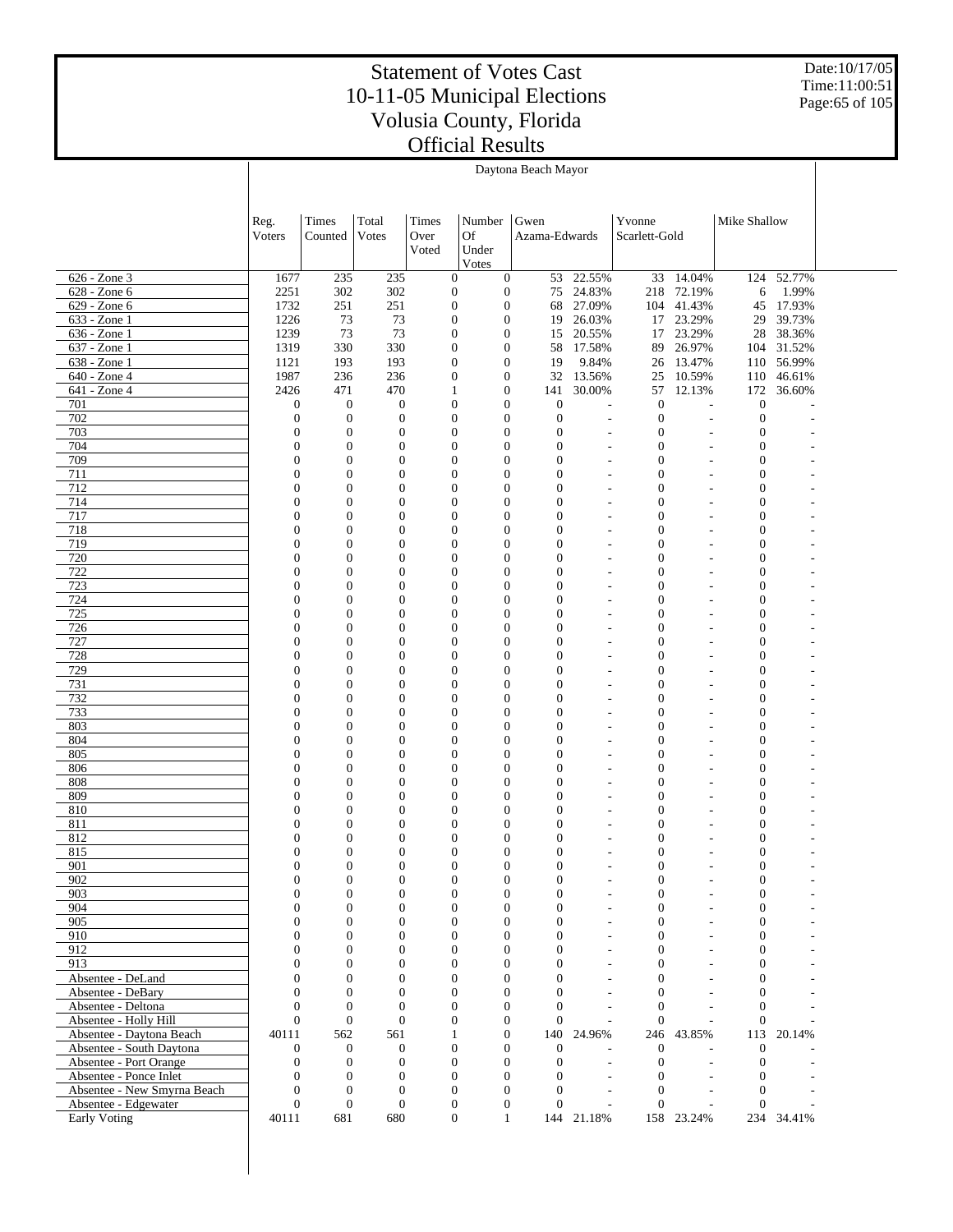# Statement of Votes Cast
# 10-11-05 Municipal Elections
# Volusia County, Florida
# Official Results

Date:10/17/05
Time:11:00:51

## Daytona Beach Mayor

| | Reg. Voters | Times Counted | Total Votes | Times Over Voted | Number Of Under Votes | Gwen Azama-Edwards | | Yvonne Scarlett-Gold | | Mike Shallow | |
|---|---|---|---|---|---|---|---|---|---|---|---|
| 626 - Zone 3 | 1677 | 235 | 235 | 0 | 0 | 53 | 22.55% | 33 | 14.04% | 124 | 52.77% |
| 628 - Zone 6 | 2251 | 302 | 302 | 0 | 0 | 75 | 24.83% | 218 | 72.19% | 6 | 1.99% |
| 629 - Zone 6 | 1732 | 251 | 251 | 0 | 0 | 68 | 27.09% | 104 | 41.43% | 45 | 17.93% |
| 633 - Zone 1 | 1226 | 73 | 73 | 0 | 0 | 19 | 26.03% | 17 | 23.29% | 29 | 39.73% |
| 636 - Zone 1 | 1239 | 73 | 73 | 0 | 0 | 15 | 20.55% | 17 | 23.29% | 28 | 38.36% |
| 637 - Zone 1 | 1319 | 330 | 330 | 0 | 0 | 58 | 17.58% | 89 | 26.97% | 104 | 31.52% |
| 638 - Zone 1 | 1121 | 193 | 193 | 0 | 0 | 19 | 9.84% | 26 | 13.47% | 110 | 56.99% |
| 640 - Zone 4 | 1987 | 236 | 236 | 0 | 0 | 32 | 13.56% | 25 | 10.59% | 110 | 46.61% |
| 641 - Zone 4 | 2426 | 471 | 470 | 1 | 0 | 141 | 30.00% | 57 | 12.13% | 172 | 36.60% |
| 701 | 0 | 0 | 0 | 0 | 0 | 0 | - | 0 | - | 0 | - |
| 702 | 0 | 0 | 0 | 0 | 0 | 0 | - | 0 | - | 0 | - |
| 703 | 0 | 0 | 0 | 0 | 0 | 0 | - | 0 | - | 0 | - |
| 704 | 0 | 0 | 0 | 0 | 0 | 0 | - | 0 | - | 0 | - |
| 709 | 0 | 0 | 0 | 0 | 0 | 0 | - | 0 | - | 0 | - |
| 711 | 0 | 0 | 0 | 0 | 0 | 0 | - | 0 | - | 0 | - |
| 712 | 0 | 0 | 0 | 0 | 0 | 0 | - | 0 | - | 0 | - |
| 714 | 0 | 0 | 0 | 0 | 0 | 0 | - | 0 | - | 0 | - |
| 717 | 0 | 0 | 0 | 0 | 0 | 0 | - | 0 | - | 0 | - |
| 718 | 0 | 0 | 0 | 0 | 0 | 0 | - | 0 | - | 0 | - |
| 719 | 0 | 0 | 0 | 0 | 0 | 0 | - | 0 | - | 0 | - |
| 720 | 0 | 0 | 0 | 0 | 0 | 0 | - | 0 | - | 0 | - |
| 722 | 0 | 0 | 0 | 0 | 0 | 0 | - | 0 | - | 0 | - |
| 723 | 0 | 0 | 0 | 0 | 0 | 0 | - | 0 | - | 0 | - |
| 724 | 0 | 0 | 0 | 0 | 0 | 0 | - | 0 | - | 0 | - |
| 725 | 0 | 0 | 0 | 0 | 0 | 0 | - | 0 | - | 0 | - |
| 726 | 0 | 0 | 0 | 0 | 0 | 0 | - | 0 | - | 0 | - |
| 727 | 0 | 0 | 0 | 0 | 0 | 0 | - | 0 | - | 0 | - |
| 728 | 0 | 0 | 0 | 0 | 0 | 0 | - | 0 | - | 0 | - |
| 729 | 0 | 0 | 0 | 0 | 0 | 0 | - | 0 | - | 0 | - |
| 731 | 0 | 0 | 0 | 0 | 0 | 0 | - | 0 | - | 0 | - |
| 732 | 0 | 0 | 0 | 0 | 0 | 0 | - | 0 | - | 0 | - |
| 733 | 0 | 0 | 0 | 0 | 0 | 0 | - | 0 | - | 0 | - |
| 803 | 0 | 0 | 0 | 0 | 0 | 0 | - | 0 | - | 0 | - |
| 804 | 0 | 0 | 0 | 0 | 0 | 0 | - | 0 | - | 0 | - |
| 805 | 0 | 0 | 0 | 0 | 0 | 0 | - | 0 | - | 0 | - |
| 806 | 0 | 0 | 0 | 0 | 0 | 0 | - | 0 | - | 0 | - |
| 808 | 0 | 0 | 0 | 0 | 0 | 0 | - | 0 | - | 0 | - |
| 809 | 0 | 0 | 0 | 0 | 0 | 0 | - | 0 | - | 0 | - |
| 810 | 0 | 0 | 0 | 0 | 0 | 0 | - | 0 | - | 0 | - |
| 811 | 0 | 0 | 0 | 0 | 0 | 0 | - | 0 | - | 0 | - |
| 812 | 0 | 0 | 0 | 0 | 0 | 0 | - | 0 | - | 0 | - |
| 815 | 0 | 0 | 0 | 0 | 0 | 0 | - | 0 | - | 0 | - |
| 901 | 0 | 0 | 0 | 0 | 0 | 0 | - | 0 | - | 0 | - |
| 902 | 0 | 0 | 0 | 0 | 0 | 0 | - | 0 | - | 0 | - |
| 903 | 0 | 0 | 0 | 0 | 0 | 0 | - | 0 | - | 0 | - |
| 904 | 0 | 0 | 0 | 0 | 0 | 0 | - | 0 | - | 0 | - |
| 905 | 0 | 0 | 0 | 0 | 0 | 0 | - | 0 | - | 0 | - |
| 910 | 0 | 0 | 0 | 0 | 0 | 0 | - | 0 | - | 0 | - |
| 912 | 0 | 0 | 0 | 0 | 0 | 0 | - | 0 | - | 0 | - |
| 913 | 0 | 0 | 0 | 0 | 0 | 0 | - | 0 | - | 0 | - |
| Absentee - DeLand | 0 | 0 | 0 | 0 | 0 | 0 | - | 0 | - | 0 | - |
| Absentee - DeBary | 0 | 0 | 0 | 0 | 0 | 0 | - | 0 | - | 0 | - |
| Absentee - Deltona | 0 | 0 | 0 | 0 | 0 | 0 | - | 0 | - | 0 | - |
| Absentee - Holly Hill | 0 | 0 | 0 | 0 | 0 | 0 | - | 0 | - | 0 | - |
| Absentee - Daytona Beach | 40111 | 562 | 561 | 1 | 0 | 140 | 24.96% | 246 | 43.85% | 113 | 20.14% |
| Absentee - South Daytona | 0 | 0 | 0 | 0 | 0 | 0 | - | 0 | - | 0 | - |
| Absentee - Port Orange | 0 | 0 | 0 | 0 | 0 | 0 | - | 0 | - | 0 | - |
| Absentee - Ponce Inlet | 0 | 0 | 0 | 0 | 0 | 0 | - | 0 | - | 0 | - |
| Absentee - New Smyrna Beach | 0 | 0 | 0 | 0 | 0 | 0 | - | 0 | - | 0 | - |
| Absentee - Edgewater | 0 | 0 | 0 | 0 | 0 | 0 | - | 0 | - | 0 | - |
| Early Voting | 40111 | 681 | 680 | 0 | 1 | 144 | 21.18% | 158 | 23.24% | 234 | 34.41% |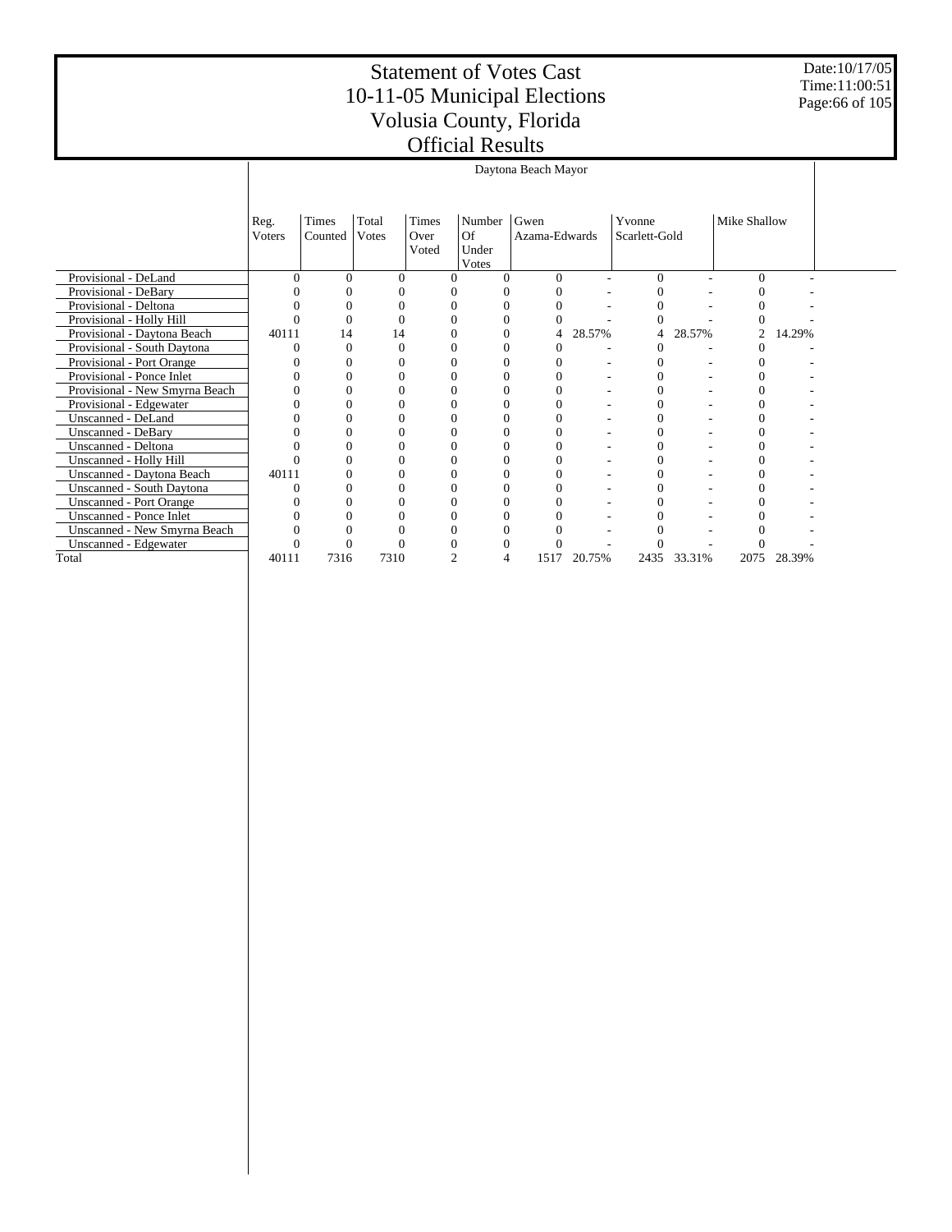# Statement of Votes Cast
# 10-11-05 Municipal Elections
# Volusia County, Florida
# Official Results

| | Daytona Beach Mayor | | | | | | | | | | |
|---|---|---|---|---|---|---|---|---|---|---|---|
| | Reg. Voters | Times Counted | Total Votes | Times Over Voted | Number Of Under Votes | Gwen Azama-Edwards | | Yvonne Scarlett-Gold | | Mike Shallow | |
| Provisional - DeLand | 0 | 0 | 0 | 0 | 0 | 0 | - | 0 | - | 0 | - |
| Provisional - DeBary | 0 | 0 | 0 | 0 | 0 | 0 | - | 0 | - | 0 | - |
| Provisional - Deltona | 0 | 0 | 0 | 0 | 0 | 0 | - | 0 | - | 0 | - |
| Provisional - Holly Hill | 0 | 0 | 0 | 0 | 0 | 0 | - | 0 | - | 0 | - |
| Provisional - Daytona Beach | 40111 | 14 | 14 | 0 | 0 | 4 | 28.57% | 4 | 28.57% | 2 | 14.29% |
| Provisional - South Daytona | 0 | 0 | 0 | 0 | 0 | 0 | - | 0 | - | 0 | - |
| Provisional - Port Orange | 0 | 0 | 0 | 0 | 0 | 0 | - | 0 | - | 0 | - |
| Provisional - Ponce Inlet | 0 | 0 | 0 | 0 | 0 | 0 | - | 0 | - | 0 | - |
| Provisional - New Smyrna Beach | 0 | 0 | 0 | 0 | 0 | 0 | - | 0 | - | 0 | - |
| Provisional - Edgewater | 0 | 0 | 0 | 0 | 0 | 0 | - | 0 | - | 0 | - |
| Unscanned - DeLand | 0 | 0 | 0 | 0 | 0 | 0 | - | 0 | - | 0 | - |
| Unscanned - DeBary | 0 | 0 | 0 | 0 | 0 | 0 | - | 0 | - | 0 | - |
| Unscanned - Deltona | 0 | 0 | 0 | 0 | 0 | 0 | - | 0 | - | 0 | - |
| Unscanned - Holly Hill | 0 | 0 | 0 | 0 | 0 | 0 | - | 0 | - | 0 | - |
| Unscanned - Daytona Beach | 40111 | 0 | 0 | 0 | 0 | 0 | - | 0 | - | 0 | - |
| Unscanned - South Daytona | 0 | 0 | 0 | 0 | 0 | 0 | - | 0 | - | 0 | - |
| Unscanned - Port Orange | 0 | 0 | 0 | 0 | 0 | 0 | - | 0 | - | 0 | - |
| Unscanned - Ponce Inlet | 0 | 0 | 0 | 0 | 0 | 0 | - | 0 | - | 0 | - |
| Unscanned - New Smyrna Beach | 0 | 0 | 0 | 0 | 0 | 0 | - | 0 | - | 0 | - |
| Unscanned - Edgewater | 0 | 0 | 0 | 0 | 0 | 0 | - | 0 | - | 0 | - |
| Total | 40111 | 7316 | 7310 | 2 | 4 | 1517 | 20.75% | 2435 | 33.31% | 2075 | 28.39% |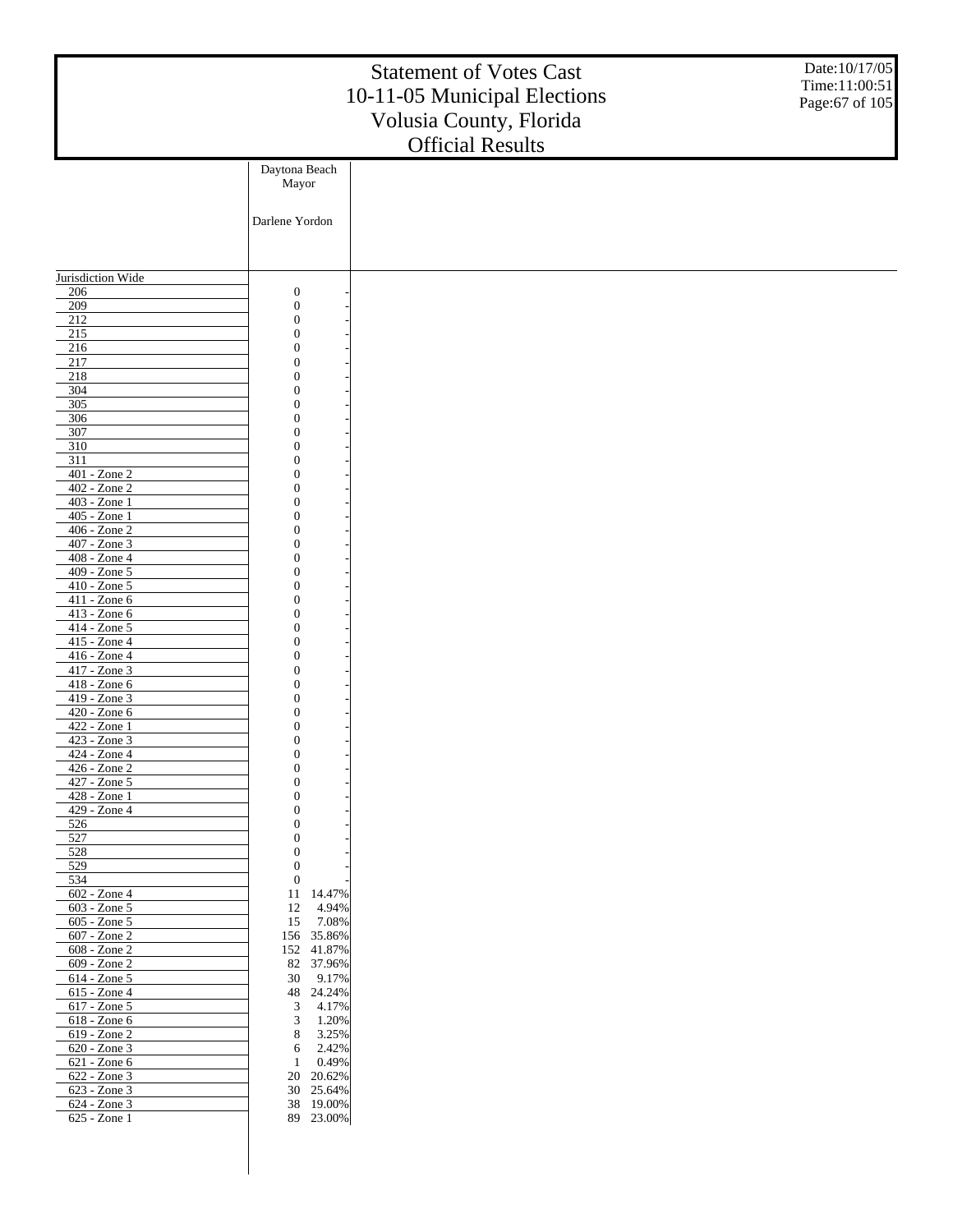# Statement of Votes Cast
# 10-11-05 Municipal Elections
# Volusia County, Florida
# Official Results

Date:10/17/05
Time:11:00:51

| | Daytona Beach Mayor | |
|---|---|---|
| | Darlene Yordon | |
| Jurisdiction Wide | | |
| 206 | 0 | - |
| 209 | 0 | - |
| 212 | 0 | - |
| 215 | 0 | - |
| 216 | 0 | - |
| 217 | 0 | - |
| 218 | 0 | - |
| 304 | 0 | - |
| 305 | 0 | - |
| 306 | 0 | - |
| 307 | 0 | - |
| 310 | 0 | - |
| 311 | 0 | - |
| 401 - Zone 2 | 0 | - |
| 402 - Zone 2 | 0 | - |
| 403 - Zone 1 | 0 | - |
| 405 - Zone 1 | 0 | - |
| 406 - Zone 2 | 0 | - |
| 407 - Zone 3 | 0 | - |
| 408 - Zone 4 | 0 | - |
| 409 - Zone 5 | 0 | - |
| 410 - Zone 5 | 0 | - |
| 411 - Zone 6 | 0 | - |
| 413 - Zone 6 | 0 | - |
| 414 - Zone 5 | 0 | - |
| 415 - Zone 4 | 0 | - |
| 416 - Zone 4 | 0 | - |
| 417 - Zone 3 | 0 | - |
| 418 - Zone 6 | 0 | - |
| 419 - Zone 3 | 0 | - |
| 420 - Zone 6 | 0 | - |
| 422 - Zone 1 | 0 | - |
| 423 - Zone 3 | 0 | - |
| 424 - Zone 4 | 0 | - |
| 426 - Zone 2 | 0 | - |
| 427 - Zone 5 | 0 | - |
| 428 - Zone 1 | 0 | - |
| 429 - Zone 4 | 0 | - |
| 526 | 0 | - |
| 527 | 0 | - |
| 528 | 0 | - |
| 529 | 0 | - |
| 534 | 0 | - |
| 602 - Zone 4 | 11 | 14.47% |
| 603 - Zone 5 | 12 | 4.94% |
| 605 - Zone 5 | 15 | 7.08% |
| 607 - Zone 2 | 156 | 35.86% |
| 608 - Zone 2 | 152 | 41.87% |
| 609 - Zone 2 | 82 | 37.96% |
| 614 - Zone 5 | 30 | 9.17% |
| 615 - Zone 4 | 48 | 24.24% |
| 617 - Zone 5 | 3 | 4.17% |
| 618 - Zone 6 | 3 | 1.20% |
| 619 - Zone 2 | 8 | 3.25% |
| 620 - Zone 3 | 6 | 2.42% |
| 621 - Zone 6 | 1 | 0.49% |
| 622 - Zone 3 | 20 | 20.62% |
| 623 - Zone 3 | 30 | 25.64% |
| 624 - Zone 3 | 38 | 19.00% |
| 625 - Zone 1 | 89 | 23.00% |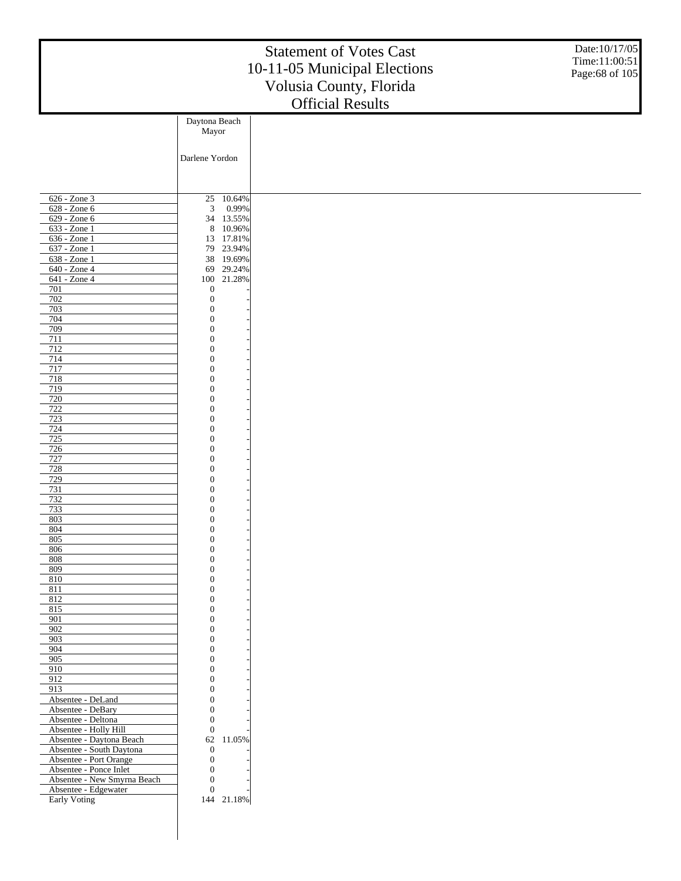# Statement of Votes Cast
# 10-11-05 Municipal Elections
# Volusia County, Florida
# Official Results

Date:10/17/05
Time:11:00:51

| | Daytona Beach Mayor | |
|---|---|---|
| | Darlene Yordon | |
| 626 - Zone 3 | 25 | 10.64% |
| 628 - Zone 6 | 3 | 0.99% |
| 629 - Zone 6 | 34 | 13.55% |
| 633 - Zone 1 | 8 | 10.96% |
| 636 - Zone 1 | 13 | 17.81% |
| 637 - Zone 1 | 79 | 23.94% |
| 638 - Zone 1 | 38 | 19.69% |
| 640 - Zone 4 | 69 | 29.24% |
| 641 - Zone 4 | 100 | 21.28% |
| 701 | 0 | - |
| 702 | 0 | - |
| 703 | 0 | - |
| 704 | 0 | - |
| 709 | 0 | - |
| 711 | 0 | - |
| 712 | 0 | - |
| 714 | 0 | - |
| 717 | 0 | - |
| 718 | 0 | - |
| 719 | 0 | - |
| 720 | 0 | - |
| 722 | 0 | - |
| 723 | 0 | - |
| 724 | 0 | - |
| 725 | 0 | - |
| 726 | 0 | - |
| 727 | 0 | - |
| 728 | 0 | - |
| 729 | 0 | - |
| 731 | 0 | - |
| 732 | 0 | - |
| 733 | 0 | - |
| 803 | 0 | - |
| 804 | 0 | - |
| 805 | 0 | - |
| 806 | 0 | - |
| 808 | 0 | - |
| 809 | 0 | - |
| 810 | 0 | - |
| 811 | 0 | - |
| 812 | 0 | - |
| 815 | 0 | - |
| 901 | 0 | - |
| 902 | 0 | - |
| 903 | 0 | - |
| 904 | 0 | - |
| 905 | 0 | - |
| 910 | 0 | - |
| 912 | 0 | - |
| 913 | 0 | - |
| Absentee - DeLand | 0 | - |
| Absentee - DeBary | 0 | - |
| Absentee - Deltona | 0 | - |
| Absentee - Holly Hill | 0 | - |
| Absentee - Daytona Beach | 62 | 11.05% |
| Absentee - South Daytona | 0 | - |
| Absentee - Port Orange | 0 | - |
| Absentee - Ponce Inlet | 0 | - |
| Absentee - New Smyrna Beach | 0 | - |
| Absentee - Edgewater | 0 | - |
| Early Voting | 144 | 21.18% |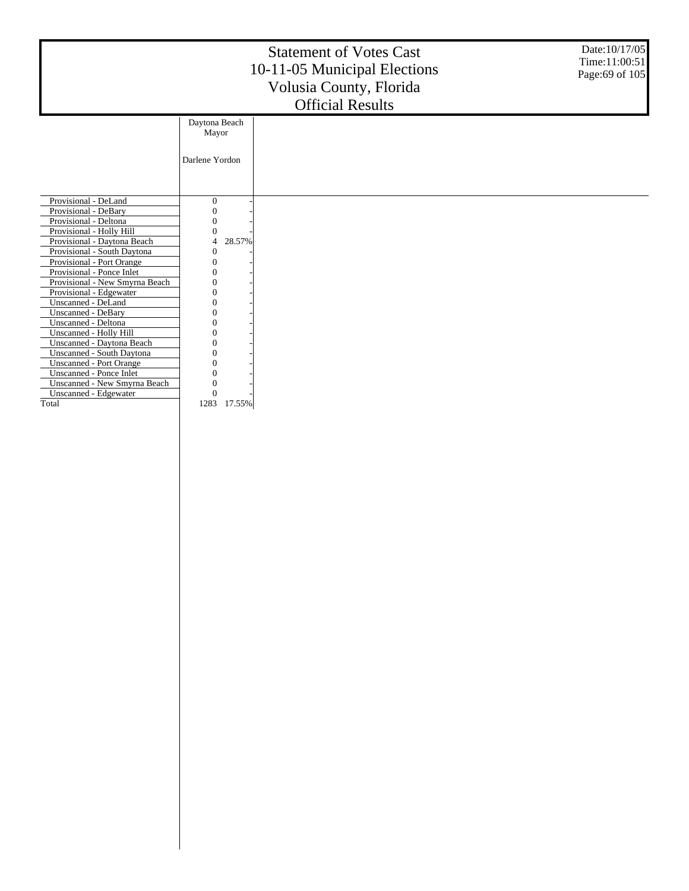# Statement of Votes Cast
## 10-11-05 Municipal Elections
## Volusia County, Florida
## Official Results

Date:10/17/05
Time:11:00:51

| | Daytona Beach Mayor | |
|---|---|---|
| | Darlene Yordon | |
| Provisional - DeLand | 0 | - |
| Provisional - DeBary | 0 | - |
| Provisional - Deltona | 0 | - |
| Provisional - Holly Hill | 0 | - |
| Provisional - Daytona Beach | 4 | 28.57% |
| Provisional - South Daytona | 0 | - |
| Provisional - Port Orange | 0 | - |
| Provisional - Ponce Inlet | 0 | - |
| Provisional - New Smyrna Beach | 0 | - |
| Provisional - Edgewater | 0 | - |
| Unscanned - DeLand | 0 | - |
| Unscanned - DeBary | 0 | - |
| Unscanned - Deltona | 0 | - |
| Unscanned - Holly Hill | 0 | - |
| Unscanned - Daytona Beach | 0 | - |
| Unscanned - South Daytona | 0 | - |
| Unscanned - Port Orange | 0 | - |
| Unscanned - Ponce Inlet | 0 | - |
| Unscanned - New Smyrna Beach | 0 | - |
| Unscanned - Edgewater | 0 | - |
| Total | 1283 | 17.55% |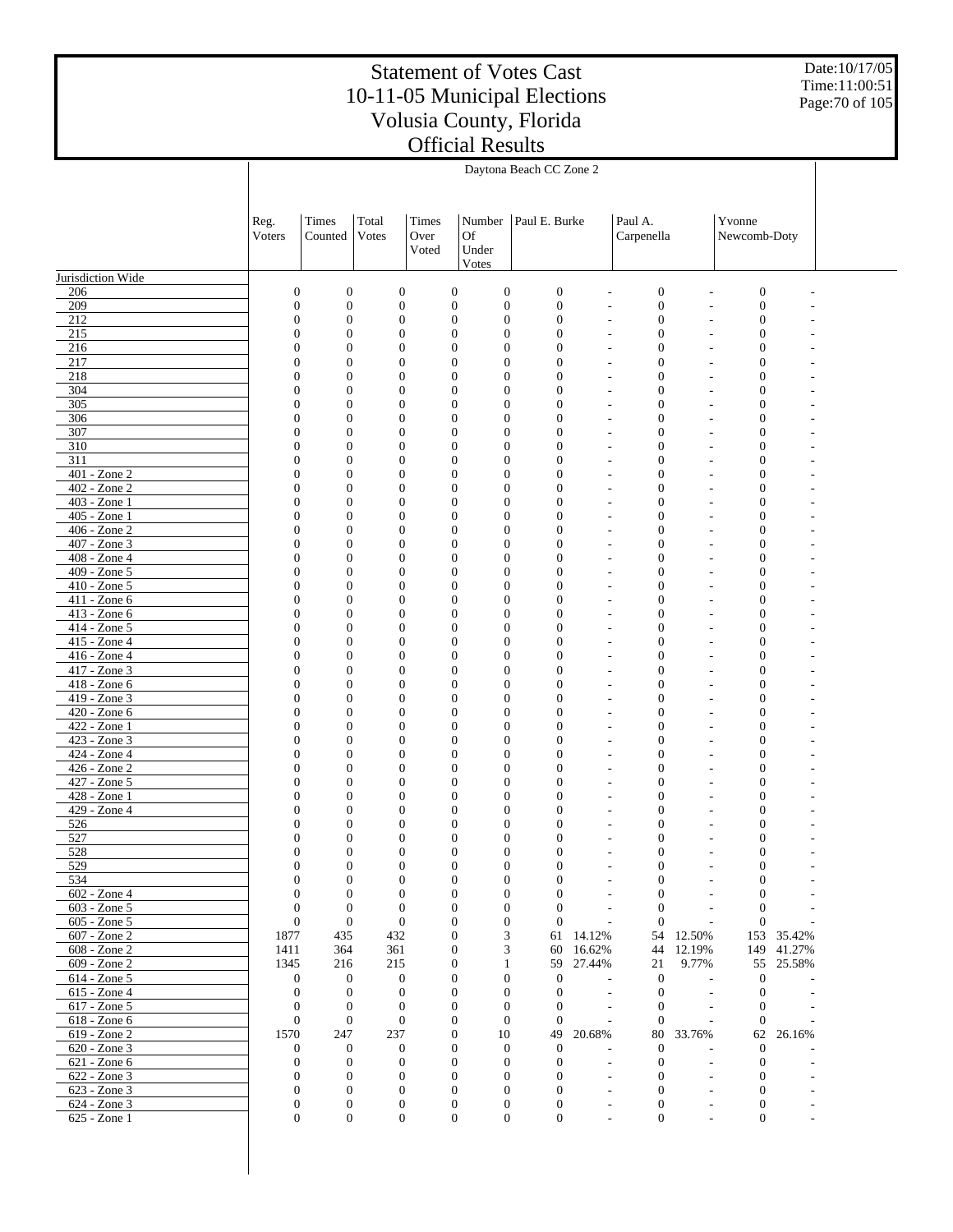# Statement of Votes Cast
# 10-11-05 Municipal Elections
# Volusia County, Florida
# Official Results

Date:10/17/05
Time:11:00:51

| | Daytona Beach CC Zone 2 | | | | | | | | | | |
|---|---|---|---|---|---|---|---|---|---|---|---|
| | Reg. Voters | Times Counted | Total Votes | Times Over Voted | Number Of Under Votes | Paul E. Burke | | Paul A. Carpenella | | Yvonne Newcomb-Doty | |
| Jurisdiction Wide | | | | | | | | | | | |
| 206 | 0 | 0 | 0 | 0 | 0 | 0 | - | 0 | - | 0 | - |
| 209 | 0 | 0 | 0 | 0 | 0 | 0 | - | 0 | - | 0 | - |
| 212 | 0 | 0 | 0 | 0 | 0 | 0 | - | 0 | - | 0 | - |
| 215 | 0 | 0 | 0 | 0 | 0 | 0 | - | 0 | - | 0 | - |
| 216 | 0 | 0 | 0 | 0 | 0 | 0 | - | 0 | - | 0 | - |
| 217 | 0 | 0 | 0 | 0 | 0 | 0 | - | 0 | - | 0 | - |
| 218 | 0 | 0 | 0 | 0 | 0 | 0 | - | 0 | - | 0 | - |
| 304 | 0 | 0 | 0 | 0 | 0 | 0 | - | 0 | - | 0 | - |
| 305 | 0 | 0 | 0 | 0 | 0 | 0 | - | 0 | - | 0 | - |
| 306 | 0 | 0 | 0 | 0 | 0 | 0 | - | 0 | - | 0 | - |
| 307 | 0 | 0 | 0 | 0 | 0 | 0 | - | 0 | - | 0 | - |
| 310 | 0 | 0 | 0 | 0 | 0 | 0 | - | 0 | - | 0 | - |
| 311 | 0 | 0 | 0 | 0 | 0 | 0 | - | 0 | - | 0 | - |
| 401 - Zone 2 | 0 | 0 | 0 | 0 | 0 | 0 | - | 0 | - | 0 | - |
| 402 - Zone 2 | 0 | 0 | 0 | 0 | 0 | 0 | - | 0 | - | 0 | - |
| 403 - Zone 1 | 0 | 0 | 0 | 0 | 0 | 0 | - | 0 | - | 0 | - |
| 405 - Zone 1 | 0 | 0 | 0 | 0 | 0 | 0 | - | 0 | - | 0 | - |
| 406 - Zone 2 | 0 | 0 | 0 | 0 | 0 | 0 | - | 0 | - | 0 | - |
| 407 - Zone 3 | 0 | 0 | 0 | 0 | 0 | 0 | - | 0 | - | 0 | - |
| 408 - Zone 4 | 0 | 0 | 0 | 0 | 0 | 0 | - | 0 | - | 0 | - |
| 409 - Zone 5 | 0 | 0 | 0 | 0 | 0 | 0 | - | 0 | - | 0 | - |
| 410 - Zone 5 | 0 | 0 | 0 | 0 | 0 | 0 | - | 0 | - | 0 | - |
| 411 - Zone 6 | 0 | 0 | 0 | 0 | 0 | 0 | - | 0 | - | 0 | - |
| 413 - Zone 6 | 0 | 0 | 0 | 0 | 0 | 0 | - | 0 | - | 0 | - |
| 414 - Zone 5 | 0 | 0 | 0 | 0 | 0 | 0 | - | 0 | - | 0 | - |
| 415 - Zone 4 | 0 | 0 | 0 | 0 | 0 | 0 | - | 0 | - | 0 | - |
| 416 - Zone 4 | 0 | 0 | 0 | 0 | 0 | 0 | - | 0 | - | 0 | - |
| 417 - Zone 3 | 0 | 0 | 0 | 0 | 0 | 0 | - | 0 | - | 0 | - |
| 418 - Zone 6 | 0 | 0 | 0 | 0 | 0 | 0 | - | 0 | - | 0 | - |
| 419 - Zone 3 | 0 | 0 | 0 | 0 | 0 | 0 | - | 0 | - | 0 | - |
| 420 - Zone 6 | 0 | 0 | 0 | 0 | 0 | 0 | - | 0 | - | 0 | - |
| 422 - Zone 1 | 0 | 0 | 0 | 0 | 0 | 0 | - | 0 | - | 0 | - |
| 423 - Zone 3 | 0 | 0 | 0 | 0 | 0 | 0 | - | 0 | - | 0 | - |
| 424 - Zone 4 | 0 | 0 | 0 | 0 | 0 | 0 | - | 0 | - | 0 | - |
| 426 - Zone 2 | 0 | 0 | 0 | 0 | 0 | 0 | - | 0 | - | 0 | - |
| 427 - Zone 5 | 0 | 0 | 0 | 0 | 0 | 0 | - | 0 | - | 0 | - |
| 428 - Zone 1 | 0 | 0 | 0 | 0 | 0 | 0 | - | 0 | - | 0 | - |
| 429 - Zone 4 | 0 | 0 | 0 | 0 | 0 | 0 | - | 0 | - | 0 | - |
| 526 | 0 | 0 | 0 | 0 | 0 | 0 | - | 0 | - | 0 | - |
| 527 | 0 | 0 | 0 | 0 | 0 | 0 | - | 0 | - | 0 | - |
| 528 | 0 | 0 | 0 | 0 | 0 | 0 | - | 0 | - | 0 | - |
| 529 | 0 | 0 | 0 | 0 | 0 | 0 | - | 0 | - | 0 | - |
| 534 | 0 | 0 | 0 | 0 | 0 | 0 | - | 0 | - | 0 | - |
| 602 - Zone 4 | 0 | 0 | 0 | 0 | 0 | 0 | - | 0 | - | 0 | - |
| 603 - Zone 5 | 0 | 0 | 0 | 0 | 0 | 0 | - | 0 | - | 0 | - |
| 605 - Zone 5 | 0 | 0 | 0 | 0 | 0 | 0 | - | 0 | - | 0 | - |
| 607 - Zone 2 | 1877 | 435 | 432 | 0 | 3 | 61 | 14.12% | 54 | 12.50% | 153 | 35.42% |
| 608 - Zone 2 | 1411 | 364 | 361 | 0 | 3 | 60 | 16.62% | 44 | 12.19% | 149 | 41.27% |
| 609 - Zone 2 | 1345 | 216 | 215 | 0 | 1 | 59 | 27.44% | 21 | 9.77% | 55 | 25.58% |
| 614 - Zone 5 | 0 | 0 | 0 | 0 | 0 | 0 | - | 0 | - | 0 | - |
| 615 - Zone 4 | 0 | 0 | 0 | 0 | 0 | 0 | - | 0 | - | 0 | - |
| 617 - Zone 5 | 0 | 0 | 0 | 0 | 0 | 0 | - | 0 | - | 0 | - |
| 618 - Zone 6 | 0 | 0 | 0 | 0 | 0 | 0 | - | 0 | - | 0 | - |
| 619 - Zone 2 | 1570 | 247 | 237 | 0 | 10 | 49 | 20.68% | 80 | 33.76% | 62 | 26.16% |
| 620 - Zone 3 | 0 | 0 | 0 | 0 | 0 | 0 | - | 0 | - | 0 | - |
| 621 - Zone 6 | 0 | 0 | 0 | 0 | 0 | 0 | - | 0 | - | 0 | - |
| 622 - Zone 3 | 0 | 0 | 0 | 0 | 0 | 0 | - | 0 | - | 0 | - |
| 623 - Zone 3 | 0 | 0 | 0 | 0 | 0 | 0 | - | 0 | - | 0 | - |
| 624 - Zone 3 | 0 | 0 | 0 | 0 | 0 | 0 | - | 0 | - | 0 | - |
| 625 - Zone 1 | 0 | 0 | 0 | 0 | 0 | 0 | - | 0 | - | 0 | - |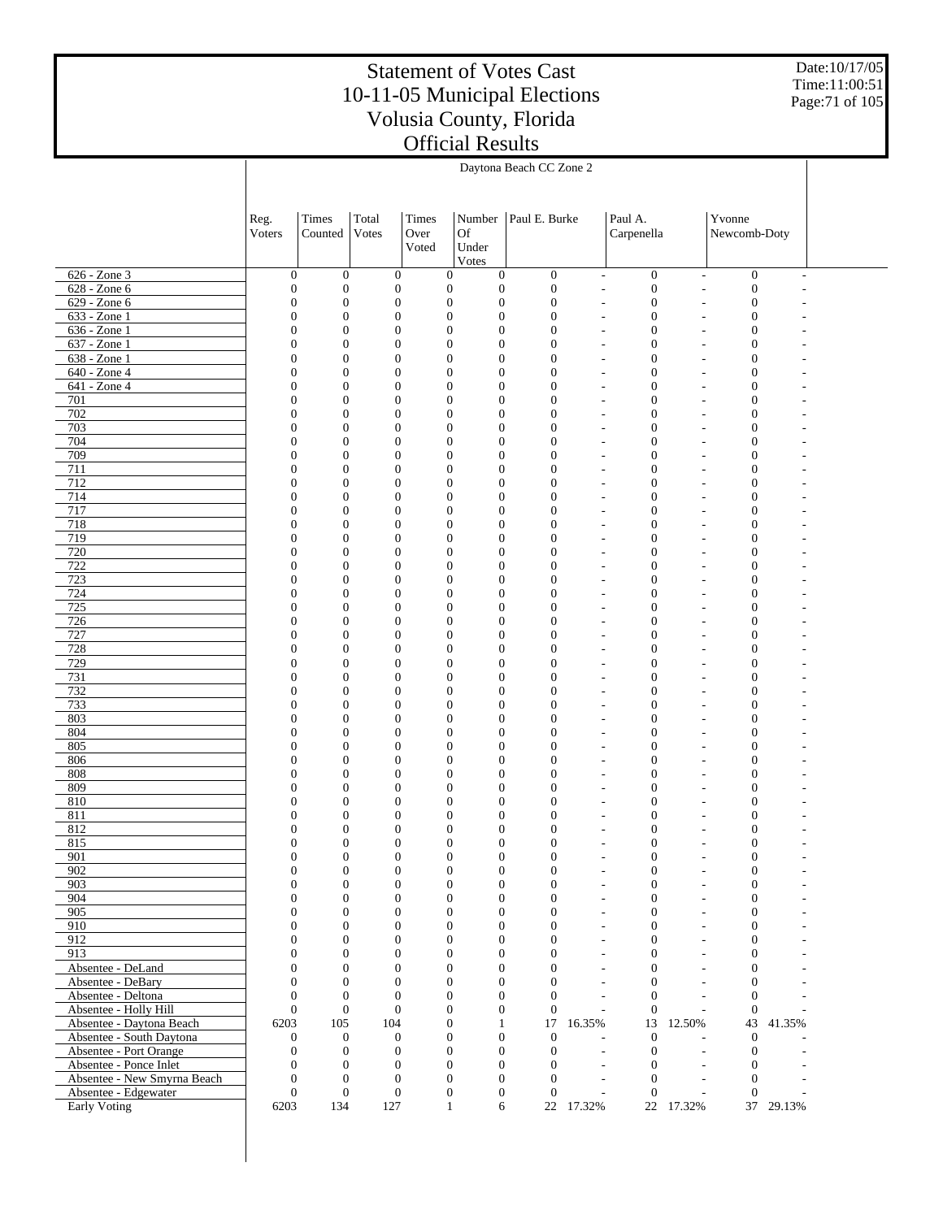# Statement of Votes Cast
# 10-11-05 Municipal Elections
# Volusia County, Florida
# Official Results

Date:10/17/05
Time:11:00:51

| | Daytona Beach CC Zone 2 | | | | | | | | | | |
|---|---|---|---|---|---|---|---|---|---|---|---|
| | Reg. Voters | Times Counted | Total Votes | Times Over Voted | Number Of Under Votes | Paul E. Burke | | Paul A. Carpenella | | Yvonne Newcomb-Doty | |
| 626 - Zone 3 | 0 | 0 | 0 | 0 | 0 | 0 | - | 0 | - | 0 | - |
| 628 - Zone 6 | 0 | 0 | 0 | 0 | 0 | 0 | - | 0 | - | 0 | - |
| 629 - Zone 6 | 0 | 0 | 0 | 0 | 0 | 0 | - | 0 | - | 0 | - |
| 633 - Zone 1 | 0 | 0 | 0 | 0 | 0 | 0 | - | 0 | - | 0 | - |
| 636 - Zone 1 | 0 | 0 | 0 | 0 | 0 | 0 | - | 0 | - | 0 | - |
| 637 - Zone 1 | 0 | 0 | 0 | 0 | 0 | 0 | - | 0 | - | 0 | - |
| 638 - Zone 1 | 0 | 0 | 0 | 0 | 0 | 0 | - | 0 | - | 0 | - |
| 640 - Zone 4 | 0 | 0 | 0 | 0 | 0 | 0 | - | 0 | - | 0 | - |
| 641 - Zone 4 | 0 | 0 | 0 | 0 | 0 | 0 | - | 0 | - | 0 | - |
| 701 | 0 | 0 | 0 | 0 | 0 | 0 | - | 0 | - | 0 | - |
| 702 | 0 | 0 | 0 | 0 | 0 | 0 | - | 0 | - | 0 | - |
| 703 | 0 | 0 | 0 | 0 | 0 | 0 | - | 0 | - | 0 | - |
| 704 | 0 | 0 | 0 | 0 | 0 | 0 | - | 0 | - | 0 | - |
| 709 | 0 | 0 | 0 | 0 | 0 | 0 | - | 0 | - | 0 | - |
| 711 | 0 | 0 | 0 | 0 | 0 | 0 | - | 0 | - | 0 | - |
| 712 | 0 | 0 | 0 | 0 | 0 | 0 | - | 0 | - | 0 | - |
| 714 | 0 | 0 | 0 | 0 | 0 | 0 | - | 0 | - | 0 | - |
| 717 | 0 | 0 | 0 | 0 | 0 | 0 | - | 0 | - | 0 | - |
| 718 | 0 | 0 | 0 | 0 | 0 | 0 | - | 0 | - | 0 | - |
| 719 | 0 | 0 | 0 | 0 | 0 | 0 | - | 0 | - | 0 | - |
| 720 | 0 | 0 | 0 | 0 | 0 | 0 | - | 0 | - | 0 | - |
| 722 | 0 | 0 | 0 | 0 | 0 | 0 | - | 0 | - | 0 | - |
| 723 | 0 | 0 | 0 | 0 | 0 | 0 | - | 0 | - | 0 | - |
| 724 | 0 | 0 | 0 | 0 | 0 | 0 | - | 0 | - | 0 | - |
| 725 | 0 | 0 | 0 | 0 | 0 | 0 | - | 0 | - | 0 | - |
| 726 | 0 | 0 | 0 | 0 | 0 | 0 | - | 0 | - | 0 | - |
| 727 | 0 | 0 | 0 | 0 | 0 | 0 | - | 0 | - | 0 | - |
| 728 | 0 | 0 | 0 | 0 | 0 | 0 | - | 0 | - | 0 | - |
| 729 | 0 | 0 | 0 | 0 | 0 | 0 | - | 0 | - | 0 | - |
| 731 | 0 | 0 | 0 | 0 | 0 | 0 | - | 0 | - | 0 | - |
| 732 | 0 | 0 | 0 | 0 | 0 | 0 | - | 0 | - | 0 | - |
| 733 | 0 | 0 | 0 | 0 | 0 | 0 | - | 0 | - | 0 | - |
| 803 | 0 | 0 | 0 | 0 | 0 | 0 | - | 0 | - | 0 | - |
| 804 | 0 | 0 | 0 | 0 | 0 | 0 | - | 0 | - | 0 | - |
| 805 | 0 | 0 | 0 | 0 | 0 | 0 | - | 0 | - | 0 | - |
| 806 | 0 | 0 | 0 | 0 | 0 | 0 | - | 0 | - | 0 | - |
| 808 | 0 | 0 | 0 | 0 | 0 | 0 | - | 0 | - | 0 | - |
| 809 | 0 | 0 | 0 | 0 | 0 | 0 | - | 0 | - | 0 | - |
| 810 | 0 | 0 | 0 | 0 | 0 | 0 | - | 0 | - | 0 | - |
| 811 | 0 | 0 | 0 | 0 | 0 | 0 | - | 0 | - | 0 | - |
| 812 | 0 | 0 | 0 | 0 | 0 | 0 | - | 0 | - | 0 | - |
| 815 | 0 | 0 | 0 | 0 | 0 | 0 | - | 0 | - | 0 | - |
| 901 | 0 | 0 | 0 | 0 | 0 | 0 | - | 0 | - | 0 | - |
| 902 | 0 | 0 | 0 | 0 | 0 | 0 | - | 0 | - | 0 | - |
| 903 | 0 | 0 | 0 | 0 | 0 | 0 | - | 0 | - | 0 | - |
| 904 | 0 | 0 | 0 | 0 | 0 | 0 | - | 0 | - | 0 | - |
| 905 | 0 | 0 | 0 | 0 | 0 | 0 | - | 0 | - | 0 | - |
| 910 | 0 | 0 | 0 | 0 | 0 | 0 | - | 0 | - | 0 | - |
| 912 | 0 | 0 | 0 | 0 | 0 | 0 | - | 0 | - | 0 | - |
| 913 | 0 | 0 | 0 | 0 | 0 | 0 | - | 0 | - | 0 | - |
| Absentee - DeLand | 0 | 0 | 0 | 0 | 0 | 0 | - | 0 | - | 0 | - |
| Absentee - DeBary | 0 | 0 | 0 | 0 | 0 | 0 | - | 0 | - | 0 | - |
| Absentee - Deltona | 0 | 0 | 0 | 0 | 0 | 0 | - | 0 | - | 0 | - |
| Absentee - Holly Hill | 0 | 0 | 0 | 0 | 0 | 0 | - | 0 | - | 0 | - |
| Absentee - Daytona Beach | 6203 | 105 | 104 | 0 | 1 | 17 | 16.35% | 13 | 12.50% | 43 | 41.35% |
| Absentee - South Daytona | 0 | 0 | 0 | 0 | 0 | 0 | - | 0 | - | 0 | - |
| Absentee - Port Orange | 0 | 0 | 0 | 0 | 0 | 0 | - | 0 | - | 0 | - |
| Absentee - Ponce Inlet | 0 | 0 | 0 | 0 | 0 | 0 | - | 0 | - | 0 | - |
| Absentee - New Smyrna Beach | 0 | 0 | 0 | 0 | 0 | 0 | - | 0 | - | 0 | - |
| Absentee - Edgewater | 0 | 0 | 0 | 0 | 0 | 0 | - | 0 | - | 0 | - |
| Early Voting | 6203 | 134 | 127 | 1 | 6 | 22 | 17.32% | 22 | 17.32% | 37 | 29.13% |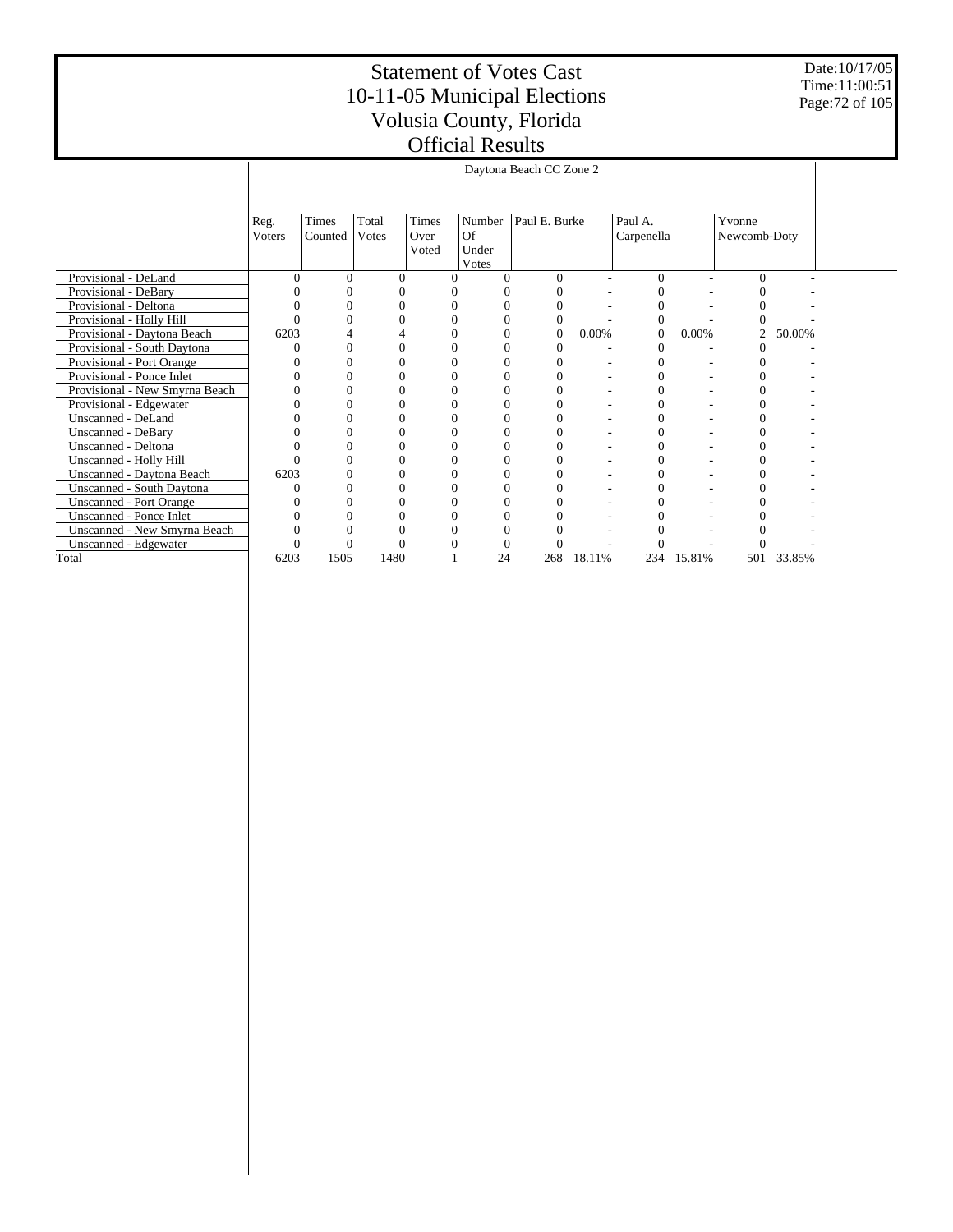# Statement of Votes Cast
# 10-11-05 Municipal Elections
# Volusia County, Florida
# Official Results

Date:10/17/05
Time:11:00:51

| | Daytona Beach CC Zone 2 | | | | | | | | | | |
|---|---|---|---|---|---|---|---|---|---|---|---|
| | Reg. Voters | Times Counted | Total Votes | Times Over Voted | Number Of Under Votes | Paul E. Burke | | Paul A. Carpenella | | Yvonne Newcomb-Doty | |
| Provisional - DeLand | 0 | 0 | 0 | 0 | 0 | 0 | - | 0 | - | 0 | - |
| Provisional - DeBary | 0 | 0 | 0 | 0 | 0 | 0 | - | 0 | - | 0 | - |
| Provisional - Deltona | 0 | 0 | 0 | 0 | 0 | 0 | - | 0 | - | 0 | - |
| Provisional - Holly Hill | 0 | 0 | 0 | 0 | 0 | 0 | - | 0 | - | 0 | - |
| Provisional - Daytona Beach | 6203 | 4 | 4 | 0 | 0 | 0 | 0.00% | 0 | 0.00% | 2 | 50.00% |
| Provisional - South Daytona | 0 | 0 | 0 | 0 | 0 | 0 | - | 0 | - | 0 | - |
| Provisional - Port Orange | 0 | 0 | 0 | 0 | 0 | 0 | - | 0 | - | 0 | - |
| Provisional - Ponce Inlet | 0 | 0 | 0 | 0 | 0 | 0 | - | 0 | - | 0 | - |
| Provisional - New Smyrna Beach | 0 | 0 | 0 | 0 | 0 | 0 | - | 0 | - | 0 | - |
| Provisional - Edgewater | 0 | 0 | 0 | 0 | 0 | 0 | - | 0 | - | 0 | - |
| Unscanned - DeLand | 0 | 0 | 0 | 0 | 0 | 0 | - | 0 | - | 0 | - |
| Unscanned - DeBary | 0 | 0 | 0 | 0 | 0 | 0 | - | 0 | - | 0 | - |
| Unscanned - Deltona | 0 | 0 | 0 | 0 | 0 | 0 | - | 0 | - | 0 | - |
| Unscanned - Holly Hill | 0 | 0 | 0 | 0 | 0 | 0 | - | 0 | - | 0 | - |
| Unscanned - Daytona Beach | 6203 | 0 | 0 | 0 | 0 | 0 | - | 0 | - | 0 | - |
| Unscanned - South Daytona | 0 | 0 | 0 | 0 | 0 | 0 | - | 0 | - | 0 | - |
| Unscanned - Port Orange | 0 | 0 | 0 | 0 | 0 | 0 | - | 0 | - | 0 | - |
| Unscanned - Ponce Inlet | 0 | 0 | 0 | 0 | 0 | 0 | - | 0 | - | 0 | - |
| Unscanned - New Smyrna Beach | 0 | 0 | 0 | 0 | 0 | 0 | - | 0 | - | 0 | - |
| Unscanned - Edgewater | 0 | 0 | 0 | 0 | 0 | 0 | - | 0 | - | 0 | - |
| Total | 6203 | 1505 | 1480 | 1 | 24 | 268 | 18.11% | 234 | 15.81% | 501 | 33.85% |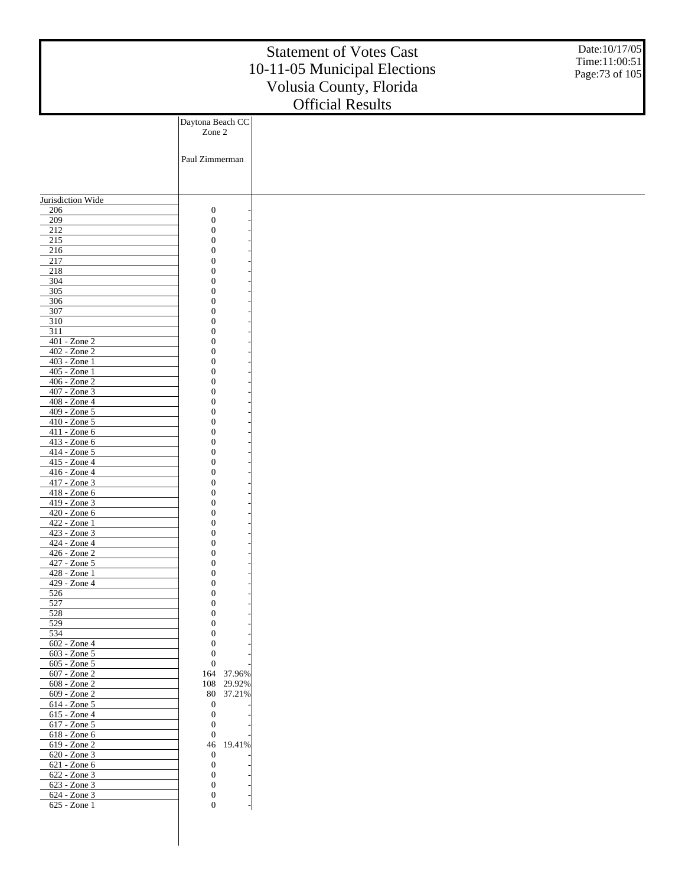# Statement of Votes Cast
# 10-11-05 Municipal Elections
# Volusia County, Florida
# Official Results

Date:10/17/05
Time:11:00:51

| | Daytona Beach CC Zone 2 | |
|---|---|---|
| | Paul Zimmerman | |
| Jurisdiction Wide | | |
| 206 | 0 | - |
| 209 | 0 | - |
| 212 | 0 | - |
| 215 | 0 | - |
| 216 | 0 | - |
| 217 | 0 | - |
| 218 | 0 | - |
| 304 | 0 | - |
| 305 | 0 | - |
| 306 | 0 | - |
| 307 | 0 | - |
| 310 | 0 | - |
| 311 | 0 | - |
| 401 - Zone 2 | 0 | - |
| 402 - Zone 2 | 0 | - |
| 403 - Zone 1 | 0 | - |
| 405 - Zone 1 | 0 | - |
| 406 - Zone 2 | 0 | - |
| 407 - Zone 3 | 0 | - |
| 408 - Zone 4 | 0 | - |
| 409 - Zone 5 | 0 | - |
| 410 - Zone 5 | 0 | - |
| 411 - Zone 6 | 0 | - |
| 413 - Zone 6 | 0 | - |
| 414 - Zone 5 | 0 | - |
| 415 - Zone 4 | 0 | - |
| 416 - Zone 4 | 0 | - |
| 417 - Zone 3 | 0 | - |
| 418 - Zone 6 | 0 | - |
| 419 - Zone 3 | 0 | - |
| 420 - Zone 6 | 0 | - |
| 422 - Zone 1 | 0 | - |
| 423 - Zone 3 | 0 | - |
| 424 - Zone 4 | 0 | - |
| 426 - Zone 2 | 0 | - |
| 427 - Zone 5 | 0 | - |
| 428 - Zone 1 | 0 | - |
| 429 - Zone 4 | 0 | - |
| 526 | 0 | - |
| 527 | 0 | - |
| 528 | 0 | - |
| 529 | 0 | - |
| 534 | 0 | - |
| 602 - Zone 4 | 0 | - |
| 603 - Zone 5 | 0 | - |
| 605 - Zone 5 | 0 | - |
| 607 - Zone 2 | 164 | 37.96% |
| 608 - Zone 2 | 108 | 29.92% |
| 609 - Zone 2 | 80 | 37.21% |
| 614 - Zone 5 | 0 | - |
| 615 - Zone 4 | 0 | - |
| 617 - Zone 5 | 0 | - |
| 618 - Zone 6 | 0 | - |
| 619 - Zone 2 | 46 | 19.41% |
| 620 - Zone 3 | 0 | - |
| 621 - Zone 6 | 0 | - |
| 622 - Zone 3 | 0 | - |
| 623 - Zone 3 | 0 | - |
| 624 - Zone 3 | 0 | - |
| 625 - Zone 1 | 0 | - |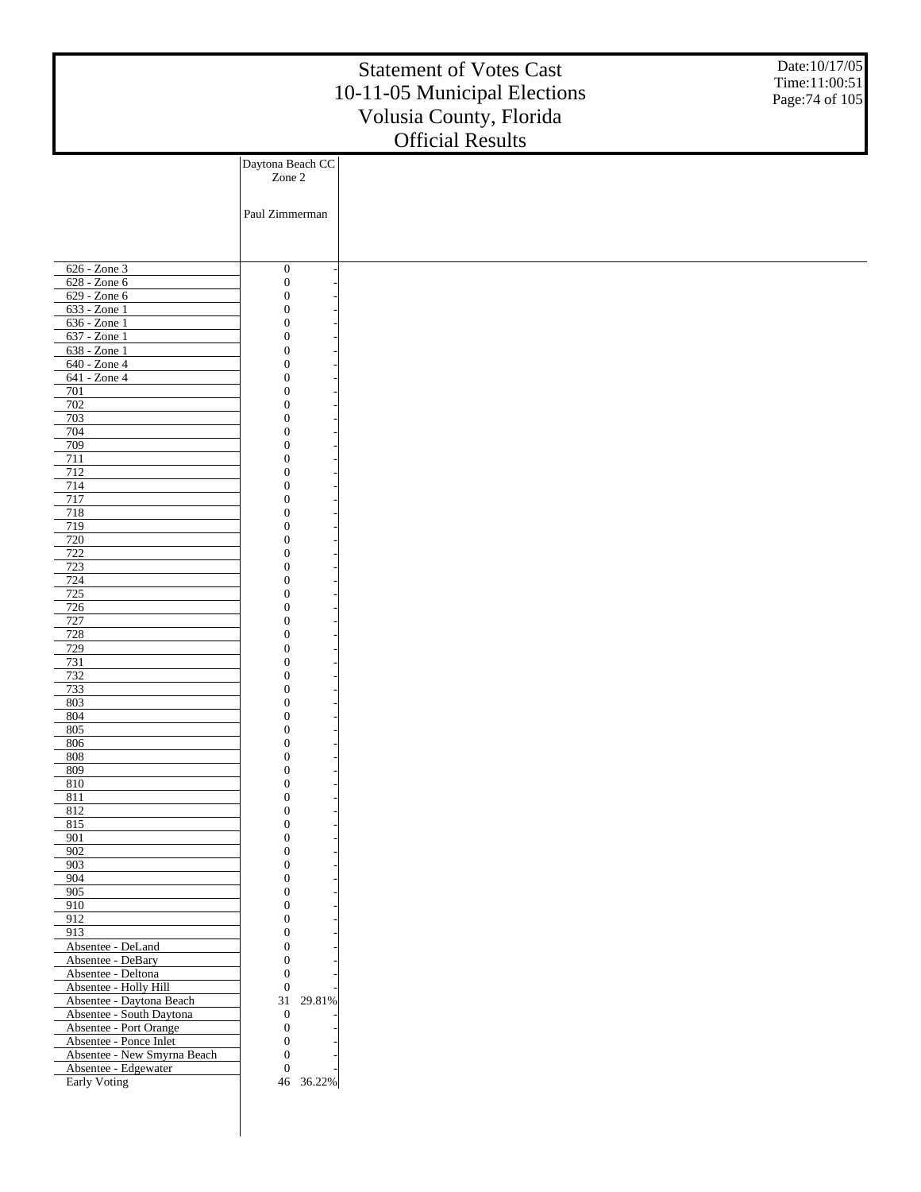# Statement of Votes Cast
# 10-11-05 Municipal Elections
# Volusia County, Florida
# Official Results

Date:10/17/05
Time:11:00:51

| | Daytona Beach CC Zone 2 | |
|---|---|---|
| | Paul Zimmerman | |
| 626 - Zone 3 | 0 | - |
| 628 - Zone 6 | 0 | - |
| 629 - Zone 6 | 0 | - |
| 633 - Zone 1 | 0 | - |
| 636 - Zone 1 | 0 | - |
| 637 - Zone 1 | 0 | - |
| 638 - Zone 1 | 0 | - |
| 640 - Zone 4 | 0 | - |
| 641 - Zone 4 | 0 | - |
| 701 | 0 | - |
| 702 | 0 | - |
| 703 | 0 | - |
| 704 | 0 | - |
| 709 | 0 | - |
| 711 | 0 | - |
| 712 | 0 | - |
| 714 | 0 | - |
| 717 | 0 | - |
| 718 | 0 | - |
| 719 | 0 | - |
| 720 | 0 | - |
| 722 | 0 | - |
| 723 | 0 | - |
| 724 | 0 | - |
| 725 | 0 | - |
| 726 | 0 | - |
| 727 | 0 | - |
| 728 | 0 | - |
| 729 | 0 | - |
| 731 | 0 | - |
| 732 | 0 | - |
| 733 | 0 | - |
| 803 | 0 | - |
| 804 | 0 | - |
| 805 | 0 | - |
| 806 | 0 | - |
| 808 | 0 | - |
| 809 | 0 | - |
| 810 | 0 | - |
| 811 | 0 | - |
| 812 | 0 | - |
| 815 | 0 | - |
| 901 | 0 | - |
| 902 | 0 | - |
| 903 | 0 | - |
| 904 | 0 | - |
| 905 | 0 | - |
| 910 | 0 | - |
| 912 | 0 | - |
| 913 | 0 | - |
| Absentee - DeLand | 0 | - |
| Absentee - DeBary | 0 | - |
| Absentee - Deltona | 0 | - |
| Absentee - Holly Hill | 0 | - |
| Absentee - Daytona Beach | 31 | 29.81% |
| Absentee - South Daytona | 0 | - |
| Absentee - Port Orange | 0 | - |
| Absentee - Ponce Inlet | 0 | - |
| Absentee - New Smyrna Beach | 0 | - |
| Absentee - Edgewater | 0 | - |
| Early Voting | 46 | 36.22% |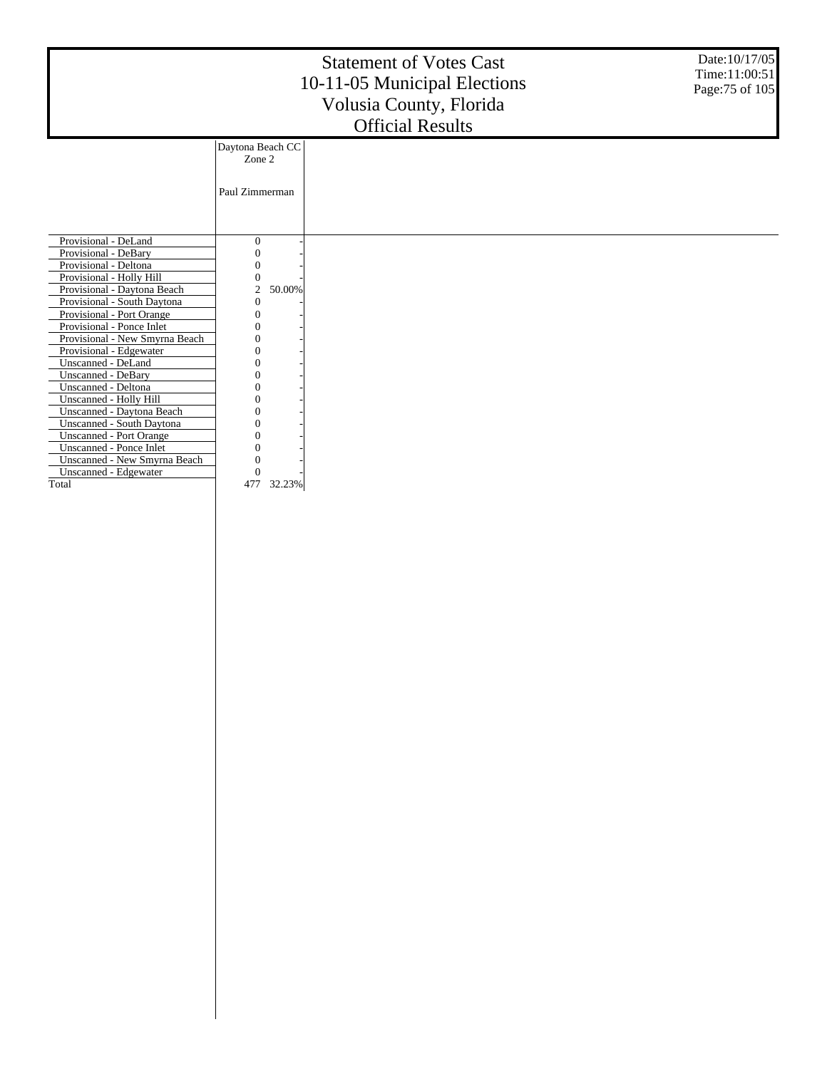# Statement of Votes Cast
# 10-11-05 Municipal Elections
# Volusia County, Florida
# Official Results

Date:10/17/05
Time:11:00:51

| | Daytona Beach CC Zone 2 | |
|---|---|---|
| | Paul Zimmerman | |
| Provisional - DeLand | 0 | - |
| Provisional - DeBary | 0 | - |
| Provisional - Deltona | 0 | - |
| Provisional - Holly Hill | 0 | - |
| Provisional - Daytona Beach | 2 | 50.00% |
| Provisional - South Daytona | 0 | - |
| Provisional - Port Orange | 0 | - |
| Provisional - Ponce Inlet | 0 | - |
| Provisional - New Smyrna Beach | 0 | - |
| Provisional - Edgewater | 0 | - |
| Unscanned - DeLand | 0 | - |
| Unscanned - DeBary | 0 | - |
| Unscanned - Deltona | 0 | - |
| Unscanned - Holly Hill | 0 | - |
| Unscanned - Daytona Beach | 0 | - |
| Unscanned - South Daytona | 0 | - |
| Unscanned - Port Orange | 0 | - |
| Unscanned - Ponce Inlet | 0 | - |
| Unscanned - New Smyrna Beach | 0 | - |
| Unscanned - Edgewater | 0 | - |
| Total | 477 | 32.23% |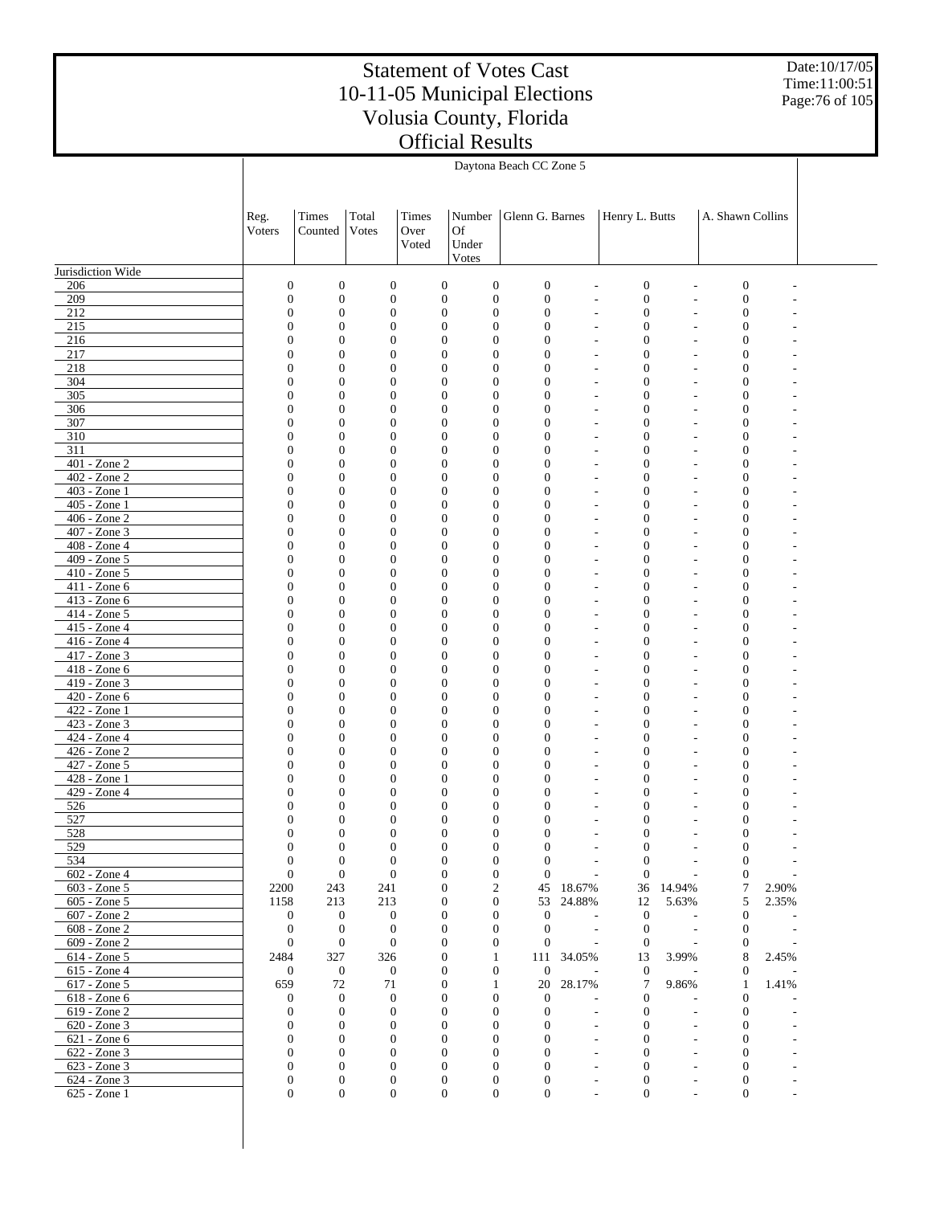# Statement of Votes Cast
# 10-11-05 Municipal Elections
# Volusia County, Florida
# Official Results

Date:10/17/05
Time:11:00:51

| | Daytona Beach CC Zone 5 | | | | | | | | | | |
|---|---|---|---|---|---|---|---|---|---|---|---|
| | Reg. Voters | Times Counted | Total Votes | Times Over Voted | Number Of Under Votes | Glenn G. Barnes | | Henry L. Butts | | A. Shawn Collins | |
| Jurisdiction Wide | | | | | | | | | | | |
| 206 | 0 | 0 | 0 | 0 | 0 | 0 | - | 0 | - | 0 | - |
| 209 | 0 | 0 | 0 | 0 | 0 | 0 | - | 0 | - | 0 | - |
| 212 | 0 | 0 | 0 | 0 | 0 | 0 | - | 0 | - | 0 | - |
| 215 | 0 | 0 | 0 | 0 | 0 | 0 | - | 0 | - | 0 | - |
| 216 | 0 | 0 | 0 | 0 | 0 | 0 | - | 0 | - | 0 | - |
| 217 | 0 | 0 | 0 | 0 | 0 | 0 | - | 0 | - | 0 | - |
| 218 | 0 | 0 | 0 | 0 | 0 | 0 | - | 0 | - | 0 | - |
| 304 | 0 | 0 | 0 | 0 | 0 | 0 | - | 0 | - | 0 | - |
| 305 | 0 | 0 | 0 | 0 | 0 | 0 | - | 0 | - | 0 | - |
| 306 | 0 | 0 | 0 | 0 | 0 | 0 | - | 0 | - | 0 | - |
| 307 | 0 | 0 | 0 | 0 | 0 | 0 | - | 0 | - | 0 | - |
| 310 | 0 | 0 | 0 | 0 | 0 | 0 | - | 0 | - | 0 | - |
| 311 | 0 | 0 | 0 | 0 | 0 | 0 | - | 0 | - | 0 | - |
| 401 - Zone 2 | 0 | 0 | 0 | 0 | 0 | 0 | - | 0 | - | 0 | - |
| 402 - Zone 2 | 0 | 0 | 0 | 0 | 0 | 0 | - | 0 | - | 0 | - |
| 403 - Zone 1 | 0 | 0 | 0 | 0 | 0 | 0 | - | 0 | - | 0 | - |
| 405 - Zone 1 | 0 | 0 | 0 | 0 | 0 | 0 | - | 0 | - | 0 | - |
| 406 - Zone 2 | 0 | 0 | 0 | 0 | 0 | 0 | - | 0 | - | 0 | - |
| 407 - Zone 3 | 0 | 0 | 0 | 0 | 0 | 0 | - | 0 | - | 0 | - |
| 408 - Zone 4 | 0 | 0 | 0 | 0 | 0 | 0 | - | 0 | - | 0 | - |
| 409 - Zone 5 | 0 | 0 | 0 | 0 | 0 | 0 | - | 0 | - | 0 | - |
| 410 - Zone 5 | 0 | 0 | 0 | 0 | 0 | 0 | - | 0 | - | 0 | - |
| 411 - Zone 6 | 0 | 0 | 0 | 0 | 0 | 0 | - | 0 | - | 0 | - |
| 413 - Zone 6 | 0 | 0 | 0 | 0 | 0 | 0 | - | 0 | - | 0 | - |
| 414 - Zone 5 | 0 | 0 | 0 | 0 | 0 | 0 | - | 0 | - | 0 | - |
| 415 - Zone 4 | 0 | 0 | 0 | 0 | 0 | 0 | - | 0 | - | 0 | - |
| 416 - Zone 4 | 0 | 0 | 0 | 0 | 0 | 0 | - | 0 | - | 0 | - |
| 417 - Zone 3 | 0 | 0 | 0 | 0 | 0 | 0 | - | 0 | - | 0 | - |
| 418 - Zone 6 | 0 | 0 | 0 | 0 | 0 | 0 | - | 0 | - | 0 | - |
| 419 - Zone 3 | 0 | 0 | 0 | 0 | 0 | 0 | - | 0 | - | 0 | - |
| 420 - Zone 6 | 0 | 0 | 0 | 0 | 0 | 0 | - | 0 | - | 0 | - |
| 422 - Zone 1 | 0 | 0 | 0 | 0 | 0 | 0 | - | 0 | - | 0 | - |
| 423 - Zone 3 | 0 | 0 | 0 | 0 | 0 | 0 | - | 0 | - | 0 | - |
| 424 - Zone 4 | 0 | 0 | 0 | 0 | 0 | 0 | - | 0 | - | 0 | - |
| 426 - Zone 2 | 0 | 0 | 0 | 0 | 0 | 0 | - | 0 | - | 0 | - |
| 427 - Zone 5 | 0 | 0 | 0 | 0 | 0 | 0 | - | 0 | - | 0 | - |
| 428 - Zone 1 | 0 | 0 | 0 | 0 | 0 | 0 | - | 0 | - | 0 | - |
| 429 - Zone 4 | 0 | 0 | 0 | 0 | 0 | 0 | - | 0 | - | 0 | - |
| 526 | 0 | 0 | 0 | 0 | 0 | 0 | - | 0 | - | 0 | - |
| 527 | 0 | 0 | 0 | 0 | 0 | 0 | - | 0 | - | 0 | - |
| 528 | 0 | 0 | 0 | 0 | 0 | 0 | - | 0 | - | 0 | - |
| 529 | 0 | 0 | 0 | 0 | 0 | 0 | - | 0 | - | 0 | - |
| 534 | 0 | 0 | 0 | 0 | 0 | 0 | - | 0 | - | 0 | - |
| 602 - Zone 4 | 0 | 0 | 0 | 0 | 0 | 0 | - | 0 | - | 0 | - |
| 603 - Zone 5 | 2200 | 243 | 241 | 0 | 2 | 45 | 18.67% | 36 | 14.94% | 7 | 2.90% |
| 605 - Zone 5 | 1158 | 213 | 213 | 0 | 0 | 53 | 24.88% | 12 | 5.63% | 5 | 2.35% |
| 607 - Zone 2 | 0 | 0 | 0 | 0 | 0 | 0 | - | 0 | - | 0 | - |
| 608 - Zone 2 | 0 | 0 | 0 | 0 | 0 | 0 | - | 0 | - | 0 | - |
| 609 - Zone 2 | 0 | 0 | 0 | 0 | 0 | 0 | - | 0 | - | 0 | - |
| 614 - Zone 5 | 2484 | 327 | 326 | 0 | 1 | 111 | 34.05% | 13 | 3.99% | 8 | 2.45% |
| 615 - Zone 4 | 0 | 0 | 0 | 0 | 0 | 0 | - | 0 | - | 0 | - |
| 617 - Zone 5 | 659 | 72 | 71 | 0 | 1 | 20 | 28.17% | 7 | 9.86% | 1 | 1.41% |
| 618 - Zone 6 | 0 | 0 | 0 | 0 | 0 | 0 | - | 0 | - | 0 | - |
| 619 - Zone 2 | 0 | 0 | 0 | 0 | 0 | 0 | - | 0 | - | 0 | - |
| 620 - Zone 3 | 0 | 0 | 0 | 0 | 0 | 0 | - | 0 | - | 0 | - |
| 621 - Zone 6 | 0 | 0 | 0 | 0 | 0 | 0 | - | 0 | - | 0 | - |
| 622 - Zone 3 | 0 | 0 | 0 | 0 | 0 | 0 | - | 0 | - | 0 | - |
| 623 - Zone 3 | 0 | 0 | 0 | 0 | 0 | 0 | - | 0 | - | 0 | - |
| 624 - Zone 3 | 0 | 0 | 0 | 0 | 0 | 0 | - | 0 | - | 0 | - |
| 625 - Zone 1 | 0 | 0 | 0 | 0 | 0 | 0 | - | 0 | - | 0 | - |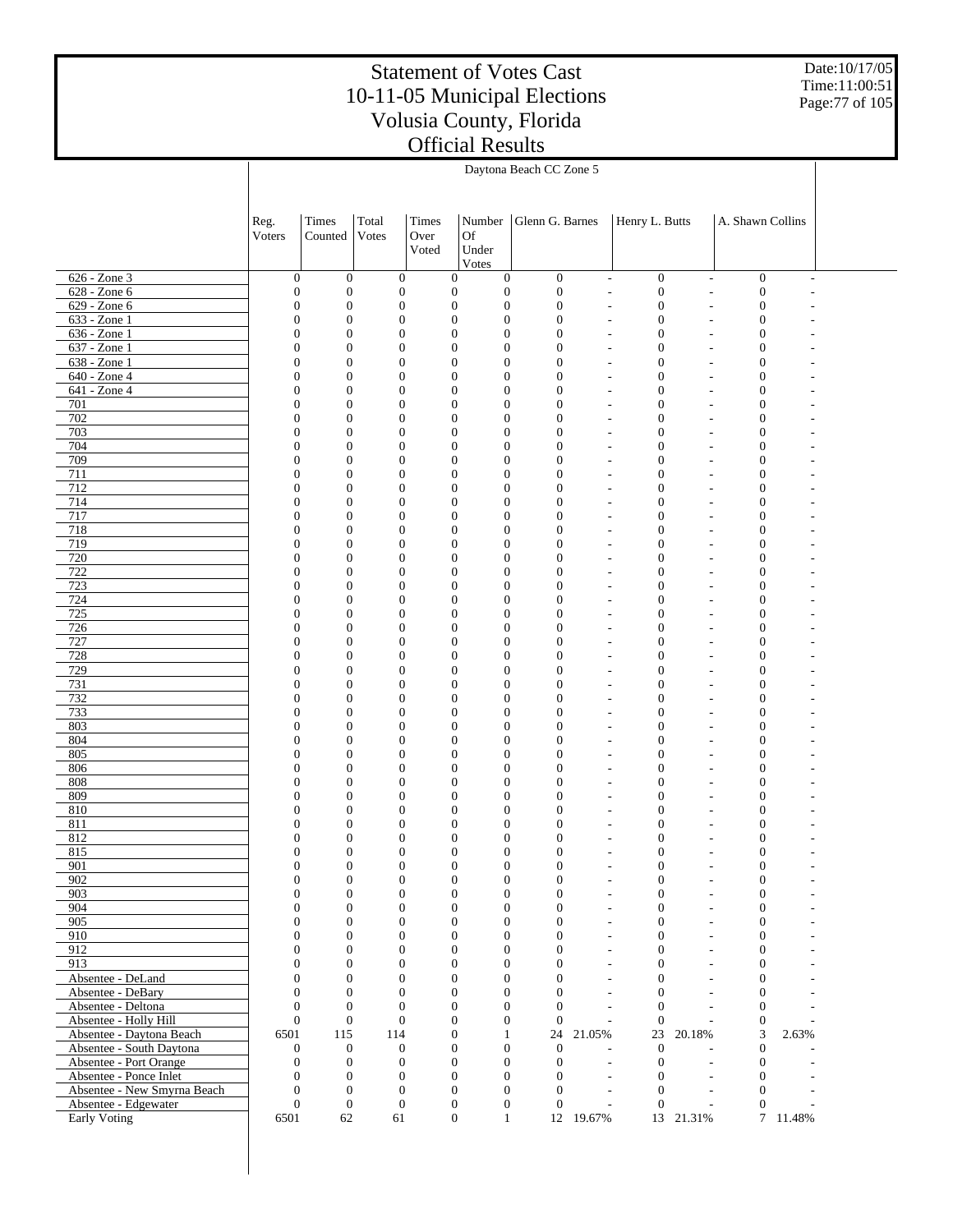# Statement of Votes Cast
# 10-11-05 Municipal Elections
# Volusia County, Florida
# Official Results

Date:10/17/05
Time:11:00:51

| | Daytona Beach CC Zone 5 | | | | | | | | | | |
|---|---|---|---|---|---|---|---|---|---|---|---|
| | Reg. Voters | Times Counted | Total Votes | Times Over Voted | Number Of Under Votes | Glenn G. Barnes | | Henry L. Butts | | A. Shawn Collins | |
| 626 - Zone 3 | 0 | 0 | 0 | 0 | 0 | 0 | - | 0 | - | 0 | - |
| 628 - Zone 6 | 0 | 0 | 0 | 0 | 0 | 0 | - | 0 | - | 0 | - |
| 629 - Zone 6 | 0 | 0 | 0 | 0 | 0 | 0 | - | 0 | - | 0 | - |
| 633 - Zone 1 | 0 | 0 | 0 | 0 | 0 | 0 | - | 0 | - | 0 | - |
| 636 - Zone 1 | 0 | 0 | 0 | 0 | 0 | 0 | - | 0 | - | 0 | - |
| 637 - Zone 1 | 0 | 0 | 0 | 0 | 0 | 0 | - | 0 | - | 0 | - |
| 638 - Zone 1 | 0 | 0 | 0 | 0 | 0 | 0 | - | 0 | - | 0 | - |
| 640 - Zone 4 | 0 | 0 | 0 | 0 | 0 | 0 | - | 0 | - | 0 | - |
| 641 - Zone 4 | 0 | 0 | 0 | 0 | 0 | 0 | - | 0 | - | 0 | - |
| 701 | 0 | 0 | 0 | 0 | 0 | 0 | - | 0 | - | 0 | - |
| 702 | 0 | 0 | 0 | 0 | 0 | 0 | - | 0 | - | 0 | - |
| 703 | 0 | 0 | 0 | 0 | 0 | 0 | - | 0 | - | 0 | - |
| 704 | 0 | 0 | 0 | 0 | 0 | 0 | - | 0 | - | 0 | - |
| 709 | 0 | 0 | 0 | 0 | 0 | 0 | - | 0 | - | 0 | - |
| 711 | 0 | 0 | 0 | 0 | 0 | 0 | - | 0 | - | 0 | - |
| 712 | 0 | 0 | 0 | 0 | 0 | 0 | - | 0 | - | 0 | - |
| 714 | 0 | 0 | 0 | 0 | 0 | 0 | - | 0 | - | 0 | - |
| 717 | 0 | 0 | 0 | 0 | 0 | 0 | - | 0 | - | 0 | - |
| 718 | 0 | 0 | 0 | 0 | 0 | 0 | - | 0 | - | 0 | - |
| 719 | 0 | 0 | 0 | 0 | 0 | 0 | - | 0 | - | 0 | - |
| 720 | 0 | 0 | 0 | 0 | 0 | 0 | - | 0 | - | 0 | - |
| 722 | 0 | 0 | 0 | 0 | 0 | 0 | - | 0 | - | 0 | - |
| 723 | 0 | 0 | 0 | 0 | 0 | 0 | - | 0 | - | 0 | - |
| 724 | 0 | 0 | 0 | 0 | 0 | 0 | - | 0 | - | 0 | - |
| 725 | 0 | 0 | 0 | 0 | 0 | 0 | - | 0 | - | 0 | - |
| 726 | 0 | 0 | 0 | 0 | 0 | 0 | - | 0 | - | 0 | - |
| 727 | 0 | 0 | 0 | 0 | 0 | 0 | - | 0 | - | 0 | - |
| 728 | 0 | 0 | 0 | 0 | 0 | 0 | - | 0 | - | 0 | - |
| 729 | 0 | 0 | 0 | 0 | 0 | 0 | - | 0 | - | 0 | - |
| 731 | 0 | 0 | 0 | 0 | 0 | 0 | - | 0 | - | 0 | - |
| 732 | 0 | 0 | 0 | 0 | 0 | 0 | - | 0 | - | 0 | - |
| 733 | 0 | 0 | 0 | 0 | 0 | 0 | - | 0 | - | 0 | - |
| 803 | 0 | 0 | 0 | 0 | 0 | 0 | - | 0 | - | 0 | - |
| 804 | 0 | 0 | 0 | 0 | 0 | 0 | - | 0 | - | 0 | - |
| 805 | 0 | 0 | 0 | 0 | 0 | 0 | - | 0 | - | 0 | - |
| 806 | 0 | 0 | 0 | 0 | 0 | 0 | - | 0 | - | 0 | - |
| 808 | 0 | 0 | 0 | 0 | 0 | 0 | - | 0 | - | 0 | - |
| 809 | 0 | 0 | 0 | 0 | 0 | 0 | - | 0 | - | 0 | - |
| 810 | 0 | 0 | 0 | 0 | 0 | 0 | - | 0 | - | 0 | - |
| 811 | 0 | 0 | 0 | 0 | 0 | 0 | - | 0 | - | 0 | - |
| 812 | 0 | 0 | 0 | 0 | 0 | 0 | - | 0 | - | 0 | - |
| 815 | 0 | 0 | 0 | 0 | 0 | 0 | - | 0 | - | 0 | - |
| 901 | 0 | 0 | 0 | 0 | 0 | 0 | - | 0 | - | 0 | - |
| 902 | 0 | 0 | 0 | 0 | 0 | 0 | - | 0 | - | 0 | - |
| 903 | 0 | 0 | 0 | 0 | 0 | 0 | - | 0 | - | 0 | - |
| 904 | 0 | 0 | 0 | 0 | 0 | 0 | - | 0 | - | 0 | - |
| 905 | 0 | 0 | 0 | 0 | 0 | 0 | - | 0 | - | 0 | - |
| 910 | 0 | 0 | 0 | 0 | 0 | 0 | - | 0 | - | 0 | - |
| 912 | 0 | 0 | 0 | 0 | 0 | 0 | - | 0 | - | 0 | - |
| 913 | 0 | 0 | 0 | 0 | 0 | 0 | - | 0 | - | 0 | - |
| Absentee - DeLand | 0 | 0 | 0 | 0 | 0 | 0 | - | 0 | - | 0 | - |
| Absentee - DeBary | 0 | 0 | 0 | 0 | 0 | 0 | - | 0 | - | 0 | - |
| Absentee - Deltona | 0 | 0 | 0 | 0 | 0 | 0 | - | 0 | - | 0 | - |
| Absentee - Holly Hill | 0 | 0 | 0 | 0 | 0 | 0 | - | 0 | - | 0 | - |
| Absentee - Daytona Beach | 6501 | 115 | 114 | 0 | 1 | 24 | 21.05% | 23 | 20.18% | 3 | 2.63% |
| Absentee - South Daytona | 0 | 0 | 0 | 0 | 0 | 0 | - | 0 | - | 0 | - |
| Absentee - Port Orange | 0 | 0 | 0 | 0 | 0 | 0 | - | 0 | - | 0 | - |
| Absentee - Ponce Inlet | 0 | 0 | 0 | 0 | 0 | 0 | - | 0 | - | 0 | - |
| Absentee - New Smyrna Beach | 0 | 0 | 0 | 0 | 0 | 0 | - | 0 | - | 0 | - |
| Absentee - Edgewater | 0 | 0 | 0 | 0 | 0 | 0 | - | 0 | - | 0 | - |
| Early Voting | 6501 | 62 | 61 | 0 | 1 | 12 | 19.67% | 13 | 21.31% | 7 | 11.48% |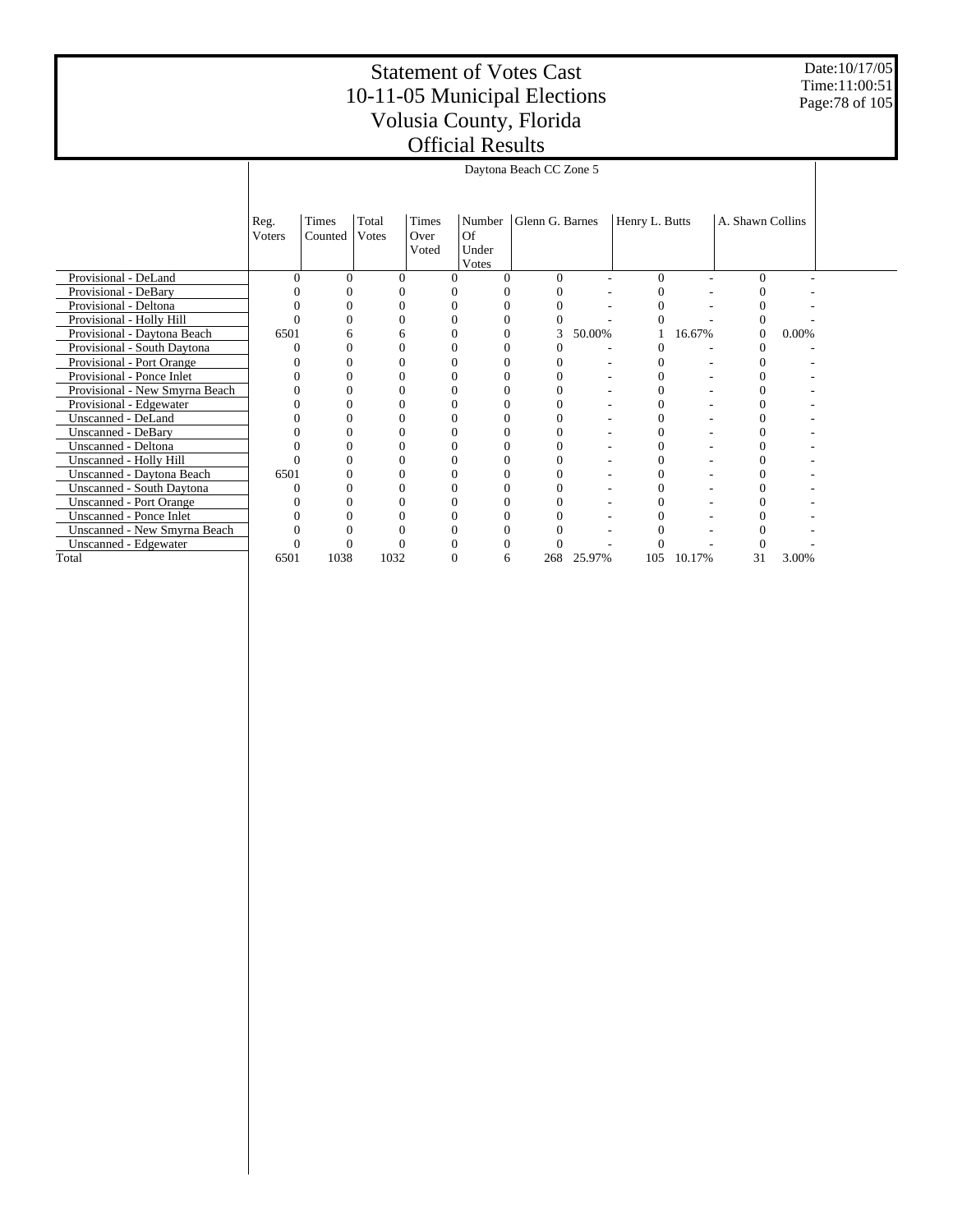# Statement of Votes Cast
# 10-11-05 Municipal Elections
# Volusia County, Florida
# Official Results

Date:10/17/05
Time:11:00:51

| | Daytona Beach CC Zone 5 | | | | | | | | | | |
|---|---|---|---|---|---|---|---|---|---|---|---|
| | Reg. Voters | Times Counted | Total Votes | Times Over Voted | Number Of Under Votes | Glenn G. Barnes | | Henry L. Butts | | A. Shawn Collins | |
| Provisional - DeLand | 0 | 0 | 0 | 0 | 0 | 0 | - | 0 | - | 0 | - |
| Provisional - DeBary | 0 | 0 | 0 | 0 | 0 | 0 | - | 0 | - | 0 | - |
| Provisional - Deltona | 0 | 0 | 0 | 0 | 0 | 0 | - | 0 | - | 0 | - |
| Provisional - Holly Hill | 0 | 0 | 0 | 0 | 0 | 0 | - | 0 | - | 0 | - |
| Provisional - Daytona Beach | 6501 | 6 | 6 | 0 | 0 | 3 | 50.00% | 1 | 16.67% | 0 | 0.00% |
| Provisional - South Daytona | 0 | 0 | 0 | 0 | 0 | 0 | - | 0 | - | 0 | - |
| Provisional - Port Orange | 0 | 0 | 0 | 0 | 0 | 0 | - | 0 | - | 0 | - |
| Provisional - Ponce Inlet | 0 | 0 | 0 | 0 | 0 | 0 | - | 0 | - | 0 | - |
| Provisional - New Smyrna Beach | 0 | 0 | 0 | 0 | 0 | 0 | - | 0 | - | 0 | - |
| Provisional - Edgewater | 0 | 0 | 0 | 0 | 0 | 0 | - | 0 | - | 0 | - |
| Unscanned - DeLand | 0 | 0 | 0 | 0 | 0 | 0 | - | 0 | - | 0 | - |
| Unscanned - DeBary | 0 | 0 | 0 | 0 | 0 | 0 | - | 0 | - | 0 | - |
| Unscanned - Deltona | 0 | 0 | 0 | 0 | 0 | 0 | - | 0 | - | 0 | - |
| Unscanned - Holly Hill | 0 | 0 | 0 | 0 | 0 | 0 | - | 0 | - | 0 | - |
| Unscanned - Daytona Beach | 6501 | 0 | 0 | 0 | 0 | 0 | - | 0 | - | 0 | - |
| Unscanned - South Daytona | 0 | 0 | 0 | 0 | 0 | 0 | - | 0 | - | 0 | - |
| Unscanned - Port Orange | 0 | 0 | 0 | 0 | 0 | 0 | - | 0 | - | 0 | - |
| Unscanned - Ponce Inlet | 0 | 0 | 0 | 0 | 0 | 0 | - | 0 | - | 0 | - |
| Unscanned - New Smyrna Beach | 0 | 0 | 0 | 0 | 0 | 0 | - | 0 | - | 0 | - |
| Unscanned - Edgewater | 0 | 0 | 0 | 0 | 0 | 0 | - | 0 | - | 0 | - |
| Total | 6501 | 1038 | 1032 | 0 | 6 | 268 | 25.97% | 105 | 10.17% | 31 | 3.00% |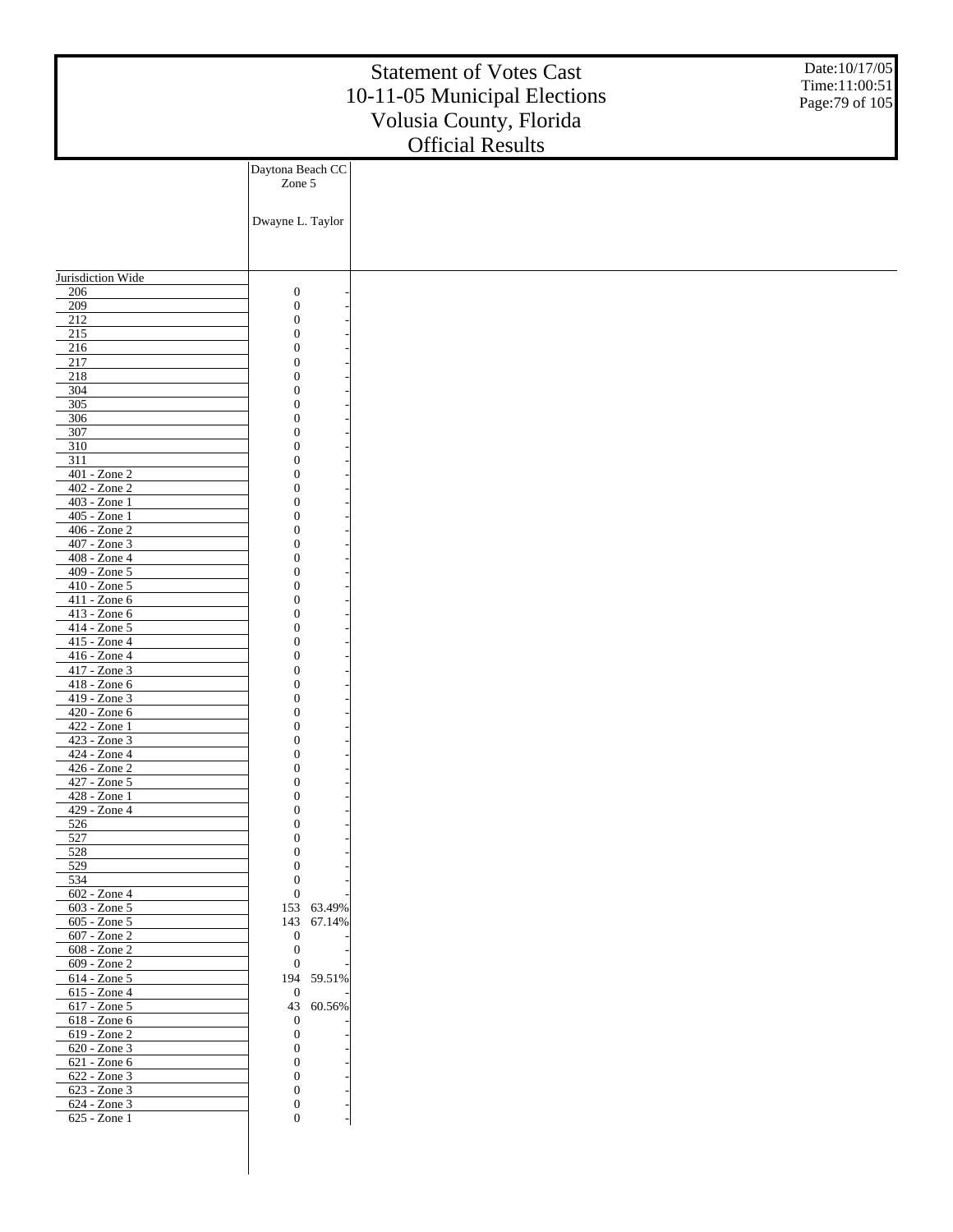# Statement of Votes Cast
# 10-11-05 Municipal Elections
# Volusia County, Florida
# Official Results

Date:10/17/05
Time:11:00:51

| | Daytona Beach CC Zone 5 | |
|---|---|---|
| | Dwayne L. Taylor | |
| Jurisdiction Wide | | |
| 206 | 0 | - |
| 209 | 0 | - |
| 212 | 0 | - |
| 215 | 0 | - |
| 216 | 0 | - |
| 217 | 0 | - |
| 218 | 0 | - |
| 304 | 0 | - |
| 305 | 0 | - |
| 306 | 0 | - |
| 307 | 0 | - |
| 310 | 0 | - |
| 311 | 0 | - |
| 401 - Zone 2 | 0 | - |
| 402 - Zone 2 | 0 | - |
| 403 - Zone 1 | 0 | - |
| 405 - Zone 1 | 0 | - |
| 406 - Zone 2 | 0 | - |
| 407 - Zone 3 | 0 | - |
| 408 - Zone 4 | 0 | - |
| 409 - Zone 5 | 0 | - |
| 410 - Zone 5 | 0 | - |
| 411 - Zone 6 | 0 | - |
| 413 - Zone 6 | 0 | - |
| 414 - Zone 5 | 0 | - |
| 415 - Zone 4 | 0 | - |
| 416 - Zone 4 | 0 | - |
| 417 - Zone 3 | 0 | - |
| 418 - Zone 6 | 0 | - |
| 419 - Zone 3 | 0 | - |
| 420 - Zone 6 | 0 | - |
| 422 - Zone 1 | 0 | - |
| 423 - Zone 3 | 0 | - |
| 424 - Zone 4 | 0 | - |
| 426 - Zone 2 | 0 | - |
| 427 - Zone 5 | 0 | - |
| 428 - Zone 1 | 0 | - |
| 429 - Zone 4 | 0 | - |
| 526 | 0 | - |
| 527 | 0 | - |
| 528 | 0 | - |
| 529 | 0 | - |
| 534 | 0 | - |
| 602 - Zone 4 | 0 | - |
| 603 - Zone 5 | 153 | 63.49% |
| 605 - Zone 5 | 143 | 67.14% |
| 607 - Zone 2 | 0 | - |
| 608 - Zone 2 | 0 | - |
| 609 - Zone 2 | 0 | - |
| 614 - Zone 5 | 194 | 59.51% |
| 615 - Zone 4 | 0 | - |
| 617 - Zone 5 | 43 | 60.56% |
| 618 - Zone 6 | 0 | - |
| 619 - Zone 2 | 0 | - |
| 620 - Zone 3 | 0 | - |
| 621 - Zone 6 | 0 | - |
| 622 - Zone 3 | 0 | - |
| 623 - Zone 3 | 0 | - |
| 624 - Zone 3 | 0 | - |
| 625 - Zone 1 | 0 | - |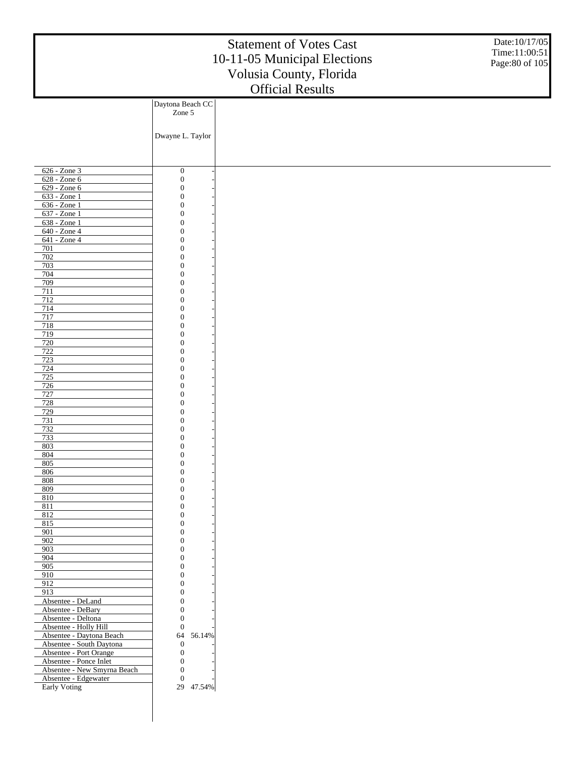# Statement of Votes Cast
# 10-11-05 Municipal Elections
# Volusia County, Florida
# Official Results

Date:10/17/05
Time:11:00:51

| | Daytona Beach CC Zone 5 | |
|---|---|---|
| | Dwayne L. Taylor | |
| 626 - Zone 3 | 0 | - |
| 628 - Zone 6 | 0 | - |
| 629 - Zone 6 | 0 | - |
| 633 - Zone 1 | 0 | - |
| 636 - Zone 1 | 0 | - |
| 637 - Zone 1 | 0 | - |
| 638 - Zone 1 | 0 | - |
| 640 - Zone 4 | 0 | - |
| 641 - Zone 4 | 0 | - |
| 701 | 0 | - |
| 702 | 0 | - |
| 703 | 0 | - |
| 704 | 0 | - |
| 709 | 0 | - |
| 711 | 0 | - |
| 712 | 0 | - |
| 714 | 0 | - |
| 717 | 0 | - |
| 718 | 0 | - |
| 719 | 0 | - |
| 720 | 0 | - |
| 722 | 0 | - |
| 723 | 0 | - |
| 724 | 0 | - |
| 725 | 0 | - |
| 726 | 0 | - |
| 727 | 0 | - |
| 728 | 0 | - |
| 729 | 0 | - |
| 731 | 0 | - |
| 732 | 0 | - |
| 733 | 0 | - |
| 803 | 0 | - |
| 804 | 0 | - |
| 805 | 0 | - |
| 806 | 0 | - |
| 808 | 0 | - |
| 809 | 0 | - |
| 810 | 0 | - |
| 811 | 0 | - |
| 812 | 0 | - |
| 815 | 0 | - |
| 901 | 0 | - |
| 902 | 0 | - |
| 903 | 0 | - |
| 904 | 0 | - |
| 905 | 0 | - |
| 910 | 0 | - |
| 912 | 0 | - |
| 913 | 0 | - |
| Absentee - DeLand | 0 | - |
| Absentee - DeBary | 0 | - |
| Absentee - Deltona | 0 | - |
| Absentee - Holly Hill | 0 | - |
| Absentee - Daytona Beach | 64 | 56.14% |
| Absentee - South Daytona | 0 | - |
| Absentee - Port Orange | 0 | - |
| Absentee - Ponce Inlet | 0 | - |
| Absentee - New Smyrna Beach | 0 | - |
| Absentee - Edgewater | 0 | - |
| Early Voting | 29 | 47.54% |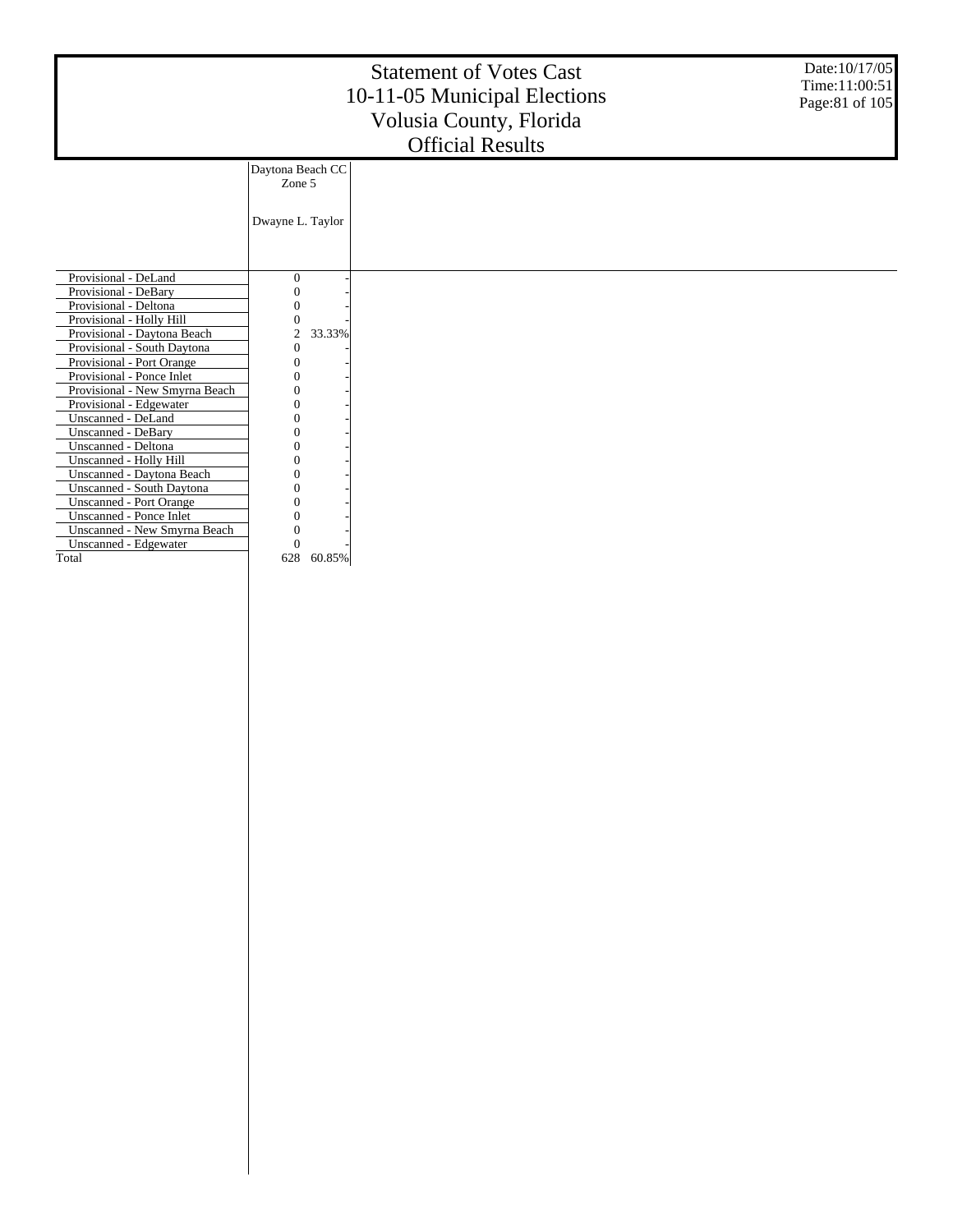# Statement of Votes Cast
## 10-11-05 Municipal Elections
## Volusia County, Florida
## Official Results

| | Daytona Beach CC Zone 5 | |
|---|---|---|
| | Dwayne L. Taylor | |
| Provisional - DeLand | 0 | - |
| Provisional - DeBary | 0 | - |
| Provisional - Deltona | 0 | - |
| Provisional - Holly Hill | 0 | - |
| Provisional - Daytona Beach | 2 | 33.33% |
| Provisional - South Daytona | 0 | - |
| Provisional - Port Orange | 0 | - |
| Provisional - Ponce Inlet | 0 | - |
| Provisional - New Smyrna Beach | 0 | - |
| Provisional - Edgewater | 0 | - |
| Unscanned - DeLand | 0 | - |
| Unscanned - DeBary | 0 | - |
| Unscanned - Deltona | 0 | - |
| Unscanned - Holly Hill | 0 | - |
| Unscanned - Daytona Beach | 0 | - |
| Unscanned - South Daytona | 0 | - |
| Unscanned - Port Orange | 0 | - |
| Unscanned - Ponce Inlet | 0 | - |
| Unscanned - New Smyrna Beach | 0 | - |
| Unscanned - Edgewater | 0 | - |
| Total | 628 | 60.85% |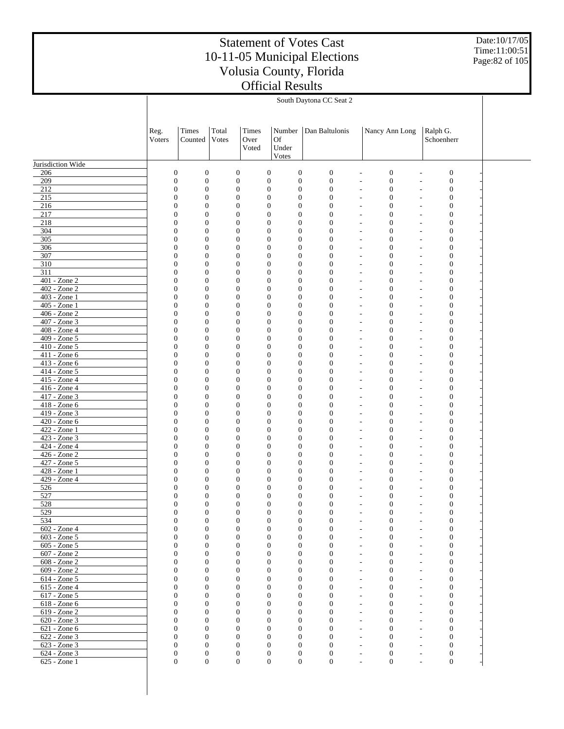# Statement of Votes Cast
# 10-11-05 Municipal Elections
# Volusia County, Florida
# Official Results

Date:10/17/05
Time:11:00:51

South Daytona CC Seat 2

| | Reg. Voters | Times Counted | Total Votes | Times Over Voted | Number Of Under Votes | Dan Baltulonis | | Nancy Ann Long | | Ralph G. Schoenherr | |
|---|---|---|---|---|---|---|---|---|---|---|---|
| Jurisdiction Wide | | | | | | | | | | | |
| 206 | 0 | 0 | 0 | 0 | 0 | 0 | - | 0 | - | 0 | - |
| 209 | 0 | 0 | 0 | 0 | 0 | 0 | - | 0 | - | 0 | - |
| 212 | 0 | 0 | 0 | 0 | 0 | 0 | - | 0 | - | 0 | - |
| 215 | 0 | 0 | 0 | 0 | 0 | 0 | - | 0 | - | 0 | - |
| 216 | 0 | 0 | 0 | 0 | 0 | 0 | - | 0 | - | 0 | - |
| 217 | 0 | 0 | 0 | 0 | 0 | 0 | - | 0 | - | 0 | - |
| 218 | 0 | 0 | 0 | 0 | 0 | 0 | - | 0 | - | 0 | - |
| 304 | 0 | 0 | 0 | 0 | 0 | 0 | - | 0 | - | 0 | - |
| 305 | 0 | 0 | 0 | 0 | 0 | 0 | - | 0 | - | 0 | - |
| 306 | 0 | 0 | 0 | 0 | 0 | 0 | - | 0 | - | 0 | - |
| 307 | 0 | 0 | 0 | 0 | 0 | 0 | - | 0 | - | 0 | - |
| 310 | 0 | 0 | 0 | 0 | 0 | 0 | - | 0 | - | 0 | - |
| 311 | 0 | 0 | 0 | 0 | 0 | 0 | - | 0 | - | 0 | - |
| 401 - Zone 2 | 0 | 0 | 0 | 0 | 0 | 0 | - | 0 | - | 0 | - |
| 402 - Zone 2 | 0 | 0 | 0 | 0 | 0 | 0 | - | 0 | - | 0 | - |
| 403 - Zone 1 | 0 | 0 | 0 | 0 | 0 | 0 | - | 0 | - | 0 | - |
| 405 - Zone 1 | 0 | 0 | 0 | 0 | 0 | 0 | - | 0 | - | 0 | - |
| 406 - Zone 2 | 0 | 0 | 0 | 0 | 0 | 0 | - | 0 | - | 0 | - |
| 407 - Zone 3 | 0 | 0 | 0 | 0 | 0 | 0 | - | 0 | - | 0 | - |
| 408 - Zone 4 | 0 | 0 | 0 | 0 | 0 | 0 | - | 0 | - | 0 | - |
| 409 - Zone 5 | 0 | 0 | 0 | 0 | 0 | 0 | - | 0 | - | 0 | - |
| 410 - Zone 5 | 0 | 0 | 0 | 0 | 0 | 0 | - | 0 | - | 0 | - |
| 411 - Zone 6 | 0 | 0 | 0 | 0 | 0 | 0 | - | 0 | - | 0 | - |
| 413 - Zone 6 | 0 | 0 | 0 | 0 | 0 | 0 | - | 0 | - | 0 | - |
| 414 - Zone 5 | 0 | 0 | 0 | 0 | 0 | 0 | - | 0 | - | 0 | - |
| 415 - Zone 4 | 0 | 0 | 0 | 0 | 0 | 0 | - | 0 | - | 0 | - |
| 416 - Zone 4 | 0 | 0 | 0 | 0 | 0 | 0 | - | 0 | - | 0 | - |
| 417 - Zone 3 | 0 | 0 | 0 | 0 | 0 | 0 | - | 0 | - | 0 | - |
| 418 - Zone 6 | 0 | 0 | 0 | 0 | 0 | 0 | - | 0 | - | 0 | - |
| 419 - Zone 3 | 0 | 0 | 0 | 0 | 0 | 0 | - | 0 | - | 0 | - |
| 420 - Zone 6 | 0 | 0 | 0 | 0 | 0 | 0 | - | 0 | - | 0 | - |
| 422 - Zone 1 | 0 | 0 | 0 | 0 | 0 | 0 | - | 0 | - | 0 | - |
| 423 - Zone 3 | 0 | 0 | 0 | 0 | 0 | 0 | - | 0 | - | 0 | - |
| 424 - Zone 4 | 0 | 0 | 0 | 0 | 0 | 0 | - | 0 | - | 0 | - |
| 426 - Zone 2 | 0 | 0 | 0 | 0 | 0 | 0 | - | 0 | - | 0 | - |
| 427 - Zone 5 | 0 | 0 | 0 | 0 | 0 | 0 | - | 0 | - | 0 | - |
| 428 - Zone 1 | 0 | 0 | 0 | 0 | 0 | 0 | - | 0 | - | 0 | - |
| 429 - Zone 4 | 0 | 0 | 0 | 0 | 0 | 0 | - | 0 | - | 0 | - |
| 526 | 0 | 0 | 0 | 0 | 0 | 0 | - | 0 | - | 0 | - |
| 527 | 0 | 0 | 0 | 0 | 0 | 0 | - | 0 | - | 0 | - |
| 528 | 0 | 0 | 0 | 0 | 0 | 0 | - | 0 | - | 0 | - |
| 529 | 0 | 0 | 0 | 0 | 0 | 0 | - | 0 | - | 0 | - |
| 534 | 0 | 0 | 0 | 0 | 0 | 0 | - | 0 | - | 0 | - |
| 602 - Zone 4 | 0 | 0 | 0 | 0 | 0 | 0 | - | 0 | - | 0 | - |
| 603 - Zone 5 | 0 | 0 | 0 | 0 | 0 | 0 | - | 0 | - | 0 | - |
| 605 - Zone 5 | 0 | 0 | 0 | 0 | 0 | 0 | - | 0 | - | 0 | - |
| 607 - Zone 2 | 0 | 0 | 0 | 0 | 0 | 0 | - | 0 | - | 0 | - |
| 608 - Zone 2 | 0 | 0 | 0 | 0 | 0 | 0 | - | 0 | - | 0 | - |
| 609 - Zone 2 | 0 | 0 | 0 | 0 | 0 | 0 | - | 0 | - | 0 | - |
| 614 - Zone 5 | 0 | 0 | 0 | 0 | 0 | 0 | - | 0 | - | 0 | - |
| 615 - Zone 4 | 0 | 0 | 0 | 0 | 0 | 0 | - | 0 | - | 0 | - |
| 617 - Zone 5 | 0 | 0 | 0 | 0 | 0 | 0 | - | 0 | - | 0 | - |
| 618 - Zone 6 | 0 | 0 | 0 | 0 | 0 | 0 | - | 0 | - | 0 | - |
| 619 - Zone 2 | 0 | 0 | 0 | 0 | 0 | 0 | - | 0 | - | 0 | - |
| 620 - Zone 3 | 0 | 0 | 0 | 0 | 0 | 0 | - | 0 | - | 0 | - |
| 621 - Zone 6 | 0 | 0 | 0 | 0 | 0 | 0 | - | 0 | - | 0 | - |
| 622 - Zone 3 | 0 | 0 | 0 | 0 | 0 | 0 | - | 0 | - | 0 | - |
| 623 - Zone 3 | 0 | 0 | 0 | 0 | 0 | 0 | - | 0 | - | 0 | - |
| 624 - Zone 3 | 0 | 0 | 0 | 0 | 0 | 0 | - | 0 | - | 0 | - |
| 625 - Zone 1 | 0 | 0 | 0 | 0 | 0 | 0 | - | 0 | - | 0 | - |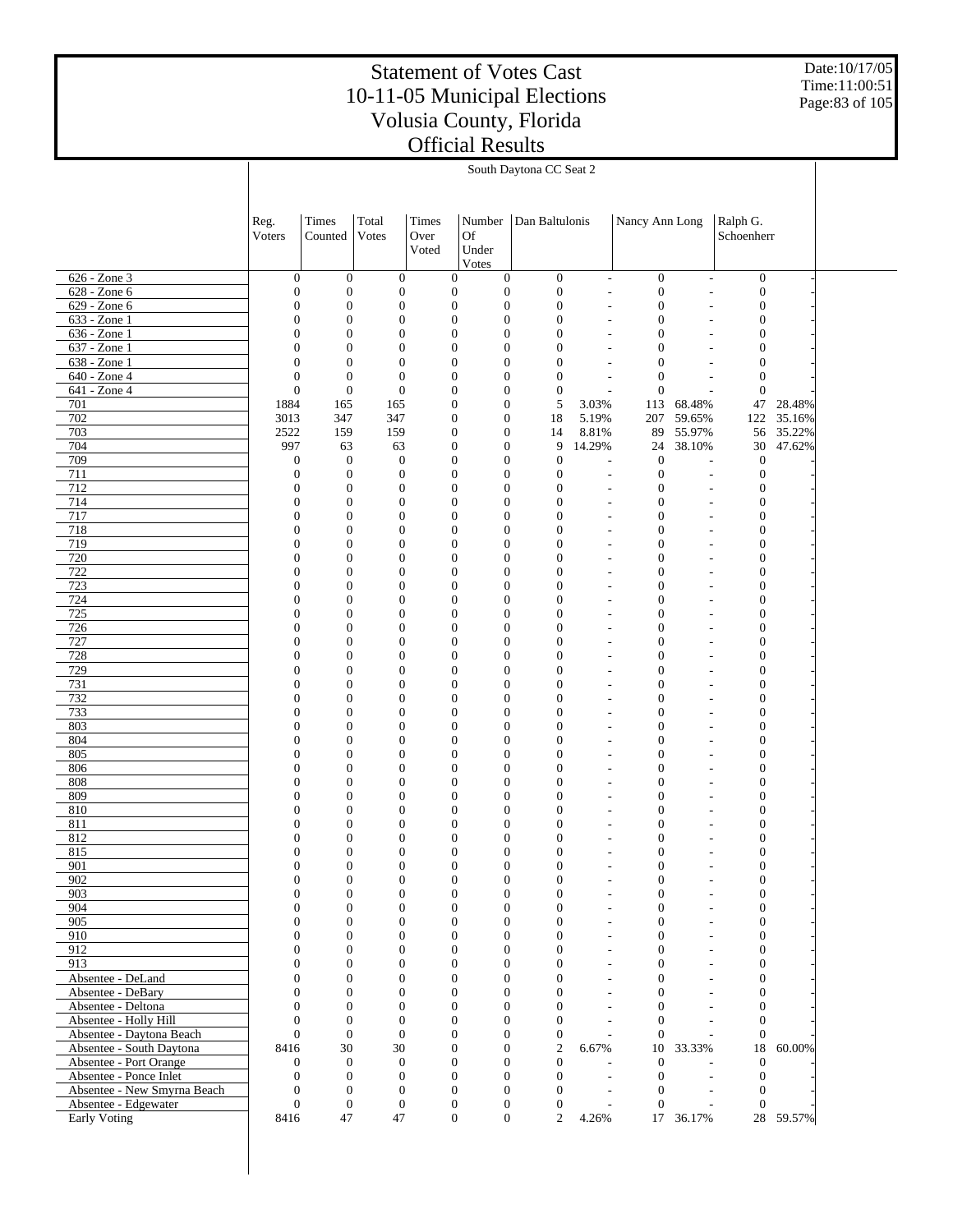# Statement of Votes Cast
# 10-11-05 Municipal Elections
# Volusia County, Florida
# Official Results

Date:10/17/05
Time:11:00:51

South Daytona CC Seat 2

| | Reg. Voters | Times Counted | Total Votes | Times Over Voted | Number Of Under Votes | Dan Baltulonis | | Nancy Ann Long | | Ralph G. Schoenherr | |
|---|---|---|---|---|---|---|---|---|---|---|---|
| 626 - Zone 3 | 0 | 0 | 0 | 0 | 0 | 0 | - | 0 | - | 0 | - |
| 628 - Zone 6 | 0 | 0 | 0 | 0 | 0 | 0 | - | 0 | - | 0 | - |
| 629 - Zone 6 | 0 | 0 | 0 | 0 | 0 | 0 | - | 0 | - | 0 | - |
| 633 - Zone 1 | 0 | 0 | 0 | 0 | 0 | 0 | - | 0 | - | 0 | - |
| 636 - Zone 1 | 0 | 0 | 0 | 0 | 0 | 0 | - | 0 | - | 0 | - |
| 637 - Zone 1 | 0 | 0 | 0 | 0 | 0 | 0 | - | 0 | - | 0 | - |
| 638 - Zone 1 | 0 | 0 | 0 | 0 | 0 | 0 | - | 0 | - | 0 | - |
| 640 - Zone 4 | 0 | 0 | 0 | 0 | 0 | 0 | - | 0 | - | 0 | - |
| 641 - Zone 4 | 0 | 0 | 0 | 0 | 0 | 0 | - | 0 | - | 0 | - |
| 701 | 1884 | 165 | 165 | 0 | 0 | 5 | 3.03% | 113 | 68.48% | 47 | 28.48% |
| 702 | 3013 | 347 | 347 | 0 | 0 | 18 | 5.19% | 207 | 59.65% | 122 | 35.16% |
| 703 | 2522 | 159 | 159 | 0 | 0 | 14 | 8.81% | 89 | 55.97% | 56 | 35.22% |
| 704 | 997 | 63 | 63 | 0 | 0 | 9 | 14.29% | 24 | 38.10% | 30 | 47.62% |
| 709 | 0 | 0 | 0 | 0 | 0 | 0 | - | 0 | - | 0 | - |
| 711 | 0 | 0 | 0 | 0 | 0 | 0 | - | 0 | - | 0 | - |
| 712 | 0 | 0 | 0 | 0 | 0 | 0 | - | 0 | - | 0 | - |
| 714 | 0 | 0 | 0 | 0 | 0 | 0 | - | 0 | - | 0 | - |
| 717 | 0 | 0 | 0 | 0 | 0 | 0 | - | 0 | - | 0 | - |
| 718 | 0 | 0 | 0 | 0 | 0 | 0 | - | 0 | - | 0 | - |
| 719 | 0 | 0 | 0 | 0 | 0 | 0 | - | 0 | - | 0 | - |
| 720 | 0 | 0 | 0 | 0 | 0 | 0 | - | 0 | - | 0 | - |
| 722 | 0 | 0 | 0 | 0 | 0 | 0 | - | 0 | - | 0 | - |
| 723 | 0 | 0 | 0 | 0 | 0 | 0 | - | 0 | - | 0 | - |
| 724 | 0 | 0 | 0 | 0 | 0 | 0 | - | 0 | - | 0 | - |
| 725 | 0 | 0 | 0 | 0 | 0 | 0 | - | 0 | - | 0 | - |
| 726 | 0 | 0 | 0 | 0 | 0 | 0 | - | 0 | - | 0 | - |
| 727 | 0 | 0 | 0 | 0 | 0 | 0 | - | 0 | - | 0 | - |
| 728 | 0 | 0 | 0 | 0 | 0 | 0 | - | 0 | - | 0 | - |
| 729 | 0 | 0 | 0 | 0 | 0 | 0 | - | 0 | - | 0 | - |
| 731 | 0 | 0 | 0 | 0 | 0 | 0 | - | 0 | - | 0 | - |
| 732 | 0 | 0 | 0 | 0 | 0 | 0 | - | 0 | - | 0 | - |
| 733 | 0 | 0 | 0 | 0 | 0 | 0 | - | 0 | - | 0 | - |
| 803 | 0 | 0 | 0 | 0 | 0 | 0 | - | 0 | - | 0 | - |
| 804 | 0 | 0 | 0 | 0 | 0 | 0 | - | 0 | - | 0 | - |
| 805 | 0 | 0 | 0 | 0 | 0 | 0 | - | 0 | - | 0 | - |
| 806 | 0 | 0 | 0 | 0 | 0 | 0 | - | 0 | - | 0 | - |
| 808 | 0 | 0 | 0 | 0 | 0 | 0 | - | 0 | - | 0 | - |
| 809 | 0 | 0 | 0 | 0 | 0 | 0 | - | 0 | - | 0 | - |
| 810 | 0 | 0 | 0 | 0 | 0 | 0 | - | 0 | - | 0 | - |
| 811 | 0 | 0 | 0 | 0 | 0 | 0 | - | 0 | - | 0 | - |
| 812 | 0 | 0 | 0 | 0 | 0 | 0 | - | 0 | - | 0 | - |
| 815 | 0 | 0 | 0 | 0 | 0 | 0 | - | 0 | - | 0 | - |
| 901 | 0 | 0 | 0 | 0 | 0 | 0 | - | 0 | - | 0 | - |
| 902 | 0 | 0 | 0 | 0 | 0 | 0 | - | 0 | - | 0 | - |
| 903 | 0 | 0 | 0 | 0 | 0 | 0 | - | 0 | - | 0 | - |
| 904 | 0 | 0 | 0 | 0 | 0 | 0 | - | 0 | - | 0 | - |
| 905 | 0 | 0 | 0 | 0 | 0 | 0 | - | 0 | - | 0 | - |
| 910 | 0 | 0 | 0 | 0 | 0 | 0 | - | 0 | - | 0 | - |
| 912 | 0 | 0 | 0 | 0 | 0 | 0 | - | 0 | - | 0 | - |
| 913 | 0 | 0 | 0 | 0 | 0 | 0 | - | 0 | - | 0 | - |
| Absentee - DeLand | 0 | 0 | 0 | 0 | 0 | 0 | - | 0 | - | 0 | - |
| Absentee - DeBary | 0 | 0 | 0 | 0 | 0 | 0 | - | 0 | - | 0 | - |
| Absentee - Deltona | 0 | 0 | 0 | 0 | 0 | 0 | - | 0 | - | 0 | - |
| Absentee - Holly Hill | 0 | 0 | 0 | 0 | 0 | 0 | - | 0 | - | 0 | - |
| Absentee - Daytona Beach | 0 | 0 | 0 | 0 | 0 | 0 | - | 0 | - | 0 | - |
| Absentee - South Daytona | 8416 | 30 | 30 | 0 | 0 | 2 | 6.67% | 10 | 33.33% | 18 | 60.00% |
| Absentee - Port Orange | 0 | 0 | 0 | 0 | 0 | 0 | - | 0 | - | 0 | - |
| Absentee - Ponce Inlet | 0 | 0 | 0 | 0 | 0 | 0 | - | 0 | - | 0 | - |
| Absentee - New Smyrna Beach | 0 | 0 | 0 | 0 | 0 | 0 | - | 0 | - | 0 | - |
| Absentee - Edgewater | 0 | 0 | 0 | 0 | 0 | 0 | - | 0 | - | 0 | - |
| Early Voting | 8416 | 47 | 47 | 0 | 0 | 2 | 4.26% | 17 | 36.17% | 28 | 59.57% |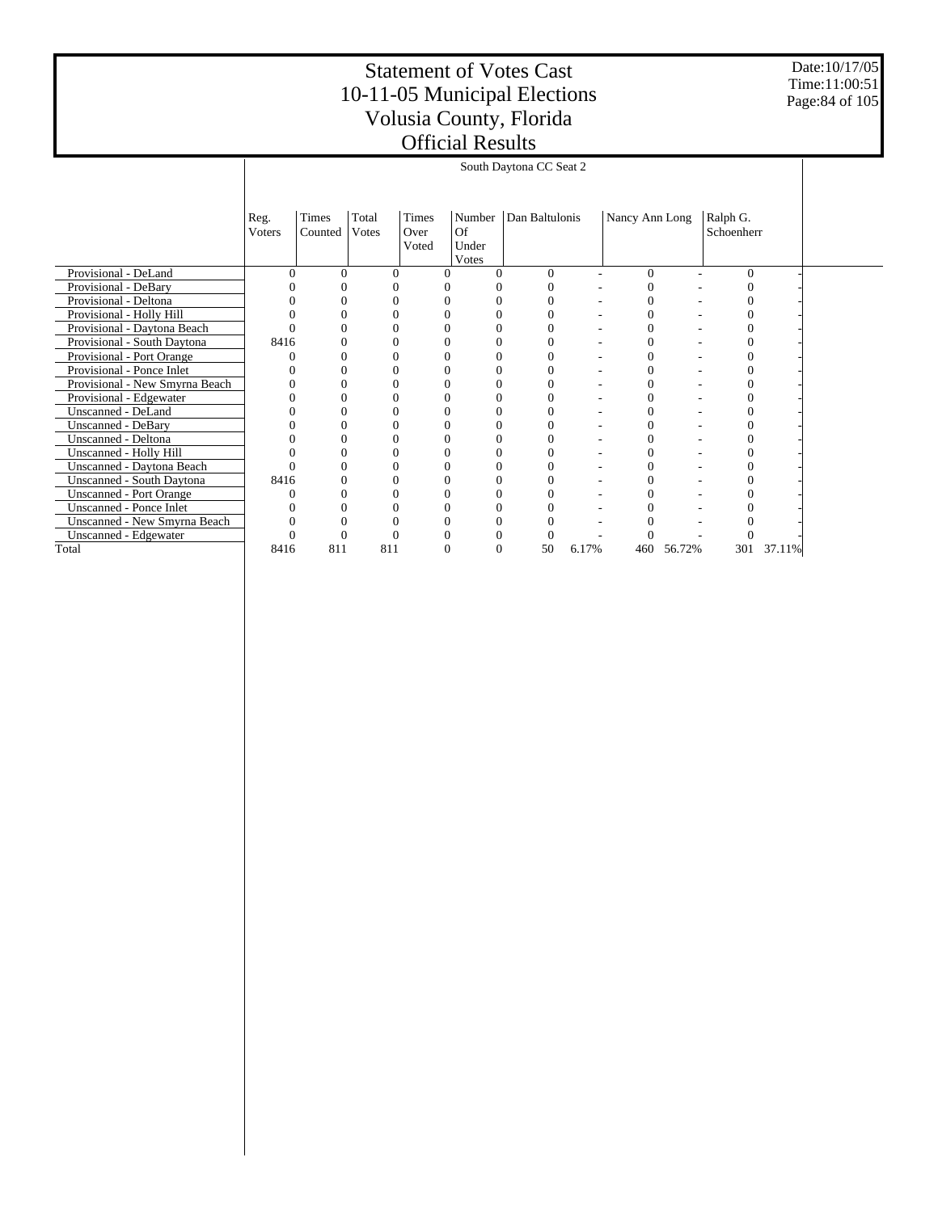# Statement of Votes Cast
# 10-11-05 Municipal Elections
# Volusia County, Florida
# Official Results

Date:10/17/05
Time:11:00:51

| | South Daytona CC Seat 2 | | | | | | | | | | |
|---|---|---|---|---|---|---|---|---|---|---|---|
| | Reg. Voters | Times Counted | Total Votes | Times Over Voted | Number Of Under Votes | Dan Baltulonis | | Nancy Ann Long | | Ralph G. Schoenherr | |
| Provisional - DeLand | 0 | 0 | 0 | 0 | 0 | 0 | - | 0 | - | 0 | - |
| Provisional - DeBary | 0 | 0 | 0 | 0 | 0 | 0 | - | 0 | - | 0 | - |
| Provisional - Deltona | 0 | 0 | 0 | 0 | 0 | 0 | - | 0 | - | 0 | - |
| Provisional - Holly Hill | 0 | 0 | 0 | 0 | 0 | 0 | - | 0 | - | 0 | - |
| Provisional - Daytona Beach | 0 | 0 | 0 | 0 | 0 | 0 | - | 0 | - | 0 | - |
| Provisional - South Daytona | 8416 | 0 | 0 | 0 | 0 | 0 | - | 0 | - | 0 | - |
| Provisional - Port Orange | 0 | 0 | 0 | 0 | 0 | 0 | - | 0 | - | 0 | - |
| Provisional - Ponce Inlet | 0 | 0 | 0 | 0 | 0 | 0 | - | 0 | - | 0 | - |
| Provisional - New Smyrna Beach | 0 | 0 | 0 | 0 | 0 | 0 | - | 0 | - | 0 | - |
| Provisional - Edgewater | 0 | 0 | 0 | 0 | 0 | 0 | - | 0 | - | 0 | - |
| Unscanned - DeLand | 0 | 0 | 0 | 0 | 0 | 0 | - | 0 | - | 0 | - |
| Unscanned - DeBary | 0 | 0 | 0 | 0 | 0 | 0 | - | 0 | - | 0 | - |
| Unscanned - Deltona | 0 | 0 | 0 | 0 | 0 | 0 | - | 0 | - | 0 | - |
| Unscanned - Holly Hill | 0 | 0 | 0 | 0 | 0 | 0 | - | 0 | - | 0 | - |
| Unscanned - Daytona Beach | 0 | 0 | 0 | 0 | 0 | 0 | - | 0 | - | 0 | - |
| Unscanned - South Daytona | 8416 | 0 | 0 | 0 | 0 | 0 | - | 0 | - | 0 | - |
| Unscanned - Port Orange | 0 | 0 | 0 | 0 | 0 | 0 | - | 0 | - | 0 | - |
| Unscanned - Ponce Inlet | 0 | 0 | 0 | 0 | 0 | 0 | - | 0 | - | 0 | - |
| Unscanned - New Smyrna Beach | 0 | 0 | 0 | 0 | 0 | 0 | - | 0 | - | 0 | - |
| Unscanned - Edgewater | 0 | 0 | 0 | 0 | 0 | 0 | - | 0 | - | 0 | - |
| Total | 8416 | 811 | 811 | 0 | 0 | 50 | 6.17% | 460 | 56.72% | 301 | 37.11% |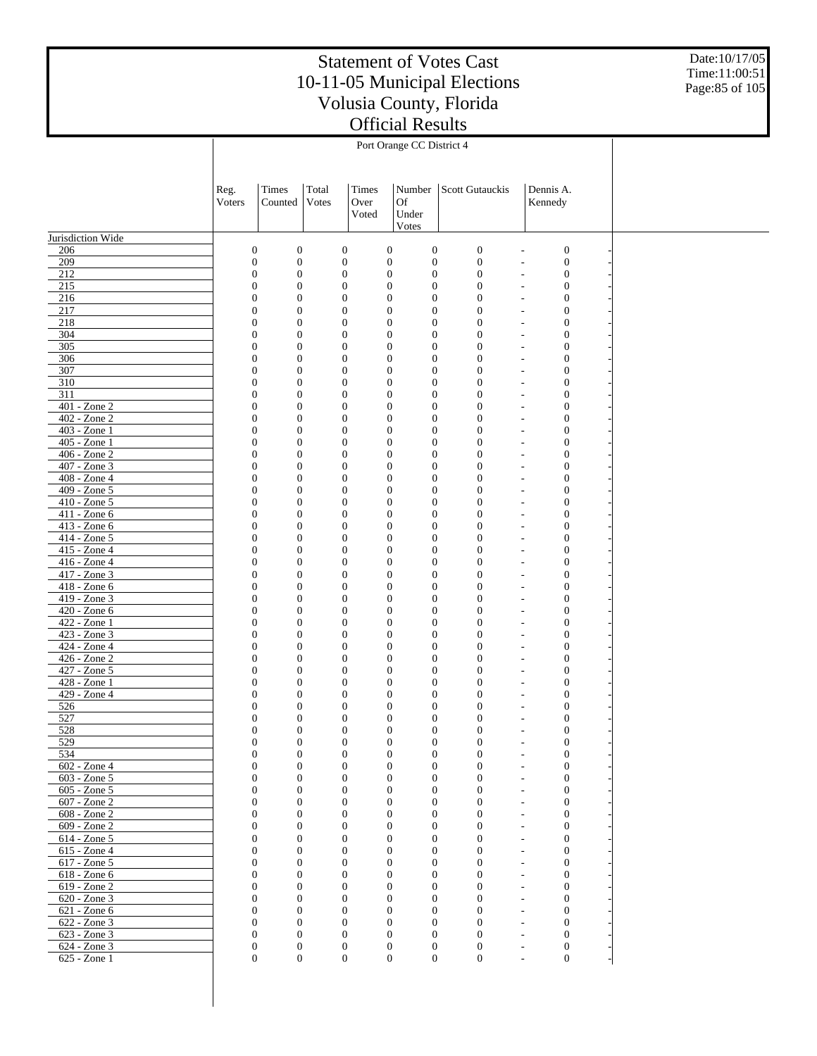# Statement of Votes Cast
# 10-11-05 Municipal Elections
# Volusia County, Florida
# Official Results

Date:10/17/05
Time:11:00:51

| | Port Orange CC District 4 | | | | | | | | |
|---|---|---|---|---|---|---|---|---|---|
| | Reg. Voters | Times Counted | Total Votes | Times Over Voted | Number Of Under Votes | Scott Gutauckis | | Dennis A. Kennedy | |
| Jurisdiction Wide | | | | | | | | | |
| 206 | 0 | 0 | 0 | 0 | 0 | 0 | - | 0 | - |
| 209 | 0 | 0 | 0 | 0 | 0 | 0 | - | 0 | - |
| 212 | 0 | 0 | 0 | 0 | 0 | 0 | - | 0 | - |
| 215 | 0 | 0 | 0 | 0 | 0 | 0 | - | 0 | - |
| 216 | 0 | 0 | 0 | 0 | 0 | 0 | - | 0 | - |
| 217 | 0 | 0 | 0 | 0 | 0 | 0 | - | 0 | - |
| 218 | 0 | 0 | 0 | 0 | 0 | 0 | - | 0 | - |
| 304 | 0 | 0 | 0 | 0 | 0 | 0 | - | 0 | - |
| 305 | 0 | 0 | 0 | 0 | 0 | 0 | - | 0 | - |
| 306 | 0 | 0 | 0 | 0 | 0 | 0 | - | 0 | - |
| 307 | 0 | 0 | 0 | 0 | 0 | 0 | - | 0 | - |
| 310 | 0 | 0 | 0 | 0 | 0 | 0 | - | 0 | - |
| 311 | 0 | 0 | 0 | 0 | 0 | 0 | - | 0 | - |
| 401 - Zone 2 | 0 | 0 | 0 | 0 | 0 | 0 | - | 0 | - |
| 402 - Zone 2 | 0 | 0 | 0 | 0 | 0 | 0 | - | 0 | - |
| 403 - Zone 1 | 0 | 0 | 0 | 0 | 0 | 0 | - | 0 | - |
| 405 - Zone 1 | 0 | 0 | 0 | 0 | 0 | 0 | - | 0 | - |
| 406 - Zone 2 | 0 | 0 | 0 | 0 | 0 | 0 | - | 0 | - |
| 407 - Zone 3 | 0 | 0 | 0 | 0 | 0 | 0 | - | 0 | - |
| 408 - Zone 4 | 0 | 0 | 0 | 0 | 0 | 0 | - | 0 | - |
| 409 - Zone 5 | 0 | 0 | 0 | 0 | 0 | 0 | - | 0 | - |
| 410 - Zone 5 | 0 | 0 | 0 | 0 | 0 | 0 | - | 0 | - |
| 411 - Zone 6 | 0 | 0 | 0 | 0 | 0 | 0 | - | 0 | - |
| 413 - Zone 6 | 0 | 0 | 0 | 0 | 0 | 0 | - | 0 | - |
| 414 - Zone 5 | 0 | 0 | 0 | 0 | 0 | 0 | - | 0 | - |
| 415 - Zone 4 | 0 | 0 | 0 | 0 | 0 | 0 | - | 0 | - |
| 416 - Zone 4 | 0 | 0 | 0 | 0 | 0 | 0 | - | 0 | - |
| 417 - Zone 3 | 0 | 0 | 0 | 0 | 0 | 0 | - | 0 | - |
| 418 - Zone 6 | 0 | 0 | 0 | 0 | 0 | 0 | - | 0 | - |
| 419 - Zone 3 | 0 | 0 | 0 | 0 | 0 | 0 | - | 0 | - |
| 420 - Zone 6 | 0 | 0 | 0 | 0 | 0 | 0 | - | 0 | - |
| 422 - Zone 1 | 0 | 0 | 0 | 0 | 0 | 0 | - | 0 | - |
| 423 - Zone 3 | 0 | 0 | 0 | 0 | 0 | 0 | - | 0 | - |
| 424 - Zone 4 | 0 | 0 | 0 | 0 | 0 | 0 | - | 0 | - |
| 426 - Zone 2 | 0 | 0 | 0 | 0 | 0 | 0 | - | 0 | - |
| 427 - Zone 5 | 0 | 0 | 0 | 0 | 0 | 0 | - | 0 | - |
| 428 - Zone 1 | 0 | 0 | 0 | 0 | 0 | 0 | - | 0 | - |
| 429 - Zone 4 | 0 | 0 | 0 | 0 | 0 | 0 | - | 0 | - |
| 526 | 0 | 0 | 0 | 0 | 0 | 0 | - | 0 | - |
| 527 | 0 | 0 | 0 | 0 | 0 | 0 | - | 0 | - |
| 528 | 0 | 0 | 0 | 0 | 0 | 0 | - | 0 | - |
| 529 | 0 | 0 | 0 | 0 | 0 | 0 | - | 0 | - |
| 534 | 0 | 0 | 0 | 0 | 0 | 0 | - | 0 | - |
| 602 - Zone 4 | 0 | 0 | 0 | 0 | 0 | 0 | - | 0 | - |
| 603 - Zone 5 | 0 | 0 | 0 | 0 | 0 | 0 | - | 0 | - |
| 605 - Zone 5 | 0 | 0 | 0 | 0 | 0 | 0 | - | 0 | - |
| 607 - Zone 2 | 0 | 0 | 0 | 0 | 0 | 0 | - | 0 | - |
| 608 - Zone 2 | 0 | 0 | 0 | 0 | 0 | 0 | - | 0 | - |
| 609 - Zone 2 | 0 | 0 | 0 | 0 | 0 | 0 | - | 0 | - |
| 614 - Zone 5 | 0 | 0 | 0 | 0 | 0 | 0 | - | 0 | - |
| 615 - Zone 4 | 0 | 0 | 0 | 0 | 0 | 0 | - | 0 | - |
| 617 - Zone 5 | 0 | 0 | 0 | 0 | 0 | 0 | - | 0 | - |
| 618 - Zone 6 | 0 | 0 | 0 | 0 | 0 | 0 | - | 0 | - |
| 619 - Zone 2 | 0 | 0 | 0 | 0 | 0 | 0 | - | 0 | - |
| 620 - Zone 3 | 0 | 0 | 0 | 0 | 0 | 0 | - | 0 | - |
| 621 - Zone 6 | 0 | 0 | 0 | 0 | 0 | 0 | - | 0 | - |
| 622 - Zone 3 | 0 | 0 | 0 | 0 | 0 | 0 | - | 0 | - |
| 623 - Zone 3 | 0 | 0 | 0 | 0 | 0 | 0 | - | 0 | - |
| 624 - Zone 3 | 0 | 0 | 0 | 0 | 0 | 0 | - | 0 | - |
| 625 - Zone 1 | 0 | 0 | 0 | 0 | 0 | 0 | - | 0 | - |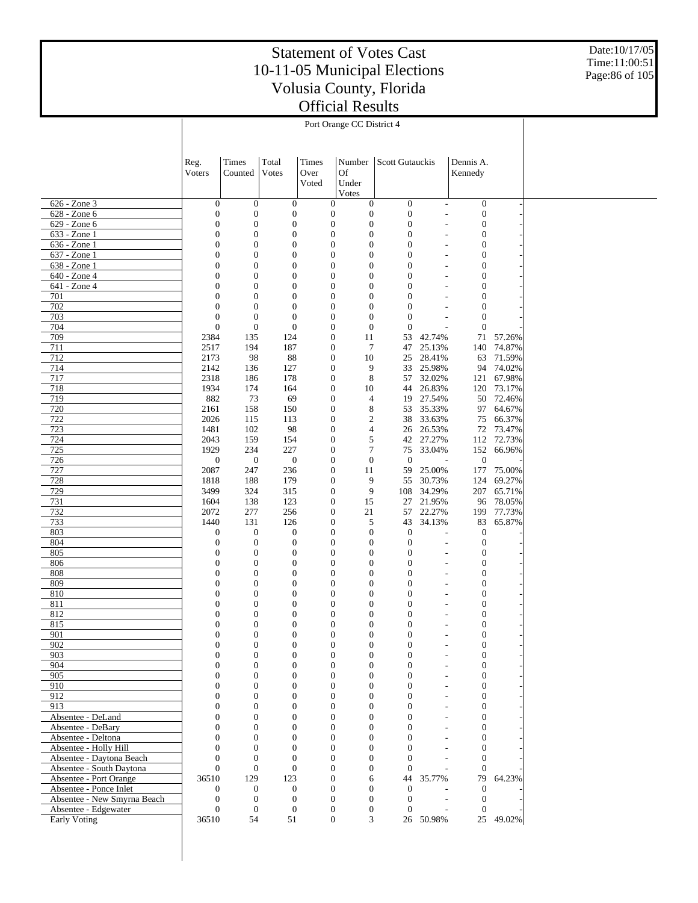# Statement of Votes Cast
# 10-11-05 Municipal Elections
# Volusia County, Florida
# Official Results

Date:10/17/05
Time:11:00:51

## Port Orange CC District 4

| | Reg. Voters | Times Counted | Total Votes | Times Over Voted | Number Of Under Votes | Scott Gutauckis | | Dennis A. Kennedy | |
|---|---|---|---|---|---|---|---|---|---|
| 626 - Zone 3 | 0 | 0 | 0 | 0 | 0 | 0 | - | 0 | - |
| 628 - Zone 6 | 0 | 0 | 0 | 0 | 0 | 0 | - | 0 | - |
| 629 - Zone 6 | 0 | 0 | 0 | 0 | 0 | 0 | - | 0 | - |
| 633 - Zone 1 | 0 | 0 | 0 | 0 | 0 | 0 | - | 0 | - |
| 636 - Zone 1 | 0 | 0 | 0 | 0 | 0 | 0 | - | 0 | - |
| 637 - Zone 1 | 0 | 0 | 0 | 0 | 0 | 0 | - | 0 | - |
| 638 - Zone 1 | 0 | 0 | 0 | 0 | 0 | 0 | - | 0 | - |
| 640 - Zone 4 | 0 | 0 | 0 | 0 | 0 | 0 | - | 0 | - |
| 641 - Zone 4 | 0 | 0 | 0 | 0 | 0 | 0 | - | 0 | - |
| 701 | 0 | 0 | 0 | 0 | 0 | 0 | - | 0 | - |
| 702 | 0 | 0 | 0 | 0 | 0 | 0 | - | 0 | - |
| 703 | 0 | 0 | 0 | 0 | 0 | 0 | - | 0 | - |
| 704 | 0 | 0 | 0 | 0 | 0 | 0 | - | 0 | - |
| 709 | 2384 | 135 | 124 | 0 | 11 | 53 | 42.74% | 71 | 57.26% |
| 711 | 2517 | 194 | 187 | 0 | 7 | 47 | 25.13% | 140 | 74.87% |
| 712 | 2173 | 98 | 88 | 0 | 10 | 25 | 28.41% | 63 | 71.59% |
| 714 | 2142 | 136 | 127 | 0 | 9 | 33 | 25.98% | 94 | 74.02% |
| 717 | 2318 | 186 | 178 | 0 | 8 | 57 | 32.02% | 121 | 67.98% |
| 718 | 1934 | 174 | 164 | 0 | 10 | 44 | 26.83% | 120 | 73.17% |
| 719 | 882 | 73 | 69 | 0 | 4 | 19 | 27.54% | 50 | 72.46% |
| 720 | 2161 | 158 | 150 | 0 | 8 | 53 | 35.33% | 97 | 64.67% |
| 722 | 2026 | 115 | 113 | 0 | 2 | 38 | 33.63% | 75 | 66.37% |
| 723 | 1481 | 102 | 98 | 0 | 4 | 26 | 26.53% | 72 | 73.47% |
| 724 | 2043 | 159 | 154 | 0 | 5 | 42 | 27.27% | 112 | 72.73% |
| 725 | 1929 | 234 | 227 | 0 | 7 | 75 | 33.04% | 152 | 66.96% |
| 726 | 0 | 0 | 0 | 0 | 0 | 0 | - | 0 | - |
| 727 | 2087 | 247 | 236 | 0 | 11 | 59 | 25.00% | 177 | 75.00% |
| 728 | 1818 | 188 | 179 | 0 | 9 | 55 | 30.73% | 124 | 69.27% |
| 729 | 3499 | 324 | 315 | 0 | 9 | 108 | 34.29% | 207 | 65.71% |
| 731 | 1604 | 138 | 123 | 0 | 15 | 27 | 21.95% | 96 | 78.05% |
| 732 | 2072 | 277 | 256 | 0 | 21 | 57 | 22.27% | 199 | 77.73% |
| 733 | 1440 | 131 | 126 | 0 | 5 | 43 | 34.13% | 83 | 65.87% |
| 803 | 0 | 0 | 0 | 0 | 0 | 0 | - | 0 | - |
| 804 | 0 | 0 | 0 | 0 | 0 | 0 | - | 0 | - |
| 805 | 0 | 0 | 0 | 0 | 0 | 0 | - | 0 | - |
| 806 | 0 | 0 | 0 | 0 | 0 | 0 | - | 0 | - |
| 808 | 0 | 0 | 0 | 0 | 0 | 0 | - | 0 | - |
| 809 | 0 | 0 | 0 | 0 | 0 | 0 | - | 0 | - |
| 810 | 0 | 0 | 0 | 0 | 0 | 0 | - | 0 | - |
| 811 | 0 | 0 | 0 | 0 | 0 | 0 | - | 0 | - |
| 812 | 0 | 0 | 0 | 0 | 0 | 0 | - | 0 | - |
| 815 | 0 | 0 | 0 | 0 | 0 | 0 | - | 0 | - |
| 901 | 0 | 0 | 0 | 0 | 0 | 0 | - | 0 | - |
| 902 | 0 | 0 | 0 | 0 | 0 | 0 | - | 0 | - |
| 903 | 0 | 0 | 0 | 0 | 0 | 0 | - | 0 | - |
| 904 | 0 | 0 | 0 | 0 | 0 | 0 | - | 0 | - |
| 905 | 0 | 0 | 0 | 0 | 0 | 0 | - | 0 | - |
| 910 | 0 | 0 | 0 | 0 | 0 | 0 | - | 0 | - |
| 912 | 0 | 0 | 0 | 0 | 0 | 0 | - | 0 | - |
| 913 | 0 | 0 | 0 | 0 | 0 | 0 | - | 0 | - |
| Absentee - DeLand | 0 | 0 | 0 | 0 | 0 | 0 | - | 0 | - |
| Absentee - DeBary | 0 | 0 | 0 | 0 | 0 | 0 | - | 0 | - |
| Absentee - Deltona | 0 | 0 | 0 | 0 | 0 | 0 | - | 0 | - |
| Absentee - Holly Hill | 0 | 0 | 0 | 0 | 0 | 0 | - | 0 | - |
| Absentee - Daytona Beach | 0 | 0 | 0 | 0 | 0 | 0 | - | 0 | - |
| Absentee - South Daytona | 0 | 0 | 0 | 0 | 0 | 0 | - | 0 | - |
| Absentee - Port Orange | 36510 | 129 | 123 | 0 | 6 | 44 | 35.77% | 79 | 64.23% |
| Absentee - Ponce Inlet | 0 | 0 | 0 | 0 | 0 | 0 | - | 0 | - |
| Absentee - New Smyrna Beach | 0 | 0 | 0 | 0 | 0 | 0 | - | 0 | - |
| Absentee - Edgewater | 0 | 0 | 0 | 0 | 0 | 0 | - | 0 | - |
| Early Voting | 36510 | 54 | 51 | 0 | 3 | 26 | 50.98% | 25 | 49.02% |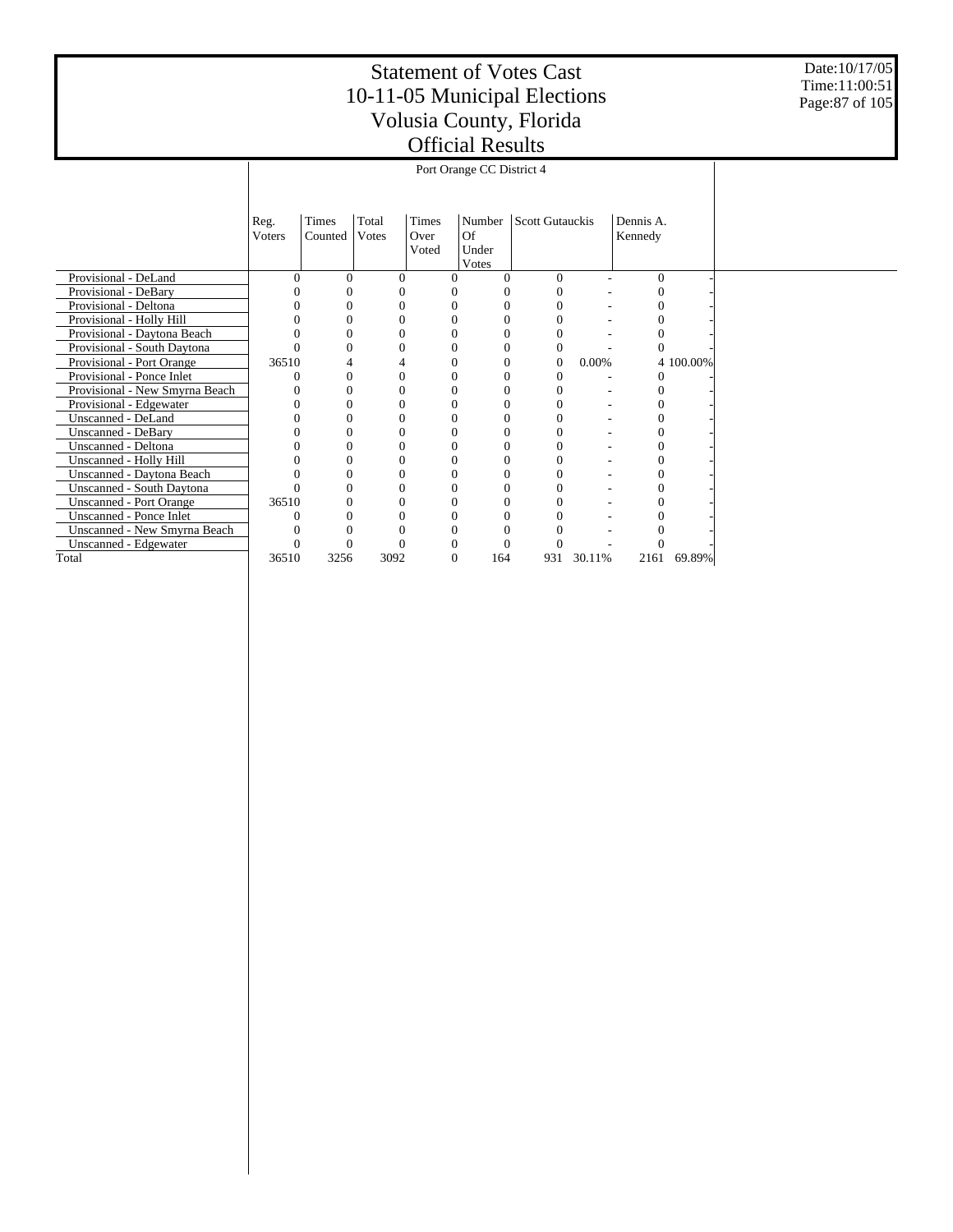# Statement of Votes Cast
# 10-11-05 Municipal Elections
# Volusia County, Florida
# Official Results

Date:10/17/05
Time:11:00:51

| | Port Orange CC District 4 | | | | | | | | |
|---|---|---|---|---|---|---|---|---|---|
| | Reg. Voters | Times Counted | Total Votes | Times Over Voted | Number Of Under Votes | Scott Gutauckis | | Dennis A. Kennedy | |
| Provisional - DeLand | 0 | 0 | 0 | 0 | 0 | 0 | - | 0 | - |
| Provisional - DeBary | 0 | 0 | 0 | 0 | 0 | 0 | - | 0 | - |
| Provisional - Deltona | 0 | 0 | 0 | 0 | 0 | 0 | - | 0 | - |
| Provisional - Holly Hill | 0 | 0 | 0 | 0 | 0 | 0 | - | 0 | - |
| Provisional - Daytona Beach | 0 | 0 | 0 | 0 | 0 | 0 | - | 0 | - |
| Provisional - South Daytona | 0 | 0 | 0 | 0 | 0 | 0 | - | 0 | - |
| Provisional - Port Orange | 36510 | 4 | 4 | 0 | 0 | 0 | 0.00% | 4 | 100.00% |
| Provisional - Ponce Inlet | 0 | 0 | 0 | 0 | 0 | 0 | - | 0 | - |
| Provisional - New Smyrna Beach | 0 | 0 | 0 | 0 | 0 | 0 | - | 0 | - |
| Provisional - Edgewater | 0 | 0 | 0 | 0 | 0 | 0 | - | 0 | - |
| Unscanned - DeLand | 0 | 0 | 0 | 0 | 0 | 0 | - | 0 | - |
| Unscanned - DeBary | 0 | 0 | 0 | 0 | 0 | 0 | - | 0 | - |
| Unscanned - Deltona | 0 | 0 | 0 | 0 | 0 | 0 | - | 0 | - |
| Unscanned - Holly Hill | 0 | 0 | 0 | 0 | 0 | 0 | - | 0 | - |
| Unscanned - Daytona Beach | 0 | 0 | 0 | 0 | 0 | 0 | - | 0 | - |
| Unscanned - South Daytona | 0 | 0 | 0 | 0 | 0 | 0 | - | 0 | - |
| Unscanned - Port Orange | 36510 | 0 | 0 | 0 | 0 | 0 | - | 0 | - |
| Unscanned - Ponce Inlet | 0 | 0 | 0 | 0 | 0 | 0 | - | 0 | - |
| Unscanned - New Smyrna Beach | 0 | 0 | 0 | 0 | 0 | 0 | - | 0 | - |
| Unscanned - Edgewater | 0 | 0 | 0 | 0 | 0 | 0 | - | 0 | - |
| Total | 36510 | 3256 | 3092 | 0 | 164 | 931 | 30.11% | 2161 | 69.89% |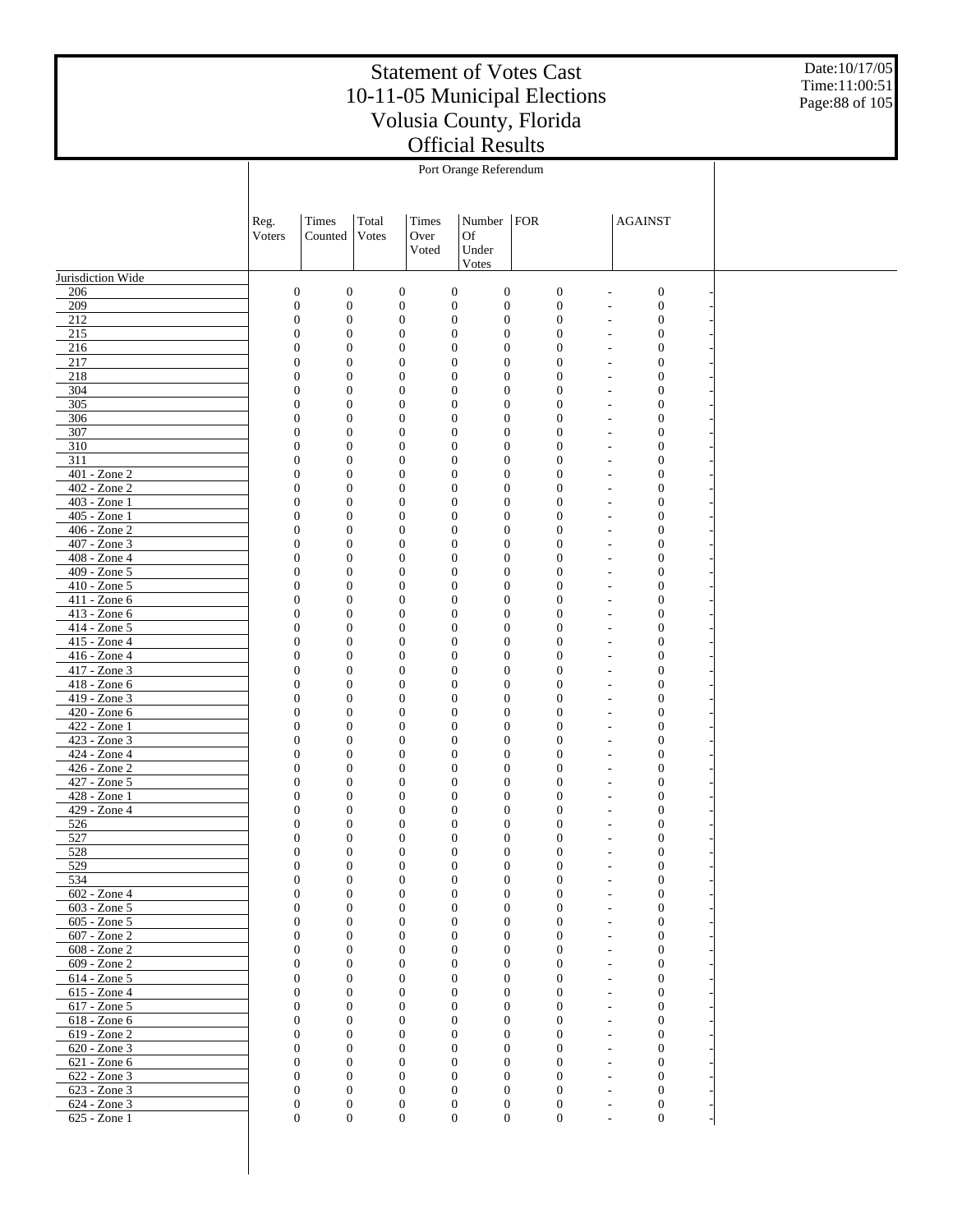# Statement of Votes Cast
# 10-11-05 Municipal Elections
# Volusia County, Florida
# Official Results

Date:10/17/05
Time:11:00:51

Port Orange Referendum

| | Reg. Voters | Times Counted | Total Votes | Times Over Voted | Number Of Under Votes | FOR | | AGAINST | |
|---|---|---|---|---|---|---|---|---|---|
| Jurisdiction Wide | | | | | | | | | |
| 206 | 0 | 0 | 0 | 0 | 0 | 0 | - | 0 | - |
| 209 | 0 | 0 | 0 | 0 | 0 | 0 | - | 0 | - |
| 212 | 0 | 0 | 0 | 0 | 0 | 0 | - | 0 | - |
| 215 | 0 | 0 | 0 | 0 | 0 | 0 | - | 0 | - |
| 216 | 0 | 0 | 0 | 0 | 0 | 0 | - | 0 | - |
| 217 | 0 | 0 | 0 | 0 | 0 | 0 | - | 0 | - |
| 218 | 0 | 0 | 0 | 0 | 0 | 0 | - | 0 | - |
| 304 | 0 | 0 | 0 | 0 | 0 | 0 | - | 0 | - |
| 305 | 0 | 0 | 0 | 0 | 0 | 0 | - | 0 | - |
| 306 | 0 | 0 | 0 | 0 | 0 | 0 | - | 0 | - |
| 307 | 0 | 0 | 0 | 0 | 0 | 0 | - | 0 | - |
| 310 | 0 | 0 | 0 | 0 | 0 | 0 | - | 0 | - |
| 311 | 0 | 0 | 0 | 0 | 0 | 0 | - | 0 | - |
| 401 - Zone 2 | 0 | 0 | 0 | 0 | 0 | 0 | - | 0 | - |
| 402 - Zone 2 | 0 | 0 | 0 | 0 | 0 | 0 | - | 0 | - |
| 403 - Zone 1 | 0 | 0 | 0 | 0 | 0 | 0 | - | 0 | - |
| 405 - Zone 1 | 0 | 0 | 0 | 0 | 0 | 0 | - | 0 | - |
| 406 - Zone 2 | 0 | 0 | 0 | 0 | 0 | 0 | - | 0 | - |
| 407 - Zone 3 | 0 | 0 | 0 | 0 | 0 | 0 | - | 0 | - |
| 408 - Zone 4 | 0 | 0 | 0 | 0 | 0 | 0 | - | 0 | - |
| 409 - Zone 5 | 0 | 0 | 0 | 0 | 0 | 0 | - | 0 | - |
| 410 - Zone 5 | 0 | 0 | 0 | 0 | 0 | 0 | - | 0 | - |
| 411 - Zone 6 | 0 | 0 | 0 | 0 | 0 | 0 | - | 0 | - |
| 413 - Zone 6 | 0 | 0 | 0 | 0 | 0 | 0 | - | 0 | - |
| 414 - Zone 5 | 0 | 0 | 0 | 0 | 0 | 0 | - | 0 | - |
| 415 - Zone 4 | 0 | 0 | 0 | 0 | 0 | 0 | - | 0 | - |
| 416 - Zone 4 | 0 | 0 | 0 | 0 | 0 | 0 | - | 0 | - |
| 417 - Zone 3 | 0 | 0 | 0 | 0 | 0 | 0 | - | 0 | - |
| 418 - Zone 6 | 0 | 0 | 0 | 0 | 0 | 0 | - | 0 | - |
| 419 - Zone 3 | 0 | 0 | 0 | 0 | 0 | 0 | - | 0 | - |
| 420 - Zone 6 | 0 | 0 | 0 | 0 | 0 | 0 | - | 0 | - |
| 422 - Zone 1 | 0 | 0 | 0 | 0 | 0 | 0 | - | 0 | - |
| 423 - Zone 3 | 0 | 0 | 0 | 0 | 0 | 0 | - | 0 | - |
| 424 - Zone 4 | 0 | 0 | 0 | 0 | 0 | 0 | - | 0 | - |
| 426 - Zone 2 | 0 | 0 | 0 | 0 | 0 | 0 | - | 0 | - |
| 427 - Zone 5 | 0 | 0 | 0 | 0 | 0 | 0 | - | 0 | - |
| 428 - Zone 1 | 0 | 0 | 0 | 0 | 0 | 0 | - | 0 | - |
| 429 - Zone 4 | 0 | 0 | 0 | 0 | 0 | 0 | - | 0 | - |
| 526 | 0 | 0 | 0 | 0 | 0 | 0 | - | 0 | - |
| 527 | 0 | 0 | 0 | 0 | 0 | 0 | - | 0 | - |
| 528 | 0 | 0 | 0 | 0 | 0 | 0 | - | 0 | - |
| 529 | 0 | 0 | 0 | 0 | 0 | 0 | - | 0 | - |
| 534 | 0 | 0 | 0 | 0 | 0 | 0 | - | 0 | - |
| 602 - Zone 4 | 0 | 0 | 0 | 0 | 0 | 0 | - | 0 | - |
| 603 - Zone 5 | 0 | 0 | 0 | 0 | 0 | 0 | - | 0 | - |
| 605 - Zone 5 | 0 | 0 | 0 | 0 | 0 | 0 | - | 0 | - |
| 607 - Zone 2 | 0 | 0 | 0 | 0 | 0 | 0 | - | 0 | - |
| 608 - Zone 2 | 0 | 0 | 0 | 0 | 0 | 0 | - | 0 | - |
| 609 - Zone 2 | 0 | 0 | 0 | 0 | 0 | 0 | - | 0 | - |
| 614 - Zone 5 | 0 | 0 | 0 | 0 | 0 | 0 | - | 0 | - |
| 615 - Zone 4 | 0 | 0 | 0 | 0 | 0 | 0 | - | 0 | - |
| 617 - Zone 5 | 0 | 0 | 0 | 0 | 0 | 0 | - | 0 | - |
| 618 - Zone 6 | 0 | 0 | 0 | 0 | 0 | 0 | - | 0 | - |
| 619 - Zone 2 | 0 | 0 | 0 | 0 | 0 | 0 | - | 0 | - |
| 620 - Zone 3 | 0 | 0 | 0 | 0 | 0 | 0 | - | 0 | - |
| 621 - Zone 6 | 0 | 0 | 0 | 0 | 0 | 0 | - | 0 | - |
| 622 - Zone 3 | 0 | 0 | 0 | 0 | 0 | 0 | - | 0 | - |
| 623 - Zone 3 | 0 | 0 | 0 | 0 | 0 | 0 | - | 0 | - |
| 624 - Zone 3 | 0 | 0 | 0 | 0 | 0 | 0 | - | 0 | - |
| 625 - Zone 1 | 0 | 0 | 0 | 0 | 0 | 0 | - | 0 | - |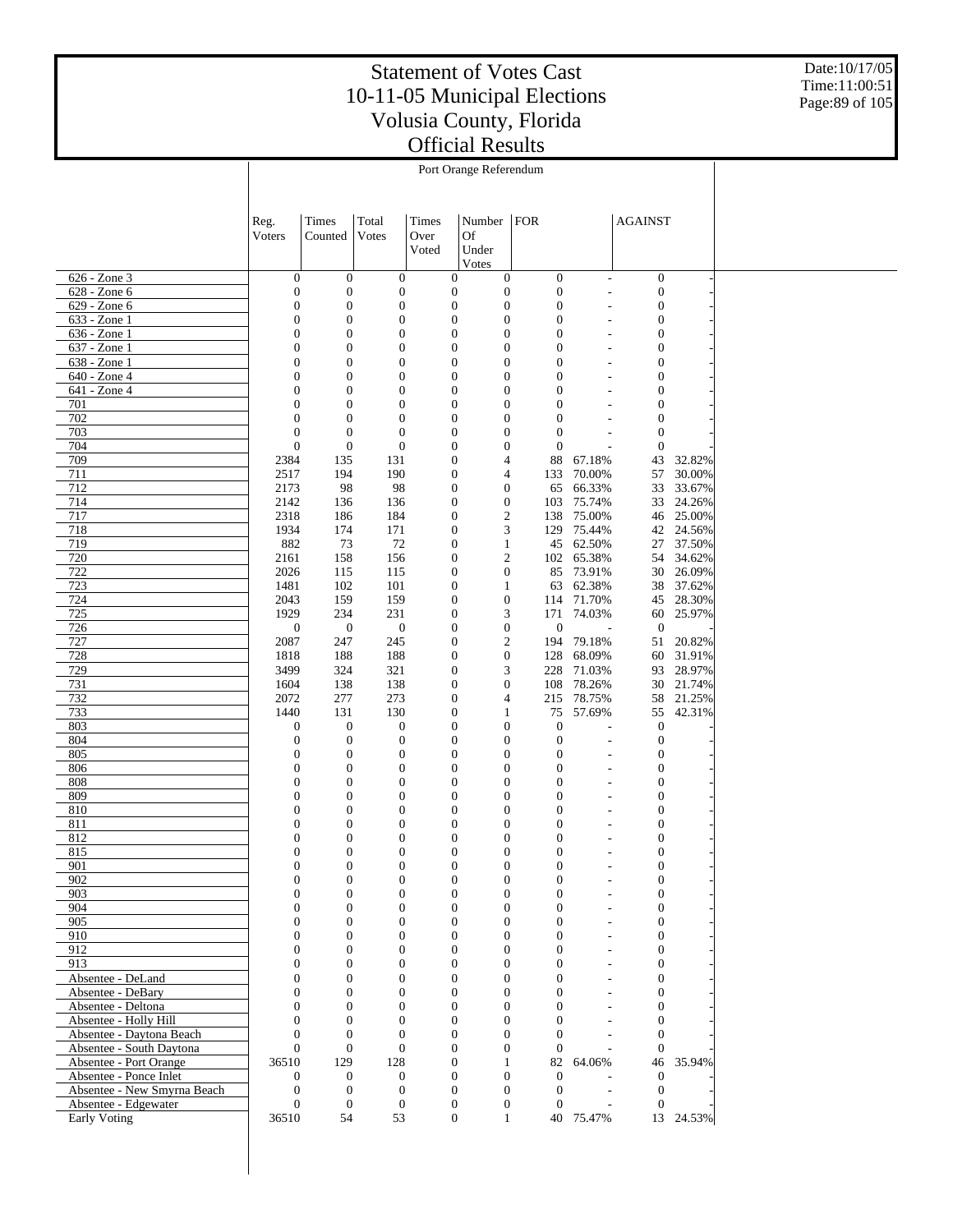# Statement of Votes Cast
# 10-11-05 Municipal Elections
# Volusia County, Florida
# Official Results

Date:10/17/05
Time:11:00:51

Port Orange Referendum

| | Reg. Voters | Times Counted | Total Votes | Times Over Voted | Number Of Under Votes | FOR | | AGAINST | |
|---|---|---|---|---|---|---|---|---|---|
| 626 - Zone 3 | 0 | 0 | 0 | 0 | 0 | 0 | - | 0 | - |
| 628 - Zone 6 | 0 | 0 | 0 | 0 | 0 | 0 | - | 0 | - |
| 629 - Zone 6 | 0 | 0 | 0 | 0 | 0 | 0 | - | 0 | - |
| 633 - Zone 1 | 0 | 0 | 0 | 0 | 0 | 0 | - | 0 | - |
| 636 - Zone 1 | 0 | 0 | 0 | 0 | 0 | 0 | - | 0 | - |
| 637 - Zone 1 | 0 | 0 | 0 | 0 | 0 | 0 | - | 0 | - |
| 638 - Zone 1 | 0 | 0 | 0 | 0 | 0 | 0 | - | 0 | - |
| 640 - Zone 4 | 0 | 0 | 0 | 0 | 0 | 0 | - | 0 | - |
| 641 - Zone 4 | 0 | 0 | 0 | 0 | 0 | 0 | - | 0 | - |
| 701 | 0 | 0 | 0 | 0 | 0 | 0 | - | 0 | - |
| 702 | 0 | 0 | 0 | 0 | 0 | 0 | - | 0 | - |
| 703 | 0 | 0 | 0 | 0 | 0 | 0 | - | 0 | - |
| 704 | 0 | 0 | 0 | 0 | 0 | 0 | - | 0 | - |
| 709 | 2384 | 135 | 131 | 0 | 4 | 88 | 67.18% | 43 | 32.82% |
| 711 | 2517 | 194 | 190 | 0 | 4 | 133 | 70.00% | 57 | 30.00% |
| 712 | 2173 | 98 | 98 | 0 | 0 | 65 | 66.33% | 33 | 33.67% |
| 714 | 2142 | 136 | 136 | 0 | 0 | 103 | 75.74% | 33 | 24.26% |
| 717 | 2318 | 186 | 184 | 0 | 2 | 138 | 75.00% | 46 | 25.00% |
| 718 | 1934 | 174 | 171 | 0 | 3 | 129 | 75.44% | 42 | 24.56% |
| 719 | 882 | 73 | 72 | 0 | 1 | 45 | 62.50% | 27 | 37.50% |
| 720 | 2161 | 158 | 156 | 0 | 2 | 102 | 65.38% | 54 | 34.62% |
| 722 | 2026 | 115 | 115 | 0 | 0 | 85 | 73.91% | 30 | 26.09% |
| 723 | 1481 | 102 | 101 | 0 | 1 | 63 | 62.38% | 38 | 37.62% |
| 724 | 2043 | 159 | 159 | 0 | 0 | 114 | 71.70% | 45 | 28.30% |
| 725 | 1929 | 234 | 231 | 0 | 3 | 171 | 74.03% | 60 | 25.97% |
| 726 | 0 | 0 | 0 | 0 | 0 | 0 | - | 0 | - |
| 727 | 2087 | 247 | 245 | 0 | 2 | 194 | 79.18% | 51 | 20.82% |
| 728 | 1818 | 188 | 188 | 0 | 0 | 128 | 68.09% | 60 | 31.91% |
| 729 | 3499 | 324 | 321 | 0 | 3 | 228 | 71.03% | 93 | 28.97% |
| 731 | 1604 | 138 | 138 | 0 | 0 | 108 | 78.26% | 30 | 21.74% |
| 732 | 2072 | 277 | 273 | 0 | 4 | 215 | 78.75% | 58 | 21.25% |
| 733 | 1440 | 131 | 130 | 0 | 1 | 75 | 57.69% | 55 | 42.31% |
| 803 | 0 | 0 | 0 | 0 | 0 | 0 | - | 0 | - |
| 804 | 0 | 0 | 0 | 0 | 0 | 0 | - | 0 | - |
| 805 | 0 | 0 | 0 | 0 | 0 | 0 | - | 0 | - |
| 806 | 0 | 0 | 0 | 0 | 0 | 0 | - | 0 | - |
| 808 | 0 | 0 | 0 | 0 | 0 | 0 | - | 0 | - |
| 809 | 0 | 0 | 0 | 0 | 0 | 0 | - | 0 | - |
| 810 | 0 | 0 | 0 | 0 | 0 | 0 | - | 0 | - |
| 811 | 0 | 0 | 0 | 0 | 0 | 0 | - | 0 | - |
| 812 | 0 | 0 | 0 | 0 | 0 | 0 | - | 0 | - |
| 815 | 0 | 0 | 0 | 0 | 0 | 0 | - | 0 | - |
| 901 | 0 | 0 | 0 | 0 | 0 | 0 | - | 0 | - |
| 902 | 0 | 0 | 0 | 0 | 0 | 0 | - | 0 | - |
| 903 | 0 | 0 | 0 | 0 | 0 | 0 | - | 0 | - |
| 904 | 0 | 0 | 0 | 0 | 0 | 0 | - | 0 | - |
| 905 | 0 | 0 | 0 | 0 | 0 | 0 | - | 0 | - |
| 910 | 0 | 0 | 0 | 0 | 0 | 0 | - | 0 | - |
| 912 | 0 | 0 | 0 | 0 | 0 | 0 | - | 0 | - |
| 913 | 0 | 0 | 0 | 0 | 0 | 0 | - | 0 | - |
| Absentee - DeLand | 0 | 0 | 0 | 0 | 0 | 0 | - | 0 | - |
| Absentee - DeBary | 0 | 0 | 0 | 0 | 0 | 0 | - | 0 | - |
| Absentee - Deltona | 0 | 0 | 0 | 0 | 0 | 0 | - | 0 | - |
| Absentee - Holly Hill | 0 | 0 | 0 | 0 | 0 | 0 | - | 0 | - |
| Absentee - Daytona Beach | 0 | 0 | 0 | 0 | 0 | 0 | - | 0 | - |
| Absentee - South Daytona | 0 | 0 | 0 | 0 | 0 | 0 | - | 0 | - |
| Absentee - Port Orange | 36510 | 129 | 128 | 0 | 1 | 82 | 64.06% | 46 | 35.94% |
| Absentee - Ponce Inlet | 0 | 0 | 0 | 0 | 0 | 0 | - | 0 | - |
| Absentee - New Smyrna Beach | 0 | 0 | 0 | 0 | 0 | 0 | - | 0 | - |
| Absentee - Edgewater | 0 | 0 | 0 | 0 | 0 | 0 | - | 0 | - |
| Early Voting | 36510 | 54 | 53 | 0 | 1 | 40 | 75.47% | 13 | 24.53% |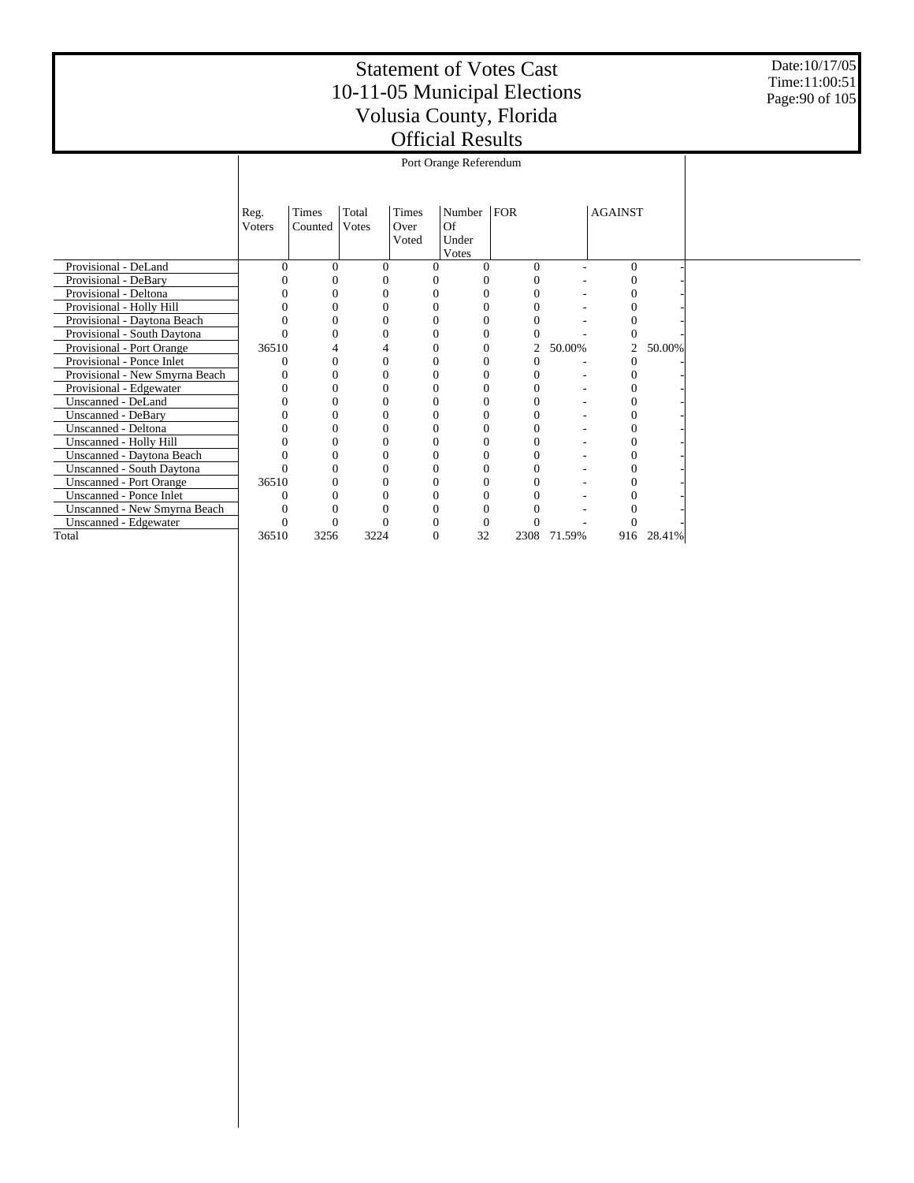# Statement of Votes Cast
## 10-11-05 Municipal Elections
## Volusia County, Florida
## Official Results

Date:10/17/05
Time:11:00:51

Port Orange Referendum

| | Reg. Voters | Times Counted | Total Votes | Times Over Voted | Number Of Under Votes | FOR | | AGAINST | |
|---|---|---|---|---|---|---|---|---|---|
| Provisional - DeLand | 0 | 0 | 0 | 0 | 0 | 0 | - | 0 | - |
| Provisional - DeBary | 0 | 0 | 0 | 0 | 0 | 0 | - | 0 | - |
| Provisional - Deltona | 0 | 0 | 0 | 0 | 0 | 0 | - | 0 | - |
| Provisional - Holly Hill | 0 | 0 | 0 | 0 | 0 | 0 | - | 0 | - |
| Provisional - Daytona Beach | 0 | 0 | 0 | 0 | 0 | 0 | - | 0 | - |
| Provisional - South Daytona | 0 | 0 | 0 | 0 | 0 | 0 | - | 0 | - |
| Provisional - Port Orange | 36510 | 4 | 4 | 0 | 0 | 2 | 50.00% | 2 | 50.00% |
| Provisional - Ponce Inlet | 0 | 0 | 0 | 0 | 0 | 0 | - | 0 | - |
| Provisional - New Smyrna Beach | 0 | 0 | 0 | 0 | 0 | 0 | - | 0 | - |
| Provisional - Edgewater | 0 | 0 | 0 | 0 | 0 | 0 | - | 0 | - |
| Unscanned - DeLand | 0 | 0 | 0 | 0 | 0 | 0 | - | 0 | - |
| Unscanned - DeBary | 0 | 0 | 0 | 0 | 0 | 0 | - | 0 | - |
| Unscanned - Deltona | 0 | 0 | 0 | 0 | 0 | 0 | - | 0 | - |
| Unscanned - Holly Hill | 0 | 0 | 0 | 0 | 0 | 0 | - | 0 | - |
| Unscanned - Daytona Beach | 0 | 0 | 0 | 0 | 0 | 0 | - | 0 | - |
| Unscanned - South Daytona | 0 | 0 | 0 | 0 | 0 | 0 | - | 0 | - |
| Unscanned - Port Orange | 36510 | 0 | 0 | 0 | 0 | 0 | - | 0 | - |
| Unscanned - Ponce Inlet | 0 | 0 | 0 | 0 | 0 | 0 | - | 0 | - |
| Unscanned - New Smyrna Beach | 0 | 0 | 0 | 0 | 0 | 0 | - | 0 | - |
| Unscanned - Edgewater | 0 | 0 | 0 | 0 | 0 | 0 | - | 0 | - |
| Total | 36510 | 3256 | 3224 | 0 | 32 | 2308 | 71.59% | 916 | 28.41% |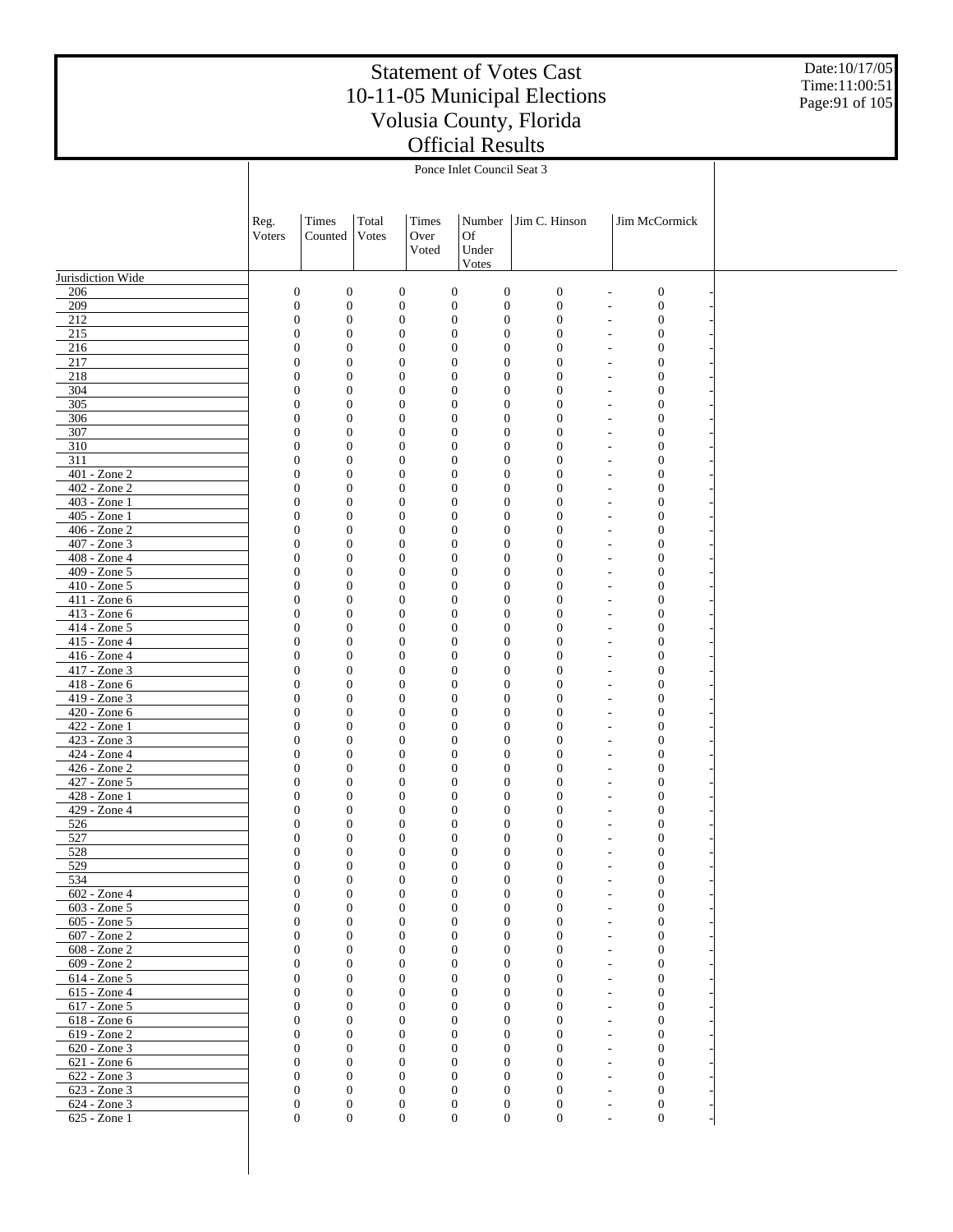# Statement of Votes Cast
# 10-11-05 Municipal Elections
# Volusia County, Florida
# Official Results

Date:10/17/05
Time:11:00:51

| | Ponce Inlet Council Seat 3 | | | | | | | | |
|---|---|---|---|---|---|---|---|---|---|
| | Reg. Voters | Times Counted | Total Votes | Times Over Voted | Number Of Under Votes | Jim C. Hinson | | Jim McCormick | |
| Jurisdiction Wide | | | | | | | | | |
| 206 | 0 | 0 | 0 | 0 | 0 | 0 | - | 0 | - |
| 209 | 0 | 0 | 0 | 0 | 0 | 0 | - | 0 | - |
| 212 | 0 | 0 | 0 | 0 | 0 | 0 | - | 0 | - |
| 215 | 0 | 0 | 0 | 0 | 0 | 0 | - | 0 | - |
| 216 | 0 | 0 | 0 | 0 | 0 | 0 | - | 0 | - |
| 217 | 0 | 0 | 0 | 0 | 0 | 0 | - | 0 | - |
| 218 | 0 | 0 | 0 | 0 | 0 | 0 | - | 0 | - |
| 304 | 0 | 0 | 0 | 0 | 0 | 0 | - | 0 | - |
| 305 | 0 | 0 | 0 | 0 | 0 | 0 | - | 0 | - |
| 306 | 0 | 0 | 0 | 0 | 0 | 0 | - | 0 | - |
| 307 | 0 | 0 | 0 | 0 | 0 | 0 | - | 0 | - |
| 310 | 0 | 0 | 0 | 0 | 0 | 0 | - | 0 | - |
| 311 | 0 | 0 | 0 | 0 | 0 | 0 | - | 0 | - |
| 401 - Zone 2 | 0 | 0 | 0 | 0 | 0 | 0 | - | 0 | - |
| 402 - Zone 2 | 0 | 0 | 0 | 0 | 0 | 0 | - | 0 | - |
| 403 - Zone 1 | 0 | 0 | 0 | 0 | 0 | 0 | - | 0 | - |
| 405 - Zone 1 | 0 | 0 | 0 | 0 | 0 | 0 | - | 0 | - |
| 406 - Zone 2 | 0 | 0 | 0 | 0 | 0 | 0 | - | 0 | - |
| 407 - Zone 3 | 0 | 0 | 0 | 0 | 0 | 0 | - | 0 | - |
| 408 - Zone 4 | 0 | 0 | 0 | 0 | 0 | 0 | - | 0 | - |
| 409 - Zone 5 | 0 | 0 | 0 | 0 | 0 | 0 | - | 0 | - |
| 410 - Zone 5 | 0 | 0 | 0 | 0 | 0 | 0 | - | 0 | - |
| 411 - Zone 6 | 0 | 0 | 0 | 0 | 0 | 0 | - | 0 | - |
| 413 - Zone 6 | 0 | 0 | 0 | 0 | 0 | 0 | - | 0 | - |
| 414 - Zone 5 | 0 | 0 | 0 | 0 | 0 | 0 | - | 0 | - |
| 415 - Zone 4 | 0 | 0 | 0 | 0 | 0 | 0 | - | 0 | - |
| 416 - Zone 4 | 0 | 0 | 0 | 0 | 0 | 0 | - | 0 | - |
| 417 - Zone 3 | 0 | 0 | 0 | 0 | 0 | 0 | - | 0 | - |
| 418 - Zone 6 | 0 | 0 | 0 | 0 | 0 | 0 | - | 0 | - |
| 419 - Zone 3 | 0 | 0 | 0 | 0 | 0 | 0 | - | 0 | - |
| 420 - Zone 6 | 0 | 0 | 0 | 0 | 0 | 0 | - | 0 | - |
| 422 - Zone 1 | 0 | 0 | 0 | 0 | 0 | 0 | - | 0 | - |
| 423 - Zone 3 | 0 | 0 | 0 | 0 | 0 | 0 | - | 0 | - |
| 424 - Zone 4 | 0 | 0 | 0 | 0 | 0 | 0 | - | 0 | - |
| 426 - Zone 2 | 0 | 0 | 0 | 0 | 0 | 0 | - | 0 | - |
| 427 - Zone 5 | 0 | 0 | 0 | 0 | 0 | 0 | - | 0 | - |
| 428 - Zone 1 | 0 | 0 | 0 | 0 | 0 | 0 | - | 0 | - |
| 429 - Zone 4 | 0 | 0 | 0 | 0 | 0 | 0 | - | 0 | - |
| 526 | 0 | 0 | 0 | 0 | 0 | 0 | - | 0 | - |
| 527 | 0 | 0 | 0 | 0 | 0 | 0 | - | 0 | - |
| 528 | 0 | 0 | 0 | 0 | 0 | 0 | - | 0 | - |
| 529 | 0 | 0 | 0 | 0 | 0 | 0 | - | 0 | - |
| 534 | 0 | 0 | 0 | 0 | 0 | 0 | - | 0 | - |
| 602 - Zone 4 | 0 | 0 | 0 | 0 | 0 | 0 | - | 0 | - |
| 603 - Zone 5 | 0 | 0 | 0 | 0 | 0 | 0 | - | 0 | - |
| 605 - Zone 5 | 0 | 0 | 0 | 0 | 0 | 0 | - | 0 | - |
| 607 - Zone 2 | 0 | 0 | 0 | 0 | 0 | 0 | - | 0 | - |
| 608 - Zone 2 | 0 | 0 | 0 | 0 | 0 | 0 | - | 0 | - |
| 609 - Zone 2 | 0 | 0 | 0 | 0 | 0 | 0 | - | 0 | - |
| 614 - Zone 5 | 0 | 0 | 0 | 0 | 0 | 0 | - | 0 | - |
| 615 - Zone 4 | 0 | 0 | 0 | 0 | 0 | 0 | - | 0 | - |
| 617 - Zone 5 | 0 | 0 | 0 | 0 | 0 | 0 | - | 0 | - |
| 618 - Zone 6 | 0 | 0 | 0 | 0 | 0 | 0 | - | 0 | - |
| 619 - Zone 2 | 0 | 0 | 0 | 0 | 0 | 0 | - | 0 | - |
| 620 - Zone 3 | 0 | 0 | 0 | 0 | 0 | 0 | - | 0 | - |
| 621 - Zone 6 | 0 | 0 | 0 | 0 | 0 | 0 | - | 0 | - |
| 622 - Zone 3 | 0 | 0 | 0 | 0 | 0 | 0 | - | 0 | - |
| 623 - Zone 3 | 0 | 0 | 0 | 0 | 0 | 0 | - | 0 | - |
| 624 - Zone 3 | 0 | 0 | 0 | 0 | 0 | 0 | - | 0 | - |
| 625 - Zone 1 | 0 | 0 | 0 | 0 | 0 | 0 | - | 0 | - |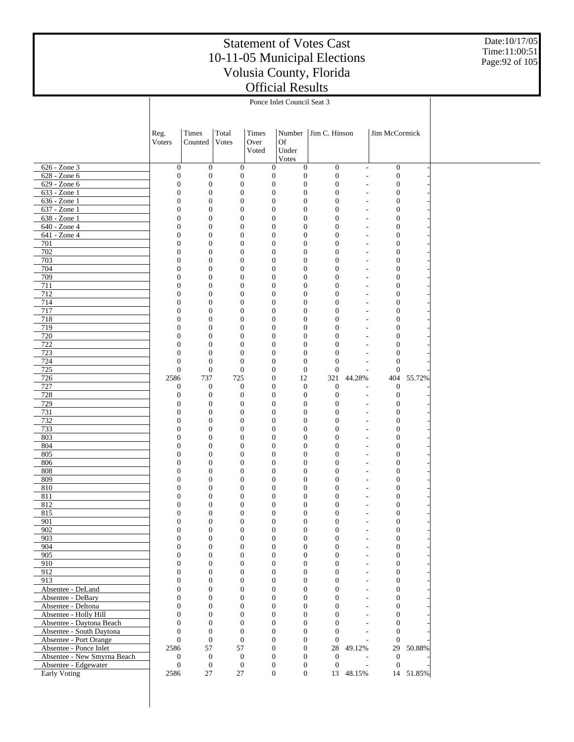# Statement of Votes Cast
# 10-11-05 Municipal Elections
# Volusia County, Florida
# Official Results

Date:10/17/05
Time:11:00:51

## Ponce Inlet Council Seat 3

| | Reg. Voters | Times Counted | Total Votes | Times Over Voted | Number Of Under Votes | Jim C. Hinson | | Jim McCormick | |
|---|---|---|---|---|---|---|---|---|---|
| 626 - Zone 3 | 0 | 0 | 0 | 0 | 0 | 0 | - | 0 | - |
| 628 - Zone 6 | 0 | 0 | 0 | 0 | 0 | 0 | - | 0 | - |
| 629 - Zone 6 | 0 | 0 | 0 | 0 | 0 | 0 | - | 0 | - |
| 633 - Zone 1 | 0 | 0 | 0 | 0 | 0 | 0 | - | 0 | - |
| 636 - Zone 1 | 0 | 0 | 0 | 0 | 0 | 0 | - | 0 | - |
| 637 - Zone 1 | 0 | 0 | 0 | 0 | 0 | 0 | - | 0 | - |
| 638 - Zone 1 | 0 | 0 | 0 | 0 | 0 | 0 | - | 0 | - |
| 640 - Zone 4 | 0 | 0 | 0 | 0 | 0 | 0 | - | 0 | - |
| 641 - Zone 4 | 0 | 0 | 0 | 0 | 0 | 0 | - | 0 | - |
| 701 | 0 | 0 | 0 | 0 | 0 | 0 | - | 0 | - |
| 702 | 0 | 0 | 0 | 0 | 0 | 0 | - | 0 | - |
| 703 | 0 | 0 | 0 | 0 | 0 | 0 | - | 0 | - |
| 704 | 0 | 0 | 0 | 0 | 0 | 0 | - | 0 | - |
| 709 | 0 | 0 | 0 | 0 | 0 | 0 | - | 0 | - |
| 711 | 0 | 0 | 0 | 0 | 0 | 0 | - | 0 | - |
| 712 | 0 | 0 | 0 | 0 | 0 | 0 | - | 0 | - |
| 714 | 0 | 0 | 0 | 0 | 0 | 0 | - | 0 | - |
| 717 | 0 | 0 | 0 | 0 | 0 | 0 | - | 0 | - |
| 718 | 0 | 0 | 0 | 0 | 0 | 0 | - | 0 | - |
| 719 | 0 | 0 | 0 | 0 | 0 | 0 | - | 0 | - |
| 720 | 0 | 0 | 0 | 0 | 0 | 0 | - | 0 | - |
| 722 | 0 | 0 | 0 | 0 | 0 | 0 | - | 0 | - |
| 723 | 0 | 0 | 0 | 0 | 0 | 0 | - | 0 | - |
| 724 | 0 | 0 | 0 | 0 | 0 | 0 | - | 0 | - |
| 725 | 0 | 0 | 0 | 0 | 0 | 0 | - | 0 | - |
| 726 | 2586 | 737 | 725 | 0 | 12 | 321 | 44.28% | 404 | 55.72% |
| 727 | 0 | 0 | 0 | 0 | 0 | 0 | - | 0 | - |
| 728 | 0 | 0 | 0 | 0 | 0 | 0 | - | 0 | - |
| 729 | 0 | 0 | 0 | 0 | 0 | 0 | - | 0 | - |
| 731 | 0 | 0 | 0 | 0 | 0 | 0 | - | 0 | - |
| 732 | 0 | 0 | 0 | 0 | 0 | 0 | - | 0 | - |
| 733 | 0 | 0 | 0 | 0 | 0 | 0 | - | 0 | - |
| 803 | 0 | 0 | 0 | 0 | 0 | 0 | - | 0 | - |
| 804 | 0 | 0 | 0 | 0 | 0 | 0 | - | 0 | - |
| 805 | 0 | 0 | 0 | 0 | 0 | 0 | - | 0 | - |
| 806 | 0 | 0 | 0 | 0 | 0 | 0 | - | 0 | - |
| 808 | 0 | 0 | 0 | 0 | 0 | 0 | - | 0 | - |
| 809 | 0 | 0 | 0 | 0 | 0 | 0 | - | 0 | - |
| 810 | 0 | 0 | 0 | 0 | 0 | 0 | - | 0 | - |
| 811 | 0 | 0 | 0 | 0 | 0 | 0 | - | 0 | - |
| 812 | 0 | 0 | 0 | 0 | 0 | 0 | - | 0 | - |
| 815 | 0 | 0 | 0 | 0 | 0 | 0 | - | 0 | - |
| 901 | 0 | 0 | 0 | 0 | 0 | 0 | - | 0 | - |
| 902 | 0 | 0 | 0 | 0 | 0 | 0 | - | 0 | - |
| 903 | 0 | 0 | 0 | 0 | 0 | 0 | - | 0 | - |
| 904 | 0 | 0 | 0 | 0 | 0 | 0 | - | 0 | - |
| 905 | 0 | 0 | 0 | 0 | 0 | 0 | - | 0 | - |
| 910 | 0 | 0 | 0 | 0 | 0 | 0 | - | 0 | - |
| 912 | 0 | 0 | 0 | 0 | 0 | 0 | - | 0 | - |
| 913 | 0 | 0 | 0 | 0 | 0 | 0 | - | 0 | - |
| Absentee - DeLand | 0 | 0 | 0 | 0 | 0 | 0 | - | 0 | - |
| Absentee - DeBary | 0 | 0 | 0 | 0 | 0 | 0 | - | 0 | - |
| Absentee - Deltona | 0 | 0 | 0 | 0 | 0 | 0 | - | 0 | - |
| Absentee - Holly Hill | 0 | 0 | 0 | 0 | 0 | 0 | - | 0 | - |
| Absentee - Daytona Beach | 0 | 0 | 0 | 0 | 0 | 0 | - | 0 | - |
| Absentee - South Daytona | 0 | 0 | 0 | 0 | 0 | 0 | - | 0 | - |
| Absentee - Port Orange | 0 | 0 | 0 | 0 | 0 | 0 | - | 0 | - |
| Absentee - Ponce Inlet | 2586 | 57 | 57 | 0 | 0 | 28 | 49.12% | 29 | 50.88% |
| Absentee - New Smyrna Beach | 0 | 0 | 0 | 0 | 0 | 0 | - | 0 | - |
| Absentee - Edgewater | 0 | 0 | 0 | 0 | 0 | 0 | - | 0 | - |
| Early Voting | 2586 | 27 | 27 | 0 | 0 | 13 | 48.15% | 14 | 51.85% |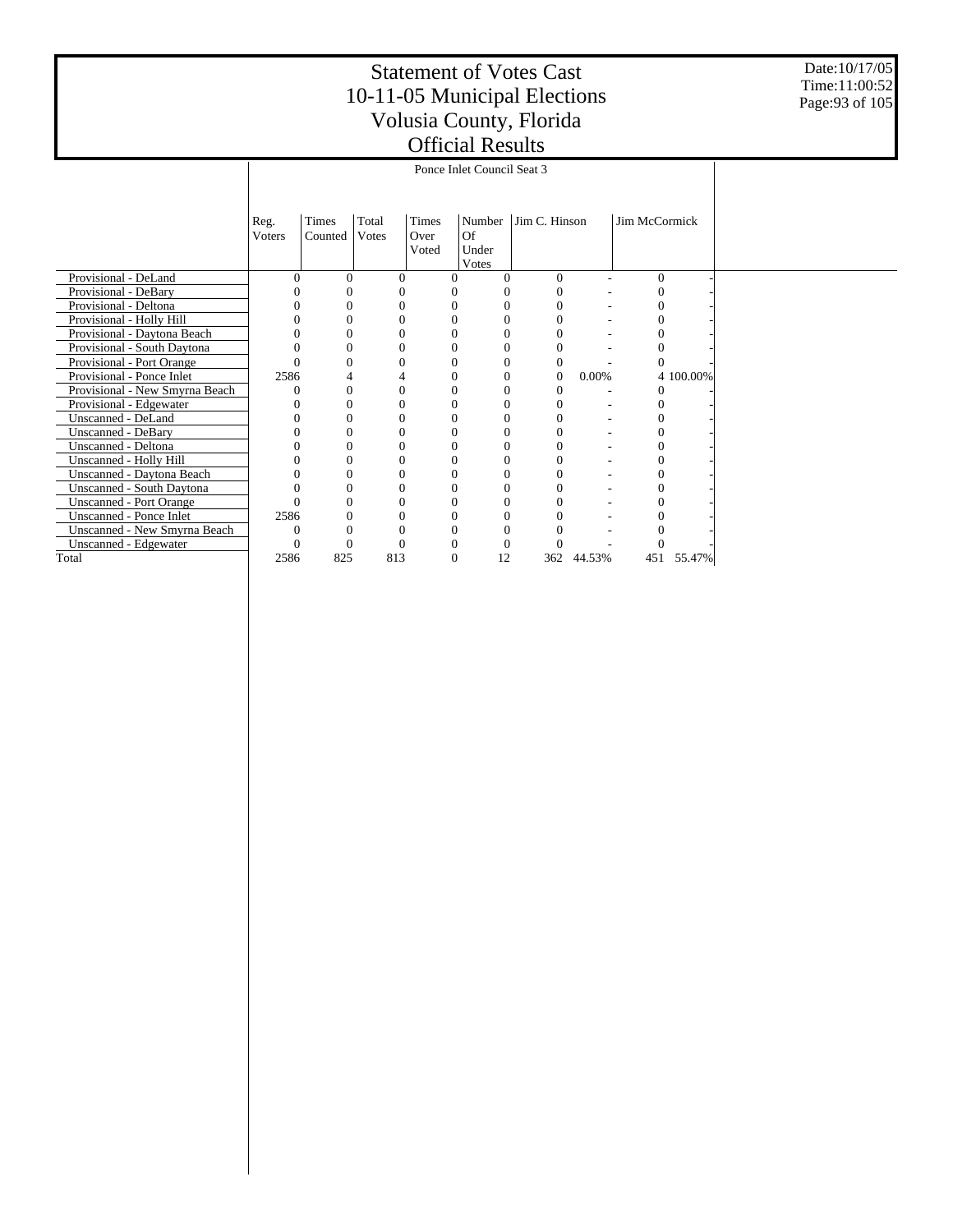# Statement of Votes Cast
# 10-11-05 Municipal Elections
# Volusia County, Florida
# Official Results

Date:10/17/05
Time:11:00:52

| | Ponce Inlet Council Seat 3 | | | | | | | | |
|---|---|---|---|---|---|---|---|---|---|
| | Reg. Voters | Times Counted | Total Votes | Times Over Voted | Number Of Under Votes | Jim C. Hinson | | Jim McCormick | |
| Provisional - DeLand | 0 | 0 | 0 | 0 | 0 | 0 | - | 0 | - |
| Provisional - DeBary | 0 | 0 | 0 | 0 | 0 | 0 | - | 0 | - |
| Provisional - Deltona | 0 | 0 | 0 | 0 | 0 | 0 | - | 0 | - |
| Provisional - Holly Hill | 0 | 0 | 0 | 0 | 0 | 0 | - | 0 | - |
| Provisional - Daytona Beach | 0 | 0 | 0 | 0 | 0 | 0 | - | 0 | - |
| Provisional - South Daytona | 0 | 0 | 0 | 0 | 0 | 0 | - | 0 | - |
| Provisional - Port Orange | 0 | 0 | 0 | 0 | 0 | 0 | - | 0 | - |
| Provisional - Ponce Inlet | 2586 | 4 | 4 | 0 | 0 | 0 | 0.00% | 4 | 100.00% |
| Provisional - New Smyrna Beach | 0 | 0 | 0 | 0 | 0 | 0 | - | 0 | - |
| Provisional - Edgewater | 0 | 0 | 0 | 0 | 0 | 0 | - | 0 | - |
| Unscanned - DeLand | 0 | 0 | 0 | 0 | 0 | 0 | - | 0 | - |
| Unscanned - DeBary | 0 | 0 | 0 | 0 | 0 | 0 | - | 0 | - |
| Unscanned - Deltona | 0 | 0 | 0 | 0 | 0 | 0 | - | 0 | - |
| Unscanned - Holly Hill | 0 | 0 | 0 | 0 | 0 | 0 | - | 0 | - |
| Unscanned - Daytona Beach | 0 | 0 | 0 | 0 | 0 | 0 | - | 0 | - |
| Unscanned - South Daytona | 0 | 0 | 0 | 0 | 0 | 0 | - | 0 | - |
| Unscanned - Port Orange | 0 | 0 | 0 | 0 | 0 | 0 | - | 0 | - |
| Unscanned - Ponce Inlet | 2586 | 0 | 0 | 0 | 0 | 0 | - | 0 | - |
| Unscanned - New Smyrna Beach | 0 | 0 | 0 | 0 | 0 | 0 | - | 0 | - |
| Unscanned - Edgewater | 0 | 0 | 0 | 0 | 0 | 0 | - | 0 | - |
| Total | 2586 | 825 | 813 | 0 | 12 | 362 | 44.53% | 451 | 55.47% |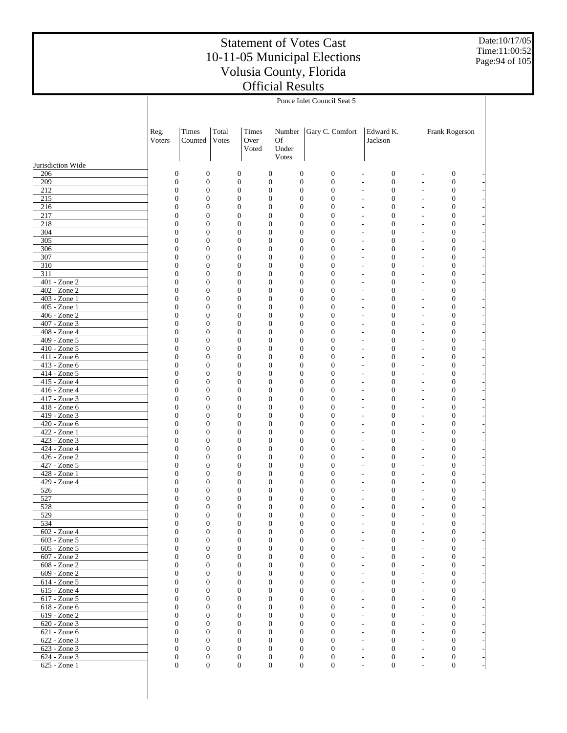# Statement of Votes Cast
# 10-11-05 Municipal Elections
# Volusia County, Florida
# Official Results

Date:10/17/05
Time:11:00:52

## Ponce Inlet Council Seat 5

| | Reg. Voters | Times Counted | Total Votes | Times Over Voted | Number Of Under Votes | Gary C. Comfort | | Edward K. Jackson | | Frank Rogerson | |
|---|---|---|---|---|---|---|---|---|---|---|---|
| Jurisdiction Wide | | | | | | | | | | | |
| 206 | 0 | 0 | 0 | 0 | 0 | 0 | - | 0 | - | 0 | - |
| 209 | 0 | 0 | 0 | 0 | 0 | 0 | - | 0 | - | 0 | - |
| 212 | 0 | 0 | 0 | 0 | 0 | 0 | - | 0 | - | 0 | - |
| 215 | 0 | 0 | 0 | 0 | 0 | 0 | - | 0 | - | 0 | - |
| 216 | 0 | 0 | 0 | 0 | 0 | 0 | - | 0 | - | 0 | - |
| 217 | 0 | 0 | 0 | 0 | 0 | 0 | - | 0 | - | 0 | - |
| 218 | 0 | 0 | 0 | 0 | 0 | 0 | - | 0 | - | 0 | - |
| 304 | 0 | 0 | 0 | 0 | 0 | 0 | - | 0 | - | 0 | - |
| 305 | 0 | 0 | 0 | 0 | 0 | 0 | - | 0 | - | 0 | - |
| 306 | 0 | 0 | 0 | 0 | 0 | 0 | - | 0 | - | 0 | - |
| 307 | 0 | 0 | 0 | 0 | 0 | 0 | - | 0 | - | 0 | - |
| 310 | 0 | 0 | 0 | 0 | 0 | 0 | - | 0 | - | 0 | - |
| 311 | 0 | 0 | 0 | 0 | 0 | 0 | - | 0 | - | 0 | - |
| 401 - Zone 2 | 0 | 0 | 0 | 0 | 0 | 0 | - | 0 | - | 0 | - |
| 402 - Zone 2 | 0 | 0 | 0 | 0 | 0 | 0 | - | 0 | - | 0 | - |
| 403 - Zone 1 | 0 | 0 | 0 | 0 | 0 | 0 | - | 0 | - | 0 | - |
| 405 - Zone 1 | 0 | 0 | 0 | 0 | 0 | 0 | - | 0 | - | 0 | - |
| 406 - Zone 2 | 0 | 0 | 0 | 0 | 0 | 0 | - | 0 | - | 0 | - |
| 407 - Zone 3 | 0 | 0 | 0 | 0 | 0 | 0 | - | 0 | - | 0 | - |
| 408 - Zone 4 | 0 | 0 | 0 | 0 | 0 | 0 | - | 0 | - | 0 | - |
| 409 - Zone 5 | 0 | 0 | 0 | 0 | 0 | 0 | - | 0 | - | 0 | - |
| 410 - Zone 5 | 0 | 0 | 0 | 0 | 0 | 0 | - | 0 | - | 0 | - |
| 411 - Zone 6 | 0 | 0 | 0 | 0 | 0 | 0 | - | 0 | - | 0 | - |
| 413 - Zone 6 | 0 | 0 | 0 | 0 | 0 | 0 | - | 0 | - | 0 | - |
| 414 - Zone 5 | 0 | 0 | 0 | 0 | 0 | 0 | - | 0 | - | 0 | - |
| 415 - Zone 4 | 0 | 0 | 0 | 0 | 0 | 0 | - | 0 | - | 0 | - |
| 416 - Zone 4 | 0 | 0 | 0 | 0 | 0 | 0 | - | 0 | - | 0 | - |
| 417 - Zone 3 | 0 | 0 | 0 | 0 | 0 | 0 | - | 0 | - | 0 | - |
| 418 - Zone 6 | 0 | 0 | 0 | 0 | 0 | 0 | - | 0 | - | 0 | - |
| 419 - Zone 3 | 0 | 0 | 0 | 0 | 0 | 0 | - | 0 | - | 0 | - |
| 420 - Zone 6 | 0 | 0 | 0 | 0 | 0 | 0 | - | 0 | - | 0 | - |
| 422 - Zone 1 | 0 | 0 | 0 | 0 | 0 | 0 | - | 0 | - | 0 | - |
| 423 - Zone 3 | 0 | 0 | 0 | 0 | 0 | 0 | - | 0 | - | 0 | - |
| 424 - Zone 4 | 0 | 0 | 0 | 0 | 0 | 0 | - | 0 | - | 0 | - |
| 426 - Zone 2 | 0 | 0 | 0 | 0 | 0 | 0 | - | 0 | - | 0 | - |
| 427 - Zone 5 | 0 | 0 | 0 | 0 | 0 | 0 | - | 0 | - | 0 | - |
| 428 - Zone 1 | 0 | 0 | 0 | 0 | 0 | 0 | - | 0 | - | 0 | - |
| 429 - Zone 4 | 0 | 0 | 0 | 0 | 0 | 0 | - | 0 | - | 0 | - |
| 526 | 0 | 0 | 0 | 0 | 0 | 0 | - | 0 | - | 0 | - |
| 527 | 0 | 0 | 0 | 0 | 0 | 0 | - | 0 | - | 0 | - |
| 528 | 0 | 0 | 0 | 0 | 0 | 0 | - | 0 | - | 0 | - |
| 529 | 0 | 0 | 0 | 0 | 0 | 0 | - | 0 | - | 0 | - |
| 534 | 0 | 0 | 0 | 0 | 0 | 0 | - | 0 | - | 0 | - |
| 602 - Zone 4 | 0 | 0 | 0 | 0 | 0 | 0 | - | 0 | - | 0 | - |
| 603 - Zone 5 | 0 | 0 | 0 | 0 | 0 | 0 | - | 0 | - | 0 | - |
| 605 - Zone 5 | 0 | 0 | 0 | 0 | 0 | 0 | - | 0 | - | 0 | - |
| 607 - Zone 2 | 0 | 0 | 0 | 0 | 0 | 0 | - | 0 | - | 0 | - |
| 608 - Zone 2 | 0 | 0 | 0 | 0 | 0 | 0 | - | 0 | - | 0 | - |
| 609 - Zone 2 | 0 | 0 | 0 | 0 | 0 | 0 | - | 0 | - | 0 | - |
| 614 - Zone 5 | 0 | 0 | 0 | 0 | 0 | 0 | - | 0 | - | 0 | - |
| 615 - Zone 4 | 0 | 0 | 0 | 0 | 0 | 0 | - | 0 | - | 0 | - |
| 617 - Zone 5 | 0 | 0 | 0 | 0 | 0 | 0 | - | 0 | - | 0 | - |
| 618 - Zone 6 | 0 | 0 | 0 | 0 | 0 | 0 | - | 0 | - | 0 | - |
| 619 - Zone 2 | 0 | 0 | 0 | 0 | 0 | 0 | - | 0 | - | 0 | - |
| 620 - Zone 3 | 0 | 0 | 0 | 0 | 0 | 0 | - | 0 | - | 0 | - |
| 621 - Zone 6 | 0 | 0 | 0 | 0 | 0 | 0 | - | 0 | - | 0 | - |
| 622 - Zone 3 | 0 | 0 | 0 | 0 | 0 | 0 | - | 0 | - | 0 | - |
| 623 - Zone 3 | 0 | 0 | 0 | 0 | 0 | 0 | - | 0 | - | 0 | - |
| 624 - Zone 3 | 0 | 0 | 0 | 0 | 0 | 0 | - | 0 | - | 0 | - |
| 625 - Zone 1 | 0 | 0 | 0 | 0 | 0 | 0 | - | 0 | - | 0 | - |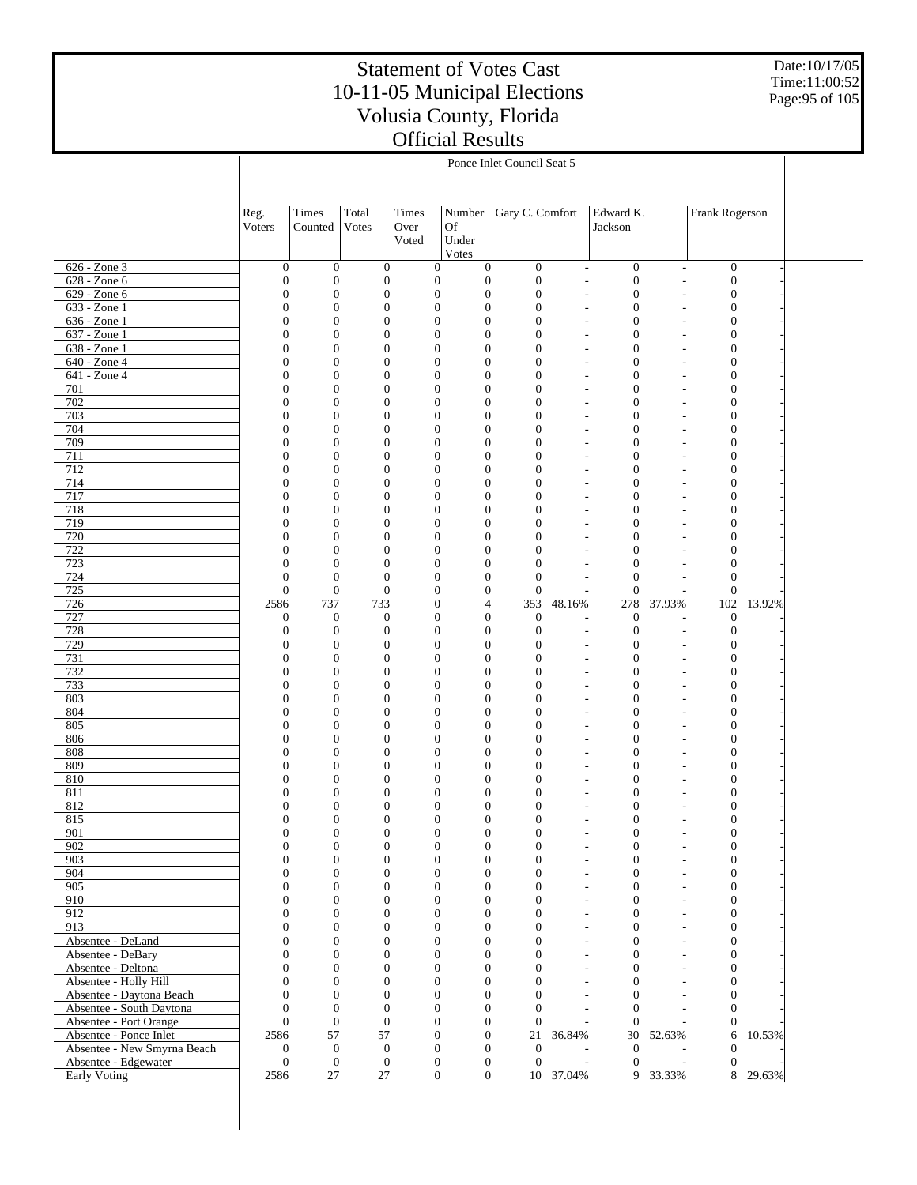# Statement of Votes Cast
# 10-11-05 Municipal Elections
# Volusia County, Florida
# Official Results

Date:10/17/05
Time:11:00:52

Ponce Inlet Council Seat 5

| | Reg. Voters | Times Counted | Total Votes | Times Over Voted | Number Of Under Votes | Gary C. Comfort | | Edward K. Jackson | | Frank Rogerson | |
|---|---|---|---|---|---|---|---|---|---|---|---|
| 626 - Zone 3 | 0 | 0 | 0 | 0 | 0 | 0 | - | 0 | - | 0 | - |
| 628 - Zone 6 | 0 | 0 | 0 | 0 | 0 | 0 | - | 0 | - | 0 | - |
| 629 - Zone 6 | 0 | 0 | 0 | 0 | 0 | 0 | - | 0 | - | 0 | - |
| 633 - Zone 1 | 0 | 0 | 0 | 0 | 0 | 0 | - | 0 | - | 0 | - |
| 636 - Zone 1 | 0 | 0 | 0 | 0 | 0 | 0 | - | 0 | - | 0 | - |
| 637 - Zone 1 | 0 | 0 | 0 | 0 | 0 | 0 | - | 0 | - | 0 | - |
| 638 - Zone 1 | 0 | 0 | 0 | 0 | 0 | 0 | - | 0 | - | 0 | - |
| 640 - Zone 4 | 0 | 0 | 0 | 0 | 0 | 0 | - | 0 | - | 0 | - |
| 641 - Zone 4 | 0 | 0 | 0 | 0 | 0 | 0 | - | 0 | - | 0 | - |
| 701 | 0 | 0 | 0 | 0 | 0 | 0 | - | 0 | - | 0 | - |
| 702 | 0 | 0 | 0 | 0 | 0 | 0 | - | 0 | - | 0 | - |
| 703 | 0 | 0 | 0 | 0 | 0 | 0 | - | 0 | - | 0 | - |
| 704 | 0 | 0 | 0 | 0 | 0 | 0 | - | 0 | - | 0 | - |
| 709 | 0 | 0 | 0 | 0 | 0 | 0 | - | 0 | - | 0 | - |
| 711 | 0 | 0 | 0 | 0 | 0 | 0 | - | 0 | - | 0 | - |
| 712 | 0 | 0 | 0 | 0 | 0 | 0 | - | 0 | - | 0 | - |
| 714 | 0 | 0 | 0 | 0 | 0 | 0 | - | 0 | - | 0 | - |
| 717 | 0 | 0 | 0 | 0 | 0 | 0 | - | 0 | - | 0 | - |
| 718 | 0 | 0 | 0 | 0 | 0 | 0 | - | 0 | - | 0 | - |
| 719 | 0 | 0 | 0 | 0 | 0 | 0 | - | 0 | - | 0 | - |
| 720 | 0 | 0 | 0 | 0 | 0 | 0 | - | 0 | - | 0 | - |
| 722 | 0 | 0 | 0 | 0 | 0 | 0 | - | 0 | - | 0 | - |
| 723 | 0 | 0 | 0 | 0 | 0 | 0 | - | 0 | - | 0 | - |
| 724 | 0 | 0 | 0 | 0 | 0 | 0 | - | 0 | - | 0 | - |
| 725 | 0 | 0 | 0 | 0 | 0 | 0 | - | 0 | - | 0 | - |
| 726 | 2586 | 737 | 733 | 0 | 4 | 353 | 48.16% | 278 | 37.93% | 102 | 13.92% |
| 727 | 0 | 0 | 0 | 0 | 0 | 0 | - | 0 | - | 0 | - |
| 728 | 0 | 0 | 0 | 0 | 0 | 0 | - | 0 | - | 0 | - |
| 729 | 0 | 0 | 0 | 0 | 0 | 0 | - | 0 | - | 0 | - |
| 731 | 0 | 0 | 0 | 0 | 0 | 0 | - | 0 | - | 0 | - |
| 732 | 0 | 0 | 0 | 0 | 0 | 0 | - | 0 | - | 0 | - |
| 733 | 0 | 0 | 0 | 0 | 0 | 0 | - | 0 | - | 0 | - |
| 803 | 0 | 0 | 0 | 0 | 0 | 0 | - | 0 | - | 0 | - |
| 804 | 0 | 0 | 0 | 0 | 0 | 0 | - | 0 | - | 0 | - |
| 805 | 0 | 0 | 0 | 0 | 0 | 0 | - | 0 | - | 0 | - |
| 806 | 0 | 0 | 0 | 0 | 0 | 0 | - | 0 | - | 0 | - |
| 808 | 0 | 0 | 0 | 0 | 0 | 0 | - | 0 | - | 0 | - |
| 809 | 0 | 0 | 0 | 0 | 0 | 0 | - | 0 | - | 0 | - |
| 810 | 0 | 0 | 0 | 0 | 0 | 0 | - | 0 | - | 0 | - |
| 811 | 0 | 0 | 0 | 0 | 0 | 0 | - | 0 | - | 0 | - |
| 812 | 0 | 0 | 0 | 0 | 0 | 0 | - | 0 | - | 0 | - |
| 815 | 0 | 0 | 0 | 0 | 0 | 0 | - | 0 | - | 0 | - |
| 901 | 0 | 0 | 0 | 0 | 0 | 0 | - | 0 | - | 0 | - |
| 902 | 0 | 0 | 0 | 0 | 0 | 0 | - | 0 | - | 0 | - |
| 903 | 0 | 0 | 0 | 0 | 0 | 0 | - | 0 | - | 0 | - |
| 904 | 0 | 0 | 0 | 0 | 0 | 0 | - | 0 | - | 0 | - |
| 905 | 0 | 0 | 0 | 0 | 0 | 0 | - | 0 | - | 0 | - |
| 910 | 0 | 0 | 0 | 0 | 0 | 0 | - | 0 | - | 0 | - |
| 912 | 0 | 0 | 0 | 0 | 0 | 0 | - | 0 | - | 0 | - |
| 913 | 0 | 0 | 0 | 0 | 0 | 0 | - | 0 | - | 0 | - |
| Absentee - DeLand | 0 | 0 | 0 | 0 | 0 | 0 | - | 0 | - | 0 | - |
| Absentee - DeBary | 0 | 0 | 0 | 0 | 0 | 0 | - | 0 | - | 0 | - |
| Absentee - Deltona | 0 | 0 | 0 | 0 | 0 | 0 | - | 0 | - | 0 | - |
| Absentee - Holly Hill | 0 | 0 | 0 | 0 | 0 | 0 | - | 0 | - | 0 | - |
| Absentee - Daytona Beach | 0 | 0 | 0 | 0 | 0 | 0 | - | 0 | - | 0 | - |
| Absentee - South Daytona | 0 | 0 | 0 | 0 | 0 | 0 | - | 0 | - | 0 | - |
| Absentee - Port Orange | 0 | 0 | 0 | 0 | 0 | 0 | - | 0 | - | 0 | - |
| Absentee - Ponce Inlet | 2586 | 57 | 57 | 0 | 0 | 21 | 36.84% | 30 | 52.63% | 6 | 10.53% |
| Absentee - New Smyrna Beach | 0 | 0 | 0 | 0 | 0 | 0 | - | 0 | - | 0 | - |
| Absentee - Edgewater | 0 | 0 | 0 | 0 | 0 | 0 | - | 0 | - | 0 | - |
| Early Voting | 2586 | 27 | 27 | 0 | 0 | 10 | 37.04% | 9 | 33.33% | 8 | 29.63% |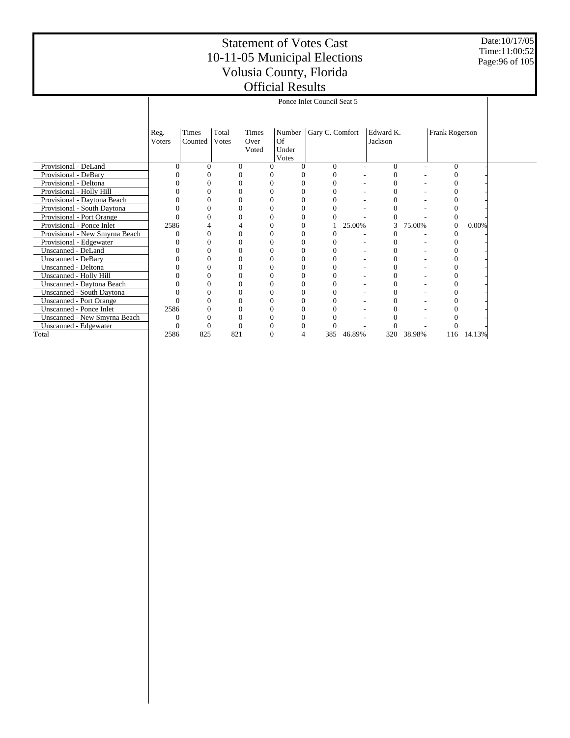# Statement of Votes Cast
# 10-11-05 Municipal Elections
# Volusia County, Florida
# Official Results

Date:10/17/05
Time:11:00:52

| | Ponce Inlet Council Seat 5 | | | | | | | | | | |
|---|---|---|---|---|---|---|---|---|---|---|---|
| | Reg. Voters | Times Counted | Total Votes | Times Over Voted | Number Of Under Votes | Gary C. Comfort | | Edward K. Jackson | | Frank Rogerson | |
| Provisional - DeLand | 0 | 0 | 0 | 0 | 0 | 0 | - | 0 | - | 0 | - |
| Provisional - DeBary | 0 | 0 | 0 | 0 | 0 | 0 | - | 0 | - | 0 | - |
| Provisional - Deltona | 0 | 0 | 0 | 0 | 0 | 0 | - | 0 | - | 0 | - |
| Provisional - Holly Hill | 0 | 0 | 0 | 0 | 0 | 0 | - | 0 | - | 0 | - |
| Provisional - Daytona Beach | 0 | 0 | 0 | 0 | 0 | 0 | - | 0 | - | 0 | - |
| Provisional - South Daytona | 0 | 0 | 0 | 0 | 0 | 0 | - | 0 | - | 0 | - |
| Provisional - Port Orange | 0 | 0 | 0 | 0 | 0 | 0 | - | 0 | - | 0 | - |
| Provisional - Ponce Inlet | 2586 | 4 | 4 | 0 | 0 | 1 | 25.00% | 3 | 75.00% | 0 | 0.00% |
| Provisional - New Smyrna Beach | 0 | 0 | 0 | 0 | 0 | 0 | - | 0 | - | 0 | - |
| Provisional - Edgewater | 0 | 0 | 0 | 0 | 0 | 0 | - | 0 | - | 0 | - |
| Unscanned - DeLand | 0 | 0 | 0 | 0 | 0 | 0 | - | 0 | - | 0 | - |
| Unscanned - DeBary | 0 | 0 | 0 | 0 | 0 | 0 | - | 0 | - | 0 | - |
| Unscanned - Deltona | 0 | 0 | 0 | 0 | 0 | 0 | - | 0 | - | 0 | - |
| Unscanned - Holly Hill | 0 | 0 | 0 | 0 | 0 | 0 | - | 0 | - | 0 | - |
| Unscanned - Daytona Beach | 0 | 0 | 0 | 0 | 0 | 0 | - | 0 | - | 0 | - |
| Unscanned - South Daytona | 0 | 0 | 0 | 0 | 0 | 0 | - | 0 | - | 0 | - |
| Unscanned - Port Orange | 0 | 0 | 0 | 0 | 0 | 0 | - | 0 | - | 0 | - |
| Unscanned - Ponce Inlet | 2586 | 0 | 0 | 0 | 0 | 0 | - | 0 | - | 0 | - |
| Unscanned - New Smyrna Beach | 0 | 0 | 0 | 0 | 0 | 0 | - | 0 | - | 0 | - |
| Unscanned - Edgewater | 0 | 0 | 0 | 0 | 0 | 0 | - | 0 | - | 0 | - |
| Total | 2586 | 825 | 821 | 0 | 4 | 385 | 46.89% | 320 | 38.98% | 116 | 14.13% |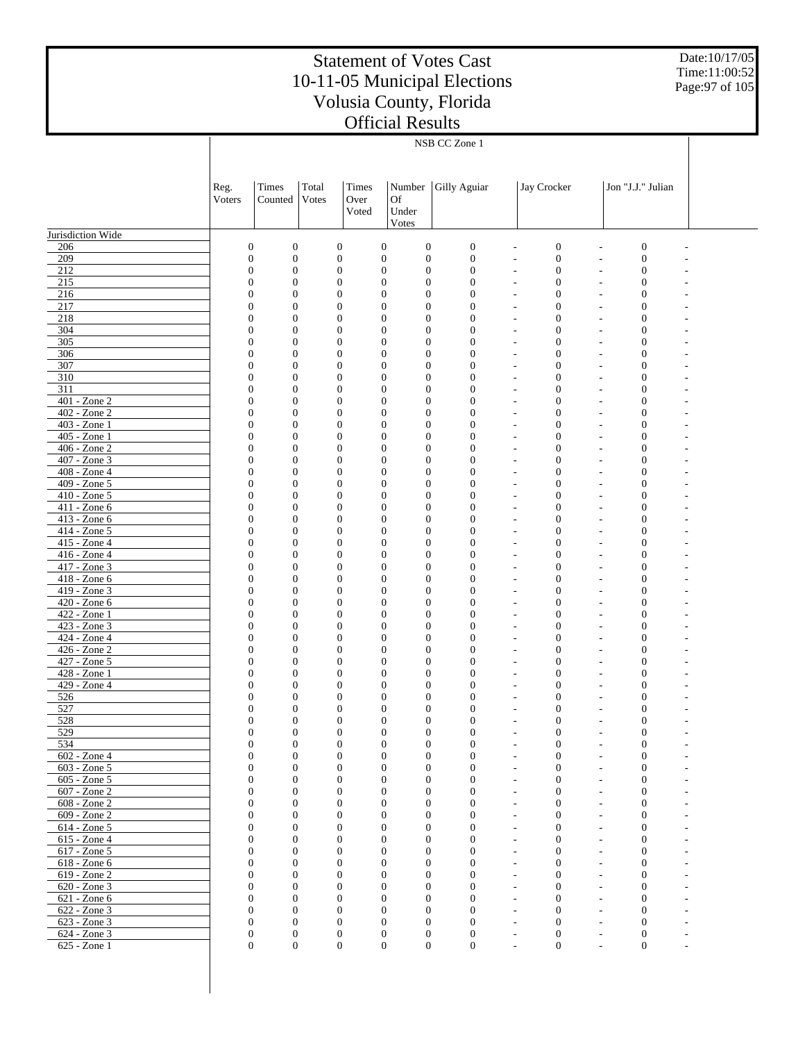# Statement of Votes Cast
# 10-11-05 Municipal Elections
# Volusia County, Florida
# Official Results

Date:10/17/05
Time:11:00:52

| | NSB CC Zone 1 | | | | | | | | | | |
|---|---|---|---|---|---|---|---|---|---|---|---|
| | Reg. Voters | Times Counted | Total Votes | Times Over Voted | Number Of Under Votes | Gilly Aguiar | | Jay Crocker | | Jon "J.J." Julian | |
| Jurisdiction Wide | | | | | | | | | | | |
| 206 | 0 | 0 | 0 | 0 | 0 | 0 | - | 0 | - | 0 | - |
| 209 | 0 | 0 | 0 | 0 | 0 | 0 | - | 0 | - | 0 | - |
| 212 | 0 | 0 | 0 | 0 | 0 | 0 | - | 0 | - | 0 | - |
| 215 | 0 | 0 | 0 | 0 | 0 | 0 | - | 0 | - | 0 | - |
| 216 | 0 | 0 | 0 | 0 | 0 | 0 | - | 0 | - | 0 | - |
| 217 | 0 | 0 | 0 | 0 | 0 | 0 | - | 0 | - | 0 | - |
| 218 | 0 | 0 | 0 | 0 | 0 | 0 | - | 0 | - | 0 | - |
| 304 | 0 | 0 | 0 | 0 | 0 | 0 | - | 0 | - | 0 | - |
| 305 | 0 | 0 | 0 | 0 | 0 | 0 | - | 0 | - | 0 | - |
| 306 | 0 | 0 | 0 | 0 | 0 | 0 | - | 0 | - | 0 | - |
| 307 | 0 | 0 | 0 | 0 | 0 | 0 | - | 0 | - | 0 | - |
| 310 | 0 | 0 | 0 | 0 | 0 | 0 | - | 0 | - | 0 | - |
| 311 | 0 | 0 | 0 | 0 | 0 | 0 | - | 0 | - | 0 | - |
| 401 - Zone 2 | 0 | 0 | 0 | 0 | 0 | 0 | - | 0 | - | 0 | - |
| 402 - Zone 2 | 0 | 0 | 0 | 0 | 0 | 0 | - | 0 | - | 0 | - |
| 403 - Zone 1 | 0 | 0 | 0 | 0 | 0 | 0 | - | 0 | - | 0 | - |
| 405 - Zone 1 | 0 | 0 | 0 | 0 | 0 | 0 | - | 0 | - | 0 | - |
| 406 - Zone 2 | 0 | 0 | 0 | 0 | 0 | 0 | - | 0 | - | 0 | - |
| 407 - Zone 3 | 0 | 0 | 0 | 0 | 0 | 0 | - | 0 | - | 0 | - |
| 408 - Zone 4 | 0 | 0 | 0 | 0 | 0 | 0 | - | 0 | - | 0 | - |
| 409 - Zone 5 | 0 | 0 | 0 | 0 | 0 | 0 | - | 0 | - | 0 | - |
| 410 - Zone 5 | 0 | 0 | 0 | 0 | 0 | 0 | - | 0 | - | 0 | - |
| 411 - Zone 6 | 0 | 0 | 0 | 0 | 0 | 0 | - | 0 | - | 0 | - |
| 413 - Zone 6 | 0 | 0 | 0 | 0 | 0 | 0 | - | 0 | - | 0 | - |
| 414 - Zone 5 | 0 | 0 | 0 | 0 | 0 | 0 | - | 0 | - | 0 | - |
| 415 - Zone 4 | 0 | 0 | 0 | 0 | 0 | 0 | - | 0 | - | 0 | - |
| 416 - Zone 4 | 0 | 0 | 0 | 0 | 0 | 0 | - | 0 | - | 0 | - |
| 417 - Zone 3 | 0 | 0 | 0 | 0 | 0 | 0 | - | 0 | - | 0 | - |
| 418 - Zone 6 | 0 | 0 | 0 | 0 | 0 | 0 | - | 0 | - | 0 | - |
| 419 - Zone 3 | 0 | 0 | 0 | 0 | 0 | 0 | - | 0 | - | 0 | - |
| 420 - Zone 6 | 0 | 0 | 0 | 0 | 0 | 0 | - | 0 | - | 0 | - |
| 422 - Zone 1 | 0 | 0 | 0 | 0 | 0 | 0 | - | 0 | - | 0 | - |
| 423 - Zone 3 | 0 | 0 | 0 | 0 | 0 | 0 | - | 0 | - | 0 | - |
| 424 - Zone 4 | 0 | 0 | 0 | 0 | 0 | 0 | - | 0 | - | 0 | - |
| 426 - Zone 2 | 0 | 0 | 0 | 0 | 0 | 0 | - | 0 | - | 0 | - |
| 427 - Zone 5 | 0 | 0 | 0 | 0 | 0 | 0 | - | 0 | - | 0 | - |
| 428 - Zone 1 | 0 | 0 | 0 | 0 | 0 | 0 | - | 0 | - | 0 | - |
| 429 - Zone 4 | 0 | 0 | 0 | 0 | 0 | 0 | - | 0 | - | 0 | - |
| 526 | 0 | 0 | 0 | 0 | 0 | 0 | - | 0 | - | 0 | - |
| 527 | 0 | 0 | 0 | 0 | 0 | 0 | - | 0 | - | 0 | - |
| 528 | 0 | 0 | 0 | 0 | 0 | 0 | - | 0 | - | 0 | - |
| 529 | 0 | 0 | 0 | 0 | 0 | 0 | - | 0 | - | 0 | - |
| 534 | 0 | 0 | 0 | 0 | 0 | 0 | - | 0 | - | 0 | - |
| 602 - Zone 4 | 0 | 0 | 0 | 0 | 0 | 0 | - | 0 | - | 0 | - |
| 603 - Zone 5 | 0 | 0 | 0 | 0 | 0 | 0 | - | 0 | - | 0 | - |
| 605 - Zone 5 | 0 | 0 | 0 | 0 | 0 | 0 | - | 0 | - | 0 | - |
| 607 - Zone 2 | 0 | 0 | 0 | 0 | 0 | 0 | - | 0 | - | 0 | - |
| 608 - Zone 2 | 0 | 0 | 0 | 0 | 0 | 0 | - | 0 | - | 0 | - |
| 609 - Zone 2 | 0 | 0 | 0 | 0 | 0 | 0 | - | 0 | - | 0 | - |
| 614 - Zone 5 | 0 | 0 | 0 | 0 | 0 | 0 | - | 0 | - | 0 | - |
| 615 - Zone 4 | 0 | 0 | 0 | 0 | 0 | 0 | - | 0 | - | 0 | - |
| 617 - Zone 5 | 0 | 0 | 0 | 0 | 0 | 0 | - | 0 | - | 0 | - |
| 618 - Zone 6 | 0 | 0 | 0 | 0 | 0 | 0 | - | 0 | - | 0 | - |
| 619 - Zone 2 | 0 | 0 | 0 | 0 | 0 | 0 | - | 0 | - | 0 | - |
| 620 - Zone 3 | 0 | 0 | 0 | 0 | 0 | 0 | - | 0 | - | 0 | - |
| 621 - Zone 6 | 0 | 0 | 0 | 0 | 0 | 0 | - | 0 | - | 0 | - |
| 622 - Zone 3 | 0 | 0 | 0 | 0 | 0 | 0 | - | 0 | - | 0 | - |
| 623 - Zone 3 | 0 | 0 | 0 | 0 | 0 | 0 | - | 0 | - | 0 | - |
| 624 - Zone 3 | 0 | 0 | 0 | 0 | 0 | 0 | - | 0 | - | 0 | - |
| 625 - Zone 1 | 0 | 0 | 0 | 0 | 0 | 0 | - | 0 | - | 0 | - |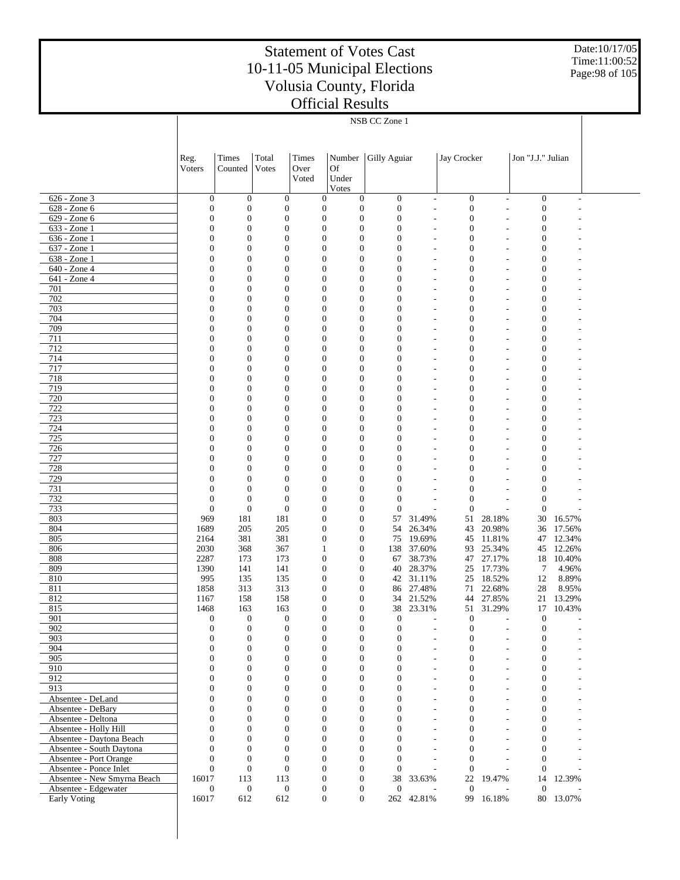# Statement of Votes Cast
# 10-11-05 Municipal Elections
# Volusia County, Florida
# Official Results

Date:10/17/05
Time:11:00:52

NSB CC Zone 1

| | Reg. Voters | Times Counted | Total Votes | Times Over Voted | Number Of Under Votes | Gilly Aguiar | | Jay Crocker | | Jon "J.J." Julian | |
|---|---|---|---|---|---|---|---|---|---|---|---|
| 626 - Zone 3 | 0 | 0 | 0 | 0 | 0 | 0 | - | 0 | - | 0 | - |
| 628 - Zone 6 | 0 | 0 | 0 | 0 | 0 | 0 | - | 0 | - | 0 | - |
| 629 - Zone 6 | 0 | 0 | 0 | 0 | 0 | 0 | - | 0 | - | 0 | - |
| 633 - Zone 1 | 0 | 0 | 0 | 0 | 0 | 0 | - | 0 | - | 0 | - |
| 636 - Zone 1 | 0 | 0 | 0 | 0 | 0 | 0 | - | 0 | - | 0 | - |
| 637 - Zone 1 | 0 | 0 | 0 | 0 | 0 | 0 | - | 0 | - | 0 | - |
| 638 - Zone 1 | 0 | 0 | 0 | 0 | 0 | 0 | - | 0 | - | 0 | - |
| 640 - Zone 4 | 0 | 0 | 0 | 0 | 0 | 0 | - | 0 | - | 0 | - |
| 641 - Zone 4 | 0 | 0 | 0 | 0 | 0 | 0 | - | 0 | - | 0 | - |
| 701 | 0 | 0 | 0 | 0 | 0 | 0 | - | 0 | - | 0 | - |
| 702 | 0 | 0 | 0 | 0 | 0 | 0 | - | 0 | - | 0 | - |
| 703 | 0 | 0 | 0 | 0 | 0 | 0 | - | 0 | - | 0 | - |
| 704 | 0 | 0 | 0 | 0 | 0 | 0 | - | 0 | - | 0 | - |
| 709 | 0 | 0 | 0 | 0 | 0 | 0 | - | 0 | - | 0 | - |
| 711 | 0 | 0 | 0 | 0 | 0 | 0 | - | 0 | - | 0 | - |
| 712 | 0 | 0 | 0 | 0 | 0 | 0 | - | 0 | - | 0 | - |
| 714 | 0 | 0 | 0 | 0 | 0 | 0 | - | 0 | - | 0 | - |
| 717 | 0 | 0 | 0 | 0 | 0 | 0 | - | 0 | - | 0 | - |
| 718 | 0 | 0 | 0 | 0 | 0 | 0 | - | 0 | - | 0 | - |
| 719 | 0 | 0 | 0 | 0 | 0 | 0 | - | 0 | - | 0 | - |
| 720 | 0 | 0 | 0 | 0 | 0 | 0 | - | 0 | - | 0 | - |
| 722 | 0 | 0 | 0 | 0 | 0 | 0 | - | 0 | - | 0 | - |
| 723 | 0 | 0 | 0 | 0 | 0 | 0 | - | 0 | - | 0 | - |
| 724 | 0 | 0 | 0 | 0 | 0 | 0 | - | 0 | - | 0 | - |
| 725 | 0 | 0 | 0 | 0 | 0 | 0 | - | 0 | - | 0 | - |
| 726 | 0 | 0 | 0 | 0 | 0 | 0 | - | 0 | - | 0 | - |
| 727 | 0 | 0 | 0 | 0 | 0 | 0 | - | 0 | - | 0 | - |
| 728 | 0 | 0 | 0 | 0 | 0 | 0 | - | 0 | - | 0 | - |
| 729 | 0 | 0 | 0 | 0 | 0 | 0 | - | 0 | - | 0 | - |
| 731 | 0 | 0 | 0 | 0 | 0 | 0 | - | 0 | - | 0 | - |
| 732 | 0 | 0 | 0 | 0 | 0 | 0 | - | 0 | - | 0 | - |
| 733 | 0 | 0 | 0 | 0 | 0 | 0 | - | 0 | - | 0 | - |
| 803 | 969 | 181 | 181 | 0 | 0 | 57 | 31.49% | 51 | 28.18% | 30 | 16.57% |
| 804 | 1689 | 205 | 205 | 0 | 0 | 54 | 26.34% | 43 | 20.98% | 36 | 17.56% |
| 805 | 2164 | 381 | 381 | 0 | 0 | 75 | 19.69% | 45 | 11.81% | 47 | 12.34% |
| 806 | 2030 | 368 | 367 | 1 | 0 | 138 | 37.60% | 93 | 25.34% | 45 | 12.26% |
| 808 | 2287 | 173 | 173 | 0 | 0 | 67 | 38.73% | 47 | 27.17% | 18 | 10.40% |
| 809 | 1390 | 141 | 141 | 0 | 0 | 40 | 28.37% | 25 | 17.73% | 7 | 4.96% |
| 810 | 995 | 135 | 135 | 0 | 0 | 42 | 31.11% | 25 | 18.52% | 12 | 8.89% |
| 811 | 1858 | 313 | 313 | 0 | 0 | 86 | 27.48% | 71 | 22.68% | 28 | 8.95% |
| 812 | 1167 | 158 | 158 | 0 | 0 | 34 | 21.52% | 44 | 27.85% | 21 | 13.29% |
| 815 | 1468 | 163 | 163 | 0 | 0 | 38 | 23.31% | 51 | 31.29% | 17 | 10.43% |
| 901 | 0 | 0 | 0 | 0 | 0 | 0 | - | 0 | - | 0 | - |
| 902 | 0 | 0 | 0 | 0 | 0 | 0 | - | 0 | - | 0 | - |
| 903 | 0 | 0 | 0 | 0 | 0 | 0 | - | 0 | - | 0 | - |
| 904 | 0 | 0 | 0 | 0 | 0 | 0 | - | 0 | - | 0 | - |
| 905 | 0 | 0 | 0 | 0 | 0 | 0 | - | 0 | - | 0 | - |
| 910 | 0 | 0 | 0 | 0 | 0 | 0 | - | 0 | - | 0 | - |
| 912 | 0 | 0 | 0 | 0 | 0 | 0 | - | 0 | - | 0 | - |
| 913 | 0 | 0 | 0 | 0 | 0 | 0 | - | 0 | - | 0 | - |
| Absentee - DeLand | 0 | 0 | 0 | 0 | 0 | 0 | - | 0 | - | 0 | - |
| Absentee - DeBary | 0 | 0 | 0 | 0 | 0 | 0 | - | 0 | - | 0 | - |
| Absentee - Deltona | 0 | 0 | 0 | 0 | 0 | 0 | - | 0 | - | 0 | - |
| Absentee - Holly Hill | 0 | 0 | 0 | 0 | 0 | 0 | - | 0 | - | 0 | - |
| Absentee - Daytona Beach | 0 | 0 | 0 | 0 | 0 | 0 | - | 0 | - | 0 | - |
| Absentee - South Daytona | 0 | 0 | 0 | 0 | 0 | 0 | - | 0 | - | 0 | - |
| Absentee - Port Orange | 0 | 0 | 0 | 0 | 0 | 0 | - | 0 | - | 0 | - |
| Absentee - Ponce Inlet | 0 | 0 | 0 | 0 | 0 | 0 | - | 0 | - | 0 | - |
| Absentee - New Smyrna Beach | 16017 | 113 | 113 | 0 | 0 | 38 | 33.63% | 22 | 19.47% | 14 | 12.39% |
| Absentee - Edgewater | 0 | 0 | 0 | 0 | 0 | 0 | - | 0 | - | 0 | - |
| Early Voting | 16017 | 612 | 612 | 0 | 0 | 262 | 42.81% | 99 | 16.18% | 80 | 13.07% |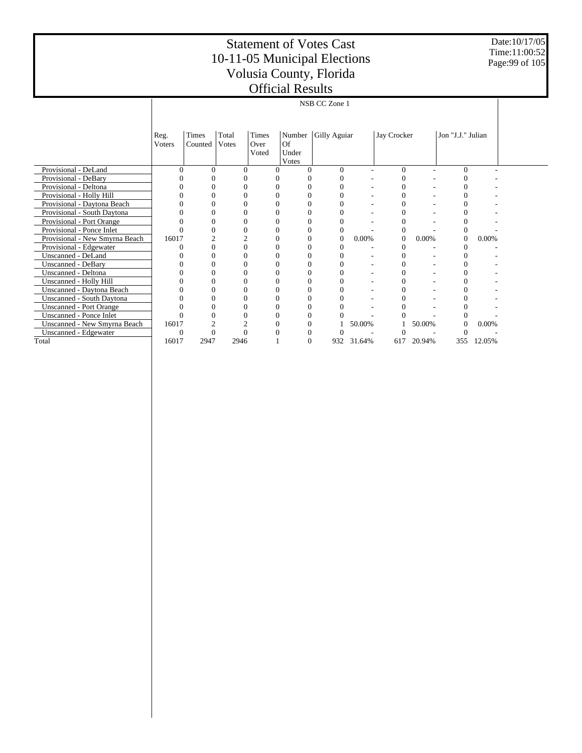# Statement of Votes Cast
# 10-11-05 Municipal Elections
# Volusia County, Florida
# Official Results

Date:10/17/05
Time:11:00:52

| | NSB CC Zone 1 | | | | | | | | | | |
|---|---|---|---|---|---|---|---|---|---|---|---|
| | Reg. Voters | Times Counted | Total Votes | Times Over Voted | Number Of Under Votes | Gilly Aguiar | | Jay Crocker | | Jon "J.J." Julian | |
| Provisional - DeLand | 0 | 0 | 0 | 0 | 0 | 0 | - | 0 | - | 0 | - |
| Provisional - DeBary | 0 | 0 | 0 | 0 | 0 | 0 | - | 0 | - | 0 | - |
| Provisional - Deltona | 0 | 0 | 0 | 0 | 0 | 0 | - | 0 | - | 0 | - |
| Provisional - Holly Hill | 0 | 0 | 0 | 0 | 0 | 0 | - | 0 | - | 0 | - |
| Provisional - Daytona Beach | 0 | 0 | 0 | 0 | 0 | 0 | - | 0 | - | 0 | - |
| Provisional - South Daytona | 0 | 0 | 0 | 0 | 0 | 0 | - | 0 | - | 0 | - |
| Provisional - Port Orange | 0 | 0 | 0 | 0 | 0 | 0 | - | 0 | - | 0 | - |
| Provisional - Ponce Inlet | 0 | 0 | 0 | 0 | 0 | 0 | - | 0 | - | 0 | - |
| Provisional - New Smyrna Beach | 16017 | 2 | 2 | 0 | 0 | 0 | 0.00% | 0 | 0.00% | 0 | 0.00% |
| Provisional - Edgewater | 0 | 0 | 0 | 0 | 0 | 0 | - | 0 | - | 0 | - |
| Unscanned - DeLand | 0 | 0 | 0 | 0 | 0 | 0 | - | 0 | - | 0 | - |
| Unscanned - DeBary | 0 | 0 | 0 | 0 | 0 | 0 | - | 0 | - | 0 | - |
| Unscanned - Deltona | 0 | 0 | 0 | 0 | 0 | 0 | - | 0 | - | 0 | - |
| Unscanned - Holly Hill | 0 | 0 | 0 | 0 | 0 | 0 | - | 0 | - | 0 | - |
| Unscanned - Daytona Beach | 0 | 0 | 0 | 0 | 0 | 0 | - | 0 | - | 0 | - |
| Unscanned - South Daytona | 0 | 0 | 0 | 0 | 0 | 0 | - | 0 | - | 0 | - |
| Unscanned - Port Orange | 0 | 0 | 0 | 0 | 0 | 0 | - | 0 | - | 0 | - |
| Unscanned - Ponce Inlet | 0 | 0 | 0 | 0 | 0 | 0 | - | 0 | - | 0 | - |
| Unscanned - New Smyrna Beach | 16017 | 2 | 2 | 0 | 0 | 1 | 50.00% | 1 | 50.00% | 0 | 0.00% |
| Unscanned - Edgewater | 0 | 0 | 0 | 0 | 0 | 0 | - | 0 | - | 0 | - |
| Total | 16017 | 2947 | 2946 | 1 | 0 | 932 | 31.64% | 617 | 20.94% | 355 | 12.05% |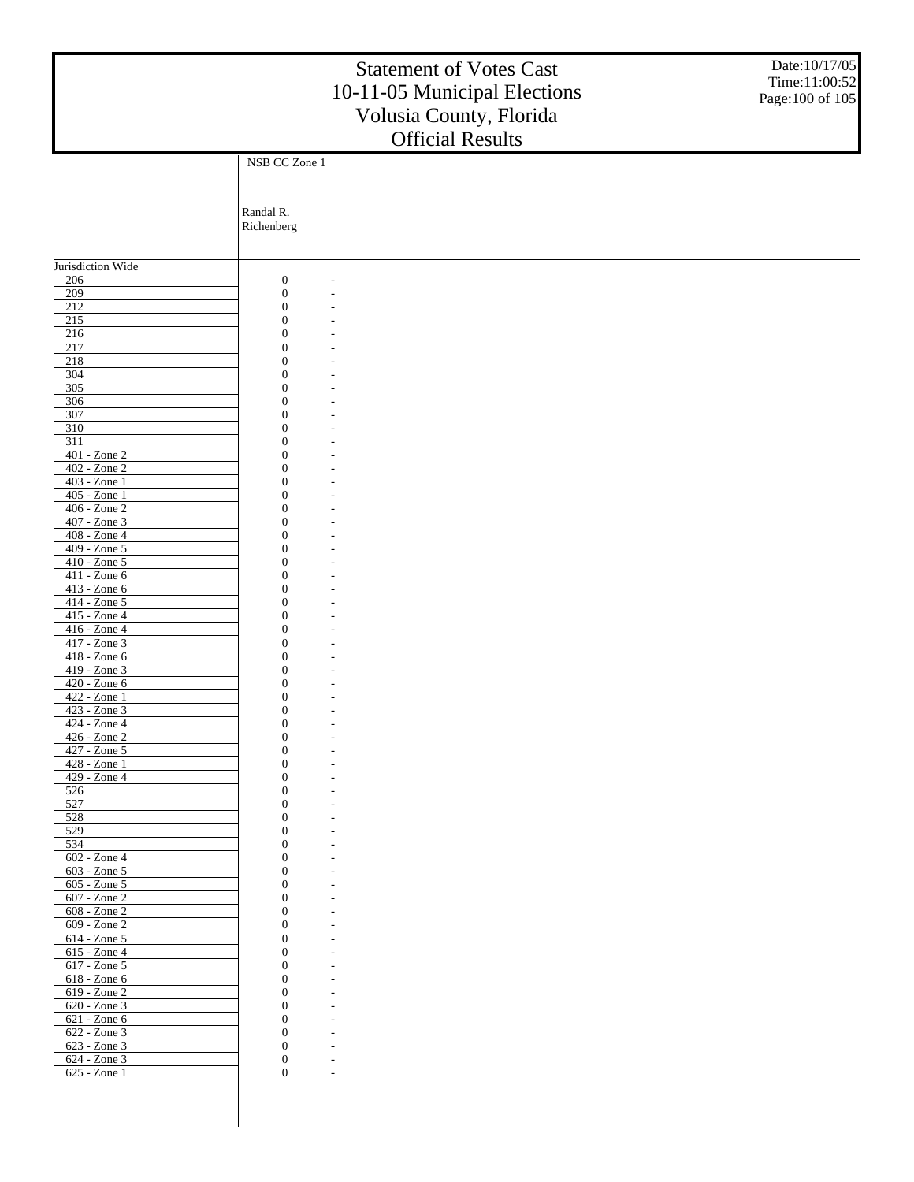# Statement of Votes Cast
# 10-11-05 Municipal Elections
# Volusia County, Florida
# Official Results

Date:10/17/05
Time:11:00:52

| | NSB CC Zone 1 | |
|---|---|---|
| | Randal R. Richenberg | |
| Jurisdiction Wide | | |
| 206 | 0 | - |
| 209 | 0 | - |
| 212 | 0 | - |
| 215 | 0 | - |
| 216 | 0 | - |
| 217 | 0 | - |
| 218 | 0 | - |
| 304 | 0 | - |
| 305 | 0 | - |
| 306 | 0 | - |
| 307 | 0 | - |
| 310 | 0 | - |
| 311 | 0 | - |
| 401 - Zone 2 | 0 | - |
| 402 - Zone 2 | 0 | - |
| 403 - Zone 1 | 0 | - |
| 405 - Zone 1 | 0 | - |
| 406 - Zone 2 | 0 | - |
| 407 - Zone 3 | 0 | - |
| 408 - Zone 4 | 0 | - |
| 409 - Zone 5 | 0 | - |
| 410 - Zone 5 | 0 | - |
| 411 - Zone 6 | 0 | - |
| 413 - Zone 6 | 0 | - |
| 414 - Zone 5 | 0 | - |
| 415 - Zone 4 | 0 | - |
| 416 - Zone 4 | 0 | - |
| 417 - Zone 3 | 0 | - |
| 418 - Zone 6 | 0 | - |
| 419 - Zone 3 | 0 | - |
| 420 - Zone 6 | 0 | - |
| 422 - Zone 1 | 0 | - |
| 423 - Zone 3 | 0 | - |
| 424 - Zone 4 | 0 | - |
| 426 - Zone 2 | 0 | - |
| 427 - Zone 5 | 0 | - |
| 428 - Zone 1 | 0 | - |
| 429 - Zone 4 | 0 | - |
| 526 | 0 | - |
| 527 | 0 | - |
| 528 | 0 | - |
| 529 | 0 | - |
| 534 | 0 | - |
| 602 - Zone 4 | 0 | - |
| 603 - Zone 5 | 0 | - |
| 605 - Zone 5 | 0 | - |
| 607 - Zone 2 | 0 | - |
| 608 - Zone 2 | 0 | - |
| 609 - Zone 2 | 0 | - |
| 614 - Zone 5 | 0 | - |
| 615 - Zone 4 | 0 | - |
| 617 - Zone 5 | 0 | - |
| 618 - Zone 6 | 0 | - |
| 619 - Zone 2 | 0 | - |
| 620 - Zone 3 | 0 | - |
| 621 - Zone 6 | 0 | - |
| 622 - Zone 3 | 0 | - |
| 623 - Zone 3 | 0 | - |
| 624 - Zone 3 | 0 | - |
| 625 - Zone 1 | 0 | - |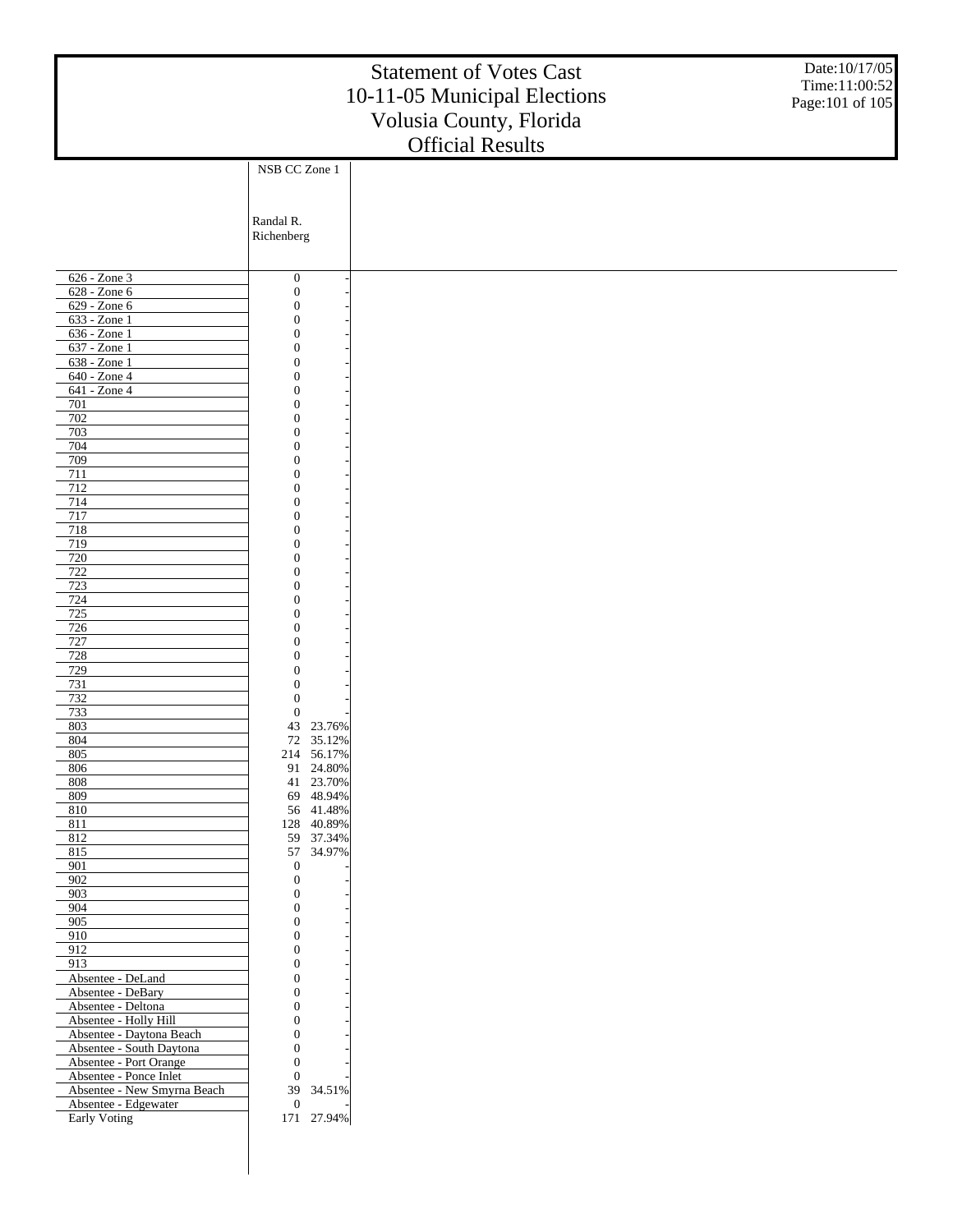# Statement of Votes Cast
# 10-11-05 Municipal Elections
# Volusia County, Florida
# Official Results

Date:10/17/05
Time:11:00:52

| | NSB CC Zone 1 | |
|---|---|---|
| | Randal R. Richenberg | |
| 626 - Zone 3 | 0 | - |
| 628 - Zone 6 | 0 | - |
| 629 - Zone 6 | 0 | - |
| 633 - Zone 1 | 0 | - |
| 636 - Zone 1 | 0 | - |
| 637 - Zone 1 | 0 | - |
| 638 - Zone 1 | 0 | - |
| 640 - Zone 4 | 0 | - |
| 641 - Zone 4 | 0 | - |
| 701 | 0 | - |
| 702 | 0 | - |
| 703 | 0 | - |
| 704 | 0 | - |
| 709 | 0 | - |
| 711 | 0 | - |
| 712 | 0 | - |
| 714 | 0 | - |
| 717 | 0 | - |
| 718 | 0 | - |
| 719 | 0 | - |
| 720 | 0 | - |
| 722 | 0 | - |
| 723 | 0 | - |
| 724 | 0 | - |
| 725 | 0 | - |
| 726 | 0 | - |
| 727 | 0 | - |
| 728 | 0 | - |
| 729 | 0 | - |
| 731 | 0 | - |
| 732 | 0 | - |
| 733 | 0 | - |
| 803 | 43 | 23.76% |
| 804 | 72 | 35.12% |
| 805 | 214 | 56.17% |
| 806 | 91 | 24.80% |
| 808 | 41 | 23.70% |
| 809 | 69 | 48.94% |
| 810 | 56 | 41.48% |
| 811 | 128 | 40.89% |
| 812 | 59 | 37.34% |
| 815 | 57 | 34.97% |
| 901 | 0 | - |
| 902 | 0 | - |
| 903 | 0 | - |
| 904 | 0 | - |
| 905 | 0 | - |
| 910 | 0 | - |
| 912 | 0 | - |
| 913 | 0 | - |
| Absentee - DeLand | 0 | - |
| Absentee - DeBary | 0 | - |
| Absentee - Deltona | 0 | - |
| Absentee - Holly Hill | 0 | - |
| Absentee - Daytona Beach | 0 | - |
| Absentee - South Daytona | 0 | - |
| Absentee - Port Orange | 0 | - |
| Absentee - Ponce Inlet | 0 | - |
| Absentee - New Smyrna Beach | 39 | 34.51% |
| Absentee - Edgewater | 0 | - |
| Early Voting | 171 | 27.94% |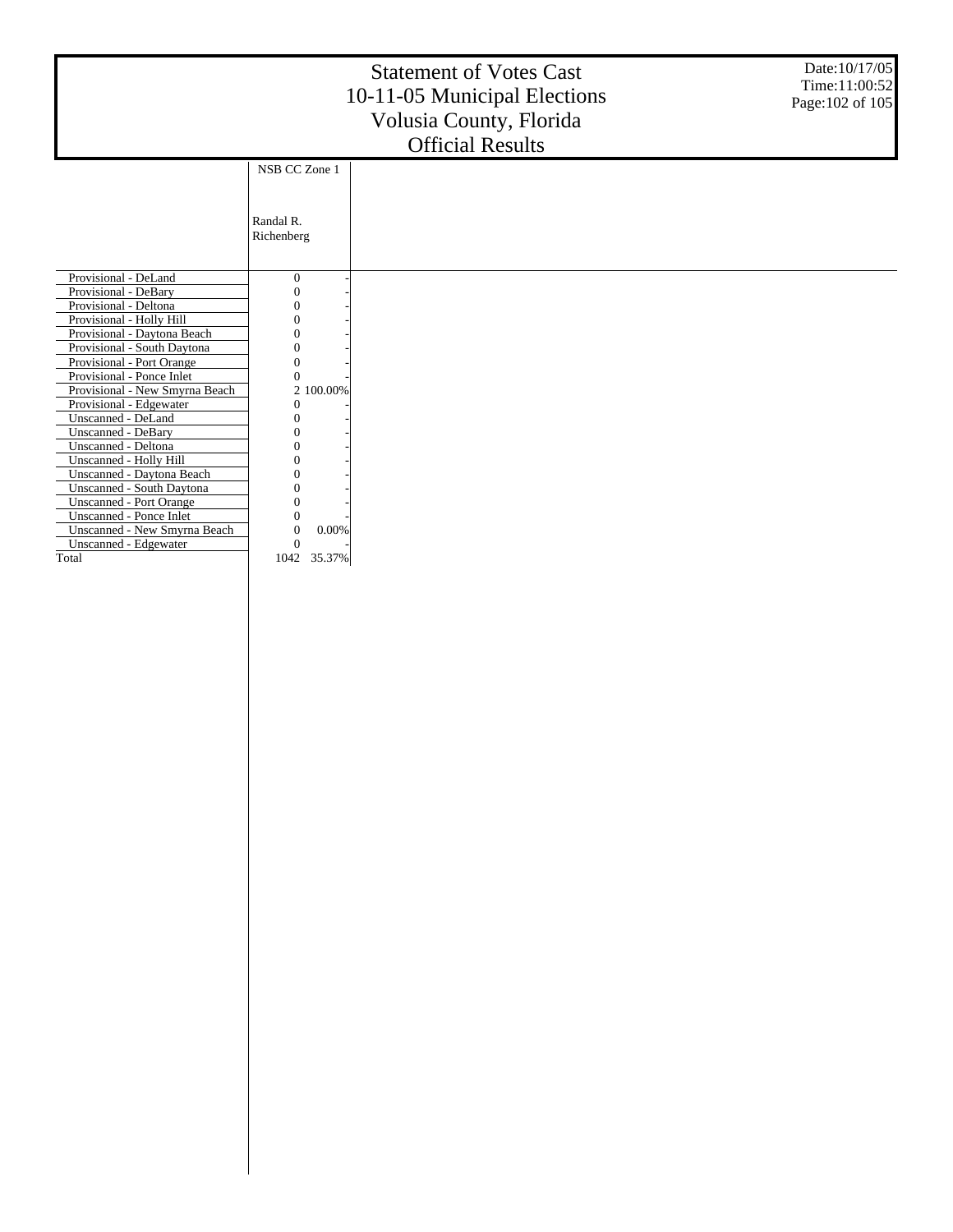# Statement of Votes Cast
# 10-11-05 Municipal Elections
# Volusia County, Florida
# Official Results

| | NSB CC Zone 1 | |
|---|---|---|
| | Randal R. Richenberg | |
| Provisional - DeLand | 0 | - |
| Provisional - DeBary | 0 | - |
| Provisional - Deltona | 0 | - |
| Provisional - Holly Hill | 0 | - |
| Provisional - Daytona Beach | 0 | - |
| Provisional - South Daytona | 0 | - |
| Provisional - Port Orange | 0 | - |
| Provisional - Ponce Inlet | 0 | - |
| Provisional - New Smyrna Beach | 2 | 100.00% |
| Provisional - Edgewater | 0 | - |
| Unscanned - DeLand | 0 | - |
| Unscanned - DeBary | 0 | - |
| Unscanned - Deltona | 0 | - |
| Unscanned - Holly Hill | 0 | - |
| Unscanned - Daytona Beach | 0 | - |
| Unscanned - South Daytona | 0 | - |
| Unscanned - Port Orange | 0 | - |
| Unscanned - Ponce Inlet | 0 | - |
| Unscanned - New Smyrna Beach | 0 | 0.00% |
| Unscanned - Edgewater | 0 | - |
| Total | 1042 | 35.37% |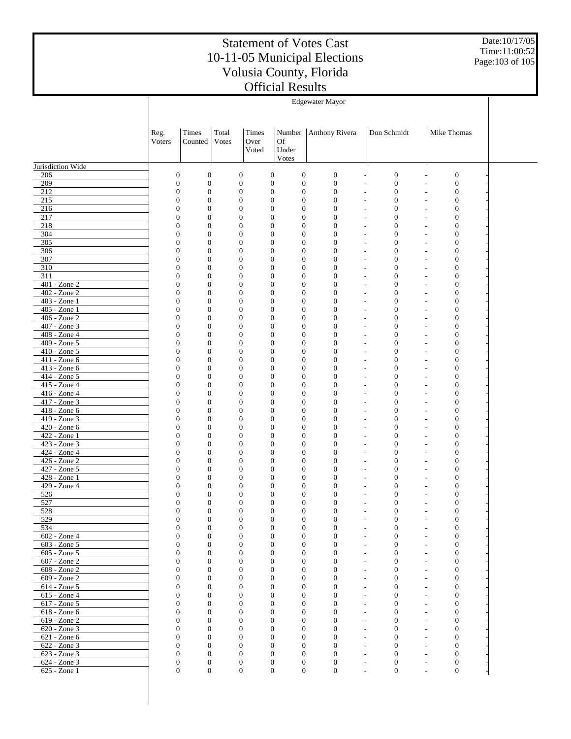# Statement of Votes Cast
# 10-11-05 Municipal Elections
# Volusia County, Florida
# Official Results

Date:10/17/05
Time:11:00:52

| | Edgewater Mayor | | | | | | | | | | |
|---|---|---|---|---|---|---|---|---|---|---|---|
| | Reg. Voters | Times Counted | Total Votes | Times Over Voted | Number Of Under Votes | Anthony Rivera | | Don Schmidt | | Mike Thomas | |
| Jurisdiction Wide | | | | | | | | | | | |
| 206 | 0 | 0 | 0 | 0 | 0 | 0 | - | 0 | - | 0 | - |
| 209 | 0 | 0 | 0 | 0 | 0 | 0 | - | 0 | - | 0 | - |
| 212 | 0 | 0 | 0 | 0 | 0 | 0 | - | 0 | - | 0 | - |
| 215 | 0 | 0 | 0 | 0 | 0 | 0 | - | 0 | - | 0 | - |
| 216 | 0 | 0 | 0 | 0 | 0 | 0 | - | 0 | - | 0 | - |
| 217 | 0 | 0 | 0 | 0 | 0 | 0 | - | 0 | - | 0 | - |
| 218 | 0 | 0 | 0 | 0 | 0 | 0 | - | 0 | - | 0 | - |
| 304 | 0 | 0 | 0 | 0 | 0 | 0 | - | 0 | - | 0 | - |
| 305 | 0 | 0 | 0 | 0 | 0 | 0 | - | 0 | - | 0 | - |
| 306 | 0 | 0 | 0 | 0 | 0 | 0 | - | 0 | - | 0 | - |
| 307 | 0 | 0 | 0 | 0 | 0 | 0 | - | 0 | - | 0 | - |
| 310 | 0 | 0 | 0 | 0 | 0 | 0 | - | 0 | - | 0 | - |
| 311 | 0 | 0 | 0 | 0 | 0 | 0 | - | 0 | - | 0 | - |
| 401 - Zone 2 | 0 | 0 | 0 | 0 | 0 | 0 | - | 0 | - | 0 | - |
| 402 - Zone 2 | 0 | 0 | 0 | 0 | 0 | 0 | - | 0 | - | 0 | - |
| 403 - Zone 1 | 0 | 0 | 0 | 0 | 0 | 0 | - | 0 | - | 0 | - |
| 405 - Zone 1 | 0 | 0 | 0 | 0 | 0 | 0 | - | 0 | - | 0 | - |
| 406 - Zone 2 | 0 | 0 | 0 | 0 | 0 | 0 | - | 0 | - | 0 | - |
| 407 - Zone 3 | 0 | 0 | 0 | 0 | 0 | 0 | - | 0 | - | 0 | - |
| 408 - Zone 4 | 0 | 0 | 0 | 0 | 0 | 0 | - | 0 | - | 0 | - |
| 409 - Zone 5 | 0 | 0 | 0 | 0 | 0 | 0 | - | 0 | - | 0 | - |
| 410 - Zone 5 | 0 | 0 | 0 | 0 | 0 | 0 | - | 0 | - | 0 | - |
| 411 - Zone 6 | 0 | 0 | 0 | 0 | 0 | 0 | - | 0 | - | 0 | - |
| 413 - Zone 6 | 0 | 0 | 0 | 0 | 0 | 0 | - | 0 | - | 0 | - |
| 414 - Zone 5 | 0 | 0 | 0 | 0 | 0 | 0 | - | 0 | - | 0 | - |
| 415 - Zone 4 | 0 | 0 | 0 | 0 | 0 | 0 | - | 0 | - | 0 | - |
| 416 - Zone 4 | 0 | 0 | 0 | 0 | 0 | 0 | - | 0 | - | 0 | - |
| 417 - Zone 3 | 0 | 0 | 0 | 0 | 0 | 0 | - | 0 | - | 0 | - |
| 418 - Zone 6 | 0 | 0 | 0 | 0 | 0 | 0 | - | 0 | - | 0 | - |
| 419 - Zone 3 | 0 | 0 | 0 | 0 | 0 | 0 | - | 0 | - | 0 | - |
| 420 - Zone 6 | 0 | 0 | 0 | 0 | 0 | 0 | - | 0 | - | 0 | - |
| 422 - Zone 1 | 0 | 0 | 0 | 0 | 0 | 0 | - | 0 | - | 0 | - |
| 423 - Zone 3 | 0 | 0 | 0 | 0 | 0 | 0 | - | 0 | - | 0 | - |
| 424 - Zone 4 | 0 | 0 | 0 | 0 | 0 | 0 | - | 0 | - | 0 | - |
| 426 - Zone 2 | 0 | 0 | 0 | 0 | 0 | 0 | - | 0 | - | 0 | - |
| 427 - Zone 5 | 0 | 0 | 0 | 0 | 0 | 0 | - | 0 | - | 0 | - |
| 428 - Zone 1 | 0 | 0 | 0 | 0 | 0 | 0 | - | 0 | - | 0 | - |
| 429 - Zone 4 | 0 | 0 | 0 | 0 | 0 | 0 | - | 0 | - | 0 | - |
| 526 | 0 | 0 | 0 | 0 | 0 | 0 | - | 0 | - | 0 | - |
| 527 | 0 | 0 | 0 | 0 | 0 | 0 | - | 0 | - | 0 | - |
| 528 | 0 | 0 | 0 | 0 | 0 | 0 | - | 0 | - | 0 | - |
| 529 | 0 | 0 | 0 | 0 | 0 | 0 | - | 0 | - | 0 | - |
| 534 | 0 | 0 | 0 | 0 | 0 | 0 | - | 0 | - | 0 | - |
| 602 - Zone 4 | 0 | 0 | 0 | 0 | 0 | 0 | - | 0 | - | 0 | - |
| 603 - Zone 5 | 0 | 0 | 0 | 0 | 0 | 0 | - | 0 | - | 0 | - |
| 605 - Zone 5 | 0 | 0 | 0 | 0 | 0 | 0 | - | 0 | - | 0 | - |
| 607 - Zone 2 | 0 | 0 | 0 | 0 | 0 | 0 | - | 0 | - | 0 | - |
| 608 - Zone 2 | 0 | 0 | 0 | 0 | 0 | 0 | - | 0 | - | 0 | - |
| 609 - Zone 2 | 0 | 0 | 0 | 0 | 0 | 0 | - | 0 | - | 0 | - |
| 614 - Zone 5 | 0 | 0 | 0 | 0 | 0 | 0 | - | 0 | - | 0 | - |
| 615 - Zone 4 | 0 | 0 | 0 | 0 | 0 | 0 | - | 0 | - | 0 | - |
| 617 - Zone 5 | 0 | 0 | 0 | 0 | 0 | 0 | - | 0 | - | 0 | - |
| 618 - Zone 6 | 0 | 0 | 0 | 0 | 0 | 0 | - | 0 | - | 0 | - |
| 619 - Zone 2 | 0 | 0 | 0 | 0 | 0 | 0 | - | 0 | - | 0 | - |
| 620 - Zone 3 | 0 | 0 | 0 | 0 | 0 | 0 | - | 0 | - | 0 | - |
| 621 - Zone 6 | 0 | 0 | 0 | 0 | 0 | 0 | - | 0 | - | 0 | - |
| 622 - Zone 3 | 0 | 0 | 0 | 0 | 0 | 0 | - | 0 | - | 0 | - |
| 623 - Zone 3 | 0 | 0 | 0 | 0 | 0 | 0 | - | 0 | - | 0 | - |
| 624 - Zone 3 | 0 | 0 | 0 | 0 | 0 | 0 | - | 0 | - | 0 | - |
| 625 - Zone 1 | 0 | 0 | 0 | 0 | 0 | 0 | - | 0 | - | 0 | - |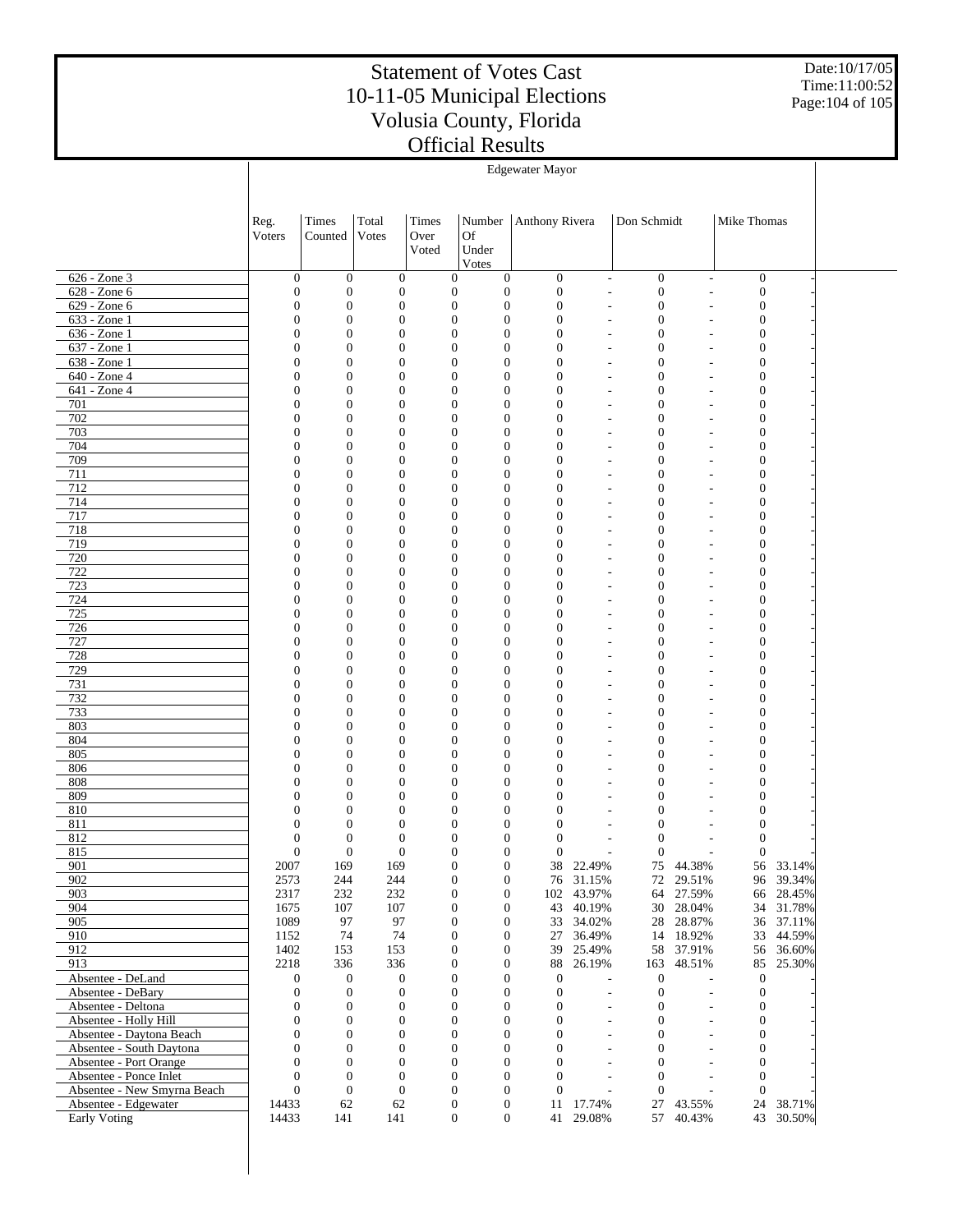# Statement of Votes Cast
## 10-11-05 Municipal Elections
## Volusia County, Florida
## Official Results

Date:10/17/05
Time:11:00:52

| | Edgewater Mayor | | | | | | | | | | |
|---|---|---|---|---|---|---|---|---|---|---|---|
| | Reg. Voters | Times Counted | Total Votes | Times Over Voted | Number Of Under Votes | Anthony Rivera | | Don Schmidt | | Mike Thomas | |
| 626 - Zone 3 | 0 | 0 | 0 | 0 | 0 | 0 | - | 0 | - | 0 | - |
| 628 - Zone 6 | 0 | 0 | 0 | 0 | 0 | 0 | - | 0 | - | 0 | - |
| 629 - Zone 6 | 0 | 0 | 0 | 0 | 0 | 0 | - | 0 | - | 0 | - |
| 633 - Zone 1 | 0 | 0 | 0 | 0 | 0 | 0 | - | 0 | - | 0 | - |
| 636 - Zone 1 | 0 | 0 | 0 | 0 | 0 | 0 | - | 0 | - | 0 | - |
| 637 - Zone 1 | 0 | 0 | 0 | 0 | 0 | 0 | - | 0 | - | 0 | - |
| 638 - Zone 1 | 0 | 0 | 0 | 0 | 0 | 0 | - | 0 | - | 0 | - |
| 640 - Zone 4 | 0 | 0 | 0 | 0 | 0 | 0 | - | 0 | - | 0 | - |
| 641 - Zone 4 | 0 | 0 | 0 | 0 | 0 | 0 | - | 0 | - | 0 | - |
| 701 | 0 | 0 | 0 | 0 | 0 | 0 | - | 0 | - | 0 | - |
| 702 | 0 | 0 | 0 | 0 | 0 | 0 | - | 0 | - | 0 | - |
| 703 | 0 | 0 | 0 | 0 | 0 | 0 | - | 0 | - | 0 | - |
| 704 | 0 | 0 | 0 | 0 | 0 | 0 | - | 0 | - | 0 | - |
| 709 | 0 | 0 | 0 | 0 | 0 | 0 | - | 0 | - | 0 | - |
| 711 | 0 | 0 | 0 | 0 | 0 | 0 | - | 0 | - | 0 | - |
| 712 | 0 | 0 | 0 | 0 | 0 | 0 | - | 0 | - | 0 | - |
| 714 | 0 | 0 | 0 | 0 | 0 | 0 | - | 0 | - | 0 | - |
| 717 | 0 | 0 | 0 | 0 | 0 | 0 | - | 0 | - | 0 | - |
| 718 | 0 | 0 | 0 | 0 | 0 | 0 | - | 0 | - | 0 | - |
| 719 | 0 | 0 | 0 | 0 | 0 | 0 | - | 0 | - | 0 | - |
| 720 | 0 | 0 | 0 | 0 | 0 | 0 | - | 0 | - | 0 | - |
| 722 | 0 | 0 | 0 | 0 | 0 | 0 | - | 0 | - | 0 | - |
| 723 | 0 | 0 | 0 | 0 | 0 | 0 | - | 0 | - | 0 | - |
| 724 | 0 | 0 | 0 | 0 | 0 | 0 | - | 0 | - | 0 | - |
| 725 | 0 | 0 | 0 | 0 | 0 | 0 | - | 0 | - | 0 | - |
| 726 | 0 | 0 | 0 | 0 | 0 | 0 | - | 0 | - | 0 | - |
| 727 | 0 | 0 | 0 | 0 | 0 | 0 | - | 0 | - | 0 | - |
| 728 | 0 | 0 | 0 | 0 | 0 | 0 | - | 0 | - | 0 | - |
| 729 | 0 | 0 | 0 | 0 | 0 | 0 | - | 0 | - | 0 | - |
| 731 | 0 | 0 | 0 | 0 | 0 | 0 | - | 0 | - | 0 | - |
| 732 | 0 | 0 | 0 | 0 | 0 | 0 | - | 0 | - | 0 | - |
| 733 | 0 | 0 | 0 | 0 | 0 | 0 | - | 0 | - | 0 | - |
| 803 | 0 | 0 | 0 | 0 | 0 | 0 | - | 0 | - | 0 | - |
| 804 | 0 | 0 | 0 | 0 | 0 | 0 | - | 0 | - | 0 | - |
| 805 | 0 | 0 | 0 | 0 | 0 | 0 | - | 0 | - | 0 | - |
| 806 | 0 | 0 | 0 | 0 | 0 | 0 | - | 0 | - | 0 | - |
| 808 | 0 | 0 | 0 | 0 | 0 | 0 | - | 0 | - | 0 | - |
| 809 | 0 | 0 | 0 | 0 | 0 | 0 | - | 0 | - | 0 | - |
| 810 | 0 | 0 | 0 | 0 | 0 | 0 | - | 0 | - | 0 | - |
| 811 | 0 | 0 | 0 | 0 | 0 | 0 | - | 0 | - | 0 | - |
| 812 | 0 | 0 | 0 | 0 | 0 | 0 | - | 0 | - | 0 | - |
| 815 | 0 | 0 | 0 | 0 | 0 | 0 | - | 0 | - | 0 | - |
| 901 | 2007 | 169 | 169 | 0 | 0 | 38 | 22.49% | 75 | 44.38% | 56 | 33.14% |
| 902 | 2573 | 244 | 244 | 0 | 0 | 76 | 31.15% | 72 | 29.51% | 96 | 39.34% |
| 903 | 2317 | 232 | 232 | 0 | 0 | 102 | 43.97% | 64 | 27.59% | 66 | 28.45% |
| 904 | 1675 | 107 | 107 | 0 | 0 | 43 | 40.19% | 30 | 28.04% | 34 | 31.78% |
| 905 | 1089 | 97 | 97 | 0 | 0 | 33 | 34.02% | 28 | 28.87% | 36 | 37.11% |
| 910 | 1152 | 74 | 74 | 0 | 0 | 27 | 36.49% | 14 | 18.92% | 33 | 44.59% |
| 912 | 1402 | 153 | 153 | 0 | 0 | 39 | 25.49% | 58 | 37.91% | 56 | 36.60% |
| 913 | 2218 | 336 | 336 | 0 | 0 | 88 | 26.19% | 163 | 48.51% | 85 | 25.30% |
| Absentee - DeLand | 0 | 0 | 0 | 0 | 0 | 0 | - | 0 | - | 0 | - |
| Absentee - DeBary | 0 | 0 | 0 | 0 | 0 | 0 | - | 0 | - | 0 | - |
| Absentee - Deltona | 0 | 0 | 0 | 0 | 0 | 0 | - | 0 | - | 0 | - |
| Absentee - Holly Hill | 0 | 0 | 0 | 0 | 0 | 0 | - | 0 | - | 0 | - |
| Absentee - Daytona Beach | 0 | 0 | 0 | 0 | 0 | 0 | - | 0 | - | 0 | - |
| Absentee - South Daytona | 0 | 0 | 0 | 0 | 0 | 0 | - | 0 | - | 0 | - |
| Absentee - Port Orange | 0 | 0 | 0 | 0 | 0 | 0 | - | 0 | - | 0 | - |
| Absentee - Ponce Inlet | 0 | 0 | 0 | 0 | 0 | 0 | - | 0 | - | 0 | - |
| Absentee - New Smyrna Beach | 0 | 0 | 0 | 0 | 0 | 0 | - | 0 | - | 0 | - |
| Absentee - Edgewater | 14433 | 62 | 62 | 0 | 0 | 11 | 17.74% | 27 | 43.55% | 24 | 38.71% |
| Early Voting | 14433 | 141 | 141 | 0 | 0 | 41 | 29.08% | 57 | 40.43% | 43 | 30.50% |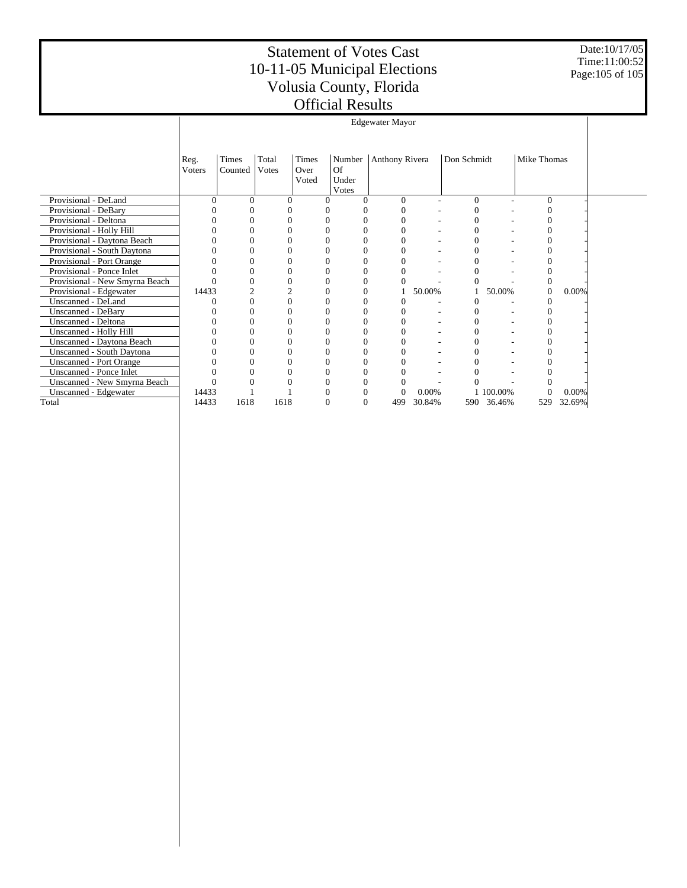# Statement of Votes Cast
# 10-11-05 Municipal Elections
# Volusia County, Florida
# Official Results

Date:10/17/05
Time:11:00:52

| | Edgewater Mayor | | | | | | | | | | |
|---|---|---|---|---|---|---|---|---|---|---|---|
| | Reg. Voters | Times Counted | Total Votes | Times Over Voted | Number Of Under Votes | Anthony Rivera | | Don Schmidt | | Mike Thomas | |
| Provisional - DeLand | 0 | 0 | 0 | 0 | 0 | 0 | - | 0 | - | 0 | - |
| Provisional - DeBary | 0 | 0 | 0 | 0 | 0 | 0 | - | 0 | - | 0 | - |
| Provisional - Deltona | 0 | 0 | 0 | 0 | 0 | 0 | - | 0 | - | 0 | - |
| Provisional - Holly Hill | 0 | 0 | 0 | 0 | 0 | 0 | - | 0 | - | 0 | - |
| Provisional - Daytona Beach | 0 | 0 | 0 | 0 | 0 | 0 | - | 0 | - | 0 | - |
| Provisional - South Daytona | 0 | 0 | 0 | 0 | 0 | 0 | - | 0 | - | 0 | - |
| Provisional - Port Orange | 0 | 0 | 0 | 0 | 0 | 0 | - | 0 | - | 0 | - |
| Provisional - Ponce Inlet | 0 | 0 | 0 | 0 | 0 | 0 | - | 0 | - | 0 | - |
| Provisional - New Smyrna Beach | 0 | 0 | 0 | 0 | 0 | 0 | - | 0 | - | 0 | - |
| Provisional - Edgewater | 14433 | 2 | 2 | 0 | 0 | 1 | 50.00% | 1 | 50.00% | 0 | 0.00% |
| Unscanned - DeLand | 0 | 0 | 0 | 0 | 0 | 0 | - | 0 | - | 0 | - |
| Unscanned - DeBary | 0 | 0 | 0 | 0 | 0 | 0 | - | 0 | - | 0 | - |
| Unscanned - Deltona | 0 | 0 | 0 | 0 | 0 | 0 | - | 0 | - | 0 | - |
| Unscanned - Holly Hill | 0 | 0 | 0 | 0 | 0 | 0 | - | 0 | - | 0 | - |
| Unscanned - Daytona Beach | 0 | 0 | 0 | 0 | 0 | 0 | - | 0 | - | 0 | - |
| Unscanned - South Daytona | 0 | 0 | 0 | 0 | 0 | 0 | - | 0 | - | 0 | - |
| Unscanned - Port Orange | 0 | 0 | 0 | 0 | 0 | 0 | - | 0 | - | 0 | - |
| Unscanned - Ponce Inlet | 0 | 0 | 0 | 0 | 0 | 0 | - | 0 | - | 0 | - |
| Unscanned - New Smyrna Beach | 0 | 0 | 0 | 0 | 0 | 0 | - | 0 | - | 0 | - |
| Unscanned - Edgewater | 14433 | 1 | 1 | 0 | 0 | 0 | 0.00% | 1 | 100.00% | 0 | 0.00% |
| Total | 14433 | 1618 | 1618 | 0 | 0 | 499 | 30.84% | 590 | 36.46% | 529 | 32.69% |